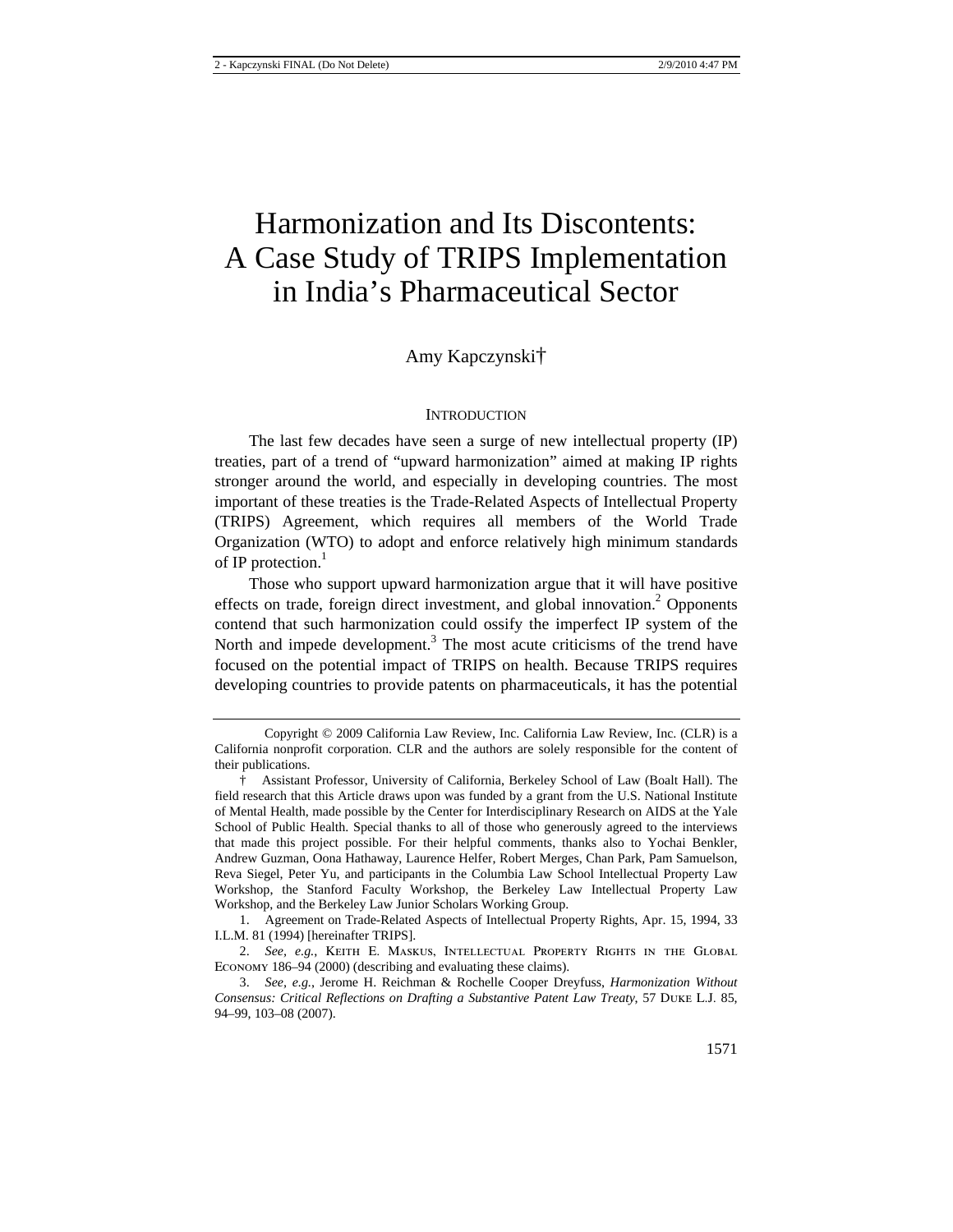# Harmonization and Its Discontents: A Case Study of TRIPS Implementation in India's Pharmaceutical Sector

Amy Kapczynski†

## INTRODUCTION

The last few decades have seen a surge of new intellectual property (IP) treaties, part of a trend of "upward harmonization" aimed at making IP rights stronger around the world, and especially in developing countries. The most important of these treaties is the Trade-Related Aspects of Intellectual Property (TRIPS) Agreement, which requires all members of the World Trade Organization (WTO) to adopt and enforce relatively high minimum standards of IP protection.[1]

Those who support upward harmonization argue that it will have positive effects on trade, foreign direct investment, and global innovation.[2] Opponents contend that such harmonization could ossify the imperfect IP system of the North and impede development.[3] The most acute criticisms of the trend have focused on the potential impact of TRIPS on health. Because TRIPS requires developing countries to provide patents on pharmaceuticals, it has the potential

---

Copyright © 2009 California Law Review, Inc. California Law Review, Inc. (CLR) is a California nonprofit corporation. CLR and the authors are solely responsible for the content of their publications.

† Assistant Professor, University of California, Berkeley School of Law (Boalt Hall). The field research that this Article draws upon was funded by a grant from the U.S. National Institute of Mental Health, made possible by the Center for Interdisciplinary Research on AIDS at the Yale School of Public Health. Special thanks to all of those who generously agreed to the interviews that made this project possible. For their helpful comments, thanks also to Yochai Benkler, Andrew Guzman, Oona Hathaway, Laurence Helfer, Robert Merges, Chan Park, Pam Samuelson, Reva Siegel, Peter Yu, and participants in the Columbia Law School Intellectual Property Law Workshop, the Stanford Faculty Workshop, the Berkeley Law Intellectual Property Law Workshop, and the Berkeley Law Junior Scholars Working Group.

1. Agreement on Trade-Related Aspects of Intellectual Property Rights, Apr. 15, 1994, 33 I.L.M. 81 (1994) [hereinafter TRIPS].

2. *See, e.g.*, KEITH E. MASKUS, INTELLECTUAL PROPERTY RIGHTS IN THE GLOBAL ECONOMY 186–94 (2000) (describing and evaluating these claims).

3. *See, e.g.*, Jerome H. Reichman & Rochelle Cooper Dreyfuss, *Harmonization Without Consensus: Critical Reflections on Drafting a Substantive Patent Law Treaty*, 57 DUKE L.J. 85, 94–99, 103–08 (2007).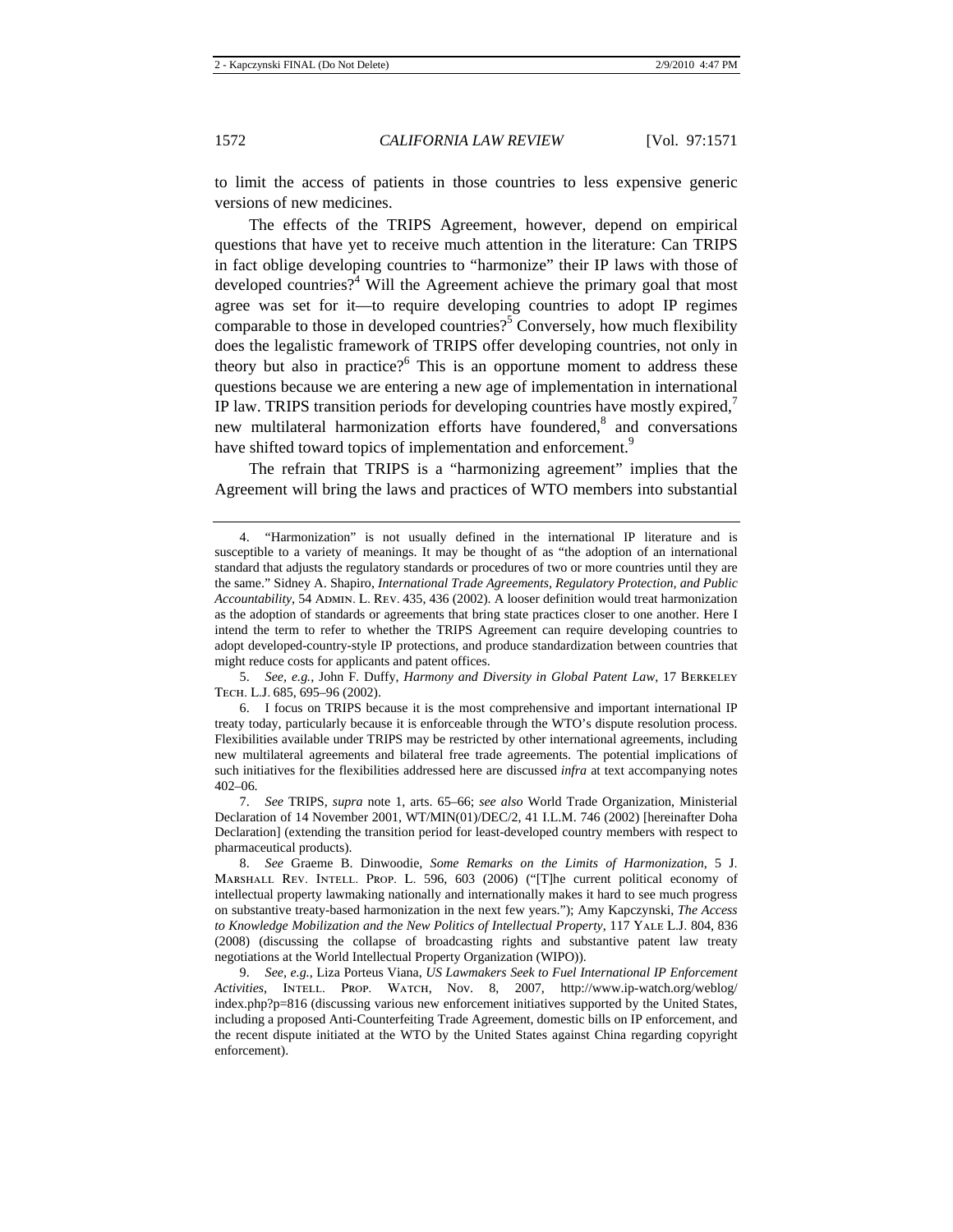to limit the access of patients in those countries to less expensive generic versions of new medicines.

The effects of the TRIPS Agreement, however, depend on empirical questions that have yet to receive much attention in the literature: Can TRIPS in fact oblige developing countries to "harmonize" their IP laws with those of developed countries?[4] Will the Agreement achieve the primary goal that most agree was set for it—to require developing countries to adopt IP regimes comparable to those in developed countries?[5] Conversely, how much flexibility does the legalistic framework of TRIPS offer developing countries, not only in theory but also in practice?[6] This is an opportune moment to address these questions because we are entering a new age of implementation in international IP law. TRIPS transition periods for developing countries have mostly expired,[7] new multilateral harmonization efforts have foundered,[8] and conversations have shifted toward topics of implementation and enforcement.[9]

The refrain that TRIPS is a "harmonizing agreement" implies that the Agreement will bring the laws and practices of WTO members into substantial

---

4. "Harmonization" is not usually defined in the international IP literature and is susceptible to a variety of meanings. It may be thought of as "the adoption of an international standard that adjusts the regulatory standards or procedures of two or more countries until they are the same." Sidney A. Shapiro, *International Trade Agreements, Regulatory Protection, and Public Accountability*, 54 ADMIN. L. REV. 435, 436 (2002). A looser definition would treat harmonization as the adoption of standards or agreements that bring state practices closer to one another. Here I intend the term to refer to whether the TRIPS Agreement can require developing countries to adopt developed-country-style IP protections, and produce standardization between countries that might reduce costs for applicants and patent offices.

5. *See, e.g.*, John F. Duffy, *Harmony and Diversity in Global Patent Law*, 17 BERKELEY TECH. L.J. 685, 695–96 (2002).

6. I focus on TRIPS because it is the most comprehensive and important international IP treaty today, particularly because it is enforceable through the WTO's dispute resolution process. Flexibilities available under TRIPS may be restricted by other international agreements, including new multilateral agreements and bilateral free trade agreements. The potential implications of such initiatives for the flexibilities addressed here are discussed *infra* at text accompanying notes 402–06.

7. *See* TRIPS, *supra* note 1, arts. 65–66; *see also* World Trade Organization, Ministerial Declaration of 14 November 2001, WT/MIN(01)/DEC/2, 41 I.L.M. 746 (2002) [hereinafter Doha Declaration] (extending the transition period for least-developed country members with respect to pharmaceutical products).

8. *See* Graeme B. Dinwoodie, *Some Remarks on the Limits of Harmonization*, 5 J. MARSHALL REV. INTELL. PROP. L. 596, 603 (2006) ("[T]he current political economy of intellectual property lawmaking nationally and internationally makes it hard to see much progress on substantive treaty-based harmonization in the next few years."); Amy Kapczynski, *The Access to Knowledge Mobilization and the New Politics of Intellectual Property*, 117 YALE L.J. 804, 836 (2008) (discussing the collapse of broadcasting rights and substantive patent law treaty negotiations at the World Intellectual Property Organization (WIPO)).

9. *See, e.g.*, Liza Porteus Viana, *US Lawmakers Seek to Fuel International IP Enforcement Activities*, INTELL. PROP. WATCH, Nov. 8, 2007, http://www.ip-watch.org/weblog/index.php?p=816 (discussing various new enforcement initiatives supported by the United States, including a proposed Anti-Counterfeiting Trade Agreement, domestic bills on IP enforcement, and the recent dispute initiated at the WTO by the United States against China regarding copyright enforcement).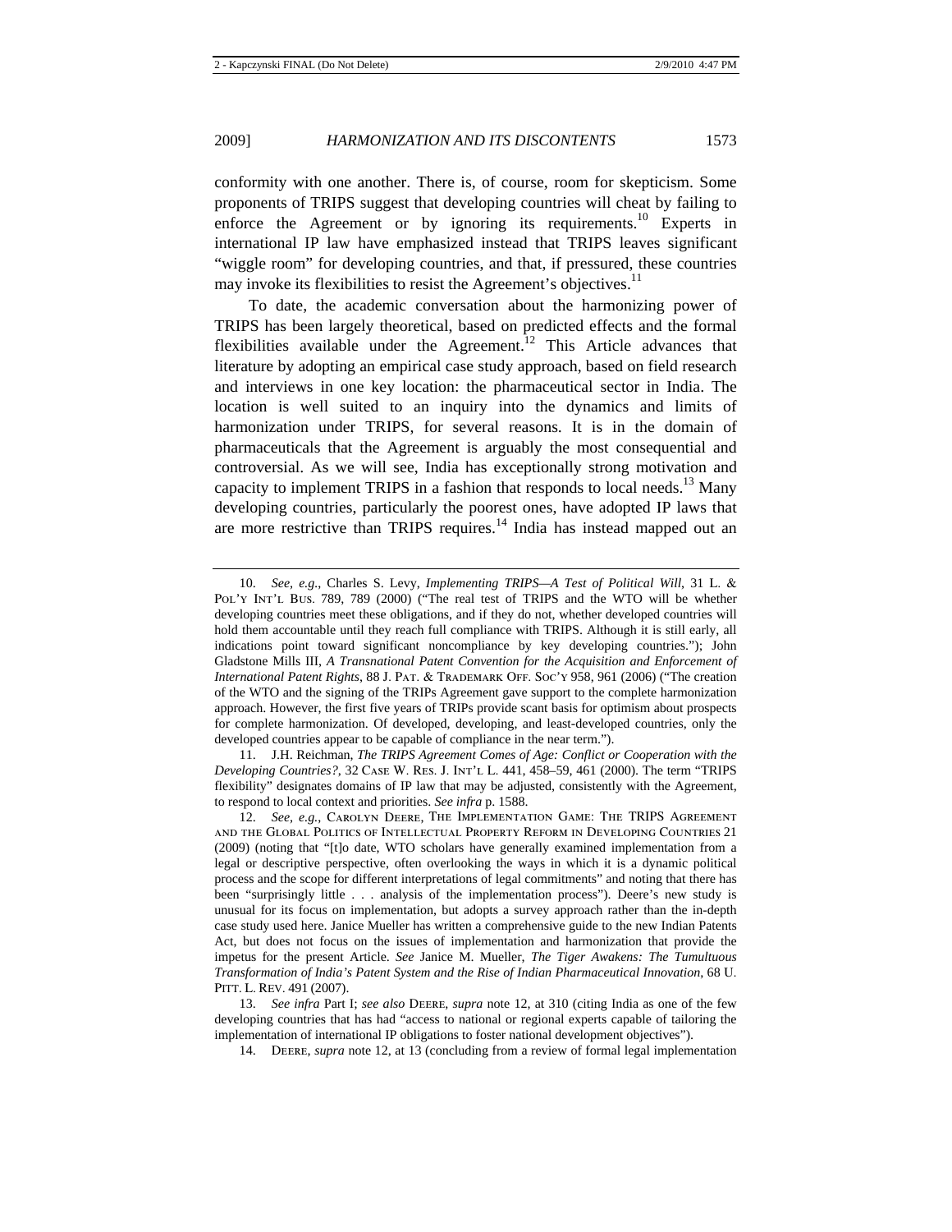conformity with one another. There is, of course, room for skepticism. Some proponents of TRIPS suggest that developing countries will cheat by failing to enforce the Agreement or by ignoring its requirements.[10] Experts in international IP law have emphasized instead that TRIPS leaves significant "wiggle room" for developing countries, and that, if pressured, these countries may invoke its flexibilities to resist the Agreement's objectives.[11]

To date, the academic conversation about the harmonizing power of TRIPS has been largely theoretical, based on predicted effects and the formal flexibilities available under the Agreement.[12] This Article advances that literature by adopting an empirical case study approach, based on field research and interviews in one key location: the pharmaceutical sector in India. The location is well suited to an inquiry into the dynamics and limits of harmonization under TRIPS, for several reasons. It is in the domain of pharmaceuticals that the Agreement is arguably the most consequential and controversial. As we will see, India has exceptionally strong motivation and capacity to implement TRIPS in a fashion that responds to local needs.[13] Many developing countries, particularly the poorest ones, have adopted IP laws that are more restrictive than TRIPS requires.[14] India has instead mapped out an

---

10. *See, e.g.*, Charles S. Levy, *Implementing TRIPS—A Test of Political Will*, 31 L. & POL'Y INT'L BUS. 789, 789 (2000) ("The real test of TRIPS and the WTO will be whether developing countries meet these obligations, and if they do not, whether developed countries will hold them accountable until they reach full compliance with TRIPS. Although it is still early, all indications point toward significant noncompliance by key developing countries."); John Gladstone Mills III, *A Transnational Patent Convention for the Acquisition and Enforcement of International Patent Rights*, 88 J. PAT. & TRADEMARK OFF. SOC'Y 958, 961 (2006) ("The creation of the WTO and the signing of the TRIPs Agreement gave support to the complete harmonization approach. However, the first five years of TRIPs provide scant basis for optimism about prospects for complete harmonization. Of developed, developing, and least-developed countries, only the developed countries appear to be capable of compliance in the near term.").

11. J.H. Reichman, *The TRIPS Agreement Comes of Age: Conflict or Cooperation with the Developing Countries?*, 32 CASE W. RES. J. INT'L L. 441, 458–59, 461 (2000). The term "TRIPS flexibility" designates domains of IP law that may be adjusted, consistently with the Agreement, to respond to local context and priorities. *See infra* p. 1588.

12. *See, e.g.*, CAROLYN DEERE, THE IMPLEMENTATION GAME: THE TRIPS AGREEMENT AND THE GLOBAL POLITICS OF INTELLECTUAL PROPERTY REFORM IN DEVELOPING COUNTRIES 21 (2009) (noting that "[t]o date, WTO scholars have generally examined implementation from a legal or descriptive perspective, often overlooking the ways in which it is a dynamic political process and the scope for different interpretations of legal commitments" and noting that there has been "surprisingly little . . . analysis of the implementation process"). Deere's new study is unusual for its focus on implementation, but adopts a survey approach rather than the in-depth case study used here. Janice Mueller has written a comprehensive guide to the new Indian Patents Act, but does not focus on the issues of implementation and harmonization that provide the impetus for the present Article. *See* Janice M. Mueller, *The Tiger Awakens: The Tumultuous Transformation of India's Patent System and the Rise of Indian Pharmaceutical Innovation*, 68 U. PITT. L. REV. 491 (2007).

13. *See infra* Part I; *see also* DEERE, *supra* note 12, at 310 (citing India as one of the few developing countries that has had "access to national or regional experts capable of tailoring the implementation of international IP obligations to foster national development objectives").

14. DEERE, *supra* note 12, at 13 (concluding from a review of formal legal implementation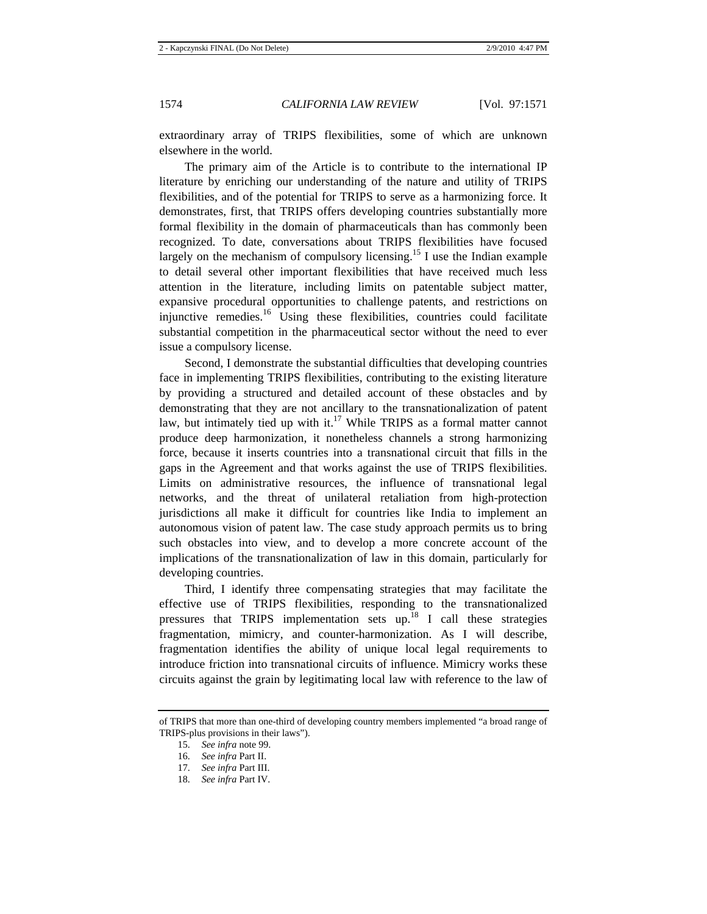extraordinary array of TRIPS flexibilities, some of which are unknown elsewhere in the world.

The primary aim of the Article is to contribute to the international IP literature by enriching our understanding of the nature and utility of TRIPS flexibilities, and of the potential for TRIPS to serve as a harmonizing force. It demonstrates, first, that TRIPS offers developing countries substantially more formal flexibility in the domain of pharmaceuticals than has commonly been recognized. To date, conversations about TRIPS flexibilities have focused largely on the mechanism of compulsory licensing.[15] I use the Indian example to detail several other important flexibilities that have received much less attention in the literature, including limits on patentable subject matter, expansive procedural opportunities to challenge patents, and restrictions on injunctive remedies.[16] Using these flexibilities, countries could facilitate substantial competition in the pharmaceutical sector without the need to ever issue a compulsory license.

Second, I demonstrate the substantial difficulties that developing countries face in implementing TRIPS flexibilities, contributing to the existing literature by providing a structured and detailed account of these obstacles and by demonstrating that they are not ancillary to the transnationalization of patent law, but intimately tied up with it.[17] While TRIPS as a formal matter cannot produce deep harmonization, it nonetheless channels a strong harmonizing force, because it inserts countries into a transnational circuit that fills in the gaps in the Agreement and that works against the use of TRIPS flexibilities. Limits on administrative resources, the influence of transnational legal networks, and the threat of unilateral retaliation from high-protection jurisdictions all make it difficult for countries like India to implement an autonomous vision of patent law. The case study approach permits us to bring such obstacles into view, and to develop a more concrete account of the implications of the transnationalization of law in this domain, particularly for developing countries.

Third, I identify three compensating strategies that may facilitate the effective use of TRIPS flexibilities, responding to the transnationalized pressures that TRIPS implementation sets up.[18] I call these strategies fragmentation, mimicry, and counter-harmonization. As I will describe, fragmentation identifies the ability of unique local legal requirements to introduce friction into transnational circuits of influence. Mimicry works these circuits against the grain by legitimating local law with reference to the law of

---

of TRIPS that more than one-third of developing country members implemented "a broad range of TRIPS-plus provisions in their laws").

15. *See infra* note 99.

16. *See infra* Part II.

17. *See infra* Part III.

18. *See infra* Part IV.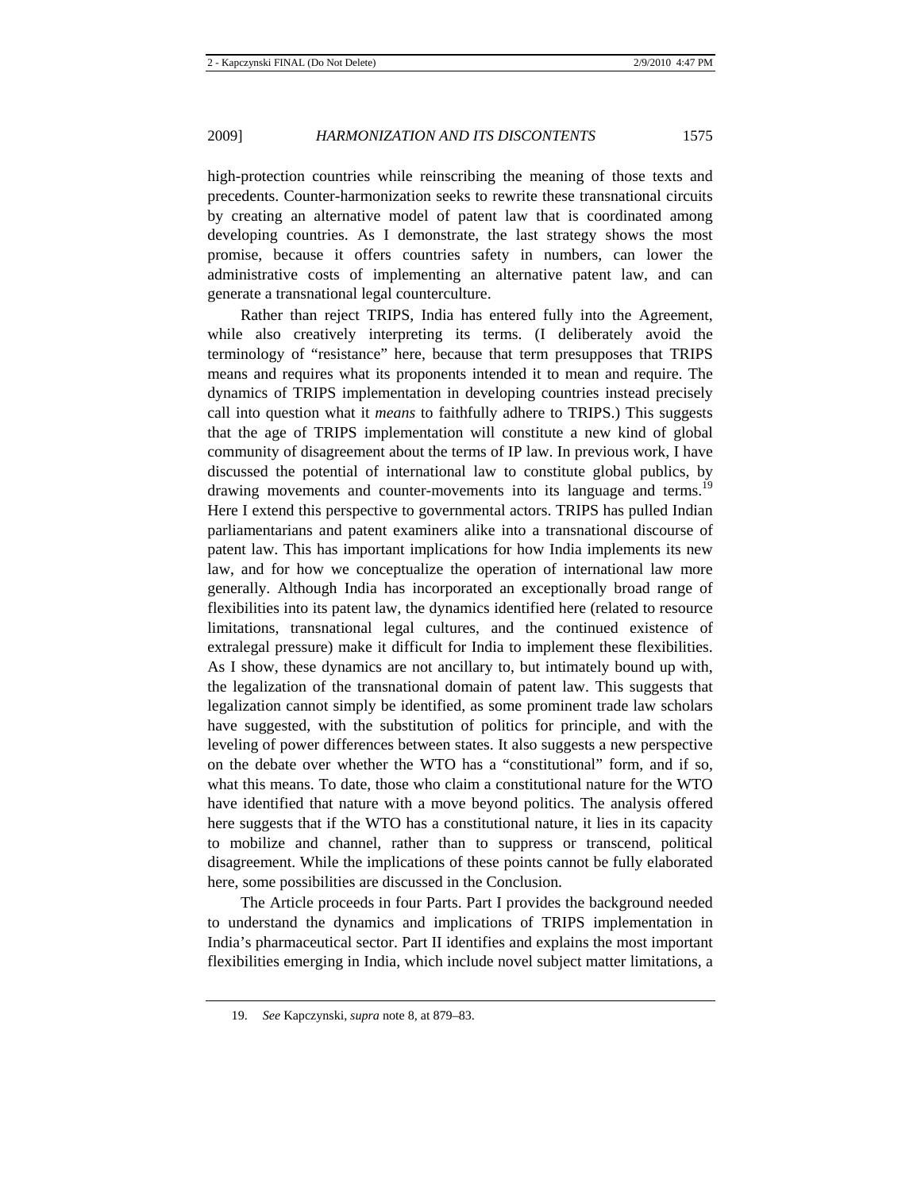high-protection countries while reinscribing the meaning of those texts and precedents. Counter-harmonization seeks to rewrite these transnational circuits by creating an alternative model of patent law that is coordinated among developing countries. As I demonstrate, the last strategy shows the most promise, because it offers countries safety in numbers, can lower the administrative costs of implementing an alternative patent law, and can generate a transnational legal counterculture.

Rather than reject TRIPS, India has entered fully into the Agreement, while also creatively interpreting its terms. (I deliberately avoid the terminology of "resistance" here, because that term presupposes that TRIPS means and requires what its proponents intended it to mean and require. The dynamics of TRIPS implementation in developing countries instead precisely call into question what it *means* to faithfully adhere to TRIPS.) This suggests that the age of TRIPS implementation will constitute a new kind of global community of disagreement about the terms of IP law. In previous work, I have discussed the potential of international law to constitute global publics, by drawing movements and counter-movements into its language and terms.[19] Here I extend this perspective to governmental actors. TRIPS has pulled Indian parliamentarians and patent examiners alike into a transnational discourse of patent law. This has important implications for how India implements its new law, and for how we conceptualize the operation of international law more generally. Although India has incorporated an exceptionally broad range of flexibilities into its patent law, the dynamics identified here (related to resource limitations, transnational legal cultures, and the continued existence of extralegal pressure) make it difficult for India to implement these flexibilities. As I show, these dynamics are not ancillary to, but intimately bound up with, the legalization of the transnational domain of patent law. This suggests that legalization cannot simply be identified, as some prominent trade law scholars have suggested, with the substitution of politics for principle, and with the leveling of power differences between states. It also suggests a new perspective on the debate over whether the WTO has a "constitutional" form, and if so, what this means. To date, those who claim a constitutional nature for the WTO have identified that nature with a move beyond politics. The analysis offered here suggests that if the WTO has a constitutional nature, it lies in its capacity to mobilize and channel, rather than to suppress or transcend, political disagreement. While the implications of these points cannot be fully elaborated here, some possibilities are discussed in the Conclusion.

The Article proceeds in four Parts. Part I provides the background needed to understand the dynamics and implications of TRIPS implementation in India's pharmaceutical sector. Part II identifies and explains the most important flexibilities emerging in India, which include novel subject matter limitations, a

19. *See* Kapczynski, *supra* note 8, at 879–83.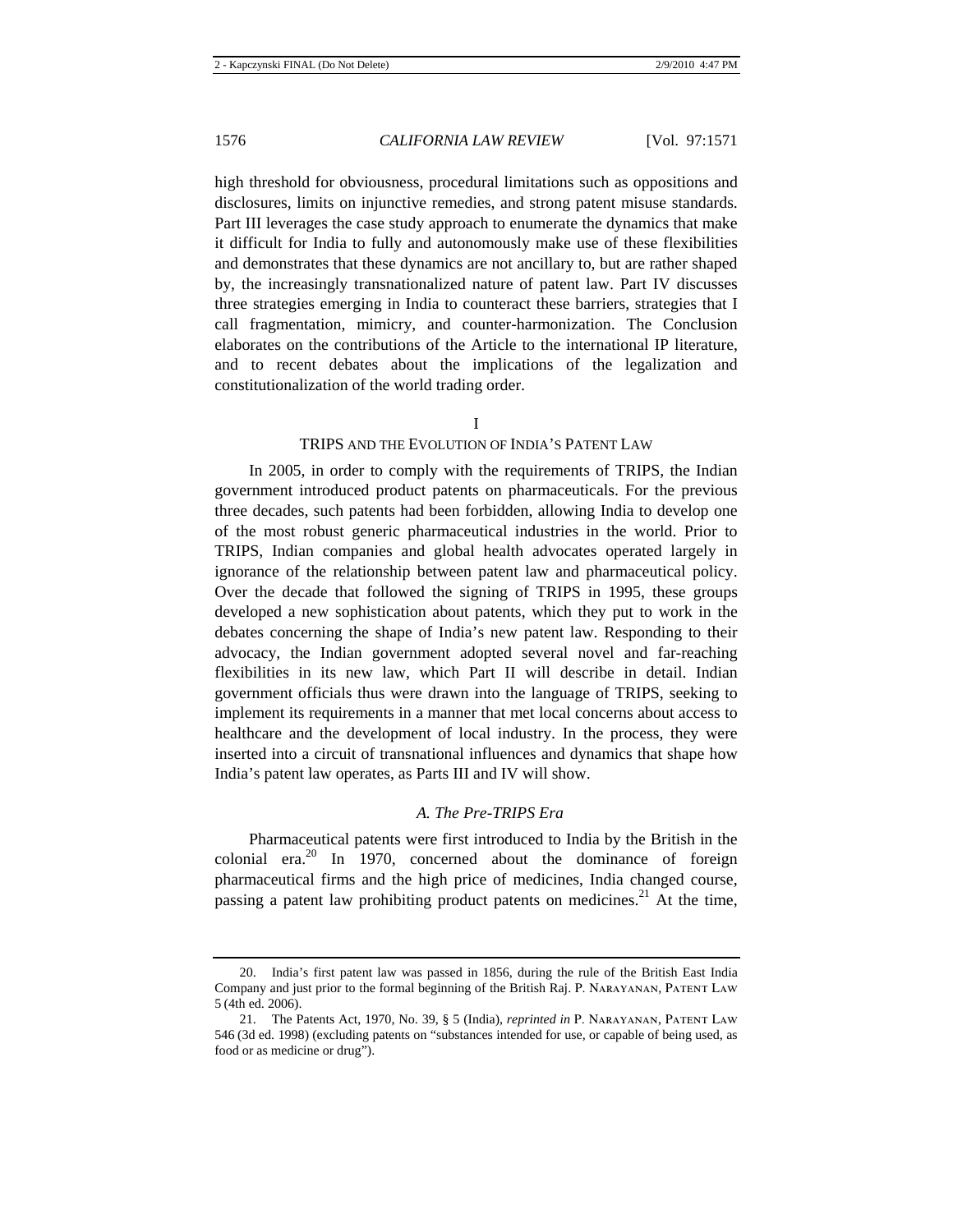high threshold for obviousness, procedural limitations such as oppositions and disclosures, limits on injunctive remedies, and strong patent misuse standards. Part III leverages the case study approach to enumerate the dynamics that make it difficult for India to fully and autonomously make use of these flexibilities and demonstrates that these dynamics are not ancillary to, but are rather shaped by, the increasingly transnationalized nature of patent law. Part IV discusses three strategies emerging in India to counteract these barriers, strategies that I call fragmentation, mimicry, and counter-harmonization. The Conclusion elaborates on the contributions of the Article to the international IP literature, and to recent debates about the implications of the legalization and constitutionalization of the world trading order.

## I
## TRIPS AND THE EVOLUTION OF INDIA'S PATENT LAW

In 2005, in order to comply with the requirements of TRIPS, the Indian government introduced product patents on pharmaceuticals. For the previous three decades, such patents had been forbidden, allowing India to develop one of the most robust generic pharmaceutical industries in the world. Prior to TRIPS, Indian companies and global health advocates operated largely in ignorance of the relationship between patent law and pharmaceutical policy. Over the decade that followed the signing of TRIPS in 1995, these groups developed a new sophistication about patents, which they put to work in the debates concerning the shape of India's new patent law. Responding to their advocacy, the Indian government adopted several novel and far-reaching flexibilities in its new law, which Part II will describe in detail. Indian government officials thus were drawn into the language of TRIPS, seeking to implement its requirements in a manner that met local concerns about access to healthcare and the development of local industry. In the process, they were inserted into a circuit of transnational influences and dynamics that shape how India's patent law operates, as Parts III and IV will show.

### *A. The Pre-TRIPS Era*

Pharmaceutical patents were first introduced to India by the British in the colonial era.[20] In 1970, concerned about the dominance of foreign pharmaceutical firms and the high price of medicines, India changed course, passing a patent law prohibiting product patents on medicines.[21] At the time,

---

20. India's first patent law was passed in 1856, during the rule of the British East India Company and just prior to the formal beginning of the British Raj. P. NARAYANAN, PATENT LAW 5 (4th ed. 2006).

21. The Patents Act, 1970, No. 39, § 5 (India), *reprinted in* P. NARAYANAN, PATENT LAW 546 (3d ed. 1998) (excluding patents on "substances intended for use, or capable of being used, as food or as medicine or drug").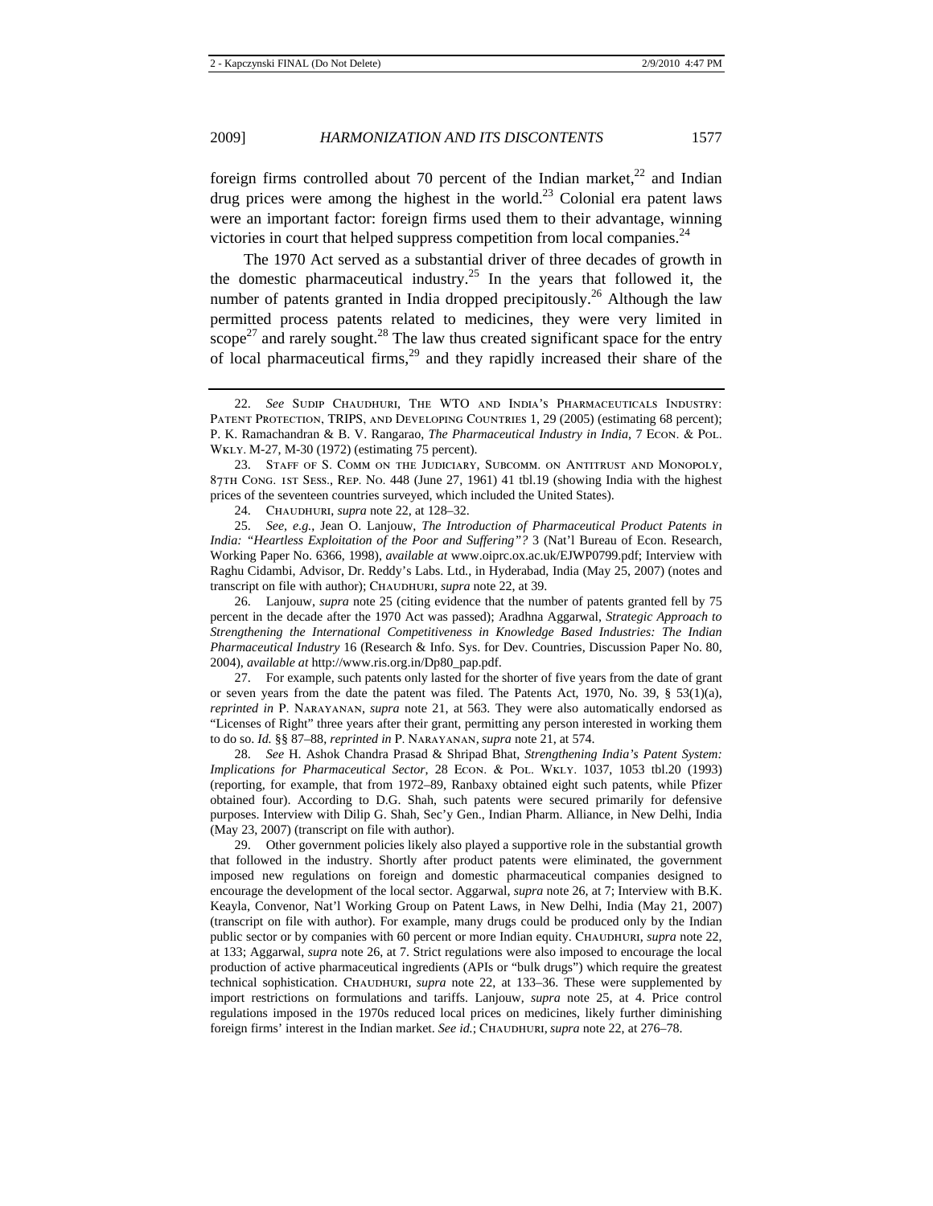foreign firms controlled about 70 percent of the Indian market,[22] and Indian drug prices were among the highest in the world.[23] Colonial era patent laws were an important factor: foreign firms used them to their advantage, winning victories in court that helped suppress competition from local companies.[24]

The 1970 Act served as a substantial driver of three decades of growth in the domestic pharmaceutical industry.[25] In the years that followed it, the number of patents granted in India dropped precipitously.[26] Although the law permitted process patents related to medicines, they were very limited in scope[27] and rarely sought.[28] The law thus created significant space for the entry of local pharmaceutical firms,[29] and they rapidly increased their share of the

---

22. *See* Sudip Chaudhuri, The WTO and India's Pharmaceuticals Industry: Patent Protection, TRIPS, and Developing Countries 1, 29 (2005) (estimating 68 percent); P. K. Ramachandran & B. V. Rangarao, *The Pharmaceutical Industry in India*, 7 Econ. & Pol. Wkly. M-27, M-30 (1972) (estimating 75 percent).

23. Staff of S. Comm on the Judiciary, Subcomm. on Antitrust and Monopoly, 87th Cong. 1st Sess., Rep. No. 448 (June 27, 1961) 41 tbl.19 (showing India with the highest prices of the seventeen countries surveyed, which included the United States).

24. Chaudhuri, *supra* note 22, at 128–32.

25. *See, e.g.*, Jean O. Lanjouw, *The Introduction of Pharmaceutical Product Patents in India: "Heartless Exploitation of the Poor and Suffering"?* 3 (Nat'l Bureau of Econ. Research, Working Paper No. 6366, 1998), *available at* www.oiprc.ox.ac.uk/EJWP0799.pdf; Interview with Raghu Cidambi, Advisor, Dr. Reddy's Labs. Ltd., in Hyderabad, India (May 25, 2007) (notes and transcript on file with author); Chaudhuri, *supra* note 22, at 39.

26. Lanjouw, *supra* note 25 (citing evidence that the number of patents granted fell by 75 percent in the decade after the 1970 Act was passed); Aradhna Aggarwal, *Strategic Approach to Strengthening the International Competitiveness in Knowledge Based Industries: The Indian Pharmaceutical Industry* 16 (Research & Info. Sys. for Dev. Countries, Discussion Paper No. 80, 2004), *available at* http://www.ris.org.in/Dp80_pap.pdf.

27. For example, such patents only lasted for the shorter of five years from the date of grant or seven years from the date the patent was filed. The Patents Act, 1970, No. 39, § 53(1)(a), *reprinted in* P. Narayanan, *supra* note 21, at 563. They were also automatically endorsed as "Licenses of Right" three years after their grant, permitting any person interested in working them to do so. *Id.* §§ 87–88, *reprinted in* P. Narayanan, *supra* note 21, at 574.

28. *See* H. Ashok Chandra Prasad & Shripad Bhat, *Strengthening India's Patent System: Implications for Pharmaceutical Sector*, 28 Econ. & Pol. Wkly. 1037, 1053 tbl.20 (1993) (reporting, for example, that from 1972–89, Ranbaxy obtained eight such patents, while Pfizer obtained four). According to D.G. Shah, such patents were secured primarily for defensive purposes. Interview with Dilip G. Shah, Sec'y Gen., Indian Pharm. Alliance, in New Delhi, India (May 23, 2007) (transcript on file with author).

29. Other government policies likely also played a supportive role in the substantial growth that followed in the industry. Shortly after product patents were eliminated, the government imposed new regulations on foreign and domestic pharmaceutical companies designed to encourage the development of the local sector. Aggarwal, *supra* note 26, at 7; Interview with B.K. Keayla, Convenor, Nat'l Working Group on Patent Laws, in New Delhi, India (May 21, 2007) (transcript on file with author). For example, many drugs could be produced only by the Indian public sector or by companies with 60 percent or more Indian equity. Chaudhuri, *supra* note 22, at 133; Aggarwal, *supra* note 26, at 7. Strict regulations were also imposed to encourage the local production of active pharmaceutical ingredients (APIs or "bulk drugs") which require the greatest technical sophistication. Chaudhuri, *supra* note 22, at 133–36. These were supplemented by import restrictions on formulations and tariffs. Lanjouw, *supra* note 25, at 4. Price control regulations imposed in the 1970s reduced local prices on medicines, likely further diminishing foreign firms' interest in the Indian market. *See id.*; Chaudhuri, *supra* note 22, at 276–78.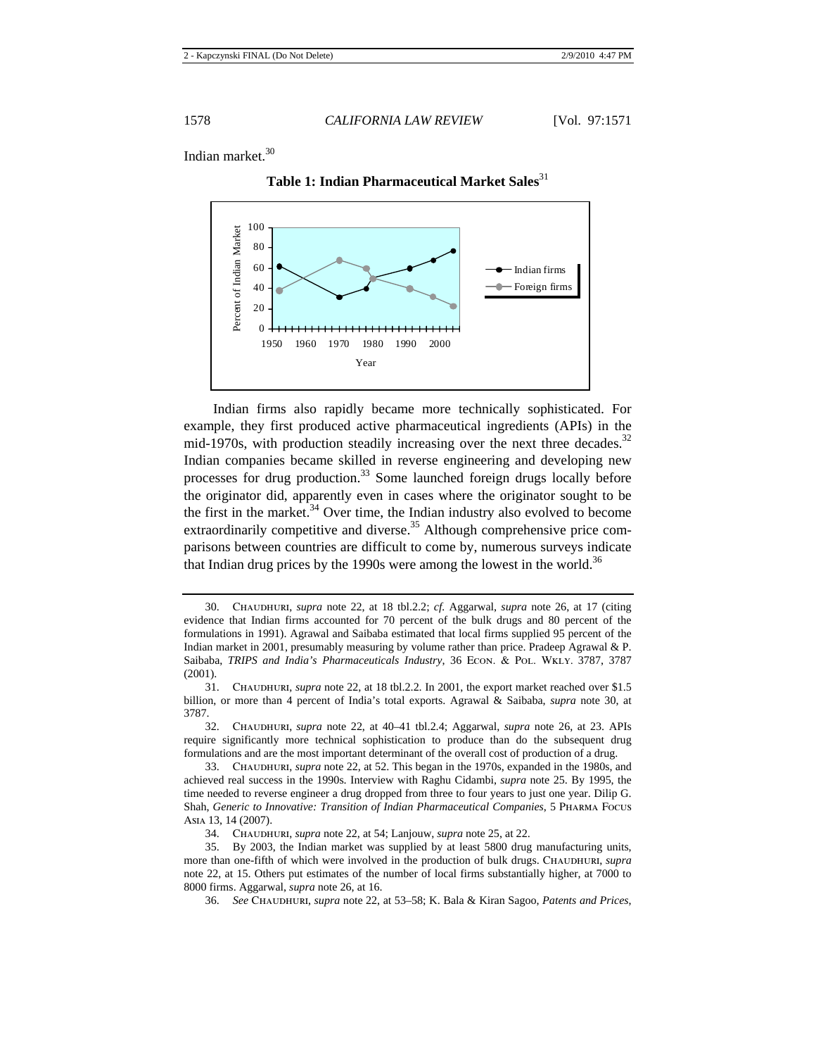Indian market.[30]

**Table 1: Indian Pharmaceutical Market Sales**[31]

Indian firms also rapidly became more technically sophisticated. For example, they first produced active pharmaceutical ingredients (APIs) in the mid-1970s, with production steadily increasing over the next three decades.[32] Indian companies became skilled in reverse engineering and developing new processes for drug production.[33] Some launched foreign drugs locally before the originator did, apparently even in cases where the originator sought to be the first in the market.[34] Over time, the Indian industry also evolved to become extraordinarily competitive and diverse.[35] Although comprehensive price comparisons between countries are difficult to come by, numerous surveys indicate that Indian drug prices by the 1990s were among the lowest in the world.[36]

---

30. Chaudhuri, *supra* note 22, at 18 tbl.2.2; *cf.* Aggarwal, *supra* note 26, at 17 (citing evidence that Indian firms accounted for 70 percent of the bulk drugs and 80 percent of the formulations in 1991). Agrawal and Saibaba estimated that local firms supplied 95 percent of the Indian market in 2001, presumably measuring by volume rather than price. Pradeep Agrawal & P. Saibaba, *TRIPS and India's Pharmaceuticals Industry*, 36 Econ. & Pol. Wkly. 3787, 3787 (2001).

31. Chaudhuri, *supra* note 22, at 18 tbl.2.2. In 2001, the export market reached over $1.5 billion, or more than 4 percent of India's total exports. Agrawal & Saibaba, *supra* note 30, at 3787.

32. Chaudhuri, *supra* note 22, at 40–41 tbl.2.4; Aggarwal, *supra* note 26, at 23. APIs require significantly more technical sophistication to produce than do the subsequent drug formulations and are the most important determinant of the overall cost of production of a drug.

33. Chaudhuri, *supra* note 22, at 52. This began in the 1970s, expanded in the 1980s, and achieved real success in the 1990s. Interview with Raghu Cidambi, *supra* note 25. By 1995, the time needed to reverse engineer a drug dropped from three to four years to just one year. Dilip G. Shah, *Generic to Innovative: Transition of Indian Pharmaceutical Companies*, 5 Pharma Focus Asia 13, 14 (2007).

34. Chaudhuri, *supra* note 22, at 54; Lanjouw, *supra* note 25, at 22.

35. By 2003, the Indian market was supplied by at least 5800 drug manufacturing units, more than one-fifth of which were involved in the production of bulk drugs. Chaudhuri, *supra* note 22, at 15. Others put estimates of the number of local firms substantially higher, at 7000 to 8000 firms. Aggarwal, *supra* note 26, at 16.

36. *See* Chaudhuri, *supra* note 22, at 53–58; K. Bala & Kiran Sagoo, *Patents and Prices*,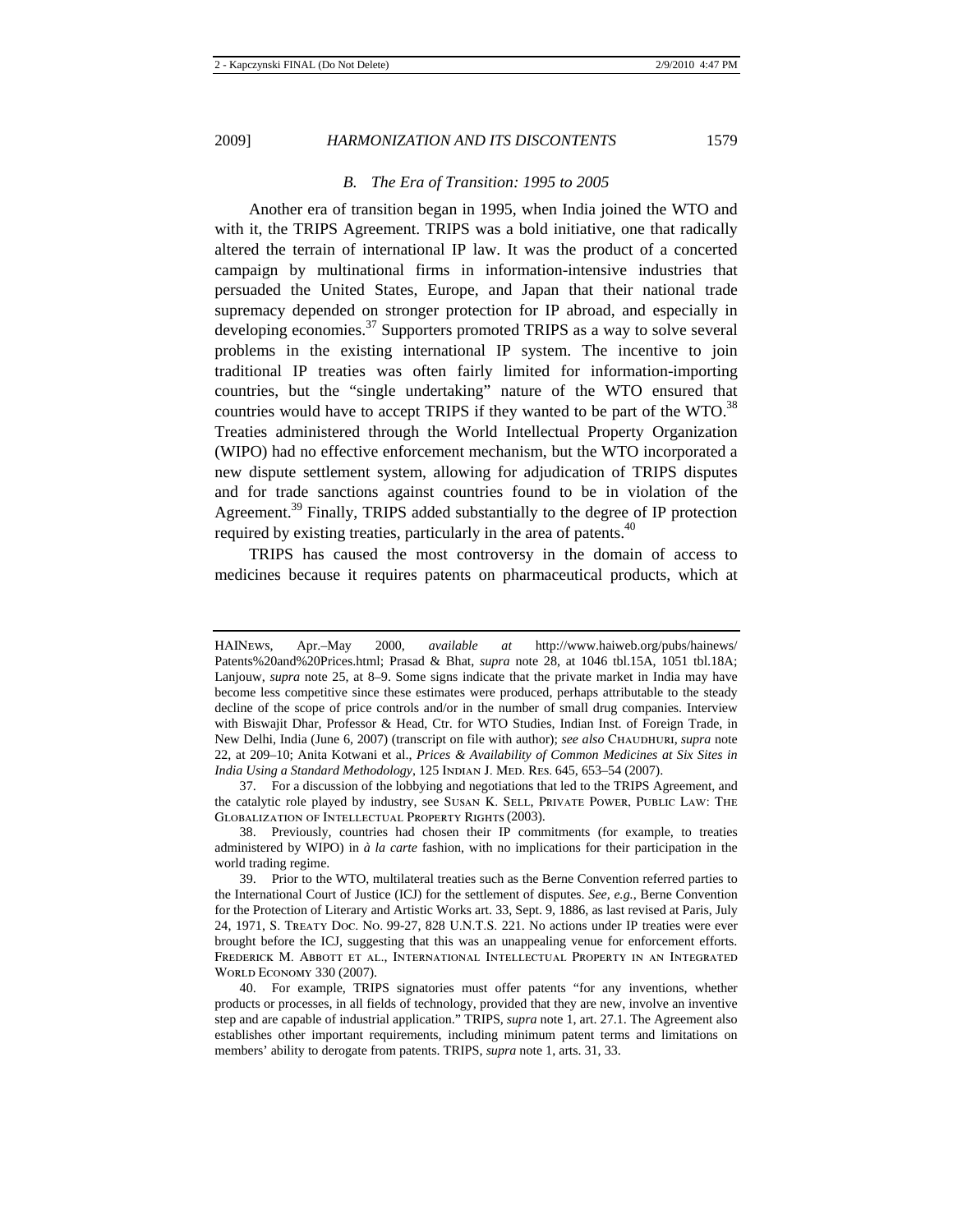### *B. The Era of Transition: 1995 to 2005*

Another era of transition began in 1995, when India joined the WTO and with it, the TRIPS Agreement. TRIPS was a bold initiative, one that radically altered the terrain of international IP law. It was the product of a concerted campaign by multinational firms in information-intensive industries that persuaded the United States, Europe, and Japan that their national trade supremacy depended on stronger protection for IP abroad, and especially in developing economies.[37] Supporters promoted TRIPS as a way to solve several problems in the existing international IP system. The incentive to join traditional IP treaties was often fairly limited for information-importing countries, but the "single undertaking" nature of the WTO ensured that countries would have to accept TRIPS if they wanted to be part of the WTO.[38] Treaties administered through the World Intellectual Property Organization (WIPO) had no effective enforcement mechanism, but the WTO incorporated a new dispute settlement system, allowing for adjudication of TRIPS disputes and for trade sanctions against countries found to be in violation of the Agreement.[39] Finally, TRIPS added substantially to the degree of IP protection required by existing treaties, particularly in the area of patents.[40]

TRIPS has caused the most controversy in the domain of access to medicines because it requires patents on pharmaceutical products, which at

---

HAINEWS, Apr.–May 2000, *available at* http://www.haiweb.org/pubs/hainews/Patents%20and%20Prices.html; Prasad & Bhat, *supra* note 28, at 1046 tbl.15A, 1051 tbl.18A; Lanjouw, *supra* note 25, at 8–9. Some signs indicate that the private market in India may have become less competitive since these estimates were produced, perhaps attributable to the steady decline of the scope of price controls and/or in the number of small drug companies. Interview with Biswajit Dhar, Professor & Head, Ctr. for WTO Studies, Indian Inst. of Foreign Trade, in New Delhi, India (June 6, 2007) (transcript on file with author); *see also* CHAUDHURI, *supra* note 22, at 209–10; Anita Kotwani et al., *Prices & Availability of Common Medicines at Six Sites in India Using a Standard Methodology*, 125 INDIAN J. MED. RES. 645, 653–54 (2007).

37. For a discussion of the lobbying and negotiations that led to the TRIPS Agreement, and the catalytic role played by industry, see SUSAN K. SELL, PRIVATE POWER, PUBLIC LAW: THE GLOBALIZATION OF INTELLECTUAL PROPERTY RIGHTS (2003).

38. Previously, countries had chosen their IP commitments (for example, to treaties administered by WIPO) in *à la carte* fashion, with no implications for their participation in the world trading regime.

39. Prior to the WTO, multilateral treaties such as the Berne Convention referred parties to the International Court of Justice (ICJ) for the settlement of disputes. *See, e.g.*, Berne Convention for the Protection of Literary and Artistic Works art. 33, Sept. 9, 1886, as last revised at Paris, July 24, 1971, S. TREATY DOC. NO. 99-27, 828 U.N.T.S. 221. No actions under IP treaties were ever brought before the ICJ, suggesting that this was an unappealing venue for enforcement efforts. FREDERICK M. ABBOTT ET AL., INTERNATIONAL INTELLECTUAL PROPERTY IN AN INTEGRATED WORLD ECONOMY 330 (2007).

40. For example, TRIPS signatories must offer patents "for any inventions, whether products or processes, in all fields of technology, provided that they are new, involve an inventive step and are capable of industrial application." TRIPS, *supra* note 1, art. 27.1. The Agreement also establishes other important requirements, including minimum patent terms and limitations on members' ability to derogate from patents. TRIPS, *supra* note 1, arts. 31, 33.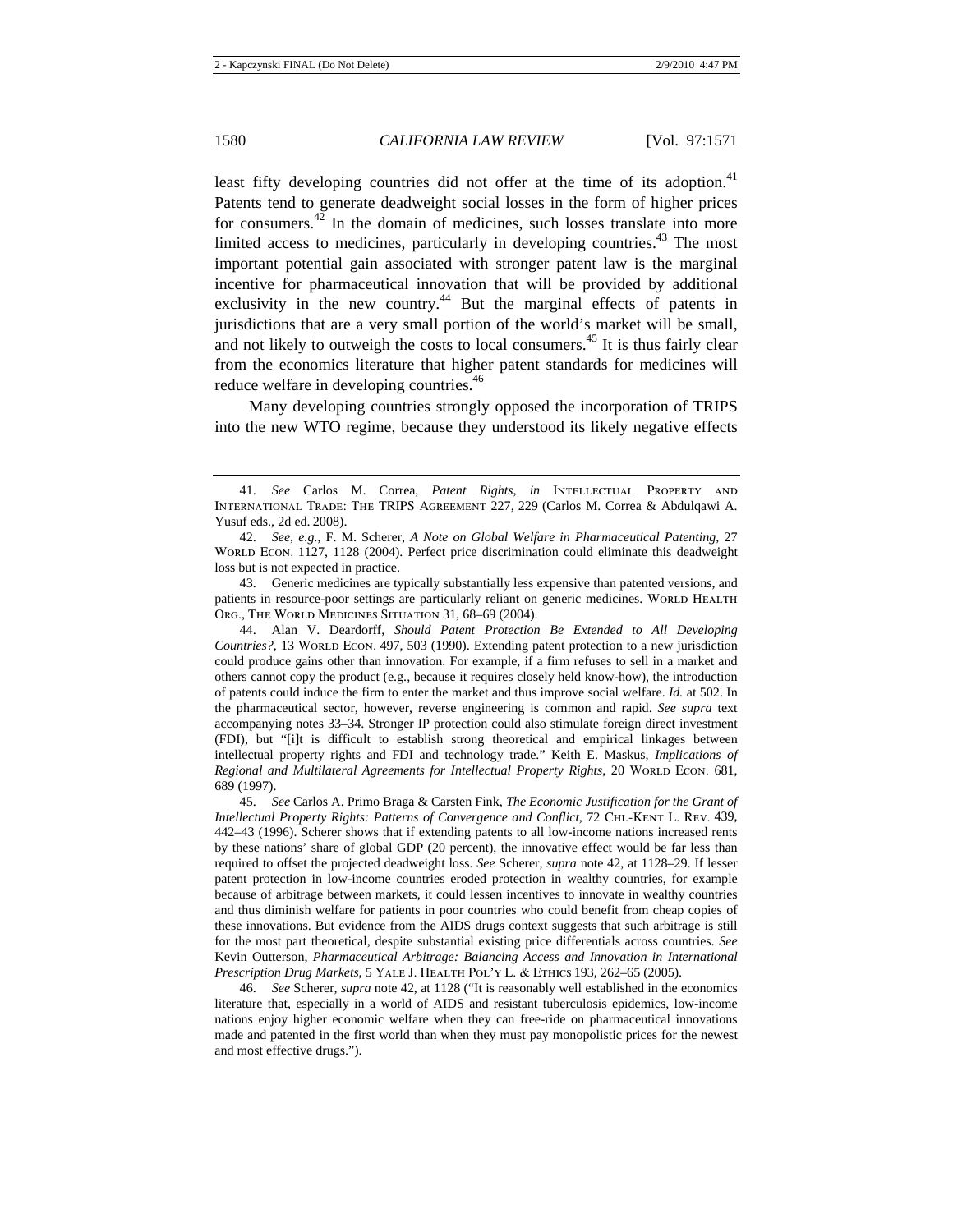least fifty developing countries did not offer at the time of its adoption.[41] Patents tend to generate deadweight social losses in the form of higher prices for consumers.[42] In the domain of medicines, such losses translate into more limited access to medicines, particularly in developing countries.[43] The most important potential gain associated with stronger patent law is the marginal incentive for pharmaceutical innovation that will be provided by additional exclusivity in the new country.[44] But the marginal effects of patents in jurisdictions that are a very small portion of the world's market will be small, and not likely to outweigh the costs to local consumers.[45] It is thus fairly clear from the economics literature that higher patent standards for medicines will reduce welfare in developing countries.[46]

Many developing countries strongly opposed the incorporation of TRIPS into the new WTO regime, because they understood its likely negative effects

---

41. *See* Carlos M. Correa, *Patent Rights*, *in* INTELLECTUAL PROPERTY AND INTERNATIONAL TRADE: THE TRIPS AGREEMENT 227, 229 (Carlos M. Correa & Abdulqawi A. Yusuf eds., 2d ed. 2008).

42. *See, e.g.*, F. M. Scherer, *A Note on Global Welfare in Pharmaceutical Patenting*, 27 WORLD ECON. 1127, 1128 (2004). Perfect price discrimination could eliminate this deadweight loss but is not expected in practice.

43. Generic medicines are typically substantially less expensive than patented versions, and patients in resource-poor settings are particularly reliant on generic medicines. WORLD HEALTH ORG., THE WORLD MEDICINES SITUATION 31, 68–69 (2004).

44. Alan V. Deardorff, *Should Patent Protection Be Extended to All Developing Countries?*, 13 WORLD ECON. 497, 503 (1990). Extending patent protection to a new jurisdiction could produce gains other than innovation. For example, if a firm refuses to sell in a market and others cannot copy the product (e.g., because it requires closely held know-how), the introduction of patents could induce the firm to enter the market and thus improve social welfare. *Id.* at 502. In the pharmaceutical sector, however, reverse engineering is common and rapid. *See supra* text accompanying notes 33–34. Stronger IP protection could also stimulate foreign direct investment (FDI), but "[i]t is difficult to establish strong theoretical and empirical linkages between intellectual property rights and FDI and technology trade." Keith E. Maskus, *Implications of Regional and Multilateral Agreements for Intellectual Property Rights*, 20 WORLD ECON. 681, 689 (1997).

45. *See* Carlos A. Primo Braga & Carsten Fink, *The Economic Justification for the Grant of Intellectual Property Rights: Patterns of Convergence and Conflict*, 72 CHI.-KENT L. REV. 439, 442–43 (1996). Scherer shows that if extending patents to all low-income nations increased rents by these nations' share of global GDP (20 percent), the innovative effect would be far less than required to offset the projected deadweight loss. *See* Scherer, *supra* note 42, at 1128–29. If lesser patent protection in low-income countries eroded protection in wealthy countries, for example because of arbitrage between markets, it could lessen incentives to innovate in wealthy countries and thus diminish welfare for patients in poor countries who could benefit from cheap copies of these innovations. But evidence from the AIDS drugs context suggests that such arbitrage is still for the most part theoretical, despite substantial existing price differentials across countries. *See* Kevin Outterson, *Pharmaceutical Arbitrage: Balancing Access and Innovation in International Prescription Drug Markets*, 5 YALE J. HEALTH POL'Y L. & ETHICS 193, 262–65 (2005).

46. *See* Scherer, *supra* note 42, at 1128 ("It is reasonably well established in the economics literature that, especially in a world of AIDS and resistant tuberculosis epidemics, low-income nations enjoy higher economic welfare when they can free-ride on pharmaceutical innovations made and patented in the first world than when they must pay monopolistic prices for the newest and most effective drugs.").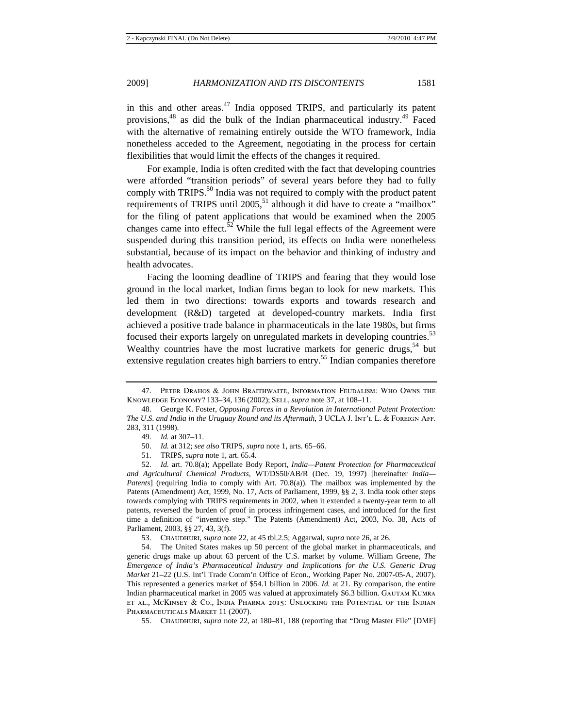in this and other areas.[47] India opposed TRIPS, and particularly its patent provisions,[48] as did the bulk of the Indian pharmaceutical industry.[49] Faced with the alternative of remaining entirely outside the WTO framework, India nonetheless acceded to the Agreement, negotiating in the process for certain flexibilities that would limit the effects of the changes it required.

For example, India is often credited with the fact that developing countries were afforded "transition periods" of several years before they had to fully comply with TRIPS.[50] India was not required to comply with the product patent requirements of TRIPS until 2005,[51] although it did have to create a "mailbox" for the filing of patent applications that would be examined when the 2005 changes came into effect.[52] While the full legal effects of the Agreement were suspended during this transition period, its effects on India were nonetheless substantial, because of its impact on the behavior and thinking of industry and health advocates.

Facing the looming deadline of TRIPS and fearing that they would lose ground in the local market, Indian firms began to look for new markets. This led them in two directions: towards exports and towards research and development (R&D) targeted at developed-country markets. India first achieved a positive trade balance in pharmaceuticals in the late 1980s, but firms focused their exports largely on unregulated markets in developing countries.[53] Wealthy countries have the most lucrative markets for generic drugs,[54] but extensive regulation creates high barriers to entry.[55] Indian companies therefore

---

47. Peter Drahos & John Braithwaite, Information Feudalism: Who Owns the Knowledge Economy? 133–34, 136 (2002); Sell, *supra* note 37, at 108–11.

48. George K. Foster, *Opposing Forces in a Revolution in International Patent Protection: The U.S. and India in the Uruguay Round and its Aftermath*, 3 UCLA J. Int'l L. & Foreign Aff. 283, 311 (1998).

49. *Id.* at 307–11.

50. *Id.* at 312; *see also* TRIPS, *supra* note 1, arts. 65–66.

51. TRIPS, *supra* note 1, art. 65.4.

52. *Id.* art. 70.8(a); Appellate Body Report, *India—Patent Protection for Pharmaceutical and Agricultural Chemical Products*, WT/DS50/AB/R (Dec. 19, 1997) [hereinafter *India—Patents*] (requiring India to comply with Art. 70.8(a)). The mailbox was implemented by the Patents (Amendment) Act, 1999, No. 17, Acts of Parliament, 1999, §§ 2, 3. India took other steps towards complying with TRIPS requirements in 2002, when it extended a twenty-year term to all patents, reversed the burden of proof in process infringement cases, and introduced for the first time a definition of "inventive step." The Patents (Amendment) Act, 2003, No. 38, Acts of Parliament, 2003, §§ 27, 43, 3(f).

53. Chaudhuri, *supra* note 22, at 45 tbl.2.5; Aggarwal, *supra* note 26, at 26.

54. The United States makes up 50 percent of the global market in pharmaceuticals, and generic drugs make up about 63 percent of the U.S. market by volume. William Greene, *The Emergence of India's Pharmaceutical Industry and Implications for the U.S. Generic Drug Market* 21–22 (U.S. Int'l Trade Comm'n Office of Econ., Working Paper No. 2007-05-A, 2007). This represented a generics market of $54.1 billion in 2006. *Id.* at 21. By comparison, the entire Indian pharmaceutical market in 2005 was valued at approximately $6.3 billion. Gautam Kumra et al., McKinsey & Co., India Pharma 2015: Unlocking the Potential of the Indian Pharmaceuticals Market 11 (2007).

55. Chaudhuri, *supra* note 22, at 180–81, 188 (reporting that "Drug Master File" [DMF]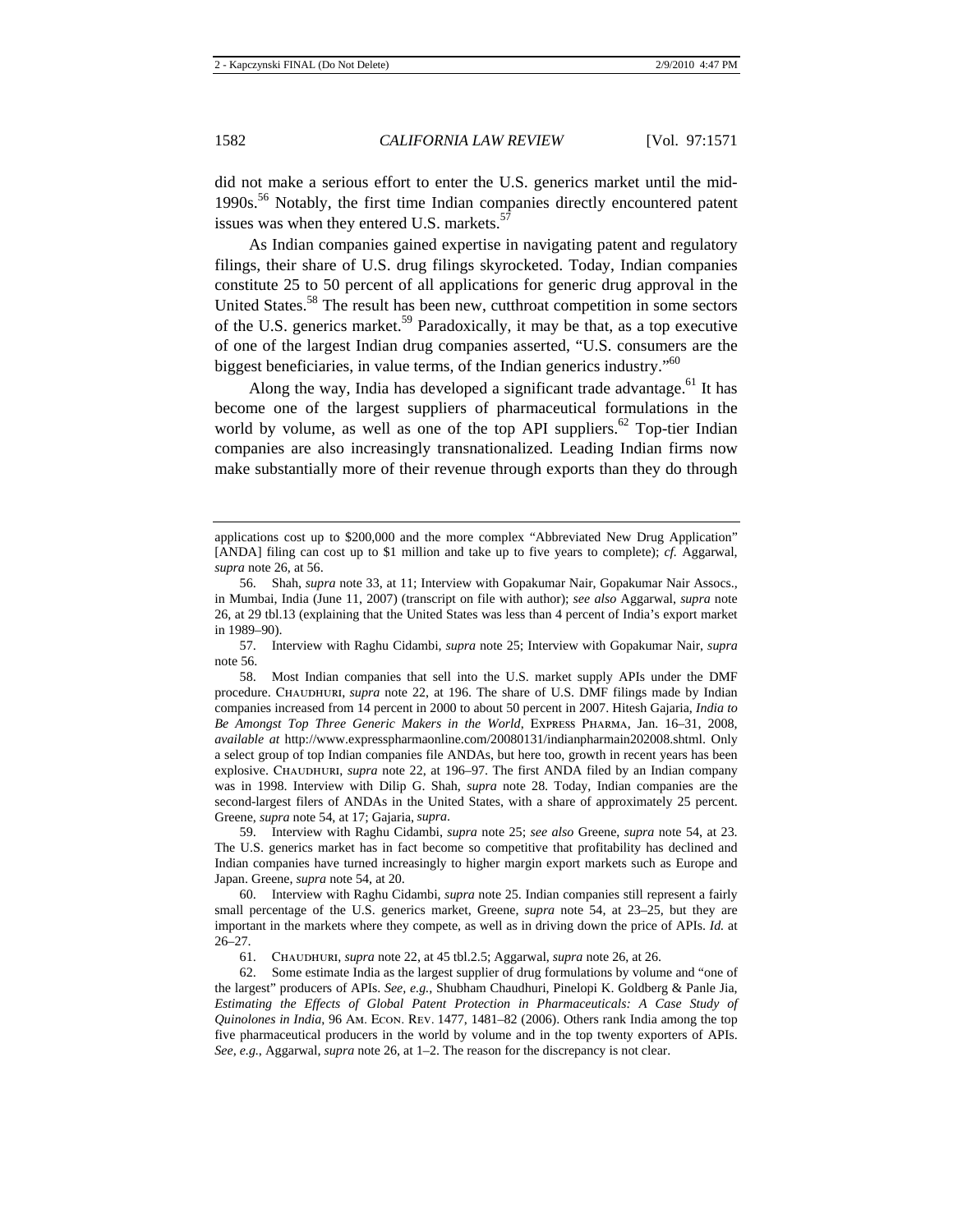did not make a serious effort to enter the U.S. generics market until the mid-1990s.[56] Notably, the first time Indian companies directly encountered patent issues was when they entered U.S. markets.[57]

As Indian companies gained expertise in navigating patent and regulatory filings, their share of U.S. drug filings skyrocketed. Today, Indian companies constitute 25 to 50 percent of all applications for generic drug approval in the United States.[58] The result has been new, cutthroat competition in some sectors of the U.S. generics market.[59] Paradoxically, it may be that, as a top executive of one of the largest Indian drug companies asserted, "U.S. consumers are the biggest beneficiaries, in value terms, of the Indian generics industry."[60]

Along the way, India has developed a significant trade advantage.[61] It has become one of the largest suppliers of pharmaceutical formulations in the world by volume, as well as one of the top API suppliers.[62] Top-tier Indian companies are also increasingly transnationalized. Leading Indian firms now make substantially more of their revenue through exports than they do through

---

applications cost up to $200,000 and the more complex "Abbreviated New Drug Application" [ANDA] filing can cost up to $1 million and take up to five years to complete); *cf.* Aggarwal, *supra* note 26, at 56.

56. Shah, *supra* note 33, at 11; Interview with Gopakumar Nair, Gopakumar Nair Assocs., in Mumbai, India (June 11, 2007) (transcript on file with author); *see also* Aggarwal, *supra* note 26, at 29 tbl.13 (explaining that the United States was less than 4 percent of India's export market in 1989–90).

57. Interview with Raghu Cidambi, *supra* note 25; Interview with Gopakumar Nair, *supra* note 56.

58. Most Indian companies that sell into the U.S. market supply APIs under the DMF procedure. Chaudhuri, *supra* note 22, at 196. The share of U.S. DMF filings made by Indian companies increased from 14 percent in 2000 to about 50 percent in 2007. Hitesh Gajaria, *India to Be Amongst Top Three Generic Makers in the World*, Express Pharma, Jan. 16–31, 2008, *available at* http://www.expresspharmaonline.com/20080131/indianpharmain202008.shtml. Only a select group of top Indian companies file ANDAs, but here too, growth in recent years has been explosive. Chaudhuri, *supra* note 22, at 196–97. The first ANDA filed by an Indian company was in 1998. Interview with Dilip G. Shah, *supra* note 28. Today, Indian companies are the second-largest filers of ANDAs in the United States, with a share of approximately 25 percent. Greene, *supra* note 54, at 17; Gajaria, *supra*.

59. Interview with Raghu Cidambi, *supra* note 25; *see also* Greene, *supra* note 54, at 23. The U.S. generics market has in fact become so competitive that profitability has declined and Indian companies have turned increasingly to higher margin export markets such as Europe and Japan. Greene, *supra* note 54, at 20.

60. Interview with Raghu Cidambi, *supra* note 25. Indian companies still represent a fairly small percentage of the U.S. generics market, Greene, *supra* note 54, at 23–25, but they are important in the markets where they compete, as well as in driving down the price of APIs. *Id.* at 26–27.

61. Chaudhuri, *supra* note 22, at 45 tbl.2.5; Aggarwal, *supra* note 26, at 26.

62. Some estimate India as the largest supplier of drug formulations by volume and "one of the largest" producers of APIs. *See, e.g.*, Shubham Chaudhuri, Pinelopi K. Goldberg & Panle Jia, *Estimating the Effects of Global Patent Protection in Pharmaceuticals: A Case Study of Quinolones in India*, 96 Am. Econ. Rev. 1477, 1481–82 (2006). Others rank India among the top five pharmaceutical producers in the world by volume and in the top twenty exporters of APIs. *See, e.g.*, Aggarwal, *supra* note 26, at 1–2. The reason for the discrepancy is not clear.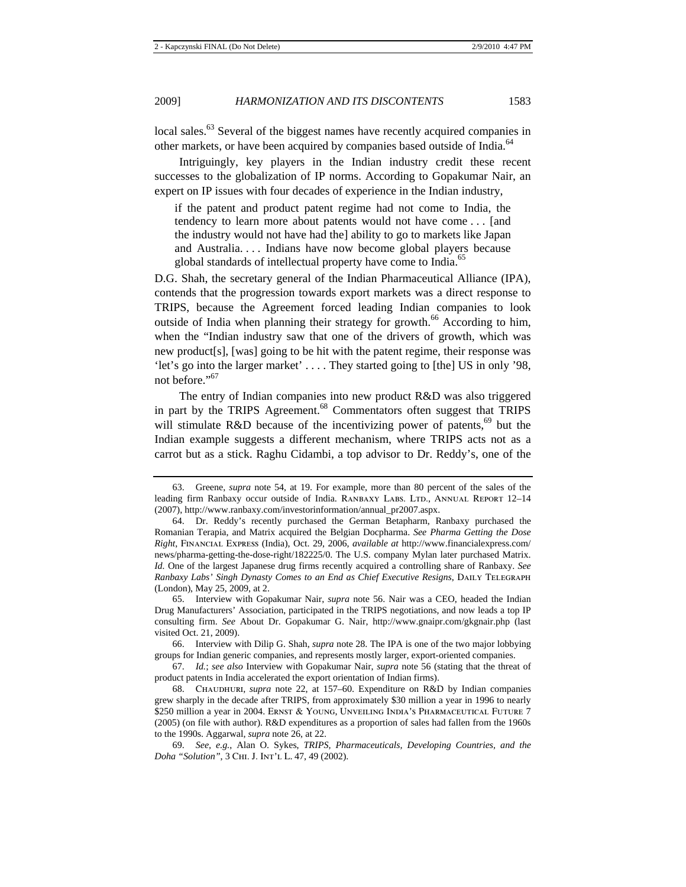local sales.[63] Several of the biggest names have recently acquired companies in other markets, or have been acquired by companies based outside of India.[64]

Intriguingly, key players in the Indian industry credit these recent successes to the globalization of IP norms. According to Gopakumar Nair, an expert on IP issues with four decades of experience in the Indian industry,

> if the patent and product patent regime had not come to India, the tendency to learn more about patents would not have come . . . [and the industry would not have had the] ability to go to markets like Japan and Australia. . . . Indians have now become global players because global standards of intellectual property have come to India.[65]

D.G. Shah, the secretary general of the Indian Pharmaceutical Alliance (IPA), contends that the progression towards export markets was a direct response to TRIPS, because the Agreement forced leading Indian companies to look outside of India when planning their strategy for growth.[66] According to him, when the "Indian industry saw that one of the drivers of growth, which was new product[s], [was] going to be hit with the patent regime, their response was 'let's go into the larger market' . . . . They started going to [the] US in only '98, not before."[67]

The entry of Indian companies into new product R&D was also triggered in part by the TRIPS Agreement.[68] Commentators often suggest that TRIPS will stimulate R&D because of the incentivizing power of patents,[69] but the Indian example suggests a different mechanism, where TRIPS acts not as a carrot but as a stick. Raghu Cidambi, a top advisor to Dr. Reddy's, one of the

---

63. Greene, *supra* note 54, at 19. For example, more than 80 percent of the sales of the leading firm Ranbaxy occur outside of India. RANBAXY LABS. LTD., ANNUAL REPORT 12–14 (2007), http://www.ranbaxy.com/investorinformation/annual_pr2007.aspx.

64. Dr. Reddy's recently purchased the German Betapharm, Ranbaxy purchased the Romanian Terapia, and Matrix acquired the Belgian Docpharma. *See Pharma Getting the Dose Right*, FINANCIAL EXPRESS (India), Oct. 29, 2006, *available at* http://www.financialexpress.com/news/pharma-getting-the-dose-right/182225/0. The U.S. company Mylan later purchased Matrix. *Id.* One of the largest Japanese drug firms recently acquired a controlling share of Ranbaxy. *See Ranbaxy Labs' Singh Dynasty Comes to an End as Chief Executive Resigns*, DAILY TELEGRAPH (London), May 25, 2009, at 2.

65. Interview with Gopakumar Nair, *supra* note 56. Nair was a CEO, headed the Indian Drug Manufacturers' Association, participated in the TRIPS negotiations, and now leads a top IP consulting firm. *See* About Dr. Gopakumar G. Nair, http://www.gnaipr.com/gkgnair.php (last visited Oct. 21, 2009).

66. Interview with Dilip G. Shah, *supra* note 28. The IPA is one of the two major lobbying groups for Indian generic companies, and represents mostly larger, export-oriented companies.

67. *Id.*; *see also* Interview with Gopakumar Nair, *supra* note 56 (stating that the threat of product patents in India accelerated the export orientation of Indian firms).

68. CHAUDHURI, *supra* note 22, at 157–60. Expenditure on R&D by Indian companies grew sharply in the decade after TRIPS, from approximately $30 million a year in 1996 to nearly $250 million a year in 2004. ERNST & YOUNG, UNVEILING INDIA'S PHARMACEUTICAL FUTURE 7 (2005) (on file with author). R&D expenditures as a proportion of sales had fallen from the 1960s to the 1990s. Aggarwal, *supra* note 26, at 22.

69. *See, e.g.*, Alan O. Sykes, *TRIPS, Pharmaceuticals, Developing Countries, and the Doha "Solution"*, 3 CHI. J. INT'L L. 47, 49 (2002).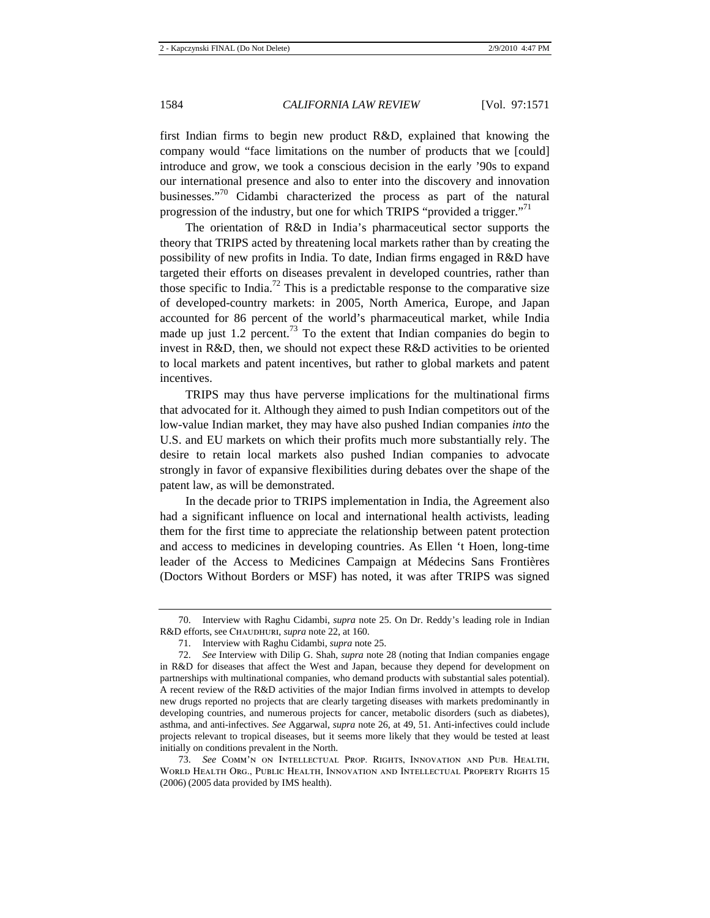first Indian firms to begin new product R&D, explained that knowing the company would "face limitations on the number of products that we [could] introduce and grow, we took a conscious decision in the early '90s to expand our international presence and also to enter into the discovery and innovation businesses."[70] Cidambi characterized the process as part of the natural progression of the industry, but one for which TRIPS "provided a trigger."[71]

The orientation of R&D in India's pharmaceutical sector supports the theory that TRIPS acted by threatening local markets rather than by creating the possibility of new profits in India. To date, Indian firms engaged in R&D have targeted their efforts on diseases prevalent in developed countries, rather than those specific to India.[72] This is a predictable response to the comparative size of developed-country markets: in 2005, North America, Europe, and Japan accounted for 86 percent of the world's pharmaceutical market, while India made up just 1.2 percent.[73] To the extent that Indian companies do begin to invest in R&D, then, we should not expect these R&D activities to be oriented to local markets and patent incentives, but rather to global markets and patent incentives.

TRIPS may thus have perverse implications for the multinational firms that advocated for it. Although they aimed to push Indian competitors out of the low-value Indian market, they may have also pushed Indian companies *into* the U.S. and EU markets on which their profits much more substantially rely. The desire to retain local markets also pushed Indian companies to advocate strongly in favor of expansive flexibilities during debates over the shape of the patent law, as will be demonstrated.

In the decade prior to TRIPS implementation in India, the Agreement also had a significant influence on local and international health activists, leading them for the first time to appreciate the relationship between patent protection and access to medicines in developing countries. As Ellen 't Hoen, long-time leader of the Access to Medicines Campaign at Médecins Sans Frontières (Doctors Without Borders or MSF) has noted, it was after TRIPS was signed

---

70. Interview with Raghu Cidambi, *supra* note 25. On Dr. Reddy's leading role in Indian R&D efforts, see CHAUDHURI, *supra* note 22, at 160.

71. Interview with Raghu Cidambi, *supra* note 25.

72. *See* Interview with Dilip G. Shah, *supra* note 28 (noting that Indian companies engage in R&D for diseases that affect the West and Japan, because they depend for development on partnerships with multinational companies, who demand products with substantial sales potential). A recent review of the R&D activities of the major Indian firms involved in attempts to develop new drugs reported no projects that are clearly targeting diseases with markets predominantly in developing countries, and numerous projects for cancer, metabolic disorders (such as diabetes), asthma, and anti-infectives. *See* Aggarwal, *supra* note 26, at 49, 51. Anti-infectives could include projects relevant to tropical diseases, but it seems more likely that they would be tested at least initially on conditions prevalent in the North.

73. *See* COMM'N ON INTELLECTUAL PROP. RIGHTS, INNOVATION AND PUB. HEALTH, WORLD HEALTH ORG., PUBLIC HEALTH, INNOVATION AND INTELLECTUAL PROPERTY RIGHTS 15 (2006) (2005 data provided by IMS health).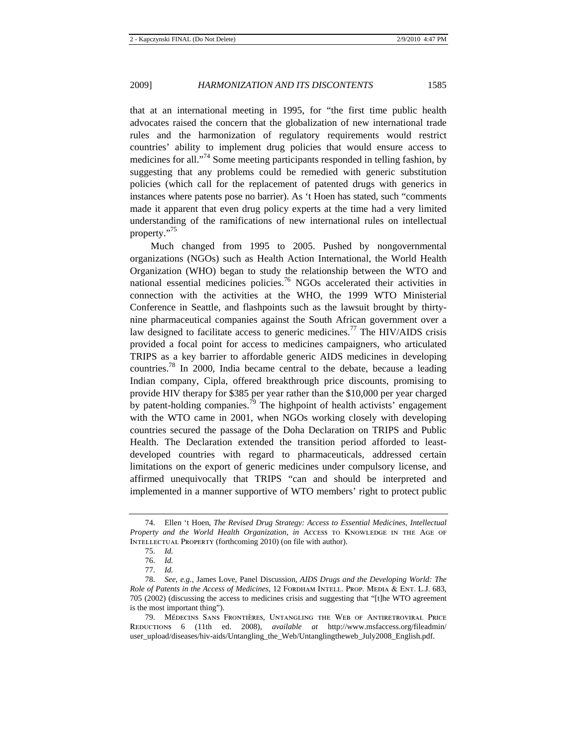that at an international meeting in 1995, for "the first time public health advocates raised the concern that the globalization of new international trade rules and the harmonization of regulatory requirements would restrict countries' ability to implement drug policies that would ensure access to medicines for all."[74] Some meeting participants responded in telling fashion, by suggesting that any problems could be remedied with generic substitution policies (which call for the replacement of patented drugs with generics in instances where patents pose no barrier). As 't Hoen has stated, such "comments made it apparent that even drug policy experts at the time had a very limited understanding of the ramifications of new international rules on intellectual property."[75]

Much changed from 1995 to 2005. Pushed by nongovernmental organizations (NGOs) such as Health Action International, the World Health Organization (WHO) began to study the relationship between the WTO and national essential medicines policies.[76] NGOs accelerated their activities in connection with the activities at the WHO, the 1999 WTO Ministerial Conference in Seattle, and flashpoints such as the lawsuit brought by thirty-nine pharmaceutical companies against the South African government over a law designed to facilitate access to generic medicines.[77] The HIV/AIDS crisis provided a focal point for access to medicines campaigners, who articulated TRIPS as a key barrier to affordable generic AIDS medicines in developing countries.[78] In 2000, India became central to the debate, because a leading Indian company, Cipla, offered breakthrough price discounts, promising to provide HIV therapy for $385 per year rather than the $10,000 per year charged by patent-holding companies.[79] The highpoint of health activists' engagement with the WTO came in 2001, when NGOs working closely with developing countries secured the passage of the Doha Declaration on TRIPS and Public Health. The Declaration extended the transition period afforded to least-developed countries with regard to pharmaceuticals, addressed certain limitations on the export of generic medicines under compulsory license, and affirmed unequivocally that TRIPS "can and should be interpreted and implemented in a manner supportive of WTO members' right to protect public

---

74. Ellen 't Hoen, *The Revised Drug Strategy: Access to Essential Medicines, Intellectual Property and the World Health Organization*, *in* ACCESS TO KNOWLEDGE IN THE AGE OF INTELLECTUAL PROPERTY (forthcoming 2010) (on file with author).

75. *Id.*

76. *Id.*

77. *Id.*

78. *See, e.g.*, James Love, Panel Discussion, *AIDS Drugs and the Developing World: The Role of Patents in the Access of Medicines*, 12 FORDHAM INTELL. PROP. MEDIA & ENT. L.J. 683, 705 (2002) (discussing the access to medicines crisis and suggesting that "[t]he WTO agreement is the most important thing").

79. MÉDECINS SANS FRONTIÈRES, UNTANGLING THE WEB OF ANTIRETROVIRAL PRICE REDUCTIONS 6 (11th ed. 2008), *available at* http://www.msfaccess.org/fileadmin/user_upload/diseases/hiv-aids/Untangling_the_Web/Untanglingtheweb_July2008_English.pdf.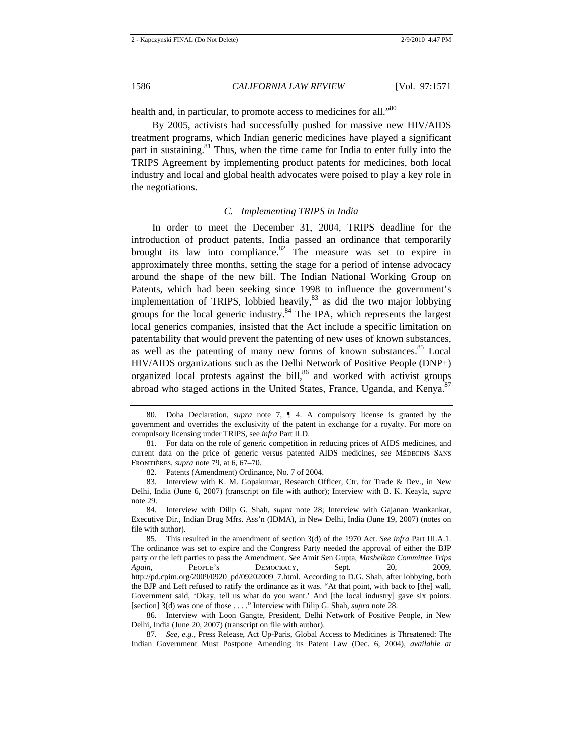health and, in particular, to promote access to medicines for all."[80]

By 2005, activists had successfully pushed for massive new HIV/AIDS treatment programs, which Indian generic medicines have played a significant part in sustaining.[81] Thus, when the time came for India to enter fully into the TRIPS Agreement by implementing product patents for medicines, both local industry and local and global health advocates were poised to play a key role in the negotiations.

### *C. Implementing TRIPS in India*

In order to meet the December 31, 2004, TRIPS deadline for the introduction of product patents, India passed an ordinance that temporarily brought its law into compliance.[82] The measure was set to expire in approximately three months, setting the stage for a period of intense advocacy around the shape of the new bill. The Indian National Working Group on Patents, which had been seeking since 1998 to influence the government's implementation of TRIPS, lobbied heavily,[83] as did the two major lobbying groups for the local generic industry.[84] The IPA, which represents the largest local generics companies, insisted that the Act include a specific limitation on patentability that would prevent the patenting of new uses of known substances, as well as the patenting of many new forms of known substances.[85] Local HIV/AIDS organizations such as the Delhi Network of Positive People (DNP+) organized local protests against the bill,[86] and worked with activist groups abroad who staged actions in the United States, France, Uganda, and Kenya.[87]

---

80. Doha Declaration, *supra* note 7, ¶ 4. A compulsory license is granted by the government and overrides the exclusivity of the patent in exchange for a royalty. For more on compulsory licensing under TRIPS, see *infra* Part II.D.

81. For data on the role of generic competition in reducing prices of AIDS medicines, and current data on the price of generic versus patented AIDS medicines, *see* Médecins Sans Frontières, *supra* note 79, at 6, 67–70.

82. Patents (Amendment) Ordinance, No. 7 of 2004.

83. Interview with K. M. Gopakumar, Research Officer, Ctr. for Trade & Dev., in New Delhi, India (June 6, 2007) (transcript on file with author); Interview with B. K. Keayla, *supra* note 29.

84. Interview with Dilip G. Shah, *supra* note 28; Interview with Gajanan Wankankar, Executive Dir., Indian Drug Mfrs. Ass'n (IDMA), in New Delhi, India (June 19, 2007) (notes on file with author).

85. This resulted in the amendment of section 3(d) of the 1970 Act. *See infra* Part III.A.1. The ordinance was set to expire and the Congress Party needed the approval of either the BJP party or the left parties to pass the Amendment. *See* Amit Sen Gupta, *Mashelkan Committee Trips Again*, People's Democracy, Sept. 20, 2009, http://pd.cpim.org/2009/0920_pd/09202009_7.html. According to D.G. Shah, after lobbying, both the BJP and Left refused to ratify the ordinance as it was. "At that point, with back to [the] wall, Government said, 'Okay, tell us what do you want.' And [the local industry] gave six points. [section] 3(d) was one of those . . . ." Interview with Dilip G. Shah, *supra* note 28.

86. Interview with Loon Gangte, President, Delhi Network of Positive People, in New Delhi, India (June 20, 2007) (transcript on file with author).

87. *See, e.g.*, Press Release, Act Up-Paris, Global Access to Medicines is Threatened: The Indian Government Must Postpone Amending its Patent Law (Dec. 6, 2004), *available at*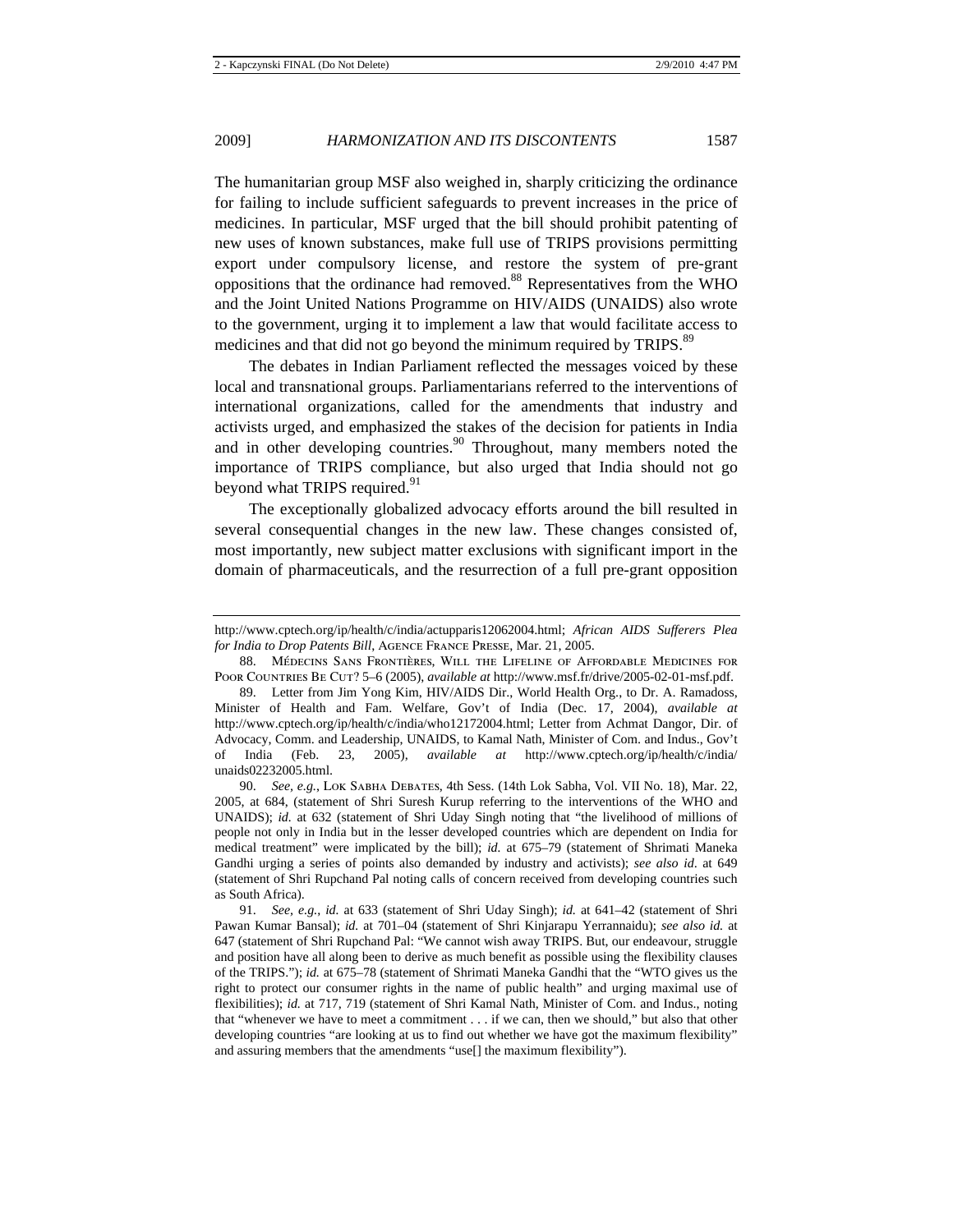The humanitarian group MSF also weighed in, sharply criticizing the ordinance for failing to include sufficient safeguards to prevent increases in the price of medicines. In particular, MSF urged that the bill should prohibit patenting of new uses of known substances, make full use of TRIPS provisions permitting export under compulsory license, and restore the system of pre-grant oppositions that the ordinance had removed.[88] Representatives from the WHO and the Joint United Nations Programme on HIV/AIDS (UNAIDS) also wrote to the government, urging it to implement a law that would facilitate access to medicines and that did not go beyond the minimum required by TRIPS.[89]

The debates in Indian Parliament reflected the messages voiced by these local and transnational groups. Parliamentarians referred to the interventions of international organizations, called for the amendments that industry and activists urged, and emphasized the stakes of the decision for patients in India and in other developing countries.[90] Throughout, many members noted the importance of TRIPS compliance, but also urged that India should not go beyond what TRIPS required.[91]

The exceptionally globalized advocacy efforts around the bill resulted in several consequential changes in the new law. These changes consisted of, most importantly, new subject matter exclusions with significant import in the domain of pharmaceuticals, and the resurrection of a full pre-grant opposition

---

http://www.cptech.org/ip/health/c/india/actupparis12062004.html; *African AIDS Sufferers Plea for India to Drop Patents Bill*, Agence France Presse, Mar. 21, 2005.

88. Médecins Sans Frontières, Will the Lifeline of Affordable Medicines for Poor Countries Be Cut? 5–6 (2005), *available at* http://www.msf.fr/drive/2005-02-01-msf.pdf.

89. Letter from Jim Yong Kim, HIV/AIDS Dir., World Health Org., to Dr. A. Ramadoss, Minister of Health and Fam. Welfare, Gov't of India (Dec. 17, 2004), *available at* http://www.cptech.org/ip/health/c/india/who12172004.html; Letter from Achmat Dangor, Dir. of Advocacy, Comm. and Leadership, UNAIDS, to Kamal Nath, Minister of Com. and Indus., Gov't of India (Feb. 23, 2005), *available at* http://www.cptech.org/ip/health/c/india/unaids02232005.html.

90. *See, e.g.*, Lok Sabha Debates, 4th Sess. (14th Lok Sabha, Vol. VII No. 18), Mar. 22, 2005, at 684, (statement of Shri Suresh Kurup referring to the interventions of the WHO and UNAIDS); *id.* at 632 (statement of Shri Uday Singh noting that "the livelihood of millions of people not only in India but in the lesser developed countries which are dependent on India for medical treatment" were implicated by the bill); *id.* at 675–79 (statement of Shrimati Maneka Gandhi urging a series of points also demanded by industry and activists); *see also id*. at 649 (statement of Shri Rupchand Pal noting calls of concern received from developing countries such as South Africa).

91. *See, e.g.*, *id.* at 633 (statement of Shri Uday Singh); *id.* at 641–42 (statement of Shri Pawan Kumar Bansal); *id.* at 701–04 (statement of Shri Kinjarapu Yerrannaidu); *see also id.* at 647 (statement of Shri Rupchand Pal: "We cannot wish away TRIPS. But, our endeavour, struggle and position have all along been to derive as much benefit as possible using the flexibility clauses of the TRIPS."); *id.* at 675–78 (statement of Shrimati Maneka Gandhi that the "WTO gives us the right to protect our consumer rights in the name of public health" and urging maximal use of flexibilities); *id.* at 717, 719 (statement of Shri Kamal Nath, Minister of Com. and Indus., noting that "whenever we have to meet a commitment . . . if we can, then we should," but also that other developing countries "are looking at us to find out whether we have got the maximum flexibility" and assuring members that the amendments "use[] the maximum flexibility").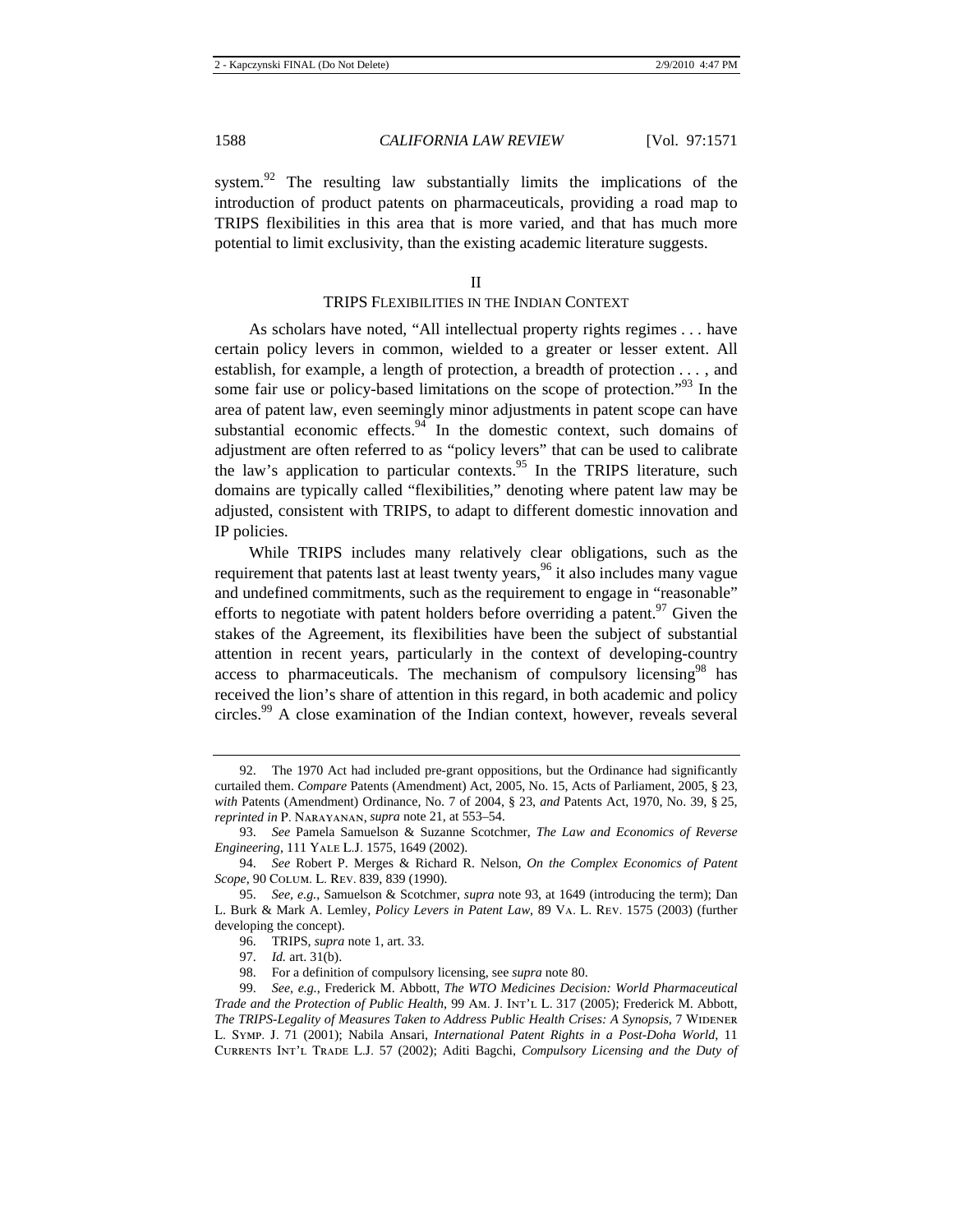system.[92] The resulting law substantially limits the implications of the introduction of product patents on pharmaceuticals, providing a road map to TRIPS flexibilities in this area that is more varied, and that has much more potential to limit exclusivity, than the existing academic literature suggests.

## II
## TRIPS FLEXIBILITIES IN THE INDIAN CONTEXT

As scholars have noted, "All intellectual property rights regimes . . . have certain policy levers in common, wielded to a greater or lesser extent. All establish, for example, a length of protection, a breadth of protection . . . , and some fair use or policy-based limitations on the scope of protection."[93] In the area of patent law, even seemingly minor adjustments in patent scope can have substantial economic effects.[94] In the domestic context, such domains of adjustment are often referred to as "policy levers" that can be used to calibrate the law's application to particular contexts.[95] In the TRIPS literature, such domains are typically called "flexibilities," denoting where patent law may be adjusted, consistent with TRIPS, to adapt to different domestic innovation and IP policies.

While TRIPS includes many relatively clear obligations, such as the requirement that patents last at least twenty years,[96] it also includes many vague and undefined commitments, such as the requirement to engage in "reasonable" efforts to negotiate with patent holders before overriding a patent.[97] Given the stakes of the Agreement, its flexibilities have been the subject of substantial attention in recent years, particularly in the context of developing-country access to pharmaceuticals. The mechanism of compulsory licensing[98] has received the lion's share of attention in this regard, in both academic and policy circles.[99] A close examination of the Indian context, however, reveals several

---

92. The 1970 Act had included pre-grant oppositions, but the Ordinance had significantly curtailed them. *Compare* Patents (Amendment) Act, 2005, No. 15, Acts of Parliament, 2005, § 23, *with* Patents (Amendment) Ordinance, No. 7 of 2004, § 23, *and* Patents Act, 1970, No. 39, § 25, *reprinted in* P. NARAYANAN, *supra* note 21, at 553–54.

93. *See* Pamela Samuelson & Suzanne Scotchmer, *The Law and Economics of Reverse Engineering*, 111 YALE L.J. 1575, 1649 (2002).

94. *See* Robert P. Merges & Richard R. Nelson, *On the Complex Economics of Patent Scope*, 90 COLUM. L. REV. 839, 839 (1990).

95. *See, e.g.*, Samuelson & Scotchmer, *supra* note 93, at 1649 (introducing the term); Dan L. Burk & Mark A. Lemley, *Policy Levers in Patent Law*, 89 VA. L. REV. 1575 (2003) (further developing the concept).

96. TRIPS, *supra* note 1, art. 33.

97. *Id.* art. 31(b).

98. For a definition of compulsory licensing, see *supra* note 80.

99. *See, e.g.*, Frederick M. Abbott, *The WTO Medicines Decision: World Pharmaceutical Trade and the Protection of Public Health*, 99 AM. J. INT'L L. 317 (2005); Frederick M. Abbott, *The TRIPS-Legality of Measures Taken to Address Public Health Crises: A Synopsis*, 7 WIDENER L. SYMP. J. 71 (2001); Nabila Ansari, *International Patent Rights in a Post-Doha World*, 11 CURRENTS INT'L TRADE L.J. 57 (2002); Aditi Bagchi, *Compulsory Licensing and the Duty of*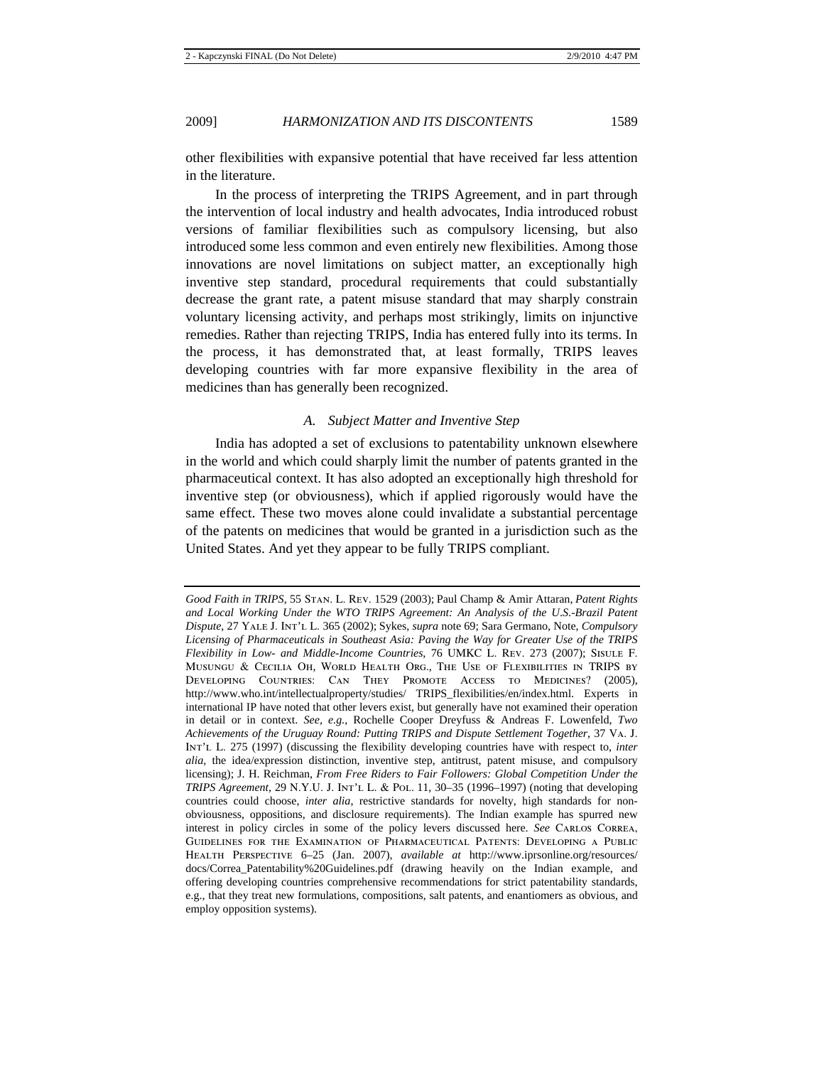other flexibilities with expansive potential that have received far less attention in the literature.

In the process of interpreting the TRIPS Agreement, and in part through the intervention of local industry and health advocates, India introduced robust versions of familiar flexibilities such as compulsory licensing, but also introduced some less common and even entirely new flexibilities. Among those innovations are novel limitations on subject matter, an exceptionally high inventive step standard, procedural requirements that could substantially decrease the grant rate, a patent misuse standard that may sharply constrain voluntary licensing activity, and perhaps most strikingly, limits on injunctive remedies. Rather than rejecting TRIPS, India has entered fully into its terms. In the process, it has demonstrated that, at least formally, TRIPS leaves developing countries with far more expansive flexibility in the area of medicines than has generally been recognized.

### *A. Subject Matter and Inventive Step*

India has adopted a set of exclusions to patentability unknown elsewhere in the world and which could sharply limit the number of patents granted in the pharmaceutical context. It has also adopted an exceptionally high threshold for inventive step (or obviousness), which if applied rigorously would have the same effect. These two moves alone could invalidate a substantial percentage of the patents on medicines that would be granted in a jurisdiction such as the United States. And yet they appear to be fully TRIPS compliant.

---

*Good Faith in TRIPS*, 55 Stan. L. Rev. 1529 (2003); Paul Champ & Amir Attaran, *Patent Rights and Local Working Under the WTO TRIPS Agreement: An Analysis of the U.S.-Brazil Patent Dispute*, 27 Yale J. Int'l L. 365 (2002); Sykes, *supra* note 69; Sara Germano, Note, *Compulsory Licensing of Pharmaceuticals in Southeast Asia: Paving the Way for Greater Use of the TRIPS Flexibility in Low- and Middle-Income Countries*, 76 UMKC L. Rev. 273 (2007); Sisule F. Musungu & Cecilia Oh, World Health Org., The Use of Flexibilities in TRIPS by Developing Countries: Can They Promote Access to Medicines? (2005), http://www.who.int/intellectualproperty/studies/ TRIPS_flexibilities/en/index.html. Experts in international IP have noted that other levers exist, but generally have not examined their operation in detail or in context. *See, e.g.*, Rochelle Cooper Dreyfuss & Andreas F. Lowenfeld, *Two Achievements of the Uruguay Round: Putting TRIPS and Dispute Settlement Together*, 37 Va. J. Int'l L. 275 (1997) (discussing the flexibility developing countries have with respect to, *inter alia*, the idea/expression distinction, inventive step, antitrust, patent misuse, and compulsory licensing); J. H. Reichman, *From Free Riders to Fair Followers: Global Competition Under the TRIPS Agreement*, 29 N.Y.U. J. Int'l L. & Pol. 11, 30–35 (1996–1997) (noting that developing countries could choose, *inter alia*, restrictive standards for novelty, high standards for non-obviousness, oppositions, and disclosure requirements). The Indian example has spurred new interest in policy circles in some of the policy levers discussed here. *See* Carlos Correa, Guidelines for the Examination of Pharmaceutical Patents: Developing a Public Health Perspective 6–25 (Jan. 2007), *available at* http://www.iprsonline.org/resources/ docs/Correa_Patentability%20Guidelines.pdf (drawing heavily on the Indian example, and offering developing countries comprehensive recommendations for strict patentability standards, e.g., that they treat new formulations, compositions, salt patents, and enantiomers as obvious, and employ opposition systems).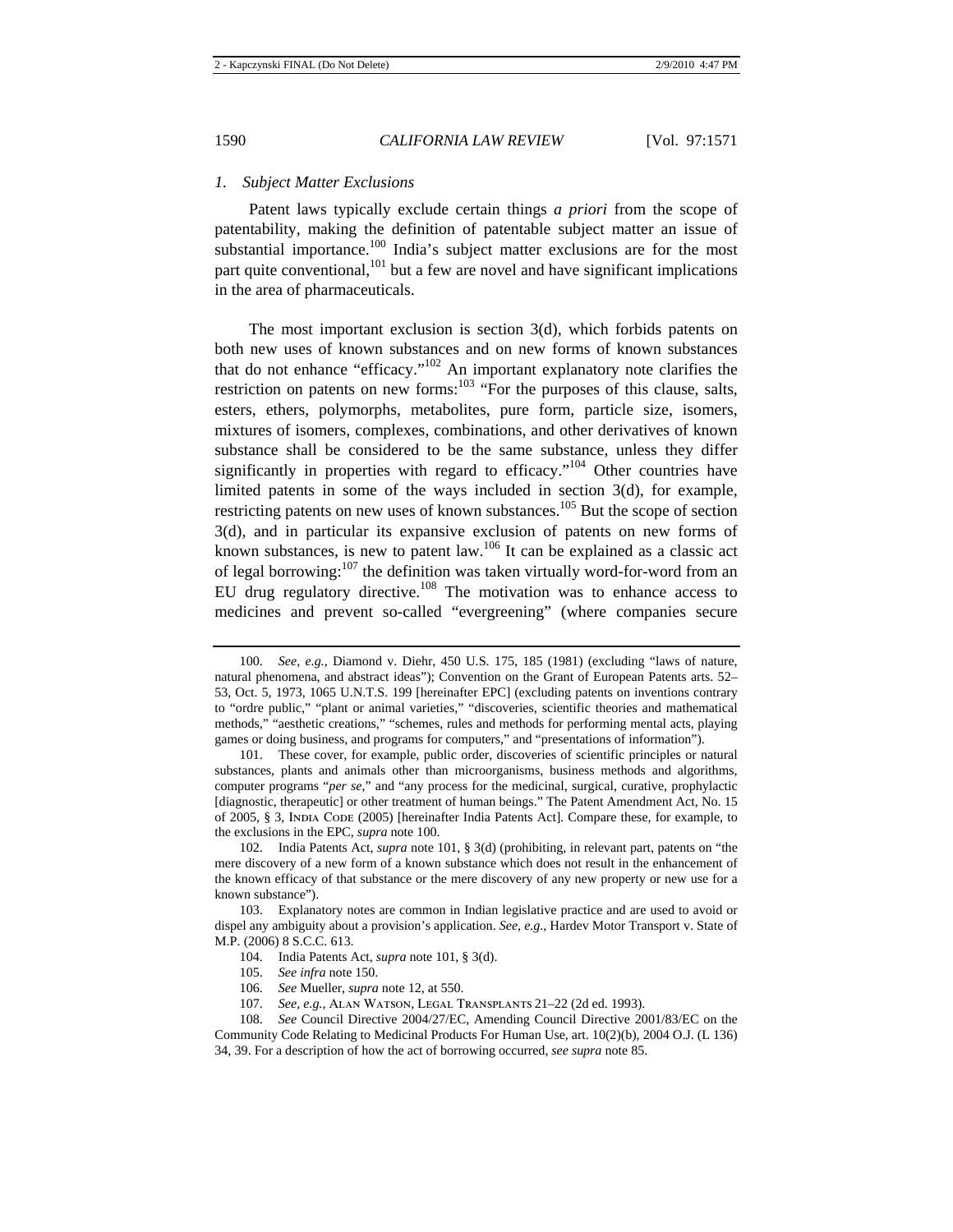### *1. Subject Matter Exclusions*

Patent laws typically exclude certain things *a priori* from the scope of patentability, making the definition of patentable subject matter an issue of substantial importance.[100] India's subject matter exclusions are for the most part quite conventional,[101] but a few are novel and have significant implications in the area of pharmaceuticals.

The most important exclusion is section 3(d), which forbids patents on both new uses of known substances and on new forms of known substances that do not enhance "efficacy."[102] An important explanatory note clarifies the restriction on patents on new forms:[103] "For the purposes of this clause, salts, esters, ethers, polymorphs, metabolites, pure form, particle size, isomers, mixtures of isomers, complexes, combinations, and other derivatives of known substance shall be considered to be the same substance, unless they differ significantly in properties with regard to efficacy."[104] Other countries have limited patents in some of the ways included in section 3(d), for example, restricting patents on new uses of known substances.[105] But the scope of section 3(d), and in particular its expansive exclusion of patents on new forms of known substances, is new to patent law.[106] It can be explained as a classic act of legal borrowing:[107] the definition was taken virtually word-for-word from an EU drug regulatory directive.[108] The motivation was to enhance access to medicines and prevent so-called "evergreening" (where companies secure

---

100. *See, e.g.*, Diamond v. Diehr, 450 U.S. 175, 185 (1981) (excluding "laws of nature, natural phenomena, and abstract ideas"); Convention on the Grant of European Patents arts. 52–53, Oct. 5, 1973, 1065 U.N.T.S. 199 [hereinafter EPC] (excluding patents on inventions contrary to "ordre public," "plant or animal varieties," "discoveries, scientific theories and mathematical methods," "aesthetic creations," "schemes, rules and methods for performing mental acts, playing games or doing business, and programs for computers," and "presentations of information").

101. These cover, for example, public order, discoveries of scientific principles or natural substances, plants and animals other than microorganisms, business methods and algorithms, computer programs "*per se*," and "any process for the medicinal, surgical, curative, prophylactic [diagnostic, therapeutic] or other treatment of human beings." The Patent Amendment Act, No. 15 of 2005, § 3, INDIA CODE (2005) [hereinafter India Patents Act]. Compare these, for example, to the exclusions in the EPC, *supra* note 100.

102. India Patents Act, *supra* note 101, § 3(d) (prohibiting, in relevant part, patents on "the mere discovery of a new form of a known substance which does not result in the enhancement of the known efficacy of that substance or the mere discovery of any new property or new use for a known substance").

103. Explanatory notes are common in Indian legislative practice and are used to avoid or dispel any ambiguity about a provision's application. *See, e.g.*, Hardev Motor Transport v. State of M.P. (2006) 8 S.C.C. 613.

104. India Patents Act, *supra* note 101, § 3(d).

105. *See infra* note 150.

106. *See* Mueller, *supra* note 12, at 550.

107. *See, e.g.*, ALAN WATSON, LEGAL TRANSPLANTS 21–22 (2d ed. 1993).

108. *See* Council Directive 2004/27/EC, Amending Council Directive 2001/83/EC on the Community Code Relating to Medicinal Products For Human Use, art. 10(2)(b), 2004 O.J. (L 136) 34, 39. For a description of how the act of borrowing occurred, *see supra* note 85.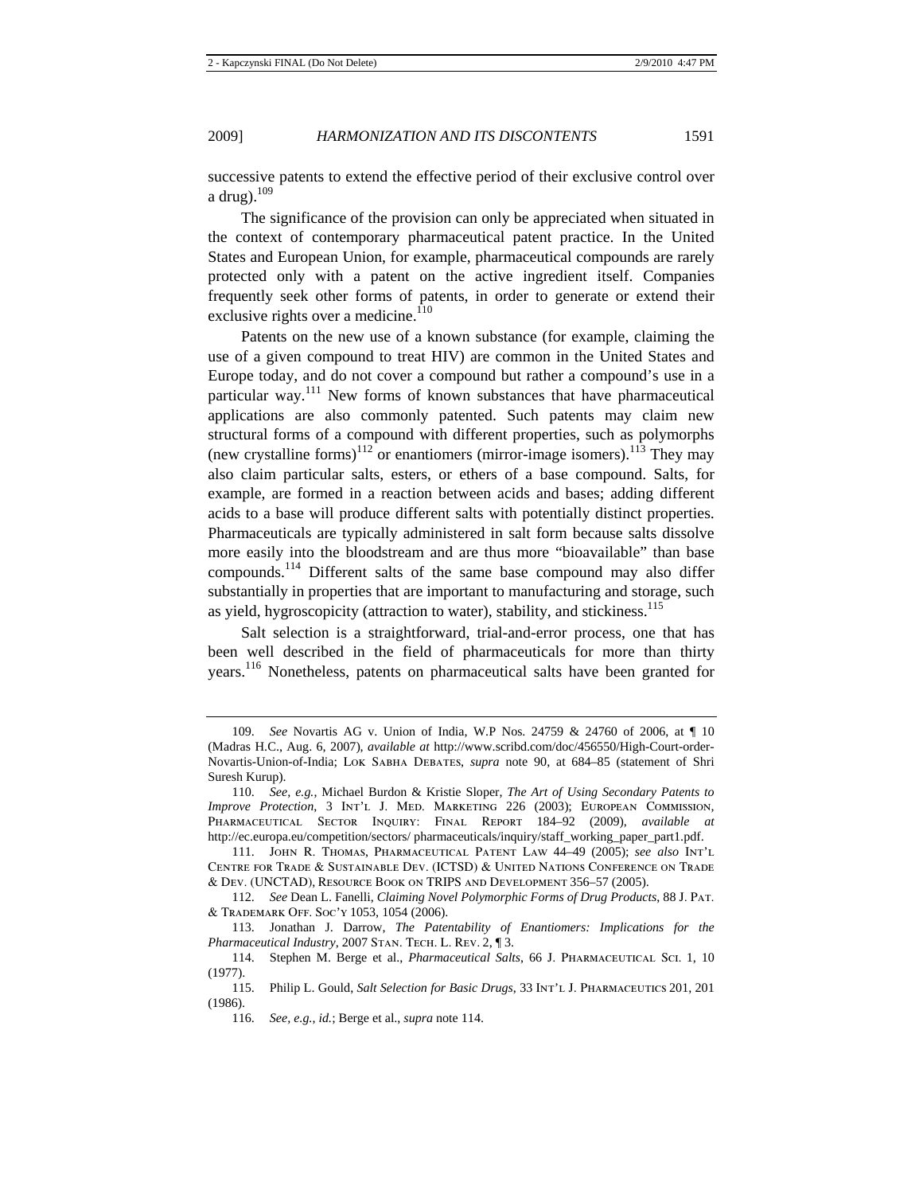successive patents to extend the effective period of their exclusive control over a drug).[109]

The significance of the provision can only be appreciated when situated in the context of contemporary pharmaceutical patent practice. In the United States and European Union, for example, pharmaceutical compounds are rarely protected only with a patent on the active ingredient itself. Companies frequently seek other forms of patents, in order to generate or extend their exclusive rights over a medicine.[110]

Patents on the new use of a known substance (for example, claiming the use of a given compound to treat HIV) are common in the United States and Europe today, and do not cover a compound but rather a compound's use in a particular way.[111] New forms of known substances that have pharmaceutical applications are also commonly patented. Such patents may claim new structural forms of a compound with different properties, such as polymorphs (new crystalline forms)[112] or enantiomers (mirror-image isomers).[113] They may also claim particular salts, esters, or ethers of a base compound. Salts, for example, are formed in a reaction between acids and bases; adding different acids to a base will produce different salts with potentially distinct properties. Pharmaceuticals are typically administered in salt form because salts dissolve more easily into the bloodstream and are thus more "bioavailable" than base compounds.[114] Different salts of the same base compound may also differ substantially in properties that are important to manufacturing and storage, such as yield, hygroscopicity (attraction to water), stability, and stickiness.[115]

Salt selection is a straightforward, trial-and-error process, one that has been well described in the field of pharmaceuticals for more than thirty years.[116] Nonetheless, patents on pharmaceutical salts have been granted for

---

109. *See* Novartis AG v. Union of India, W.P Nos. 24759 & 24760 of 2006, at ¶ 10 (Madras H.C., Aug. 6, 2007), *available at* http://www.scribd.com/doc/456550/High-Court-order-Novartis-Union-of-India; LOK SABHA DEBATES, *supra* note 90, at 684–85 (statement of Shri Suresh Kurup).

110. *See, e.g.*, Michael Burdon & Kristie Sloper, *The Art of Using Secondary Patents to Improve Protection*, 3 INT'L J. MED. MARKETING 226 (2003); EUROPEAN COMMISSION, PHARMACEUTICAL SECTOR INQUIRY: FINAL REPORT 184–92 (2009), *available at* http://ec.europa.eu/competition/sectors/ pharmaceuticals/inquiry/staff_working_paper_part1.pdf.

111. JOHN R. THOMAS, PHARMACEUTICAL PATENT LAW 44–49 (2005); *see also* INT'L CENTRE FOR TRADE & SUSTAINABLE DEV. (ICTSD) & UNITED NATIONS CONFERENCE ON TRADE & DEV. (UNCTAD), RESOURCE BOOK ON TRIPS AND DEVELOPMENT 356–57 (2005).

112. *See* Dean L. Fanelli, *Claiming Novel Polymorphic Forms of Drug Products*, 88 J. PAT. & TRADEMARK OFF. SOC'Y 1053, 1054 (2006).

113. Jonathan J. Darrow, *The Patentability of Enantiomers: Implications for the Pharmaceutical Industry*, 2007 STAN. TECH. L. REV. 2, ¶ 3.

114. Stephen M. Berge et al., *Pharmaceutical Salts*, 66 J. PHARMACEUTICAL SCI. 1, 10 (1977).

115. Philip L. Gould, *Salt Selection for Basic Drugs*, 33 INT'L J. PHARMACEUTICS 201, 201 (1986).

116. *See, e.g.*, *id.*; Berge et al., *supra* note 114.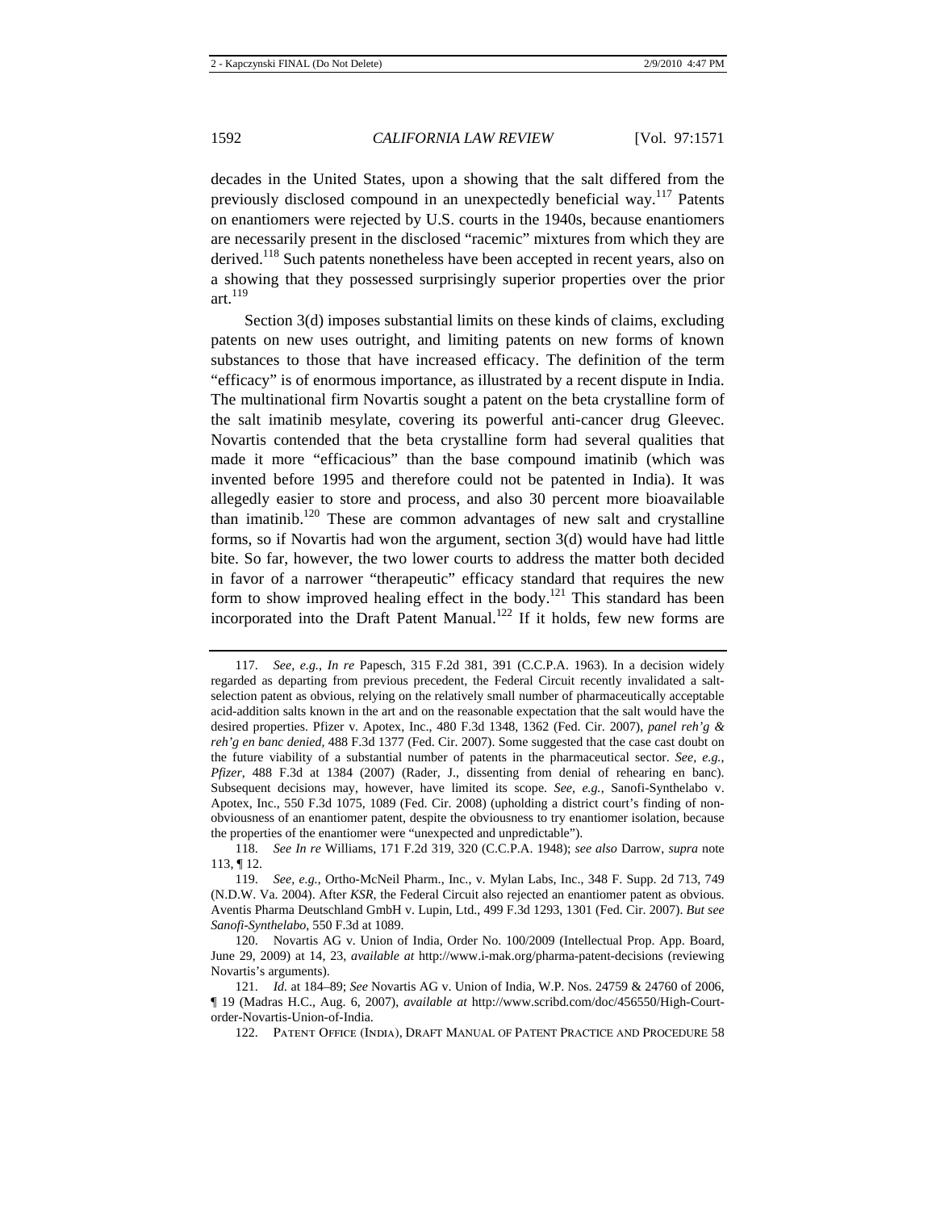decades in the United States, upon a showing that the salt differed from the previously disclosed compound in an unexpectedly beneficial way.[117] Patents on enantiomers were rejected by U.S. courts in the 1940s, because enantiomers are necessarily present in the disclosed "racemic" mixtures from which they are derived.[118] Such patents nonetheless have been accepted in recent years, also on a showing that they possessed surprisingly superior properties over the prior art.[119]

Section 3(d) imposes substantial limits on these kinds of claims, excluding patents on new uses outright, and limiting patents on new forms of known substances to those that have increased efficacy. The definition of the term "efficacy" is of enormous importance, as illustrated by a recent dispute in India. The multinational firm Novartis sought a patent on the beta crystalline form of the salt imatinib mesylate, covering its powerful anti-cancer drug Gleevec. Novartis contended that the beta crystalline form had several qualities that made it more "efficacious" than the base compound imatinib (which was invented before 1995 and therefore could not be patented in India). It was allegedly easier to store and process, and also 30 percent more bioavailable than imatinib.[120] These are common advantages of new salt and crystalline forms, so if Novartis had won the argument, section 3(d) would have had little bite. So far, however, the two lower courts to address the matter both decided in favor of a narrower "therapeutic" efficacy standard that requires the new form to show improved healing effect in the body.[121] This standard has been incorporated into the Draft Patent Manual.[122] If it holds, few new forms are

---

117. *See, e.g.*, *In re* Papesch, 315 F.2d 381, 391 (C.C.P.A. 1963). In a decision widely regarded as departing from previous precedent, the Federal Circuit recently invalidated a salt-selection patent as obvious, relying on the relatively small number of pharmaceutically acceptable acid-addition salts known in the art and on the reasonable expectation that the salt would have the desired properties. Pfizer v. Apotex, Inc., 480 F.3d 1348, 1362 (Fed. Cir. 2007), *panel reh'g & reh'g en banc denied*, 488 F.3d 1377 (Fed. Cir. 2007). Some suggested that the case cast doubt on the future viability of a substantial number of patents in the pharmaceutical sector. *See, e.g.*, *Pfizer*, 488 F.3d at 1384 (2007) (Rader, J., dissenting from denial of rehearing en banc). Subsequent decisions may, however, have limited its scope. *See, e.g.*, Sanofi-Synthelabo v. Apotex, Inc., 550 F.3d 1075, 1089 (Fed. Cir. 2008) (upholding a district court's finding of non-obviousness of an enantiomer patent, despite the obviousness to try enantiomer isolation, because the properties of the enantiomer were "unexpected and unpredictable").

118. *See In re* Williams, 171 F.2d 319, 320 (C.C.P.A. 1948); *see also* Darrow, *supra* note 113, ¶ 12.

119. *See, e.g.*, Ortho-McNeil Pharm., Inc., v. Mylan Labs, Inc., 348 F. Supp. 2d 713, 749 (N.D.W. Va. 2004). After *KSR*, the Federal Circuit also rejected an enantiomer patent as obvious. Aventis Pharma Deutschland GmbH v. Lupin, Ltd., 499 F.3d 1293, 1301 (Fed. Cir. 2007). *But see Sanofi-Synthelabo*, 550 F.3d at 1089.

120. Novartis AG v. Union of India, Order No. 100/2009 (Intellectual Prop. App. Board, June 29, 2009) at 14, 23, *available at* http://www.i-mak.org/pharma-patent-decisions (reviewing Novartis's arguments).

121. *Id.* at 184–89; *See* Novartis AG v. Union of India, W.P. Nos. 24759 & 24760 of 2006, ¶ 19 (Madras H.C., Aug. 6, 2007), *available at* http://www.scribd.com/doc/456550/High-Court-order-Novartis-Union-of-India.

122. PATENT OFFICE (INDIA), DRAFT MANUAL OF PATENT PRACTICE AND PROCEDURE 58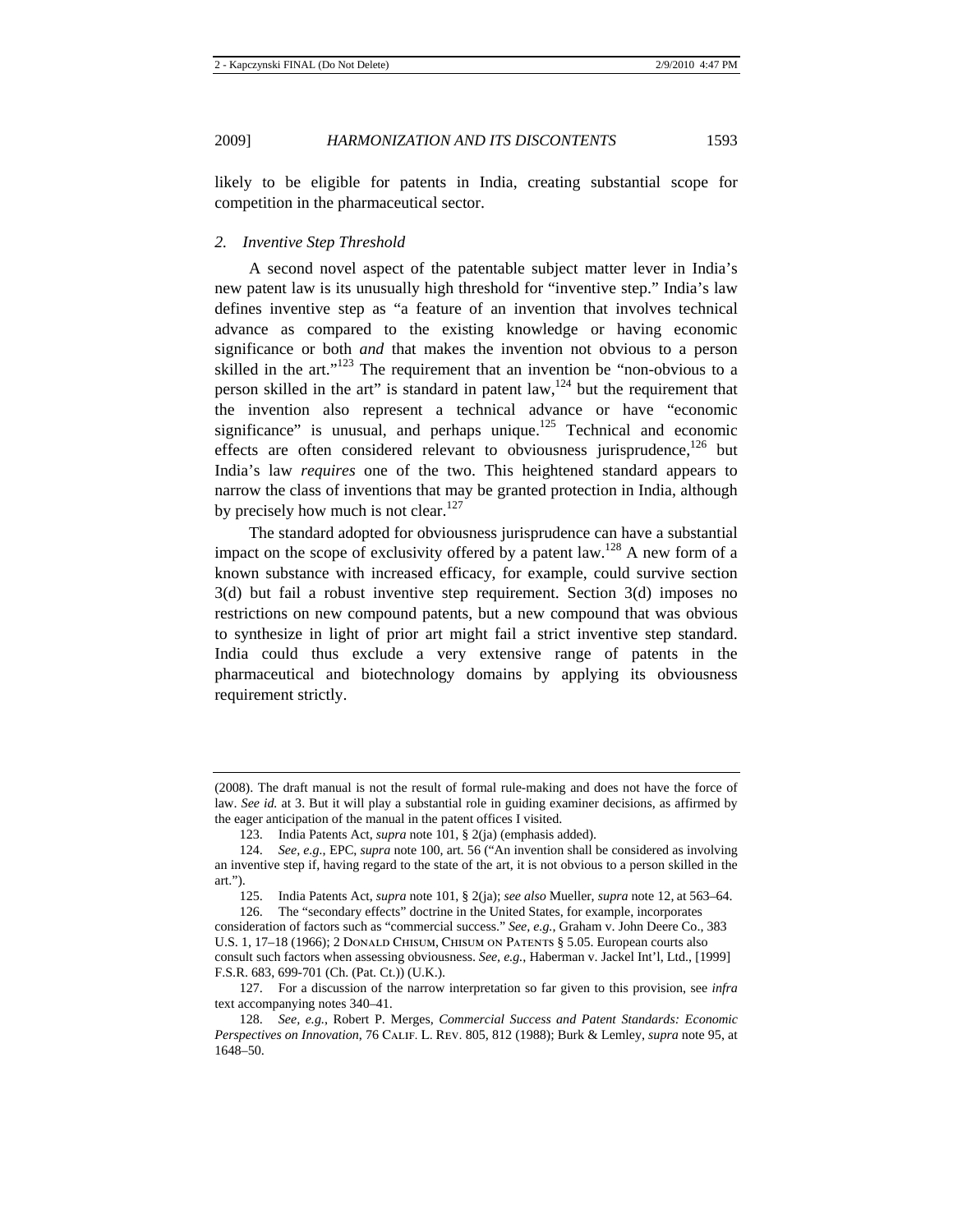likely to be eligible for patents in India, creating substantial scope for competition in the pharmaceutical sector.

### *2. Inventive Step Threshold*

A second novel aspect of the patentable subject matter lever in India's new patent law is its unusually high threshold for "inventive step." India's law defines inventive step as "a feature of an invention that involves technical advance as compared to the existing knowledge or having economic significance or both *and* that makes the invention not obvious to a person skilled in the art."[123] The requirement that an invention be "non-obvious to a person skilled in the art" is standard in patent law,[124] but the requirement that the invention also represent a technical advance or have "economic significance" is unusual, and perhaps unique.[125] Technical and economic effects are often considered relevant to obviousness jurisprudence,[126] but India's law *requires* one of the two. This heightened standard appears to narrow the class of inventions that may be granted protection in India, although by precisely how much is not clear.[127]

The standard adopted for obviousness jurisprudence can have a substantial impact on the scope of exclusivity offered by a patent law.[128] A new form of a known substance with increased efficacy, for example, could survive section 3(d) but fail a robust inventive step requirement. Section 3(d) imposes no restrictions on new compound patents, but a new compound that was obvious to synthesize in light of prior art might fail a strict inventive step standard. India could thus exclude a very extensive range of patents in the pharmaceutical and biotechnology domains by applying its obviousness requirement strictly.

---

(2008). The draft manual is not the result of formal rule-making and does not have the force of law. *See id.* at 3. But it will play a substantial role in guiding examiner decisions, as affirmed by the eager anticipation of the manual in the patent offices I visited.

123. India Patents Act, *supra* note 101, § 2(ja) (emphasis added).

124. *See, e.g.*, EPC, *supra* note 100, art. 56 ("An invention shall be considered as involving an inventive step if, having regard to the state of the art, it is not obvious to a person skilled in the art.").

125. India Patents Act, *supra* note 101, § 2(ja); *see also* Mueller, *supra* note 12, at 563–64.

126. The "secondary effects" doctrine in the United States, for example, incorporates consideration of factors such as "commercial success." *See, e.g.*, Graham v. John Deere Co., 383 U.S. 1, 17–18 (1966); 2 DONALD CHISUM, CHISUM ON PATENTS § 5.05. European courts also consult such factors when assessing obviousness. *See, e.g.*, Haberman v. Jackel Int'l, Ltd., [1999] F.S.R. 683, 699-701 (Ch. (Pat. Ct.)) (U.K.).

127. For a discussion of the narrow interpretation so far given to this provision, see *infra* text accompanying notes 340–41.

128. *See, e.g.*, Robert P. Merges, *Commercial Success and Patent Standards: Economic Perspectives on Innovation*, 76 CALIF. L. REV. 805, 812 (1988); Burk & Lemley, *supra* note 95, at 1648–50.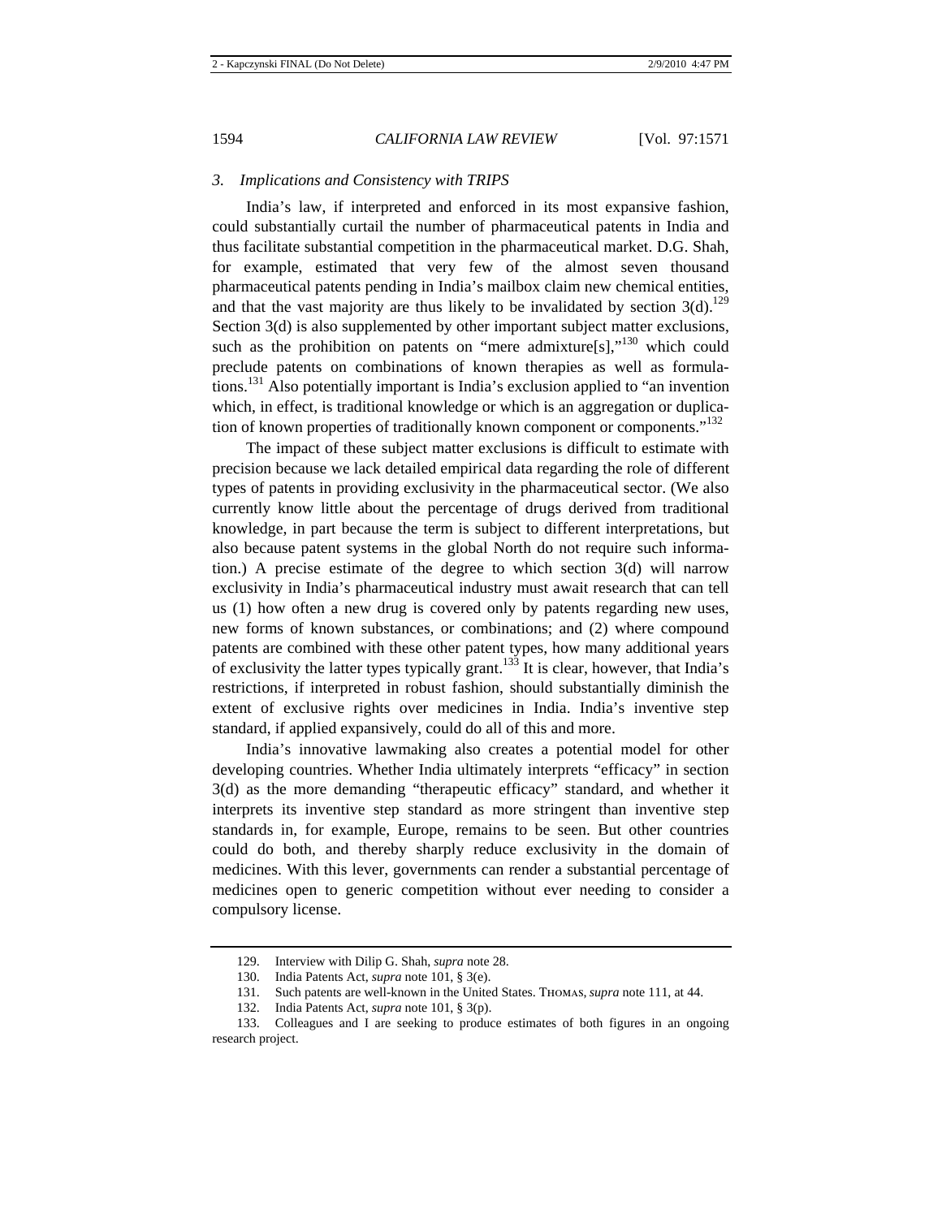### *3. Implications and Consistency with TRIPS*

India's law, if interpreted and enforced in its most expansive fashion, could substantially curtail the number of pharmaceutical patents in India and thus facilitate substantial competition in the pharmaceutical market. D.G. Shah, for example, estimated that very few of the almost seven thousand pharmaceutical patents pending in India's mailbox claim new chemical entities, and that the vast majority are thus likely to be invalidated by section 3(d).[129] Section 3(d) is also supplemented by other important subject matter exclusions, such as the prohibition on patents on "mere admixture[s],"[130] which could preclude patents on combinations of known therapies as well as formulations.[131] Also potentially important is India's exclusion applied to "an invention which, in effect, is traditional knowledge or which is an aggregation or duplication of known properties of traditionally known component or components."[132]

The impact of these subject matter exclusions is difficult to estimate with precision because we lack detailed empirical data regarding the role of different types of patents in providing exclusivity in the pharmaceutical sector. (We also currently know little about the percentage of drugs derived from traditional knowledge, in part because the term is subject to different interpretations, but also because patent systems in the global North do not require such information.) A precise estimate of the degree to which section 3(d) will narrow exclusivity in India's pharmaceutical industry must await research that can tell us (1) how often a new drug is covered only by patents regarding new uses, new forms of known substances, or combinations; and (2) where compound patents are combined with these other patent types, how many additional years of exclusivity the latter types typically grant.[133] It is clear, however, that India's restrictions, if interpreted in robust fashion, should substantially diminish the extent of exclusive rights over medicines in India. India's inventive step standard, if applied expansively, could do all of this and more.

India's innovative lawmaking also creates a potential model for other developing countries. Whether India ultimately interprets "efficacy" in section 3(d) as the more demanding "therapeutic efficacy" standard, and whether it interprets its inventive step standard as more stringent than inventive step standards in, for example, Europe, remains to be seen. But other countries could do both, and thereby sharply reduce exclusivity in the domain of medicines. With this lever, governments can render a substantial percentage of medicines open to generic competition without ever needing to consider a compulsory license.

---

129. Interview with Dilip G. Shah, *supra* note 28.

130. India Patents Act, *supra* note 101, § 3(e).

131. Such patents are well-known in the United States. THOMAS, *supra* note 111, at 44.

132. India Patents Act, *supra* note 101, § 3(p).

133. Colleagues and I are seeking to produce estimates of both figures in an ongoing research project.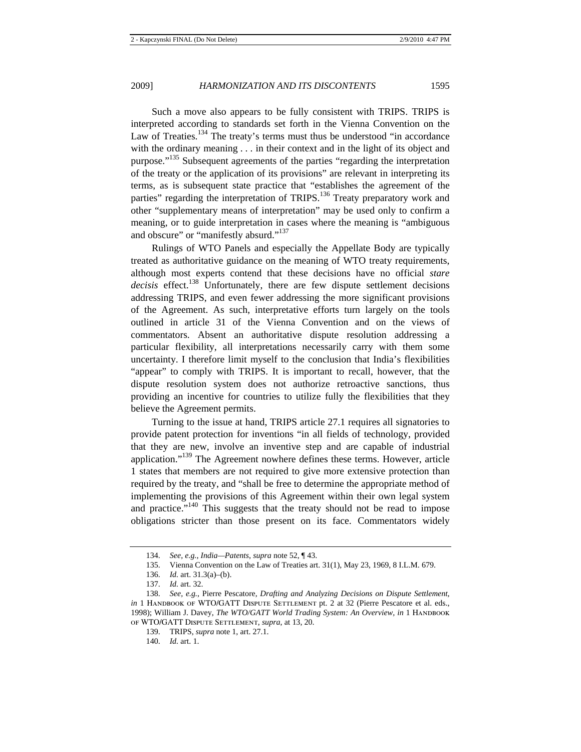Such a move also appears to be fully consistent with TRIPS. TRIPS is interpreted according to standards set forth in the Vienna Convention on the Law of Treaties.[134] The treaty's terms must thus be understood "in accordance with the ordinary meaning . . . in their context and in the light of its object and purpose."[135] Subsequent agreements of the parties "regarding the interpretation of the treaty or the application of its provisions" are relevant in interpreting its terms, as is subsequent state practice that "establishes the agreement of the parties" regarding the interpretation of TRIPS.[136] Treaty preparatory work and other "supplementary means of interpretation" may be used only to confirm a meaning, or to guide interpretation in cases where the meaning is "ambiguous and obscure" or "manifestly absurd."[137]

Rulings of WTO Panels and especially the Appellate Body are typically treated as authoritative guidance on the meaning of WTO treaty requirements, although most experts contend that these decisions have no official *stare decisis* effect.[138] Unfortunately, there are few dispute settlement decisions addressing TRIPS, and even fewer addressing the more significant provisions of the Agreement. As such, interpretative efforts turn largely on the tools outlined in article 31 of the Vienna Convention and on the views of commentators. Absent an authoritative dispute resolution addressing a particular flexibility, all interpretations necessarily carry with them some uncertainty. I therefore limit myself to the conclusion that India's flexibilities "appear" to comply with TRIPS. It is important to recall, however, that the dispute resolution system does not authorize retroactive sanctions, thus providing an incentive for countries to utilize fully the flexibilities that they believe the Agreement permits.

Turning to the issue at hand, TRIPS article 27.1 requires all signatories to provide patent protection for inventions "in all fields of technology, provided that they are new, involve an inventive step and are capable of industrial application."[139] The Agreement nowhere defines these terms. However, article 1 states that members are not required to give more extensive protection than required by the treaty, and "shall be free to determine the appropriate method of implementing the provisions of this Agreement within their own legal system and practice."[140] This suggests that the treaty should not be read to impose obligations stricter than those present on its face. Commentators widely

---

134. *See, e.g.*, *India—Patents*, *supra* note 52, ¶ 43.

135. Vienna Convention on the Law of Treaties art. 31(1), May 23, 1969, 8 I.L.M. 679.

136. *Id.* art. 31.3(a)–(b).

137. *Id.* art. 32.

138. *See, e.g.*, Pierre Pescatore, *Drafting and Analyzing Decisions on Dispute Settlement*, *in* 1 HANDBOOK OF WTO/GATT DISPUTE SETTLEMENT pt. 2 at 32 (Pierre Pescatore et al. eds., 1998); William J. Davey, *The WTO/GATT World Trading System: An Overview*, *in* 1 HANDBOOK OF WTO/GATT DISPUTE SETTLEMENT, *supra*, at 13, 20.

139. TRIPS, *supra* note 1, art. 27.1.

140. *Id.* art. 1.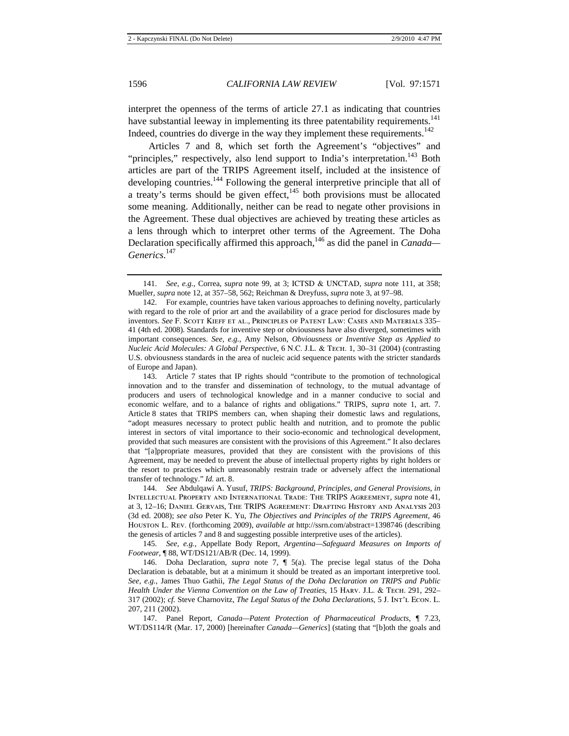interpret the openness of the terms of article 27.1 as indicating that countries have substantial leeway in implementing its three patentability requirements.[141] Indeed, countries do diverge in the way they implement these requirements.[142]

Articles 7 and 8, which set forth the Agreement's "objectives" and "principles," respectively, also lend support to India's interpretation.[143] Both articles are part of the TRIPS Agreement itself, included at the insistence of developing countries.[144] Following the general interpretive principle that all of a treaty's terms should be given effect,[145] both provisions must be allocated some meaning. Additionally, neither can be read to negate other provisions in the Agreement. These dual objectives are achieved by treating these articles as a lens through which to interpret other terms of the Agreement. The Doha Declaration specifically affirmed this approach,[146] as did the panel in *Canada—Generics*.[147]

---

141. *See, e.g.*, Correa, *supra* note 99, at 3; ICTSD & UNCTAD, *supra* note 111, at 358; Mueller, *supra* note 12, at 357–58, 562; Reichman & Dreyfuss, *supra* note 3, at 97–98.

142. For example, countries have taken various approaches to defining novelty, particularly with regard to the role of prior art and the availability of a grace period for disclosures made by inventors. *See* F. Scott Kieff et al., Principles of Patent Law: Cases and Materials 335–41 (4th ed. 2008). Standards for inventive step or obviousness have also diverged, sometimes with important consequences. *See, e.g.*, Amy Nelson, *Obviousness or Inventive Step as Applied to Nucleic Acid Molecules: A Global Perspective*, 6 N.C. J.L. & Tech. 1, 30–31 (2004) (contrasting U.S. obviousness standards in the area of nucleic acid sequence patents with the stricter standards of Europe and Japan).

143. Article 7 states that IP rights should "contribute to the promotion of technological innovation and to the transfer and dissemination of technology, to the mutual advantage of producers and users of technological knowledge and in a manner conducive to social and economic welfare, and to a balance of rights and obligations." TRIPS, *supra* note 1, art. 7. Article 8 states that TRIPS members can, when shaping their domestic laws and regulations, "adopt measures necessary to protect public health and nutrition, and to promote the public interest in sectors of vital importance to their socio-economic and technological development, provided that such measures are consistent with the provisions of this Agreement." It also declares that "[a]ppropriate measures, provided that they are consistent with the provisions of this Agreement, may be needed to prevent the abuse of intellectual property rights by right holders or the resort to practices which unreasonably restrain trade or adversely affect the international transfer of technology." *Id.* art. 8.

144. *See* Abdulqawi A. Yusuf, *TRIPS: Background, Principles, and General Provisions*, *in* Intellectual Property and International Trade: The TRIPS Agreement, *supra* note 41, at 3, 12–16; Daniel Gervais, The TRIPS Agreement: Drafting History and Analysis 203 (3d ed. 2008); *see also* Peter K. Yu, *The Objectives and Principles of the TRIPS Agreement*, 46 Houston L. Rev. (forthcoming 2009), *available at* http://ssrn.com/abstract=1398746 (describing the genesis of articles 7 and 8 and suggesting possible interpretive uses of the articles).

145. *See, e.g.*, Appellate Body Report, *Argentina—Safeguard Measures on Imports of Footwear*, ¶ 88, WT/DS121/AB/R (Dec. 14, 1999).

146. Doha Declaration, *supra* note 7, ¶ 5(a). The precise legal status of the Doha Declaration is debatable, but at a minimum it should be treated as an important interpretive tool. *See, e.g.*, James Thuo Gathii, *The Legal Status of the Doha Declaration on TRIPS and Public Health Under the Vienna Convention on the Law of Treaties*, 15 Harv. J.L. & Tech. 291, 292–317 (2002); *cf.* Steve Charnovitz, *The Legal Status of the Doha Declarations*, 5 J. Int'l Econ. L. 207, 211 (2002).

147. Panel Report, *Canada—Patent Protection of Pharmaceutical Products*, ¶ 7.23, WT/DS114/R (Mar. 17, 2000) [hereinafter *Canada—Generics*] (stating that "[b]oth the goals and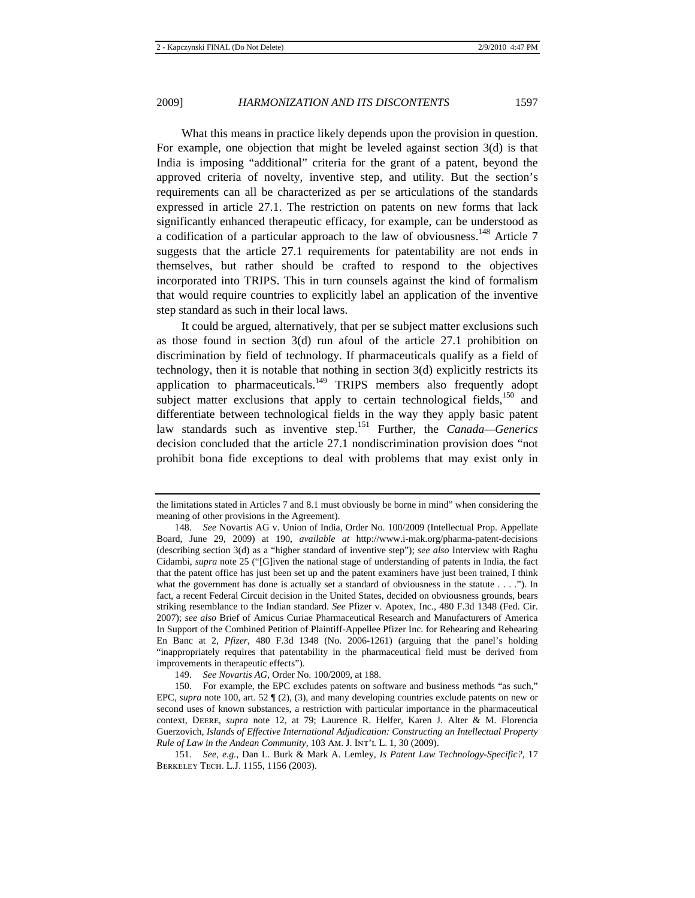What this means in practice likely depends upon the provision in question. For example, one objection that might be leveled against section 3(d) is that India is imposing "additional" criteria for the grant of a patent, beyond the approved criteria of novelty, inventive step, and utility. But the section's requirements can all be characterized as per se articulations of the standards expressed in article 27.1. The restriction on patents on new forms that lack significantly enhanced therapeutic efficacy, for example, can be understood as a codification of a particular approach to the law of obviousness.[148] Article 7 suggests that the article 27.1 requirements for patentability are not ends in themselves, but rather should be crafted to respond to the objectives incorporated into TRIPS. This in turn counsels against the kind of formalism that would require countries to explicitly label an application of the inventive step standard as such in their local laws.

It could be argued, alternatively, that per se subject matter exclusions such as those found in section 3(d) run afoul of the article 27.1 prohibition on discrimination by field of technology. If pharmaceuticals qualify as a field of technology, then it is notable that nothing in section 3(d) explicitly restricts its application to pharmaceuticals.[149] TRIPS members also frequently adopt subject matter exclusions that apply to certain technological fields,[150] and differentiate between technological fields in the way they apply basic patent law standards such as inventive step.[151] Further, the *Canada—Generics* decision concluded that the article 27.1 nondiscrimination provision does "not prohibit bona fide exceptions to deal with problems that may exist only in

---

the limitations stated in Articles 7 and 8.1 must obviously be borne in mind" when considering the meaning of other provisions in the Agreement).

148. *See* Novartis AG v. Union of India, Order No. 100/2009 (Intellectual Prop. Appellate Board, June 29, 2009) at 190, *available at* http://www.i-mak.org/pharma-patent-decisions (describing section 3(d) as a "higher standard of inventive step"); *see also* Interview with Raghu Cidambi, *supra* note 25 ("[G]iven the national stage of understanding of patents in India, the fact that the patent office has just been set up and the patent examiners have just been trained, I think what the government has done is actually set a standard of obviousness in the statute . . . ."). In fact, a recent Federal Circuit decision in the United States, decided on obviousness grounds, bears striking resemblance to the Indian standard. *See* Pfizer v. Apotex, Inc., 480 F.3d 1348 (Fed. Cir. 2007); *see also* Brief of Amicus Curiae Pharmaceutical Research and Manufacturers of America In Support of the Combined Petition of Plaintiff-Appellee Pfizer Inc. for Rehearing and Rehearing En Banc at 2, *Pfizer*, 480 F.3d 1348 (No. 2006-1261) (arguing that the panel's holding "inappropriately requires that patentability in the pharmaceutical field must be derived from improvements in therapeutic effects").

149. *See Novartis AG*, Order No. 100/2009, at 188.

150. For example, the EPC excludes patents on software and business methods "as such," EPC, *supra* note 100, art. 52 ¶ (2), (3), and many developing countries exclude patents on new or second uses of known substances, a restriction with particular importance in the pharmaceutical context, DEERE, *supra* note 12, at 79; Laurence R. Helfer, Karen J. Alter & M. Florencia Guerzovich, *Islands of Effective International Adjudication: Constructing an Intellectual Property Rule of Law in the Andean Community*, 103 AM. J. INT'L L. 1, 30 (2009).

151. *See, e.g.*, Dan L. Burk & Mark A. Lemley, *Is Patent Law Technology-Specific?*, 17 BERKELEY TECH. L.J. 1155, 1156 (2003).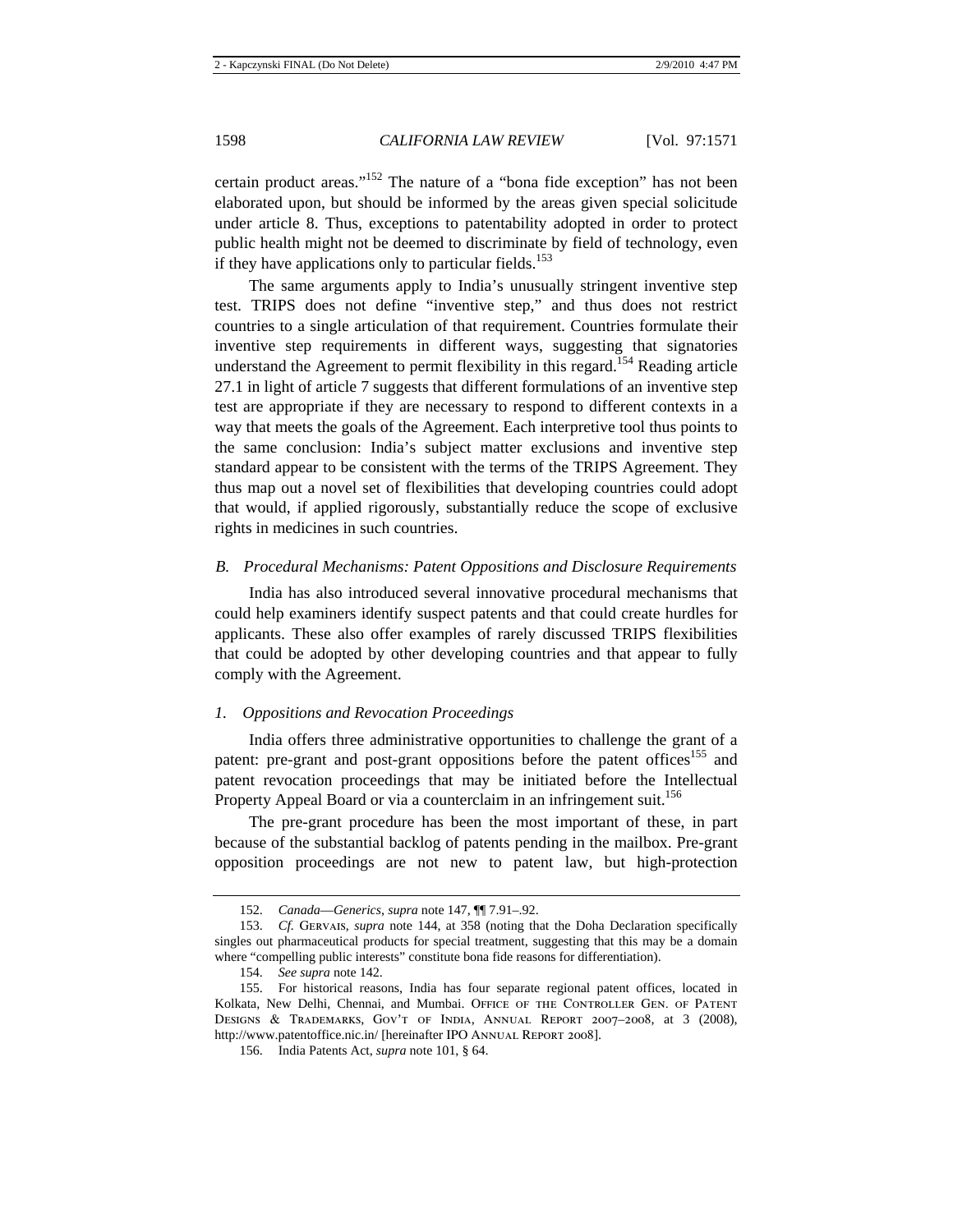certain product areas."[152] The nature of a "bona fide exception" has not been elaborated upon, but should be informed by the areas given special solicitude under article 8. Thus, exceptions to patentability adopted in order to protect public health might not be deemed to discriminate by field of technology, even if they have applications only to particular fields.[153]

The same arguments apply to India's unusually stringent inventive step test. TRIPS does not define "inventive step," and thus does not restrict countries to a single articulation of that requirement. Countries formulate their inventive step requirements in different ways, suggesting that signatories understand the Agreement to permit flexibility in this regard.[154] Reading article 27.1 in light of article 7 suggests that different formulations of an inventive step test are appropriate if they are necessary to respond to different contexts in a way that meets the goals of the Agreement. Each interpretive tool thus points to the same conclusion: India's subject matter exclusions and inventive step standard appear to be consistent with the terms of the TRIPS Agreement. They thus map out a novel set of flexibilities that developing countries could adopt that would, if applied rigorously, substantially reduce the scope of exclusive rights in medicines in such countries.

### *B. Procedural Mechanisms: Patent Oppositions and Disclosure Requirements*

India has also introduced several innovative procedural mechanisms that could help examiners identify suspect patents and that could create hurdles for applicants. These also offer examples of rarely discussed TRIPS flexibilities that could be adopted by other developing countries and that appear to fully comply with the Agreement.

#### *1. Oppositions and Revocation Proceedings*

India offers three administrative opportunities to challenge the grant of a patent: pre-grant and post-grant oppositions before the patent offices[155] and patent revocation proceedings that may be initiated before the Intellectual Property Appeal Board or via a counterclaim in an infringement suit.[156]

The pre-grant procedure has been the most important of these, in part because of the substantial backlog of patents pending in the mailbox. Pre-grant opposition proceedings are not new to patent law, but high-protection

---

152. *Canada—Generics*, *supra* note 147, ¶¶ 7.91–.92.

153. *Cf.* GERVAIS, *supra* note 144, at 358 (noting that the Doha Declaration specifically singles out pharmaceutical products for special treatment, suggesting that this may be a domain where "compelling public interests" constitute bona fide reasons for differentiation).

154. *See supra* note 142.

155. For historical reasons, India has four separate regional patent offices, located in Kolkata, New Delhi, Chennai, and Mumbai. OFFICE OF THE CONTROLLER GEN. OF PATENT DESIGNS & TRADEMARKS, GOV'T OF INDIA, ANNUAL REPORT 2007–2008, at 3 (2008), http://www.patentoffice.nic.in/ [hereinafter IPO ANNUAL REPORT 2008].

156. India Patents Act, *supra* note 101, § 64.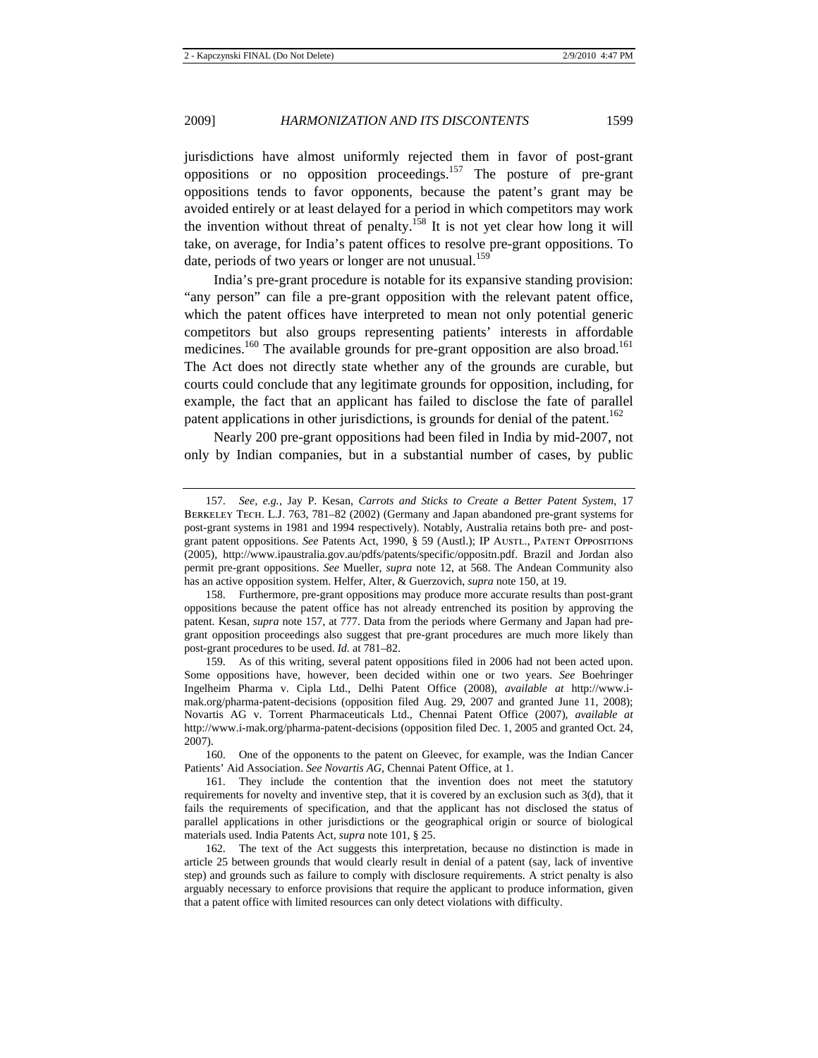jurisdictions have almost uniformly rejected them in favor of post-grant oppositions or no opposition proceedings.[157] The posture of pre-grant oppositions tends to favor opponents, because the patent's grant may be avoided entirely or at least delayed for a period in which competitors may work the invention without threat of penalty.[158] It is not yet clear how long it will take, on average, for India's patent offices to resolve pre-grant oppositions. To date, periods of two years or longer are not unusual.[159]

India's pre-grant procedure is notable for its expansive standing provision: "any person" can file a pre-grant opposition with the relevant patent office, which the patent offices have interpreted to mean not only potential generic competitors but also groups representing patients' interests in affordable medicines.[160] The available grounds for pre-grant opposition are also broad.[161] The Act does not directly state whether any of the grounds are curable, but courts could conclude that any legitimate grounds for opposition, including, for example, the fact that an applicant has failed to disclose the fate of parallel patent applications in other jurisdictions, is grounds for denial of the patent.[162]

Nearly 200 pre-grant oppositions had been filed in India by mid-2007, not only by Indian companies, but in a substantial number of cases, by public

---

157. *See, e.g.*, Jay P. Kesan, *Carrots and Sticks to Create a Better Patent System*, 17 BERKELEY TECH. L.J. 763, 781–82 (2002) (Germany and Japan abandoned pre-grant systems for post-grant systems in 1981 and 1994 respectively). Notably, Australia retains both pre- and post-grant patent oppositions. *See* Patents Act, 1990, § 59 (Austl.); IP AUSTL., PATENT OPPOSITIONS (2005), http://www.ipaustralia.gov.au/pdfs/patents/specific/oppositn.pdf. Brazil and Jordan also permit pre-grant oppositions. *See* Mueller, *supra* note 12, at 568. The Andean Community also has an active opposition system. Helfer, Alter, & Guerzovich, *supra* note 150, at 19.

158. Furthermore, pre-grant oppositions may produce more accurate results than post-grant oppositions because the patent office has not already entrenched its position by approving the patent. Kesan, *supra* note 157, at 777. Data from the periods where Germany and Japan had pre-grant opposition proceedings also suggest that pre-grant procedures are much more likely than post-grant procedures to be used. *Id.* at 781–82.

159. As of this writing, several patent oppositions filed in 2006 had not been acted upon. Some oppositions have, however, been decided within one or two years. *See* Boehringer Ingelheim Pharma v. Cipla Ltd., Delhi Patent Office (2008), *available at* http://www.i-mak.org/pharma-patent-decisions (opposition filed Aug. 29, 2007 and granted June 11, 2008); Novartis AG v. Torrent Pharmaceuticals Ltd., Chennai Patent Office (2007), *available at* http://www.i-mak.org/pharma-patent-decisions (opposition filed Dec. 1, 2005 and granted Oct. 24, 2007).

160. One of the opponents to the patent on Gleevec, for example, was the Indian Cancer Patients' Aid Association. *See Novartis AG*, Chennai Patent Office, at 1.

161. They include the contention that the invention does not meet the statutory requirements for novelty and inventive step, that it is covered by an exclusion such as 3(d), that it fails the requirements of specification, and that the applicant has not disclosed the status of parallel applications in other jurisdictions or the geographical origin or source of biological materials used. India Patents Act, *supra* note 101, § 25.

162. The text of the Act suggests this interpretation, because no distinction is made in article 25 between grounds that would clearly result in denial of a patent (say, lack of inventive step) and grounds such as failure to comply with disclosure requirements. A strict penalty is also arguably necessary to enforce provisions that require the applicant to produce information, given that a patent office with limited resources can only detect violations with difficulty.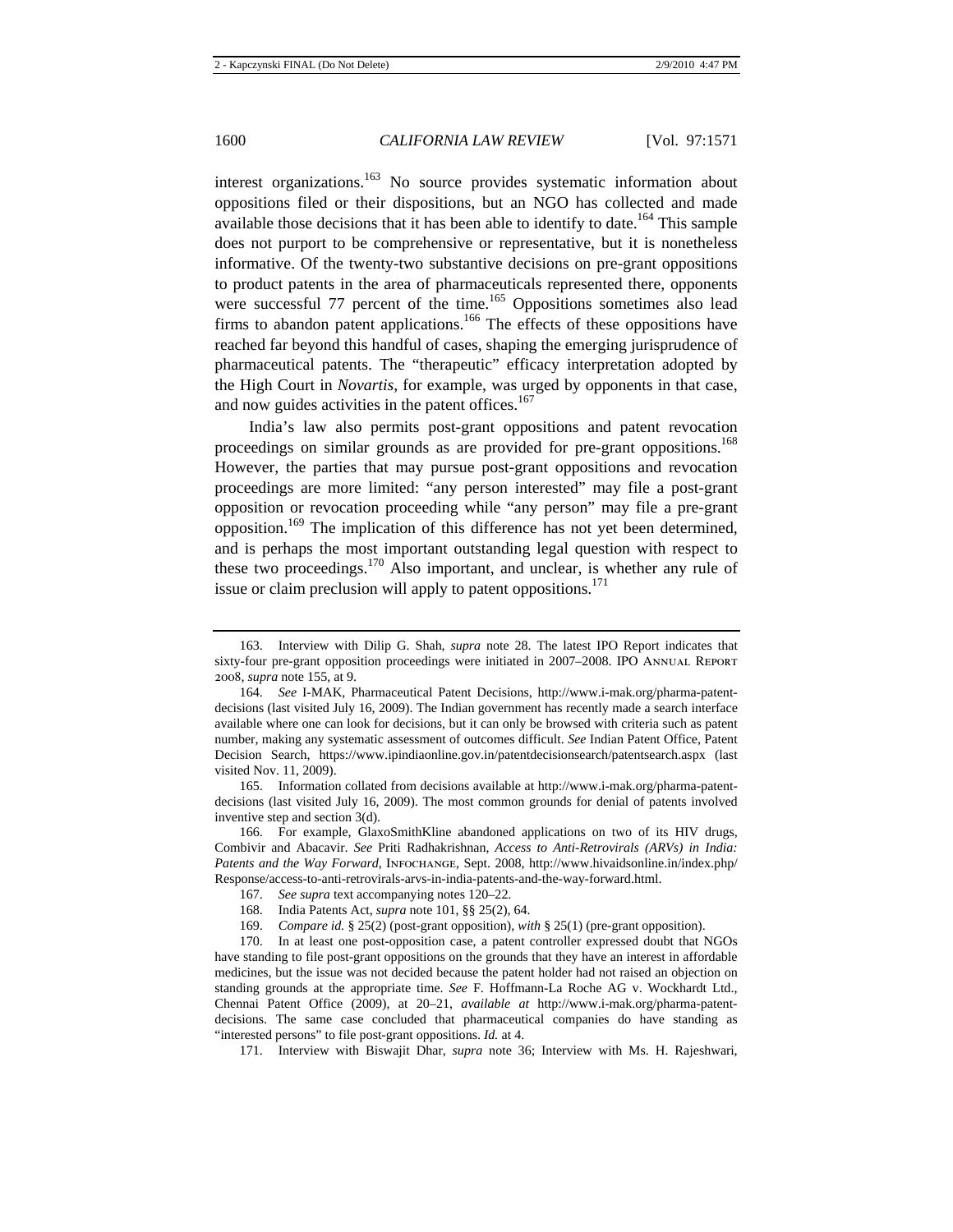interest organizations.[163] No source provides systematic information about oppositions filed or their dispositions, but an NGO has collected and made available those decisions that it has been able to identify to date.[164] This sample does not purport to be comprehensive or representative, but it is nonetheless informative. Of the twenty-two substantive decisions on pre-grant oppositions to product patents in the area of pharmaceuticals represented there, opponents were successful 77 percent of the time.[165] Oppositions sometimes also lead firms to abandon patent applications.[166] The effects of these oppositions have reached far beyond this handful of cases, shaping the emerging jurisprudence of pharmaceutical patents. The "therapeutic" efficacy interpretation adopted by the High Court in *Novartis*, for example, was urged by opponents in that case, and now guides activities in the patent offices.[167]

India's law also permits post-grant oppositions and patent revocation proceedings on similar grounds as are provided for pre-grant oppositions.[168] However, the parties that may pursue post-grant oppositions and revocation proceedings are more limited: "any person interested" may file a post-grant opposition or revocation proceeding while "any person" may file a pre-grant opposition.[169] The implication of this difference has not yet been determined, and is perhaps the most important outstanding legal question with respect to these two proceedings.[170] Also important, and unclear, is whether any rule of issue or claim preclusion will apply to patent oppositions.[171]

---

163. Interview with Dilip G. Shah, *supra* note 28. The latest IPO Report indicates that sixty-four pre-grant opposition proceedings were initiated in 2007–2008. IPO ANNUAL REPORT 2008, *supra* note 155, at 9.

164. *See* I-MAK, Pharmaceutical Patent Decisions, http://www.i-mak.org/pharma-patent-decisions (last visited July 16, 2009). The Indian government has recently made a search interface available where one can look for decisions, but it can only be browsed with criteria such as patent number, making any systematic assessment of outcomes difficult. *See* Indian Patent Office, Patent Decision Search, https://www.ipindiaonline.gov.in/patentdecisionsearch/patentsearch.aspx (last visited Nov. 11, 2009).

165. Information collated from decisions available at http://www.i-mak.org/pharma-patent-decisions (last visited July 16, 2009). The most common grounds for denial of patents involved inventive step and section 3(d).

166. For example, GlaxoSmithKline abandoned applications on two of its HIV drugs, Combivir and Abacavir. *See* Priti Radhakrishnan, *Access to Anti-Retrovirals (ARVs) in India: Patents and the Way Forward*, INFOCHANGE, Sept. 2008, http://www.hivaidsonline.in/index.php/Response/access-to-anti-retrovirals-arvs-in-india-patents-and-the-way-forward.html.

167. *See supra* text accompanying notes 120–22.

168. India Patents Act, *supra* note 101, §§ 25(2), 64.

169. *Compare id.* § 25(2) (post-grant opposition), *with* § 25(1) (pre-grant opposition).

170. In at least one post-opposition case, a patent controller expressed doubt that NGOs have standing to file post-grant oppositions on the grounds that they have an interest in affordable medicines, but the issue was not decided because the patent holder had not raised an objection on standing grounds at the appropriate time. *See* F. Hoffmann-La Roche AG v. Wockhardt Ltd., Chennai Patent Office (2009), at 20–21, *available at* http://www.i-mak.org/pharma-patent-decisions. The same case concluded that pharmaceutical companies do have standing as "interested persons" to file post-grant oppositions. *Id.* at 4.

171. Interview with Biswajit Dhar, *supra* note 36; Interview with Ms. H. Rajeshwari,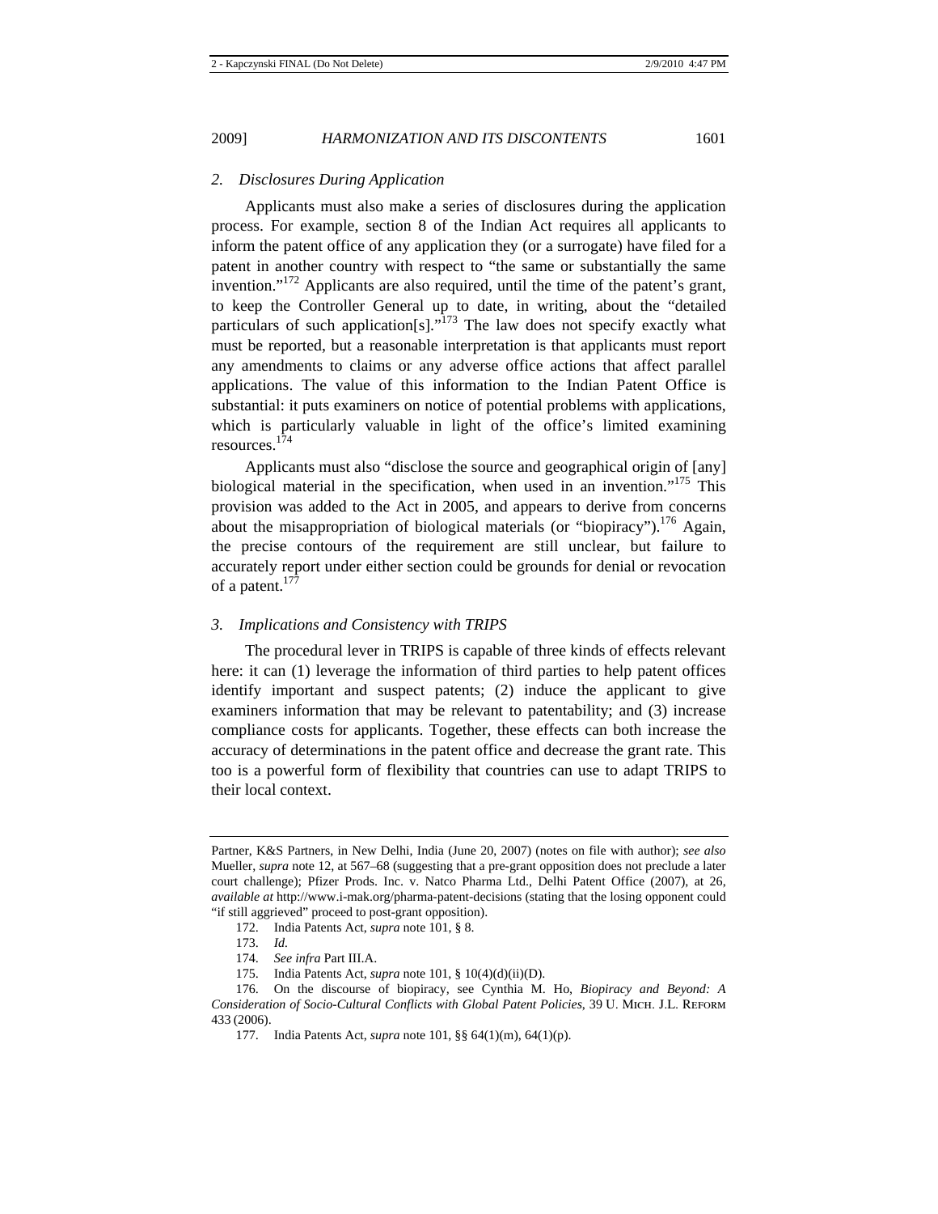### *2. Disclosures During Application*

Applicants must also make a series of disclosures during the application process. For example, section 8 of the Indian Act requires all applicants to inform the patent office of any application they (or a surrogate) have filed for a patent in another country with respect to "the same or substantially the same invention."[172] Applicants are also required, until the time of the patent's grant, to keep the Controller General up to date, in writing, about the "detailed particulars of such application[s]."[173] The law does not specify exactly what must be reported, but a reasonable interpretation is that applicants must report any amendments to claims or any adverse office actions that affect parallel applications. The value of this information to the Indian Patent Office is substantial: it puts examiners on notice of potential problems with applications, which is particularly valuable in light of the office's limited examining resources.[174]

Applicants must also "disclose the source and geographical origin of [any] biological material in the specification, when used in an invention."[175] This provision was added to the Act in 2005, and appears to derive from concerns about the misappropriation of biological materials (or "biopiracy").[176] Again, the precise contours of the requirement are still unclear, but failure to accurately report under either section could be grounds for denial or revocation of a patent.[177]

### *3. Implications and Consistency with TRIPS*

The procedural lever in TRIPS is capable of three kinds of effects relevant here: it can (1) leverage the information of third parties to help patent offices identify important and suspect patents; (2) induce the applicant to give examiners information that may be relevant to patentability; and (3) increase compliance costs for applicants. Together, these effects can both increase the accuracy of determinations in the patent office and decrease the grant rate. This too is a powerful form of flexibility that countries can use to adapt TRIPS to their local context.

---

Partner, K&S Partners, in New Delhi, India (June 20, 2007) (notes on file with author); *see also* Mueller, *supra* note 12, at 567–68 (suggesting that a pre-grant opposition does not preclude a later court challenge); Pfizer Prods. Inc. v. Natco Pharma Ltd., Delhi Patent Office (2007), at 26, *available at* http://www.i-mak.org/pharma-patent-decisions (stating that the losing opponent could "if still aggrieved" proceed to post-grant opposition).

172. India Patents Act, *supra* note 101, § 8.

173. *Id.*

174. *See infra* Part III.A.

175. India Patents Act, *supra* note 101, § 10(4)(d)(ii)(D).

176. On the discourse of biopiracy, see Cynthia M. Ho, *Biopiracy and Beyond: A Consideration of Socio-Cultural Conflicts with Global Patent Policies*, 39 U. MICH. J.L. REFORM 433 (2006).

177. India Patents Act, *supra* note 101, §§ 64(1)(m), 64(1)(p).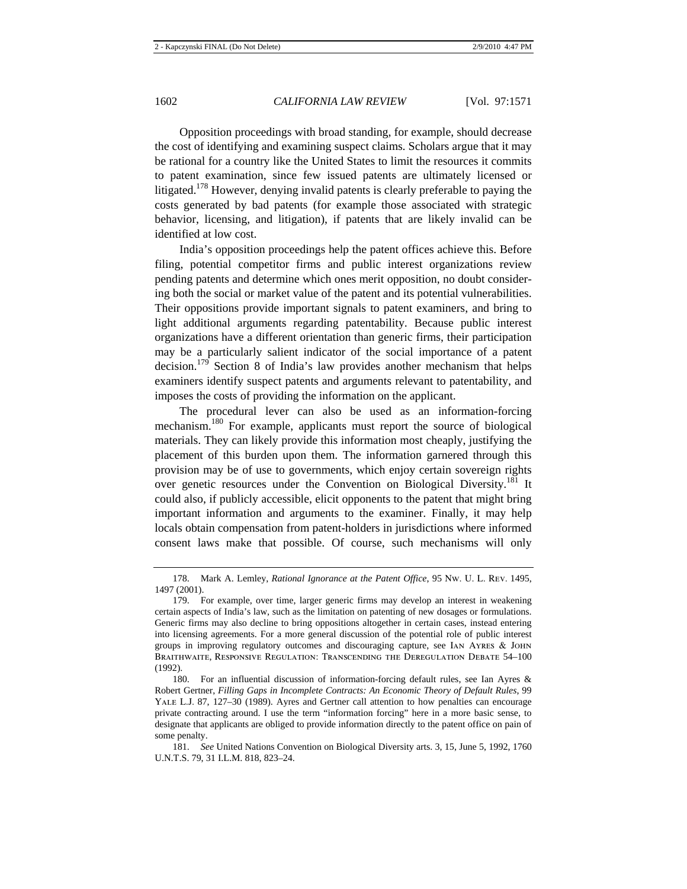Opposition proceedings with broad standing, for example, should decrease the cost of identifying and examining suspect claims. Scholars argue that it may be rational for a country like the United States to limit the resources it commits to patent examination, since few issued patents are ultimately licensed or litigated.[178] However, denying invalid patents is clearly preferable to paying the costs generated by bad patents (for example those associated with strategic behavior, licensing, and litigation), if patents that are likely invalid can be identified at low cost.

India's opposition proceedings help the patent offices achieve this. Before filing, potential competitor firms and public interest organizations review pending patents and determine which ones merit opposition, no doubt considering both the social or market value of the patent and its potential vulnerabilities. Their oppositions provide important signals to patent examiners, and bring to light additional arguments regarding patentability. Because public interest organizations have a different orientation than generic firms, their participation may be a particularly salient indicator of the social importance of a patent decision.[179] Section 8 of India's law provides another mechanism that helps examiners identify suspect patents and arguments relevant to patentability, and imposes the costs of providing the information on the applicant.

The procedural lever can also be used as an information-forcing mechanism.[180] For example, applicants must report the source of biological materials. They can likely provide this information most cheaply, justifying the placement of this burden upon them. The information garnered through this provision may be of use to governments, which enjoy certain sovereign rights over genetic resources under the Convention on Biological Diversity.[181] It could also, if publicly accessible, elicit opponents to the patent that might bring important information and arguments to the examiner. Finally, it may help locals obtain compensation from patent-holders in jurisdictions where informed consent laws make that possible. Of course, such mechanisms will only

---

178. Mark A. Lemley, *Rational Ignorance at the Patent Office*, 95 NW. U. L. REV. 1495, 1497 (2001).

179. For example, over time, larger generic firms may develop an interest in weakening certain aspects of India's law, such as the limitation on patenting of new dosages or formulations. Generic firms may also decline to bring oppositions altogether in certain cases, instead entering into licensing agreements. For a more general discussion of the potential role of public interest groups in improving regulatory outcomes and discouraging capture, see IAN AYRES & JOHN BRAITHWAITE, RESPONSIVE REGULATION: TRANSCENDING THE DEREGULATION DEBATE 54–100 (1992).

180. For an influential discussion of information-forcing default rules, see Ian Ayres & Robert Gertner, *Filling Gaps in Incomplete Contracts: An Economic Theory of Default Rules*, 99 YALE L.J. 87, 127–30 (1989). Ayres and Gertner call attention to how penalties can encourage private contracting around. I use the term "information forcing" here in a more basic sense, to designate that applicants are obliged to provide information directly to the patent office on pain of some penalty.

181. *See* United Nations Convention on Biological Diversity arts. 3, 15, June 5, 1992, 1760 U.N.T.S. 79, 31 I.L.M. 818, 823–24.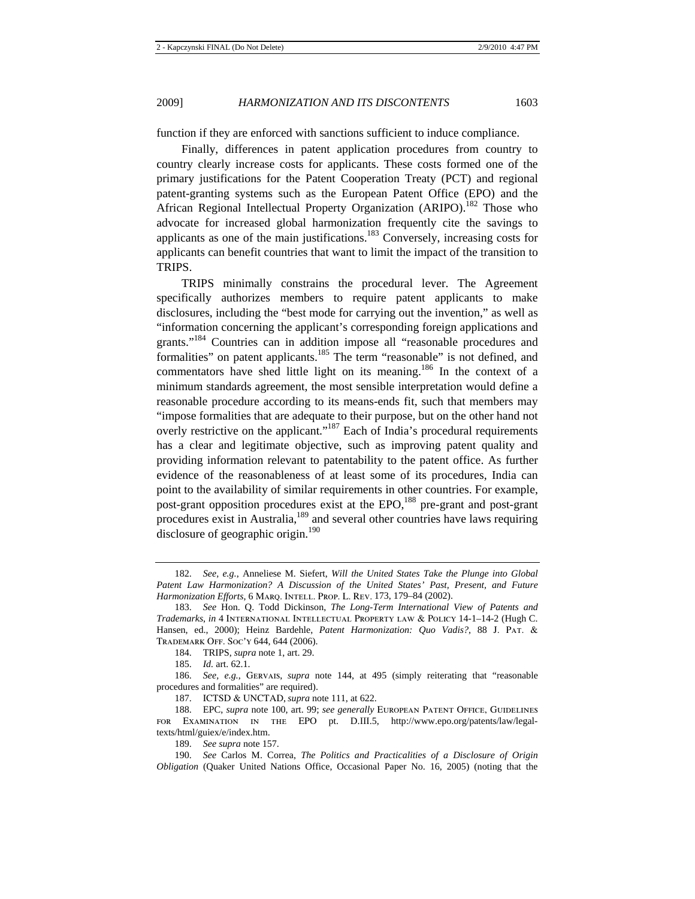function if they are enforced with sanctions sufficient to induce compliance.

Finally, differences in patent application procedures from country to country clearly increase costs for applicants. These costs formed one of the primary justifications for the Patent Cooperation Treaty (PCT) and regional patent-granting systems such as the European Patent Office (EPO) and the African Regional Intellectual Property Organization (ARIPO).[182] Those who advocate for increased global harmonization frequently cite the savings to applicants as one of the main justifications.[183] Conversely, increasing costs for applicants can benefit countries that want to limit the impact of the transition to TRIPS.

TRIPS minimally constrains the procedural lever. The Agreement specifically authorizes members to require patent applicants to make disclosures, including the "best mode for carrying out the invention," as well as "information concerning the applicant's corresponding foreign applications and grants."[184] Countries can in addition impose all "reasonable procedures and formalities" on patent applicants.[185] The term "reasonable" is not defined, and commentators have shed little light on its meaning.[186] In the context of a minimum standards agreement, the most sensible interpretation would define a reasonable procedure according to its means-ends fit, such that members may "impose formalities that are adequate to their purpose, but on the other hand not overly restrictive on the applicant."[187] Each of India's procedural requirements has a clear and legitimate objective, such as improving patent quality and providing information relevant to patentability to the patent office. As further evidence of the reasonableness of at least some of its procedures, India can point to the availability of similar requirements in other countries. For example, post-grant opposition procedures exist at the EPO,[188] pre-grant and post-grant procedures exist in Australia,[189] and several other countries have laws requiring disclosure of geographic origin.[190]

---

182. *See, e.g.*, Anneliese M. Siefert, *Will the United States Take the Plunge into Global Patent Law Harmonization? A Discussion of the United States' Past, Present, and Future Harmonization Efforts*, 6 MARQ. INTELL. PROP. L. REV. 173, 179–84 (2002).

183. *See* Hon. Q. Todd Dickinson, *The Long-Term International View of Patents and Trademarks*, *in* 4 INTERNATIONAL INTELLECTUAL PROPERTY LAW & POLICY 14-1–14-2 (Hugh C. Hansen, ed., 2000); Heinz Bardehle, *Patent Harmonization: Quo Vadis?*, 88 J. PAT. & TRADEMARK OFF. SOC'Y 644, 644 (2006).

184. TRIPS, *supra* note 1, art. 29.

185. *Id.* art. 62.1.

186. *See, e.g.*, GERVAIS, *supra* note 144, at 495 (simply reiterating that "reasonable procedures and formalities" are required).

187. ICTSD & UNCTAD, *supra* note 111, at 622.

188. EPC, *supra* note 100, art. 99; *see generally* EUROPEAN PATENT OFFICE, GUIDELINES FOR EXAMINATION IN THE EPO pt. D.III.5, http://www.epo.org/patents/law/legal-texts/html/guiex/e/index.htm.

189. *See supra* note 157.

190. *See* Carlos M. Correa, *The Politics and Practicalities of a Disclosure of Origin Obligation* (Quaker United Nations Office, Occasional Paper No. 16, 2005) (noting that the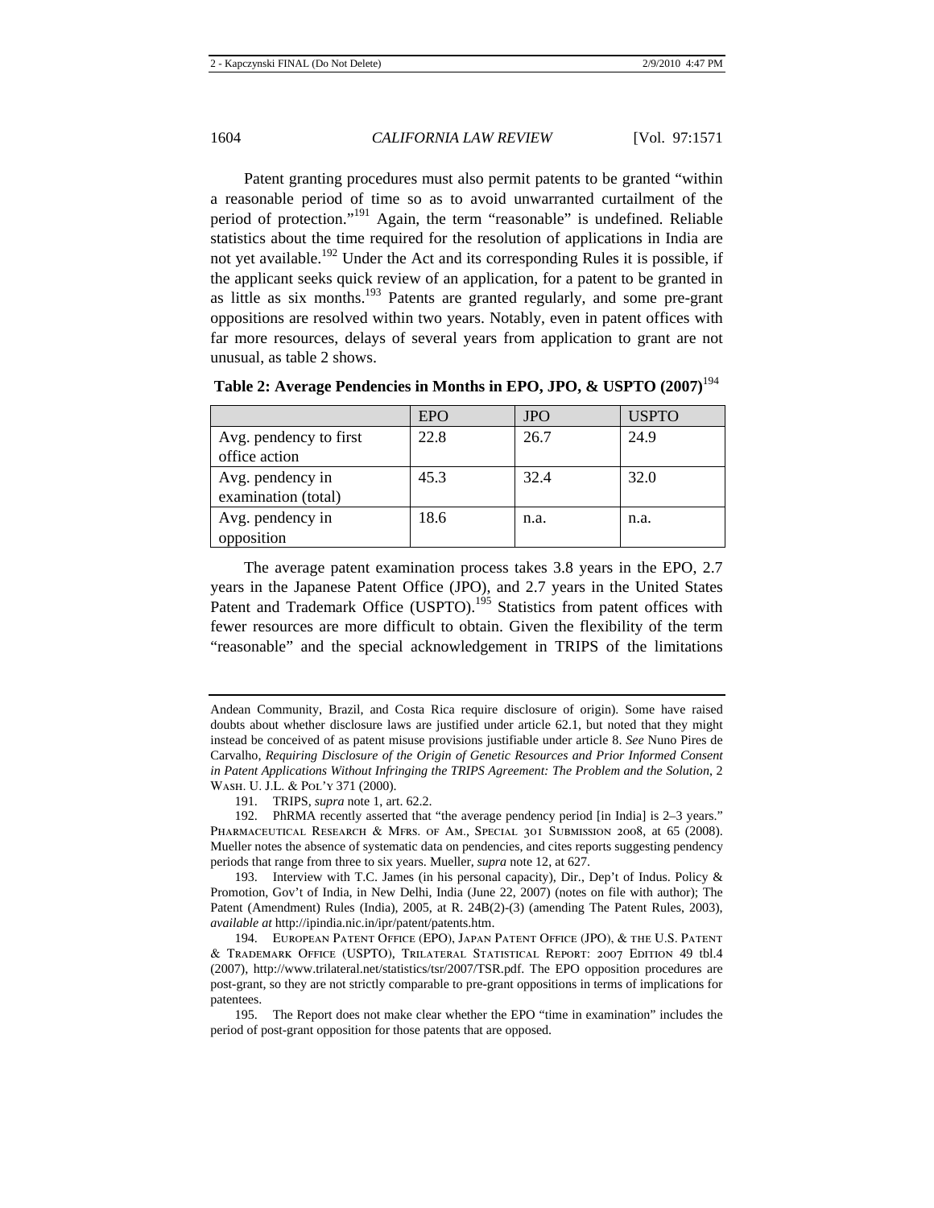Patent granting procedures must also permit patents to be granted "within a reasonable period of time so as to avoid unwarranted curtailment of the period of protection."[191] Again, the term "reasonable" is undefined. Reliable statistics about the time required for the resolution of applications in India are not yet available.[192] Under the Act and its corresponding Rules it is possible, if the applicant seeks quick review of an application, for a patent to be granted in as little as six months.[193] Patents are granted regularly, and some pre-grant oppositions are resolved within two years. Notably, even in patent offices with far more resources, delays of several years from application to grant are not unusual, as table 2 shows.

**Table 2: Average Pendencies in Months in EPO, JPO, & USPTO (2007)**[194]

| | EPO | JPO | USPTO |
|---|---|---|---|
| Avg. pendency to first office action | 22.8 | 26.7 | 24.9 |
| Avg. pendency in examination (total) | 45.3 | 32.4 | 32.0 |
| Avg. pendency in opposition | 18.6 | n.a. | n.a. |

The average patent examination process takes 3.8 years in the EPO, 2.7 years in the Japanese Patent Office (JPO), and 2.7 years in the United States Patent and Trademark Office (USPTO).[195] Statistics from patent offices with fewer resources are more difficult to obtain. Given the flexibility of the term "reasonable" and the special acknowledgement in TRIPS of the limitations

---

Andean Community, Brazil, and Costa Rica require disclosure of origin). Some have raised doubts about whether disclosure laws are justified under article 62.1, but noted that they might instead be conceived of as patent misuse provisions justifiable under article 8. *See* Nuno Pires de Carvalho, *Requiring Disclosure of the Origin of Genetic Resources and Prior Informed Consent in Patent Applications Without Infringing the TRIPS Agreement: The Problem and the Solution*, 2 Wash. U. J.L. & Pol'y 371 (2000).

191. TRIPS, *supra* note 1, art. 62.2.

192. PhRMA recently asserted that "the average pendency period [in India] is 2–3 years." Pharmaceutical Research & Mfrs. of Am., Special 301 Submission 2008, at 65 (2008). Mueller notes the absence of systematic data on pendencies, and cites reports suggesting pendency periods that range from three to six years. Mueller, *supra* note 12, at 627.

193. Interview with T.C. James (in his personal capacity), Dir., Dep't of Indus. Policy & Promotion, Gov't of India, in New Delhi, India (June 22, 2007) (notes on file with author); The Patent (Amendment) Rules (India), 2005, at R. 24B(2)-(3) (amending The Patent Rules, 2003), *available at* http://ipindia.nic.in/ipr/patent/patents.htm.

194. European Patent Office (EPO), Japan Patent Office (JPO), & the U.S. Patent & Trademark Office (USPTO), Trilateral Statistical Report: 2007 Edition 49 tbl.4 (2007), http://www.trilateral.net/statistics/tsr/2007/TSR.pdf. The EPO opposition procedures are post-grant, so they are not strictly comparable to pre-grant oppositions in terms of implications for patentees.

195. The Report does not make clear whether the EPO "time in examination" includes the period of post-grant opposition for those patents that are opposed.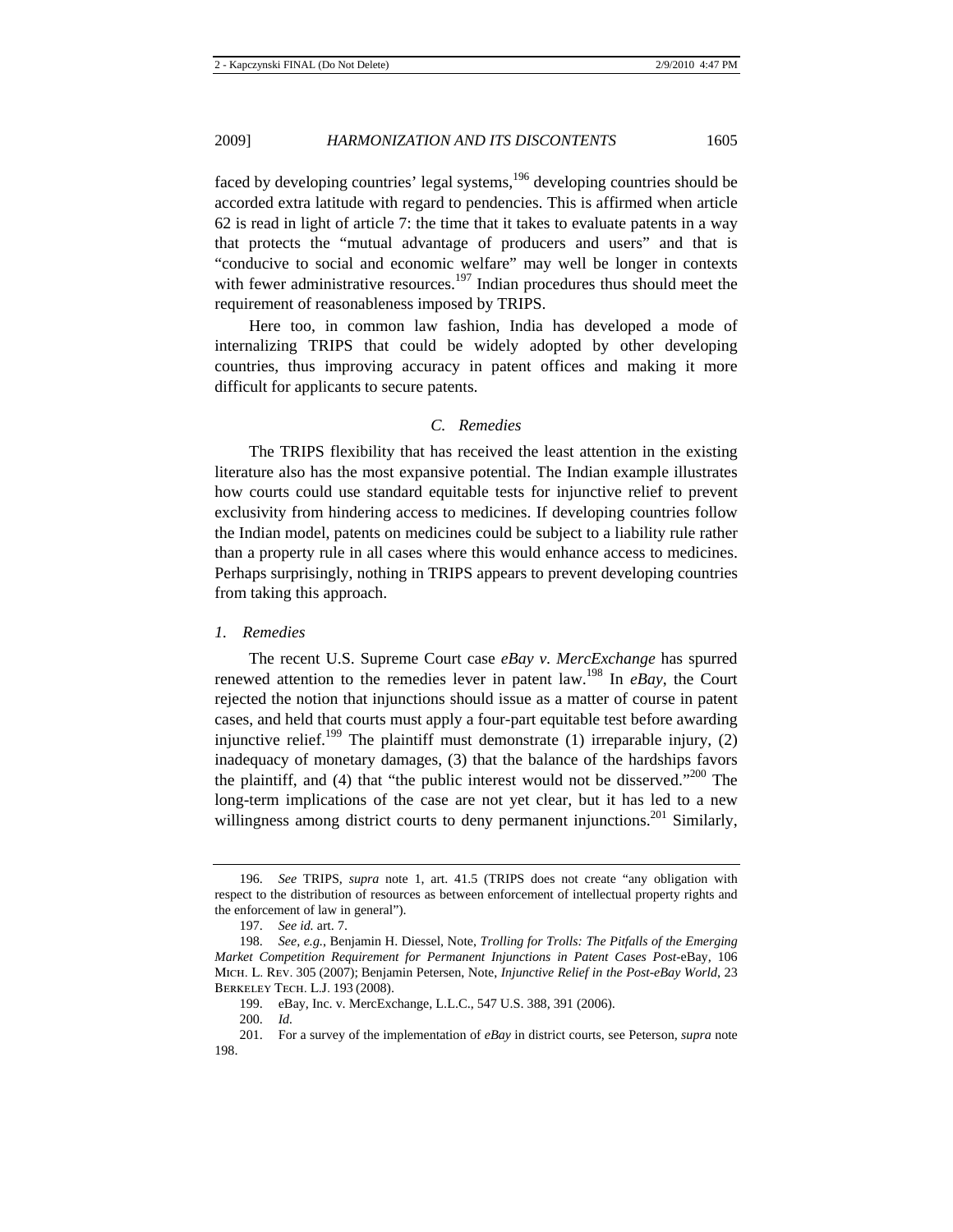faced by developing countries' legal systems,[196] developing countries should be accorded extra latitude with regard to pendencies. This is affirmed when article 62 is read in light of article 7: the time that it takes to evaluate patents in a way that protects the "mutual advantage of producers and users" and that is "conducive to social and economic welfare" may well be longer in contexts with fewer administrative resources.[197] Indian procedures thus should meet the requirement of reasonableness imposed by TRIPS.

Here too, in common law fashion, India has developed a mode of internalizing TRIPS that could be widely adopted by other developing countries, thus improving accuracy in patent offices and making it more difficult for applicants to secure patents.

### *C. Remedies*

The TRIPS flexibility that has received the least attention in the existing literature also has the most expansive potential. The Indian example illustrates how courts could use standard equitable tests for injunctive relief to prevent exclusivity from hindering access to medicines. If developing countries follow the Indian model, patents on medicines could be subject to a liability rule rather than a property rule in all cases where this would enhance access to medicines. Perhaps surprisingly, nothing in TRIPS appears to prevent developing countries from taking this approach.

#### *1. Remedies*

The recent U.S. Supreme Court case *eBay v. MercExchange* has spurred renewed attention to the remedies lever in patent law.[198] In *eBay*, the Court rejected the notion that injunctions should issue as a matter of course in patent cases, and held that courts must apply a four-part equitable test before awarding injunctive relief.[199] The plaintiff must demonstrate (1) irreparable injury, (2) inadequacy of monetary damages, (3) that the balance of the hardships favors the plaintiff, and (4) that "the public interest would not be disserved."[200] The long-term implications of the case are not yet clear, but it has led to a new willingness among district courts to deny permanent injunctions.[201] Similarly,

---

196. *See* TRIPS, *supra* note 1, art. 41.5 (TRIPS does not create "any obligation with respect to the distribution of resources as between enforcement of intellectual property rights and the enforcement of law in general").

197. *See id.* art. 7.

198. *See, e.g.*, Benjamin H. Diessel, Note, *Trolling for Trolls: The Pitfalls of the Emerging Market Competition Requirement for Permanent Injunctions in Patent Cases Post-*eBay, 106 MICH. L. REV. 305 (2007); Benjamin Petersen, Note, *Injunctive Relief in the Post-eBay World*, 23 BERKELEY TECH. L.J. 193 (2008).

199. eBay, Inc. v. MercExchange, L.L.C., 547 U.S. 388, 391 (2006).

200. *Id.*

201. For a survey of the implementation of *eBay* in district courts, see Peterson, *supra* note 198.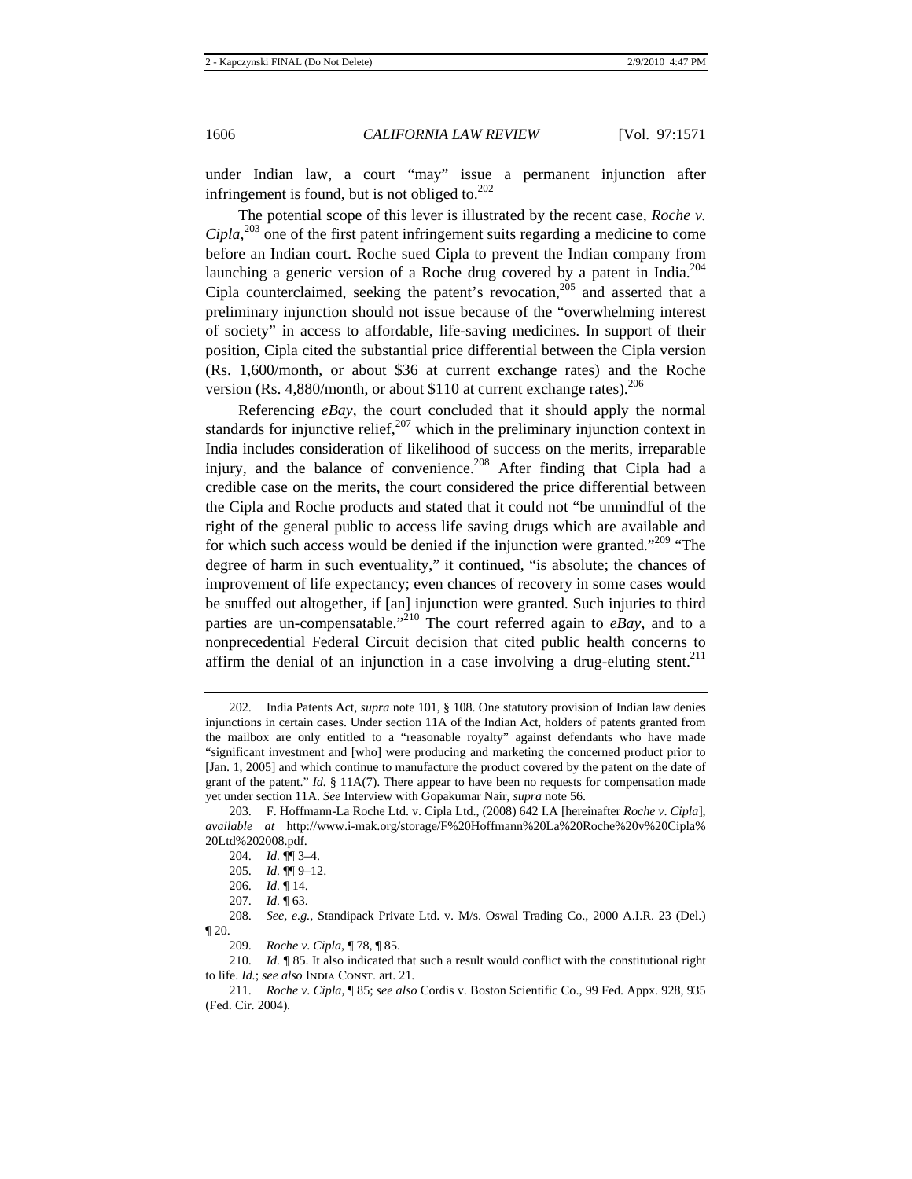under Indian law, a court "may" issue a permanent injunction after infringement is found, but is not obliged to.[202]

The potential scope of this lever is illustrated by the recent case, *Roche v. Cipla*,[203] one of the first patent infringement suits regarding a medicine to come before an Indian court. Roche sued Cipla to prevent the Indian company from launching a generic version of a Roche drug covered by a patent in India.[204] Cipla counterclaimed, seeking the patent's revocation,[205] and asserted that a preliminary injunction should not issue because of the "overwhelming interest of society" in access to affordable, life-saving medicines. In support of their position, Cipla cited the substantial price differential between the Cipla version (Rs. 1,600/month, or about $36 at current exchange rates) and the Roche version (Rs. 4,880/month, or about $110 at current exchange rates).[206]

Referencing *eBay*, the court concluded that it should apply the normal standards for injunctive relief,[207] which in the preliminary injunction context in India includes consideration of likelihood of success on the merits, irreparable injury, and the balance of convenience.[208] After finding that Cipla had a credible case on the merits, the court considered the price differential between the Cipla and Roche products and stated that it could not "be unmindful of the right of the general public to access life saving drugs which are available and for which such access would be denied if the injunction were granted."[209] "The degree of harm in such eventuality," it continued, "is absolute; the chances of improvement of life expectancy; even chances of recovery in some cases would be snuffed out altogether, if [an] injunction were granted. Such injuries to third parties are un-compensatable."[210] The court referred again to *eBay*, and to a nonprecedential Federal Circuit decision that cited public health concerns to affirm the denial of an injunction in a case involving a drug-eluting stent.[211]

---

202. India Patents Act, *supra* note 101, § 108. One statutory provision of Indian law denies injunctions in certain cases. Under section 11A of the Indian Act, holders of patents granted from the mailbox are only entitled to a "reasonable royalty" against defendants who have made "significant investment and [who] were producing and marketing the concerned product prior to [Jan. 1, 2005] and which continue to manufacture the product covered by the patent on the date of grant of the patent." *Id.* § 11A(7). There appear to have been no requests for compensation made yet under section 11A. *See* Interview with Gopakumar Nair, *supra* note 56.

203. F. Hoffmann-La Roche Ltd. v. Cipla Ltd., (2008) 642 I.A [hereinafter *Roche v. Cipla*], *available at* http://www.i-mak.org/storage/F%20Hoffmann%20La%20Roche%20v%20Cipla%20Ltd%202008.pdf.

204. *Id.* ¶¶ 3–4.

205. *Id.* ¶¶ 9–12.

206. *Id.* ¶ 14.

207. *Id.* ¶ 63.

208. *See, e.g.*, Standipack Private Ltd. v. M/s. Oswal Trading Co., 2000 A.I.R. 23 (Del.) ¶ 20.

209. *Roche v. Cipla*, ¶ 78, ¶ 85.

210. *Id.* ¶ 85. It also indicated that such a result would conflict with the constitutional right to life. *Id.*; *see also* INDIA CONST. art. 21.

211. *Roche v. Cipla*, ¶ 85; *see also* Cordis v. Boston Scientific Co., 99 Fed. Appx. 928, 935 (Fed. Cir. 2004).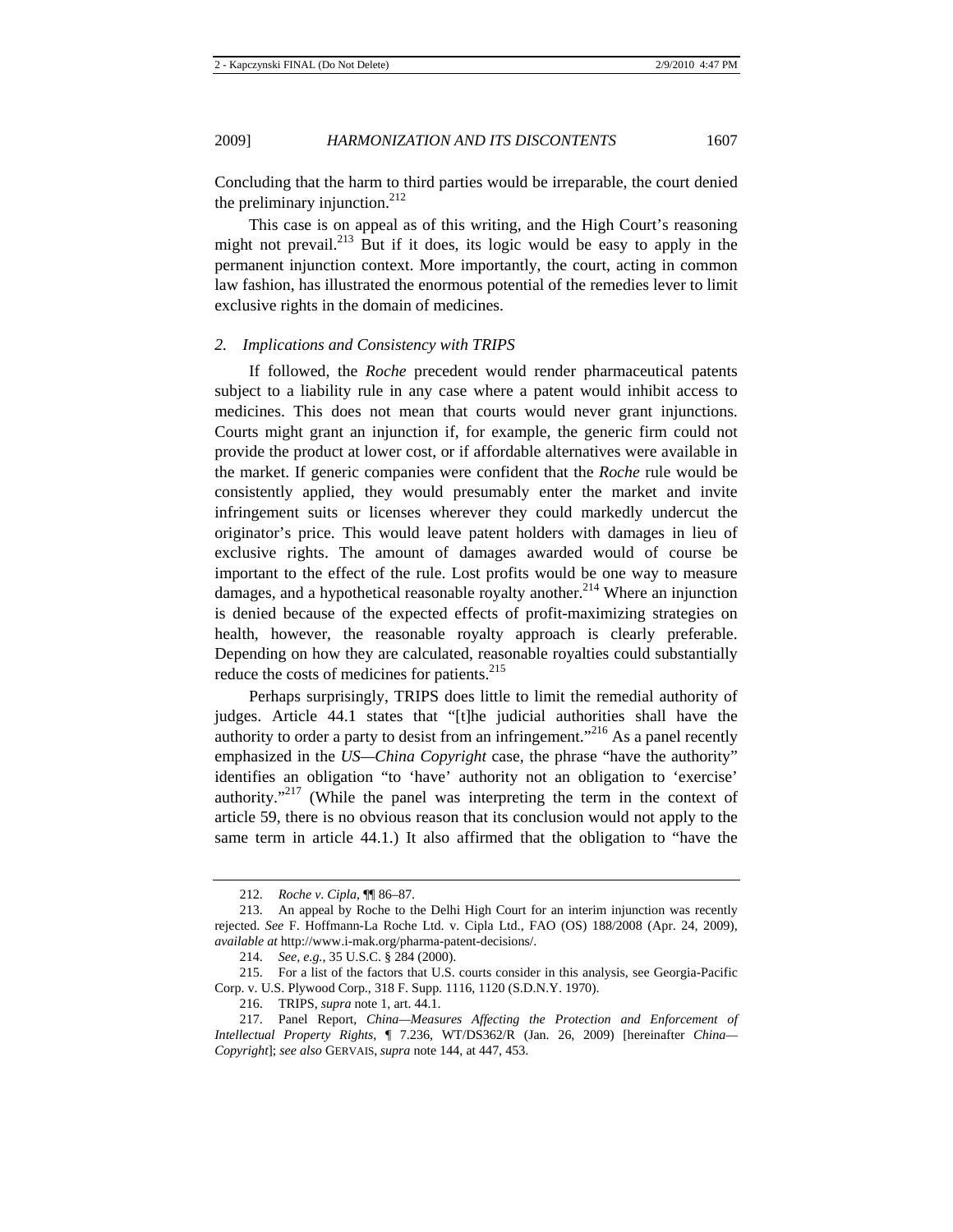Concluding that the harm to third parties would be irreparable, the court denied the preliminary injunction.[212]

This case is on appeal as of this writing, and the High Court's reasoning might not prevail.[213] But if it does, its logic would be easy to apply in the permanent injunction context. More importantly, the court, acting in common law fashion, has illustrated the enormous potential of the remedies lever to limit exclusive rights in the domain of medicines.

### *2. Implications and Consistency with TRIPS*

If followed, the *Roche* precedent would render pharmaceutical patents subject to a liability rule in any case where a patent would inhibit access to medicines. This does not mean that courts would never grant injunctions. Courts might grant an injunction if, for example, the generic firm could not provide the product at lower cost, or if affordable alternatives were available in the market. If generic companies were confident that the *Roche* rule would be consistently applied, they would presumably enter the market and invite infringement suits or licenses wherever they could markedly undercut the originator's price. This would leave patent holders with damages in lieu of exclusive rights. The amount of damages awarded would of course be important to the effect of the rule. Lost profits would be one way to measure damages, and a hypothetical reasonable royalty another.[214] Where an injunction is denied because of the expected effects of profit-maximizing strategies on health, however, the reasonable royalty approach is clearly preferable. Depending on how they are calculated, reasonable royalties could substantially reduce the costs of medicines for patients.[215]

Perhaps surprisingly, TRIPS does little to limit the remedial authority of judges. Article 44.1 states that "[t]he judicial authorities shall have the authority to order a party to desist from an infringement."[216] As a panel recently emphasized in the *US—China Copyright* case, the phrase "have the authority" identifies an obligation "to 'have' authority not an obligation to 'exercise' authority."[217] (While the panel was interpreting the term in the context of article 59, there is no obvious reason that its conclusion would not apply to the same term in article 44.1.) It also affirmed that the obligation to "have the

---

212. *Roche v. Cipla*, ¶¶ 86–87.

213. An appeal by Roche to the Delhi High Court for an interim injunction was recently rejected. *See* F. Hoffmann-La Roche Ltd. v. Cipla Ltd., FAO (OS) 188/2008 (Apr. 24, 2009), *available at* http://www.i-mak.org/pharma-patent-decisions/.

214. *See, e.g.*, 35 U.S.C. § 284 (2000).

215. For a list of the factors that U.S. courts consider in this analysis, see Georgia-Pacific Corp. v. U.S. Plywood Corp., 318 F. Supp. 1116, 1120 (S.D.N.Y. 1970).

216. TRIPS, *supra* note 1, art. 44.1.

217. Panel Report, *China—Measures Affecting the Protection and Enforcement of Intellectual Property Rights*, ¶ 7.236, WT/DS362/R (Jan. 26, 2009) [hereinafter *China—Copyright*]; *see also* GERVAIS, *supra* note 144, at 447, 453.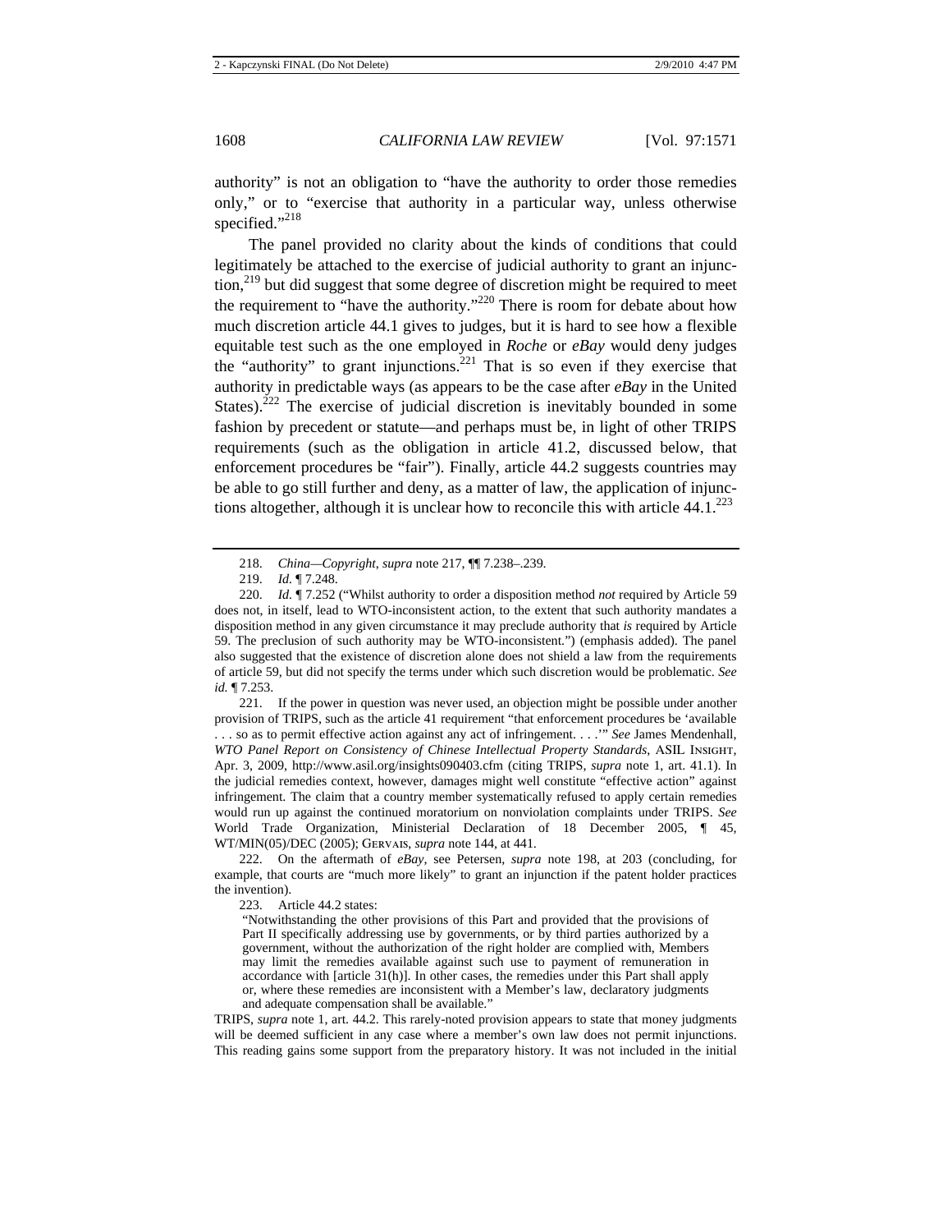authority" is not an obligation to "have the authority to order those remedies only," or to "exercise that authority in a particular way, unless otherwise specified."[218]

The panel provided no clarity about the kinds of conditions that could legitimately be attached to the exercise of judicial authority to grant an injunction,[219] but did suggest that some degree of discretion might be required to meet the requirement to "have the authority."[220] There is room for debate about how much discretion article 44.1 gives to judges, but it is hard to see how a flexible equitable test such as the one employed in *Roche* or *eBay* would deny judges the "authority" to grant injunctions.[221] That is so even if they exercise that authority in predictable ways (as appears to be the case after *eBay* in the United States).[222] The exercise of judicial discretion is inevitably bounded in some fashion by precedent or statute—and perhaps must be, in light of other TRIPS requirements (such as the obligation in article 41.2, discussed below, that enforcement procedures be "fair"). Finally, article 44.2 suggests countries may be able to go still further and deny, as a matter of law, the application of injunctions altogether, although it is unclear how to reconcile this with article 44.1.[223]

---

218. *China—Copyright*, *supra* note 217, ¶¶ 7.238–.239.

219. *Id.* ¶ 7.248.

220. *Id.* ¶ 7.252 ("Whilst authority to order a disposition method *not* required by Article 59 does not, in itself, lead to WTO-inconsistent action, to the extent that such authority mandates a disposition method in any given circumstance it may preclude authority that *is* required by Article 59. The preclusion of such authority may be WTO-inconsistent.") (emphasis added). The panel also suggested that the existence of discretion alone does not shield a law from the requirements of article 59, but did not specify the terms under which such discretion would be problematic. *See id.* ¶ 7.253.

221. If the power in question was never used, an objection might be possible under another provision of TRIPS, such as the article 41 requirement "that enforcement procedures be 'available . . . so as to permit effective action against any act of infringement. . . .'" *See* James Mendenhall, *WTO Panel Report on Consistency of Chinese Intellectual Property Standards*, ASIL INSIGHT, Apr. 3, 2009, http://www.asil.org/insights090403.cfm (citing TRIPS, *supra* note 1, art. 41.1). In the judicial remedies context, however, damages might well constitute "effective action" against infringement. The claim that a country member systematically refused to apply certain remedies would run up against the continued moratorium on nonviolation complaints under TRIPS. *See* World Trade Organization, Ministerial Declaration of 18 December 2005, ¶ 45, WT/MIN(05)/DEC (2005); GERVAIS, *supra* note 144, at 441.

222. On the aftermath of *eBay*, see Petersen, *supra* note 198, at 203 (concluding, for example, that courts are "much more likely" to grant an injunction if the patent holder practices the invention).

223. Article 44.2 states:

> "Notwithstanding the other provisions of this Part and provided that the provisions of Part II specifically addressing use by governments, or by third parties authorized by a government, without the authorization of the right holder are complied with, Members may limit the remedies available against such use to payment of remuneration in accordance with [article 31(h)]. In other cases, the remedies under this Part shall apply or, where these remedies are inconsistent with a Member's law, declaratory judgments and adequate compensation shall be available."

TRIPS, *supra* note 1, art. 44.2. This rarely-noted provision appears to state that money judgments will be deemed sufficient in any case where a member's own law does not permit injunctions. This reading gains some support from the preparatory history. It was not included in the initial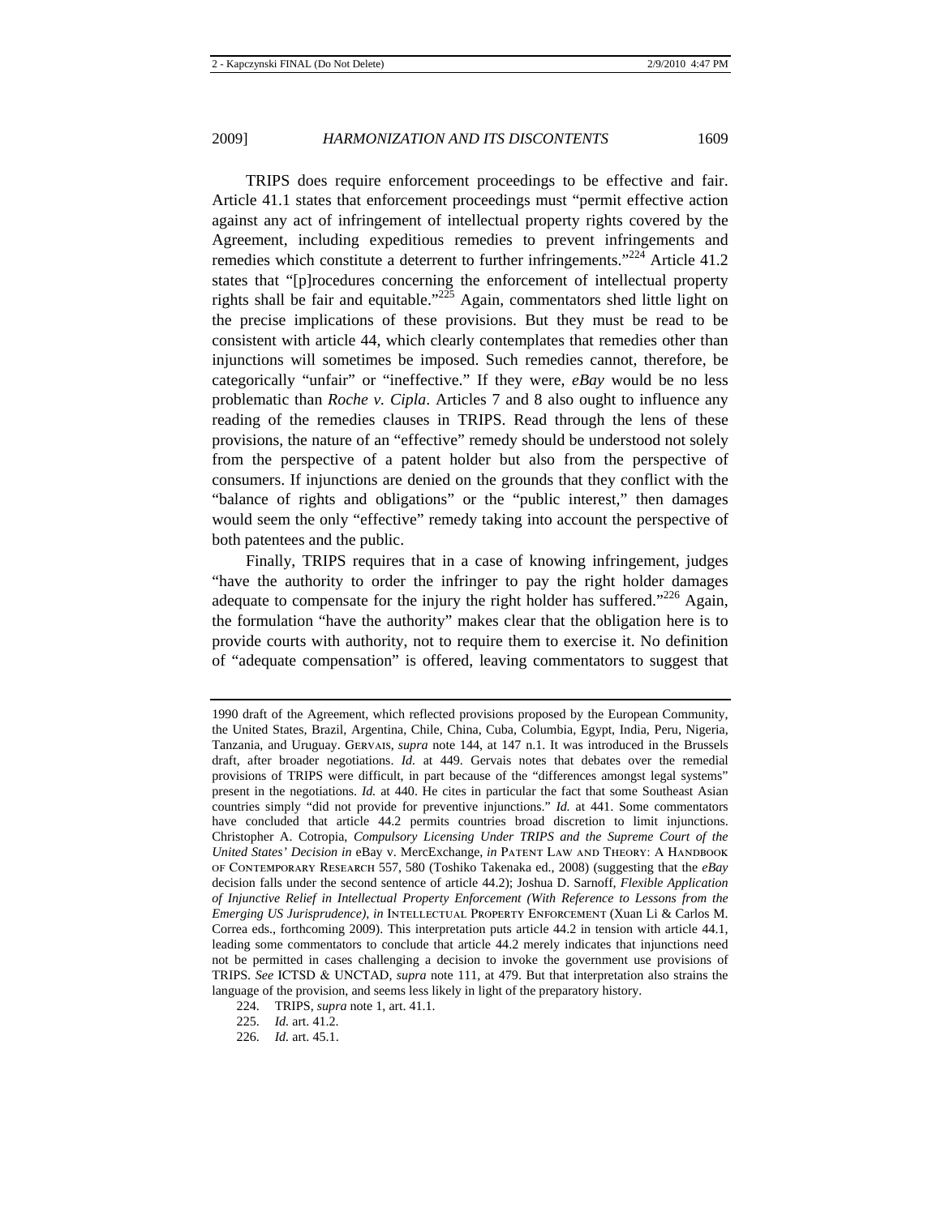TRIPS does require enforcement proceedings to be effective and fair. Article 41.1 states that enforcement proceedings must "permit effective action against any act of infringement of intellectual property rights covered by the Agreement, including expeditious remedies to prevent infringements and remedies which constitute a deterrent to further infringements."[224] Article 41.2 states that "[p]rocedures concerning the enforcement of intellectual property rights shall be fair and equitable."[225] Again, commentators shed little light on the precise implications of these provisions. But they must be read to be consistent with article 44, which clearly contemplates that remedies other than injunctions will sometimes be imposed. Such remedies cannot, therefore, be categorically "unfair" or "ineffective." If they were, *eBay* would be no less problematic than *Roche v. Cipla*. Articles 7 and 8 also ought to influence any reading of the remedies clauses in TRIPS. Read through the lens of these provisions, the nature of an "effective" remedy should be understood not solely from the perspective of a patent holder but also from the perspective of consumers. If injunctions are denied on the grounds that they conflict with the "balance of rights and obligations" or the "public interest," then damages would seem the only "effective" remedy taking into account the perspective of both patentees and the public.

Finally, TRIPS requires that in a case of knowing infringement, judges "have the authority to order the infringer to pay the right holder damages adequate to compensate for the injury the right holder has suffered."[226] Again, the formulation "have the authority" makes clear that the obligation here is to provide courts with authority, not to require them to exercise it. No definition of "adequate compensation" is offered, leaving commentators to suggest that

---

1990 draft of the Agreement, which reflected provisions proposed by the European Community, the United States, Brazil, Argentina, Chile, China, Cuba, Columbia, Egypt, India, Peru, Nigeria, Tanzania, and Uruguay. GERVAIS, *supra* note 144, at 147 n.1. It was introduced in the Brussels draft, after broader negotiations. *Id.* at 449. Gervais notes that debates over the remedial provisions of TRIPS were difficult, in part because of the "differences amongst legal systems" present in the negotiations. *Id.* at 440. He cites in particular the fact that some Southeast Asian countries simply "did not provide for preventive injunctions." *Id.* at 441. Some commentators have concluded that article 44.2 permits countries broad discretion to limit injunctions. Christopher A. Cotropia, *Compulsory Licensing Under TRIPS and the Supreme Court of the United States' Decision in* eBay v. MercExchange, *in* PATENT LAW AND THEORY: A HANDBOOK OF CONTEMPORARY RESEARCH 557, 580 (Toshiko Takenaka ed., 2008) (suggesting that the *eBay* decision falls under the second sentence of article 44.2); Joshua D. Sarnoff, *Flexible Application of Injunctive Relief in Intellectual Property Enforcement (With Reference to Lessons from the Emerging US Jurisprudence)*, *in* INTELLECTUAL PROPERTY ENFORCEMENT (Xuan Li & Carlos M. Correa eds., forthcoming 2009). This interpretation puts article 44.2 in tension with article 44.1, leading some commentators to conclude that article 44.2 merely indicates that injunctions need not be permitted in cases challenging a decision to invoke the government use provisions of TRIPS. *See* ICTSD & UNCTAD, *supra* note 111, at 479. But that interpretation also strains the language of the provision, and seems less likely in light of the preparatory history.

224. TRIPS, *supra* note 1, art. 41.1.

225. *Id.* art. 41.2.

226. *Id.* art. 45.1.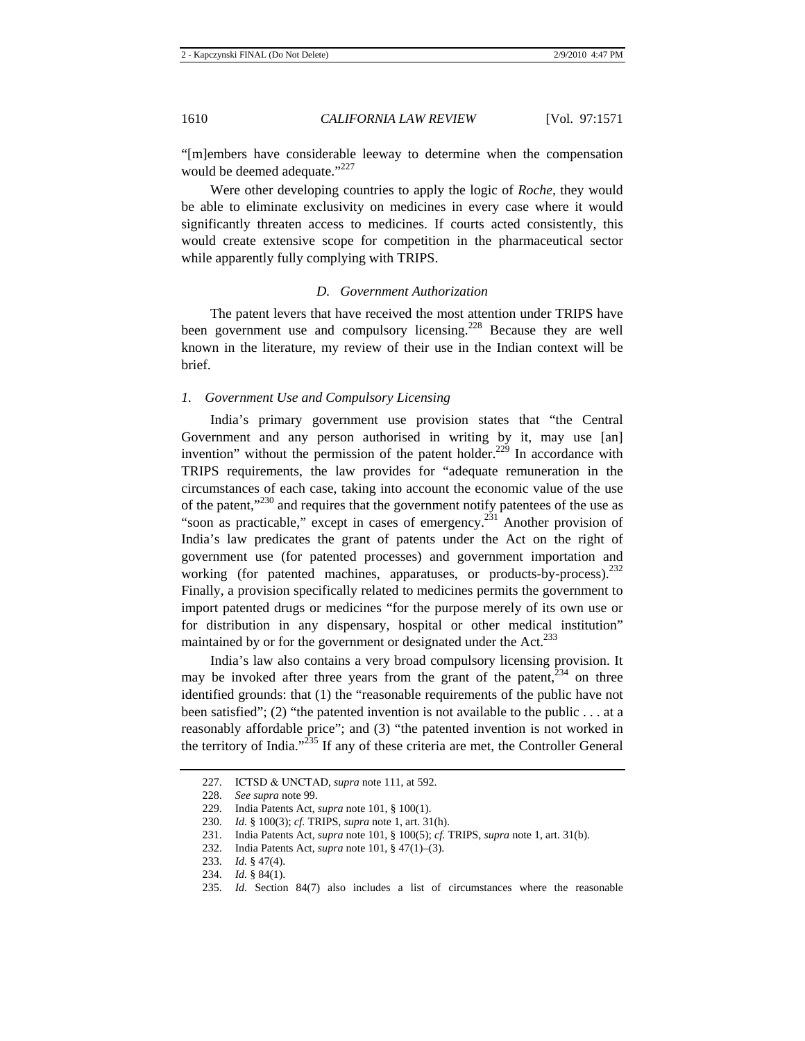"[m]embers have considerable leeway to determine when the compensation would be deemed adequate."[227]

Were other developing countries to apply the logic of *Roche*, they would be able to eliminate exclusivity on medicines in every case where it would significantly threaten access to medicines. If courts acted consistently, this would create extensive scope for competition in the pharmaceutical sector while apparently fully complying with TRIPS.

### *D. Government Authorization*

The patent levers that have received the most attention under TRIPS have been government use and compulsory licensing.[228] Because they are well known in the literature, my review of their use in the Indian context will be brief.

#### *1. Government Use and Compulsory Licensing*

India's primary government use provision states that "the Central Government and any person authorised in writing by it, may use [an] invention" without the permission of the patent holder.[229] In accordance with TRIPS requirements, the law provides for "adequate remuneration in the circumstances of each case, taking into account the economic value of the use of the patent,"[230] and requires that the government notify patentees of the use as "soon as practicable," except in cases of emergency.[231] Another provision of India's law predicates the grant of patents under the Act on the right of government use (for patented processes) and government importation and working (for patented machines, apparatuses, or products-by-process).[232] Finally, a provision specifically related to medicines permits the government to import patented drugs or medicines "for the purpose merely of its own use or for distribution in any dispensary, hospital or other medical institution" maintained by or for the government or designated under the Act.[233]

India's law also contains a very broad compulsory licensing provision. It may be invoked after three years from the grant of the patent,[234] on three identified grounds: that (1) the "reasonable requirements of the public have not been satisfied"; (2) "the patented invention is not available to the public . . . at a reasonably affordable price"; and (3) "the patented invention is not worked in the territory of India."[235] If any of these criteria are met, the Controller General

---

227. ICTSD & UNCTAD, *supra* note 111, at 592.

228. *See supra* note 99.

229. India Patents Act, *supra* note 101, § 100(1).

230. *Id.* § 100(3); *cf.* TRIPS, *supra* note 1, art. 31(h).

231. India Patents Act, *supra* note 101, § 100(5); *cf.* TRIPS, *supra* note 1, art. 31(b).

232. India Patents Act, *supra* note 101, § 47(1)–(3).

233. *Id.* § 47(4).

234. *Id.* § 84(1).

235. *Id.* Section 84(7) also includes a list of circumstances where the reasonable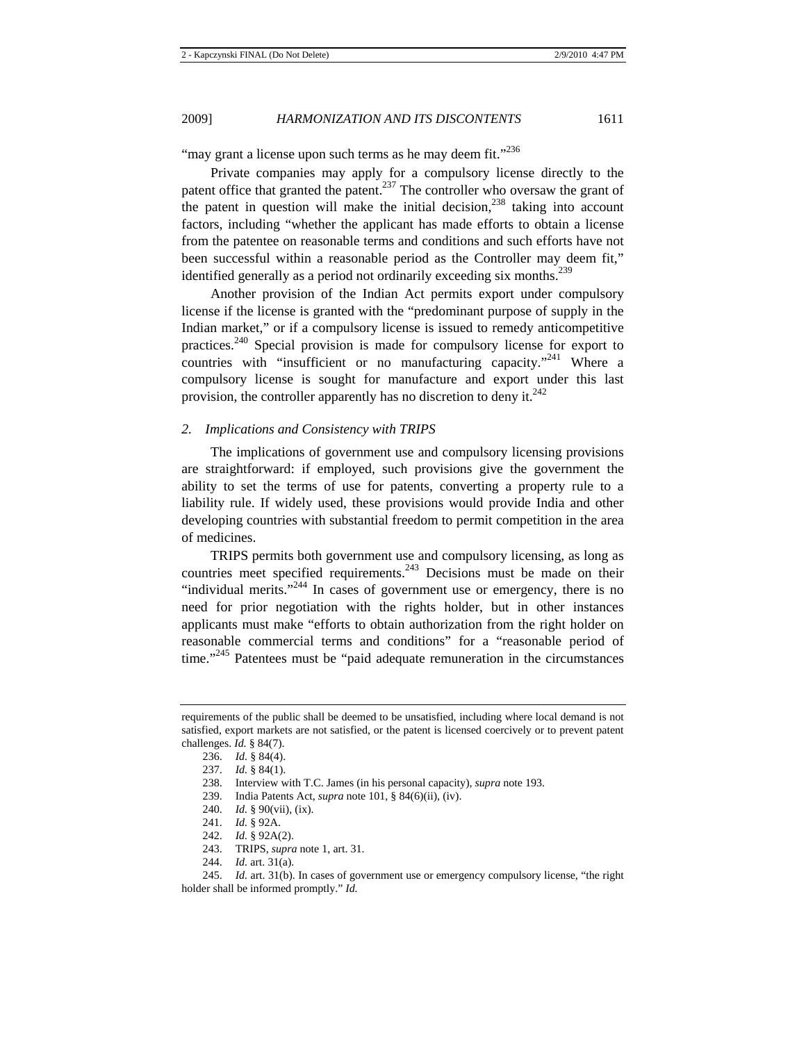"may grant a license upon such terms as he may deem fit."[236]

Private companies may apply for a compulsory license directly to the patent office that granted the patent.[237] The controller who oversaw the grant of the patent in question will make the initial decision,[238] taking into account factors, including "whether the applicant has made efforts to obtain a license from the patentee on reasonable terms and conditions and such efforts have not been successful within a reasonable period as the Controller may deem fit," identified generally as a period not ordinarily exceeding six months.[239]

Another provision of the Indian Act permits export under compulsory license if the license is granted with the "predominant purpose of supply in the Indian market," or if a compulsory license is issued to remedy anticompetitive practices.[240] Special provision is made for compulsory license for export to countries with "insufficient or no manufacturing capacity."[241] Where a compulsory license is sought for manufacture and export under this last provision, the controller apparently has no discretion to deny it.[242]

### 2. *Implications and Consistency with TRIPS*

The implications of government use and compulsory licensing provisions are straightforward: if employed, such provisions give the government the ability to set the terms of use for patents, converting a property rule to a liability rule. If widely used, these provisions would provide India and other developing countries with substantial freedom to permit competition in the area of medicines.

TRIPS permits both government use and compulsory licensing, as long as countries meet specified requirements.[243] Decisions must be made on their "individual merits."[244] In cases of government use or emergency, there is no need for prior negotiation with the rights holder, but in other instances applicants must make "efforts to obtain authorization from the right holder on reasonable commercial terms and conditions" for a "reasonable period of time."[245] Patentees must be "paid adequate remuneration in the circumstances

---

requirements of the public shall be deemed to be unsatisfied, including where local demand is not satisfied, export markets are not satisfied, or the patent is licensed coercively or to prevent patent challenges. *Id.* § 84(7).

236. *Id.* § 84(4).

237. *Id.* § 84(1).

238. Interview with T.C. James (in his personal capacity), *supra* note 193.

239. India Patents Act, *supra* note 101, § 84(6)(ii), (iv).

240. *Id.* § 90(vii), (ix).

241. *Id.* § 92A.

242. *Id.* § 92A(2).

243. TRIPS, *supra* note 1, art. 31.

244. *Id.* art. 31(a).

245. *Id.* art. 31(b). In cases of government use or emergency compulsory license, "the right holder shall be informed promptly." *Id.*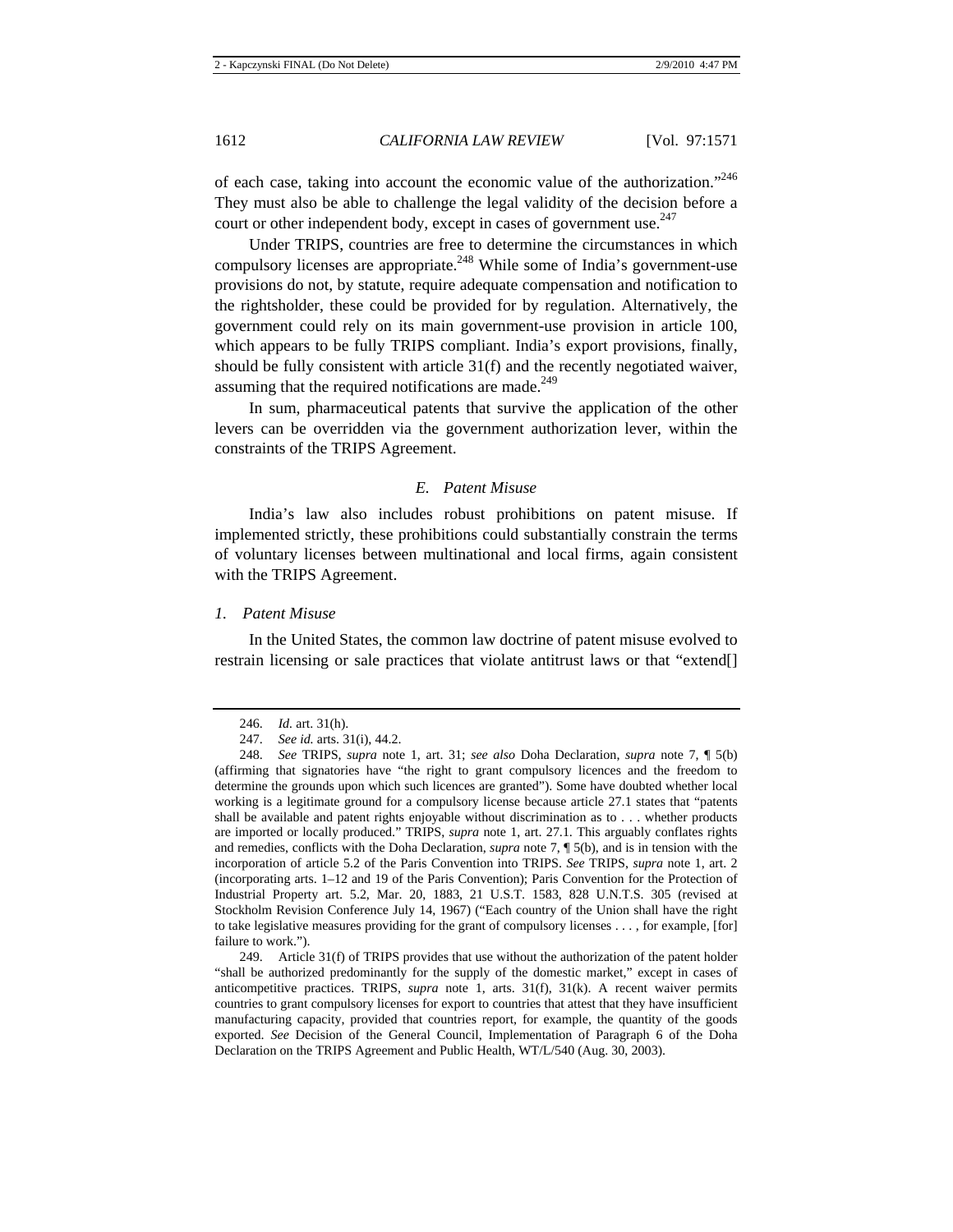of each case, taking into account the economic value of the authorization."[246] They must also be able to challenge the legal validity of the decision before a court or other independent body, except in cases of government use.[247]

Under TRIPS, countries are free to determine the circumstances in which compulsory licenses are appropriate.[248] While some of India's government-use provisions do not, by statute, require adequate compensation and notification to the rightsholder, these could be provided for by regulation. Alternatively, the government could rely on its main government-use provision in article 100, which appears to be fully TRIPS compliant. India's export provisions, finally, should be fully consistent with article 31(f) and the recently negotiated waiver, assuming that the required notifications are made.[249]

In sum, pharmaceutical patents that survive the application of the other levers can be overridden via the government authorization lever, within the constraints of the TRIPS Agreement.

### *E. Patent Misuse*

India's law also includes robust prohibitions on patent misuse. If implemented strictly, these prohibitions could substantially constrain the terms of voluntary licenses between multinational and local firms, again consistent with the TRIPS Agreement.

#### *1. Patent Misuse*

In the United States, the common law doctrine of patent misuse evolved to restrain licensing or sale practices that violate antitrust laws or that "extend[]

---

246. *Id.* art. 31(h).

247. *See id.* arts. 31(i), 44.2.

248. *See* TRIPS, *supra* note 1, art. 31; *see also* Doha Declaration, *supra* note 7, ¶ 5(b) (affirming that signatories have "the right to grant compulsory licences and the freedom to determine the grounds upon which such licences are granted"). Some have doubted whether local working is a legitimate ground for a compulsory license because article 27.1 states that "patents shall be available and patent rights enjoyable without discrimination as to . . . whether products are imported or locally produced." TRIPS, *supra* note 1, art. 27.1. This arguably conflates rights and remedies, conflicts with the Doha Declaration, *supra* note 7, ¶ 5(b), and is in tension with the incorporation of article 5.2 of the Paris Convention into TRIPS. *See* TRIPS, *supra* note 1, art. 2 (incorporating arts. 1–12 and 19 of the Paris Convention); Paris Convention for the Protection of Industrial Property art. 5.2, Mar. 20, 1883, 21 U.S.T. 1583, 828 U.N.T.S. 305 (revised at Stockholm Revision Conference July 14, 1967) ("Each country of the Union shall have the right to take legislative measures providing for the grant of compulsory licenses . . . , for example, [for] failure to work.").

249. Article 31(f) of TRIPS provides that use without the authorization of the patent holder "shall be authorized predominantly for the supply of the domestic market," except in cases of anticompetitive practices. TRIPS, *supra* note 1, arts. 31(f), 31(k). A recent waiver permits countries to grant compulsory licenses for export to countries that attest that they have insufficient manufacturing capacity, provided that countries report, for example, the quantity of the goods exported. *See* Decision of the General Council, Implementation of Paragraph 6 of the Doha Declaration on the TRIPS Agreement and Public Health, WT/L/540 (Aug. 30, 2003).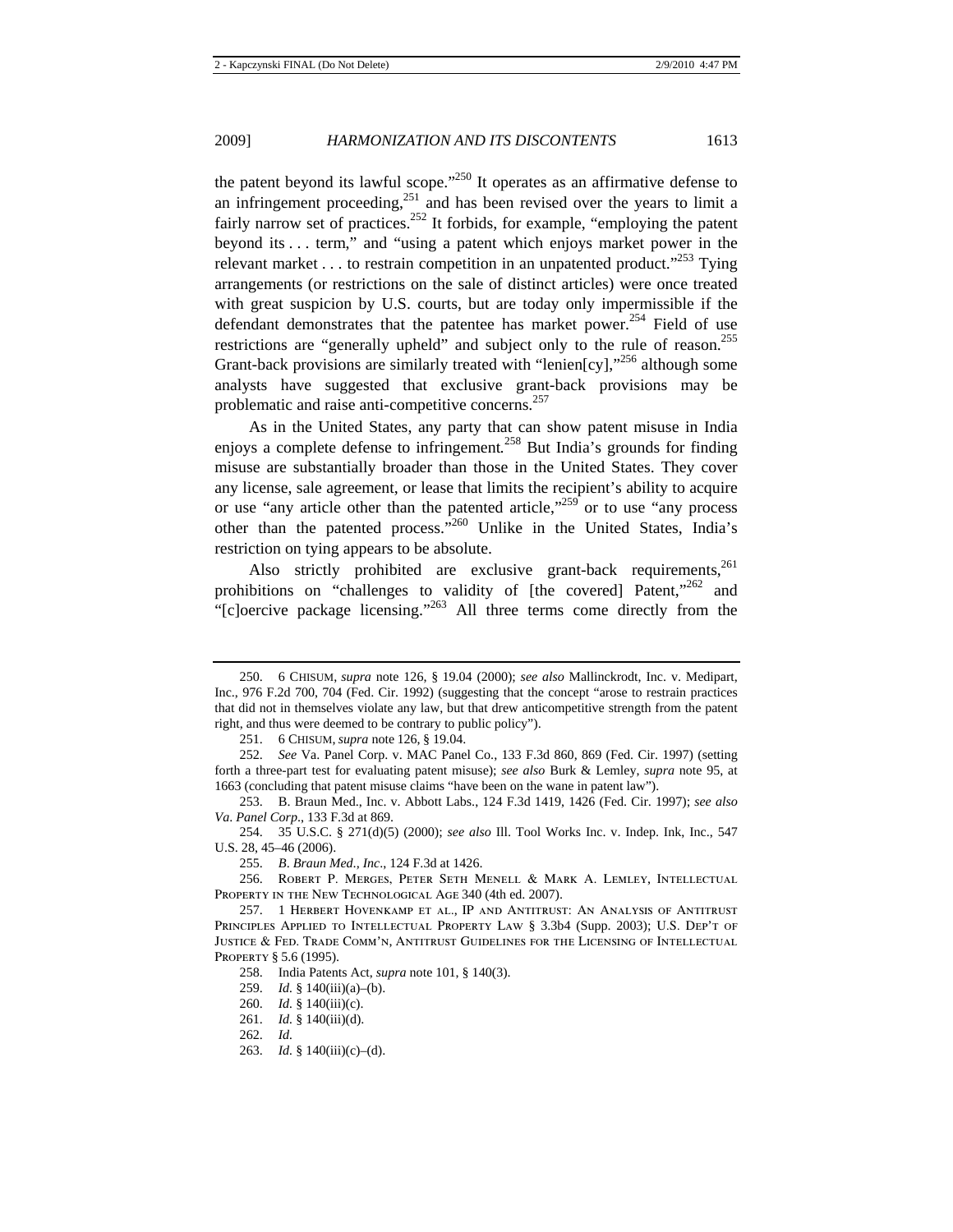the patent beyond its lawful scope."[250] It operates as an affirmative defense to an infringement proceeding,[251] and has been revised over the years to limit a fairly narrow set of practices.[252] It forbids, for example, "employing the patent beyond its . . . term," and "using a patent which enjoys market power in the relevant market . . . to restrain competition in an unpatented product."[253] Tying arrangements (or restrictions on the sale of distinct articles) were once treated with great suspicion by U.S. courts, but are today only impermissible if the defendant demonstrates that the patentee has market power.[254] Field of use restrictions are "generally upheld" and subject only to the rule of reason.[255] Grant-back provisions are similarly treated with "lenien[cy],"[256] although some analysts have suggested that exclusive grant-back provisions may be problematic and raise anti-competitive concerns.[257]

As in the United States, any party that can show patent misuse in India enjoys a complete defense to infringement.[258] But India's grounds for finding misuse are substantially broader than those in the United States. They cover any license, sale agreement, or lease that limits the recipient's ability to acquire or use "any article other than the patented article,"[259] or to use "any process other than the patented process."[260] Unlike in the United States, India's restriction on tying appears to be absolute.

Also strictly prohibited are exclusive grant-back requirements,[261] prohibitions on "challenges to validity of [the covered] Patent,"[262] and "[c]oercive package licensing."[263] All three terms come directly from the

---

250. 6 Chisum, *supra* note 126, § 19.04 (2000); *see also* Mallinckrodt, Inc. v. Medipart, Inc., 976 F.2d 700, 704 (Fed. Cir. 1992) (suggesting that the concept "arose to restrain practices that did not in themselves violate any law, but that drew anticompetitive strength from the patent right, and thus were deemed to be contrary to public policy").

251. 6 Chisum, *supra* note 126, § 19.04.

252. *See* Va. Panel Corp. v. MAC Panel Co., 133 F.3d 860, 869 (Fed. Cir. 1997) (setting forth a three-part test for evaluating patent misuse); *see also* Burk & Lemley, *supra* note 95, at 1663 (concluding that patent misuse claims "have been on the wane in patent law").

253. B. Braun Med., Inc. v. Abbott Labs., 124 F.3d 1419, 1426 (Fed. Cir. 1997); *see also Va. Panel Corp.*, 133 F.3d at 869.

254. 35 U.S.C. § 271(d)(5) (2000); *see also* Ill. Tool Works Inc. v. Indep. Ink, Inc., 547 U.S. 28, 45–46 (2006).

255. *B. Braun Med., Inc.*, 124 F.3d at 1426.

256. Robert P. Merges, Peter Seth Menell & Mark A. Lemley, Intellectual Property in the New Technological Age 340 (4th ed. 2007).

257. 1 Herbert Hovenkamp et al., IP and Antitrust: An Analysis of Antitrust Principles Applied to Intellectual Property Law § 3.3b4 (Supp. 2003); U.S. Dep't of Justice & Fed. Trade Comm'n, Antitrust Guidelines for the Licensing of Intellectual Property § 5.6 (1995).

258. India Patents Act, *supra* note 101, § 140(3).

259. *Id.* § 140(iii)(a)–(b).

260. *Id.* § 140(iii)(c).

261. *Id.* § 140(iii)(d).

262. *Id.*

263. *Id.* § 140(iii)(c)–(d).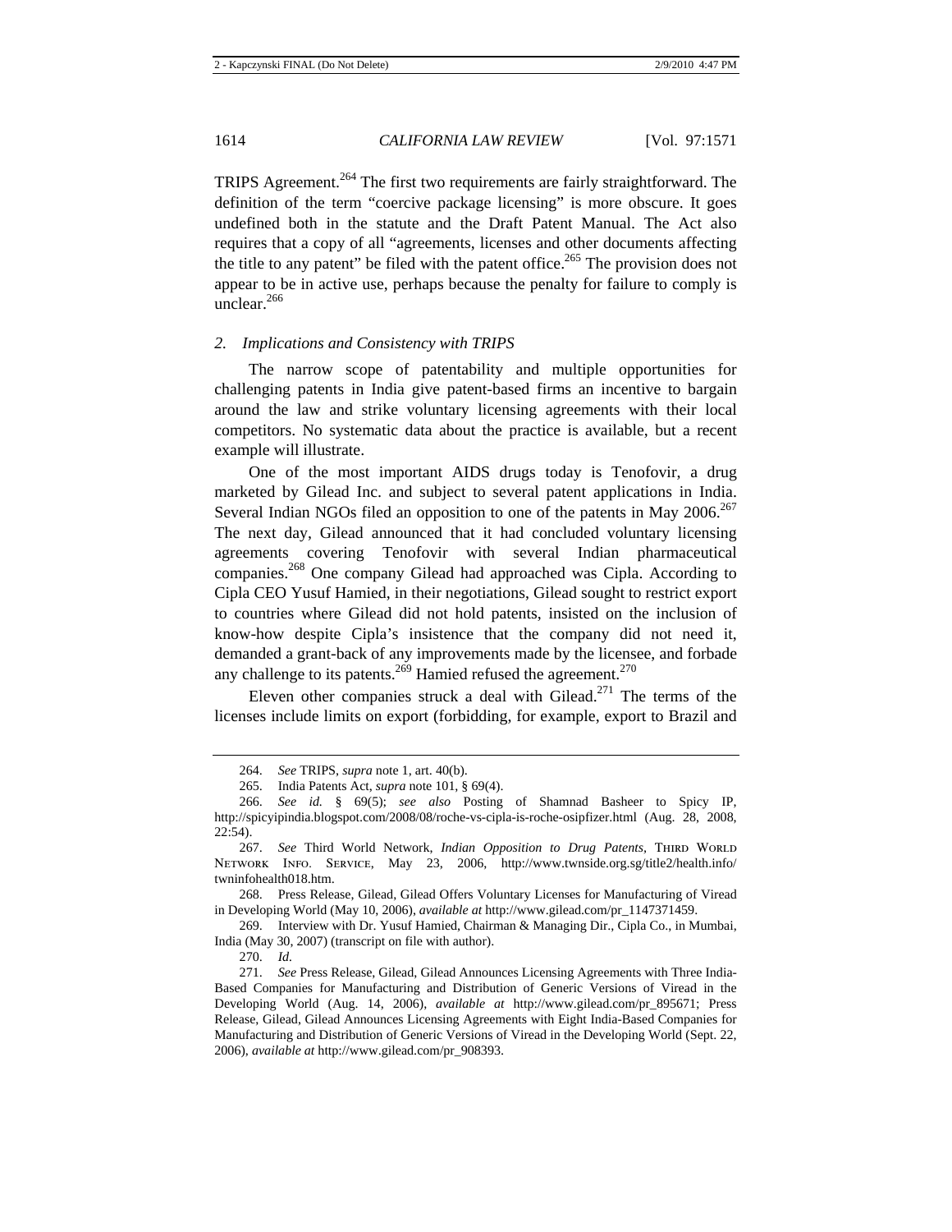TRIPS Agreement.[264] The first two requirements are fairly straightforward. The definition of the term "coercive package licensing" is more obscure. It goes undefined both in the statute and the Draft Patent Manual. The Act also requires that a copy of all "agreements, licenses and other documents affecting the title to any patent" be filed with the patent office.[265] The provision does not appear to be in active use, perhaps because the penalty for failure to comply is unclear.[266]

### *2. Implications and Consistency with TRIPS*

The narrow scope of patentability and multiple opportunities for challenging patents in India give patent-based firms an incentive to bargain around the law and strike voluntary licensing agreements with their local competitors. No systematic data about the practice is available, but a recent example will illustrate.

One of the most important AIDS drugs today is Tenofovir, a drug marketed by Gilead Inc. and subject to several patent applications in India. Several Indian NGOs filed an opposition to one of the patents in May 2006.[267] The next day, Gilead announced that it had concluded voluntary licensing agreements covering Tenofovir with several Indian pharmaceutical companies.[268] One company Gilead had approached was Cipla. According to Cipla CEO Yusuf Hamied, in their negotiations, Gilead sought to restrict export to countries where Gilead did not hold patents, insisted on the inclusion of know-how despite Cipla's insistence that the company did not need it, demanded a grant-back of any improvements made by the licensee, and forbade any challenge to its patents.[269] Hamied refused the agreement.[270]

Eleven other companies struck a deal with Gilead.[271] The terms of the licenses include limits on export (forbidding, for example, export to Brazil and

---

264. *See* TRIPS, *supra* note 1, art. 40(b).

265. India Patents Act, *supra* note 101, § 69(4).

266. *See id.* § 69(5); *see also* Posting of Shamnad Basheer to Spicy IP, http://spicyipindia.blogspot.com/2008/08/roche-vs-cipla-is-roche-osipfizer.html (Aug. 28, 2008, 22:54).

267. *See* Third World Network, *Indian Opposition to Drug Patents*, THIRD WORLD NETWORK INFO. SERVICE, May 23, 2006, http://www.twnside.org.sg/title2/health.info/twninfohealth018.htm.

268. Press Release, Gilead, Gilead Offers Voluntary Licenses for Manufacturing of Viread in Developing World (May 10, 2006), *available at* http://www.gilead.com/pr_1147371459.

269. Interview with Dr. Yusuf Hamied, Chairman & Managing Dir., Cipla Co., in Mumbai, India (May 30, 2007) (transcript on file with author).

270. *Id.*

271. *See* Press Release, Gilead, Gilead Announces Licensing Agreements with Three India-Based Companies for Manufacturing and Distribution of Generic Versions of Viread in the Developing World (Aug. 14, 2006), *available at* http://www.gilead.com/pr_895671; Press Release, Gilead, Gilead Announces Licensing Agreements with Eight India-Based Companies for Manufacturing and Distribution of Generic Versions of Viread in the Developing World (Sept. 22, 2006), *available at* http://www.gilead.com/pr_908393.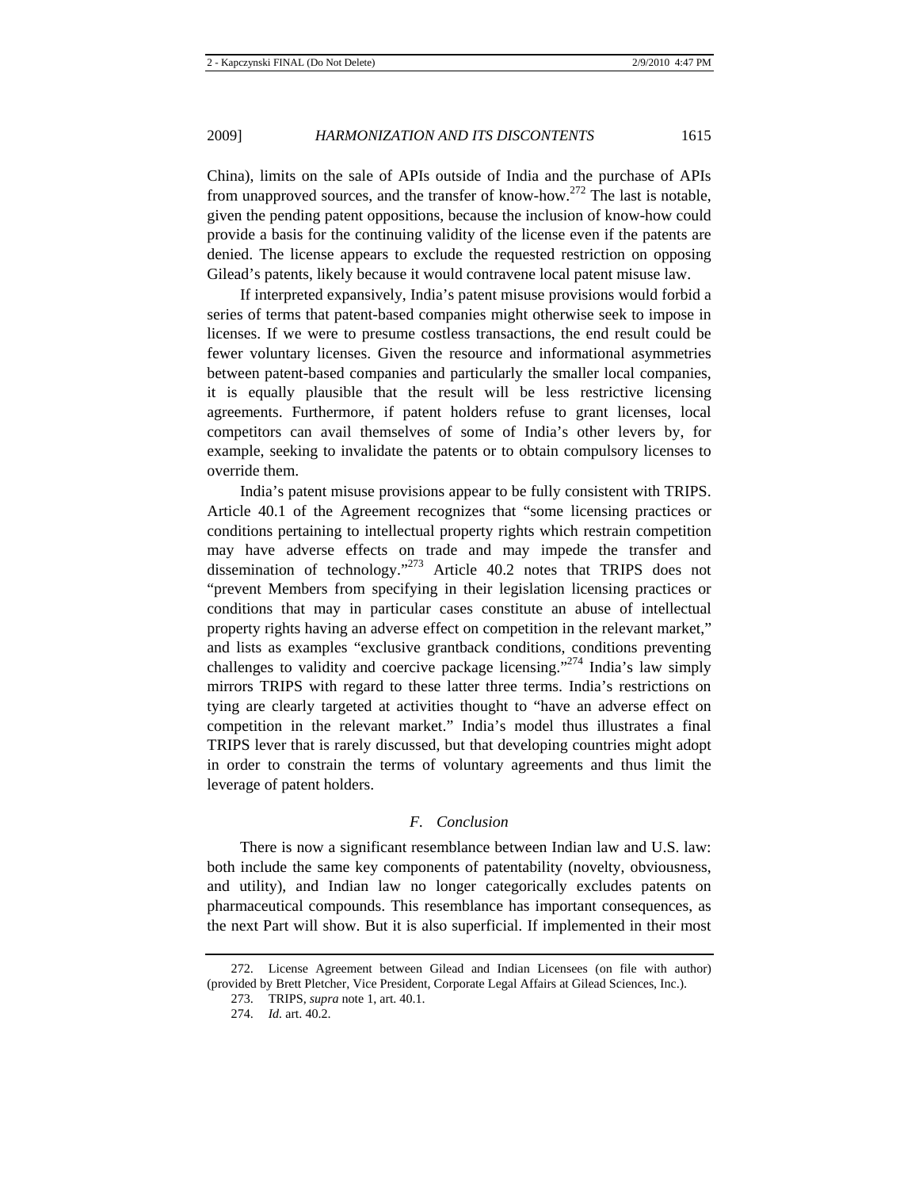China), limits on the sale of APIs outside of India and the purchase of APIs from unapproved sources, and the transfer of know-how.[272] The last is notable, given the pending patent oppositions, because the inclusion of know-how could provide a basis for the continuing validity of the license even if the patents are denied. The license appears to exclude the requested restriction on opposing Gilead's patents, likely because it would contravene local patent misuse law.

If interpreted expansively, India's patent misuse provisions would forbid a series of terms that patent-based companies might otherwise seek to impose in licenses. If we were to presume costless transactions, the end result could be fewer voluntary licenses. Given the resource and informational asymmetries between patent-based companies and particularly the smaller local companies, it is equally plausible that the result will be less restrictive licensing agreements. Furthermore, if patent holders refuse to grant licenses, local competitors can avail themselves of some of India's other levers by, for example, seeking to invalidate the patents or to obtain compulsory licenses to override them.

India's patent misuse provisions appear to be fully consistent with TRIPS. Article 40.1 of the Agreement recognizes that "some licensing practices or conditions pertaining to intellectual property rights which restrain competition may have adverse effects on trade and may impede the transfer and dissemination of technology."[273] Article 40.2 notes that TRIPS does not "prevent Members from specifying in their legislation licensing practices or conditions that may in particular cases constitute an abuse of intellectual property rights having an adverse effect on competition in the relevant market," and lists as examples "exclusive grantback conditions, conditions preventing challenges to validity and coercive package licensing."[274] India's law simply mirrors TRIPS with regard to these latter three terms. India's restrictions on tying are clearly targeted at activities thought to "have an adverse effect on competition in the relevant market." India's model thus illustrates a final TRIPS lever that is rarely discussed, but that developing countries might adopt in order to constrain the terms of voluntary agreements and thus limit the leverage of patent holders.

### *F. Conclusion*

There is now a significant resemblance between Indian law and U.S. law: both include the same key components of patentability (novelty, obviousness, and utility), and Indian law no longer categorically excludes patents on pharmaceutical compounds. This resemblance has important consequences, as the next Part will show. But it is also superficial. If implemented in their most

---

272. License Agreement between Gilead and Indian Licensees (on file with author) (provided by Brett Pletcher, Vice President, Corporate Legal Affairs at Gilead Sciences, Inc.).

273. TRIPS, *supra* note 1, art. 40.1.

274. *Id.* art. 40.2.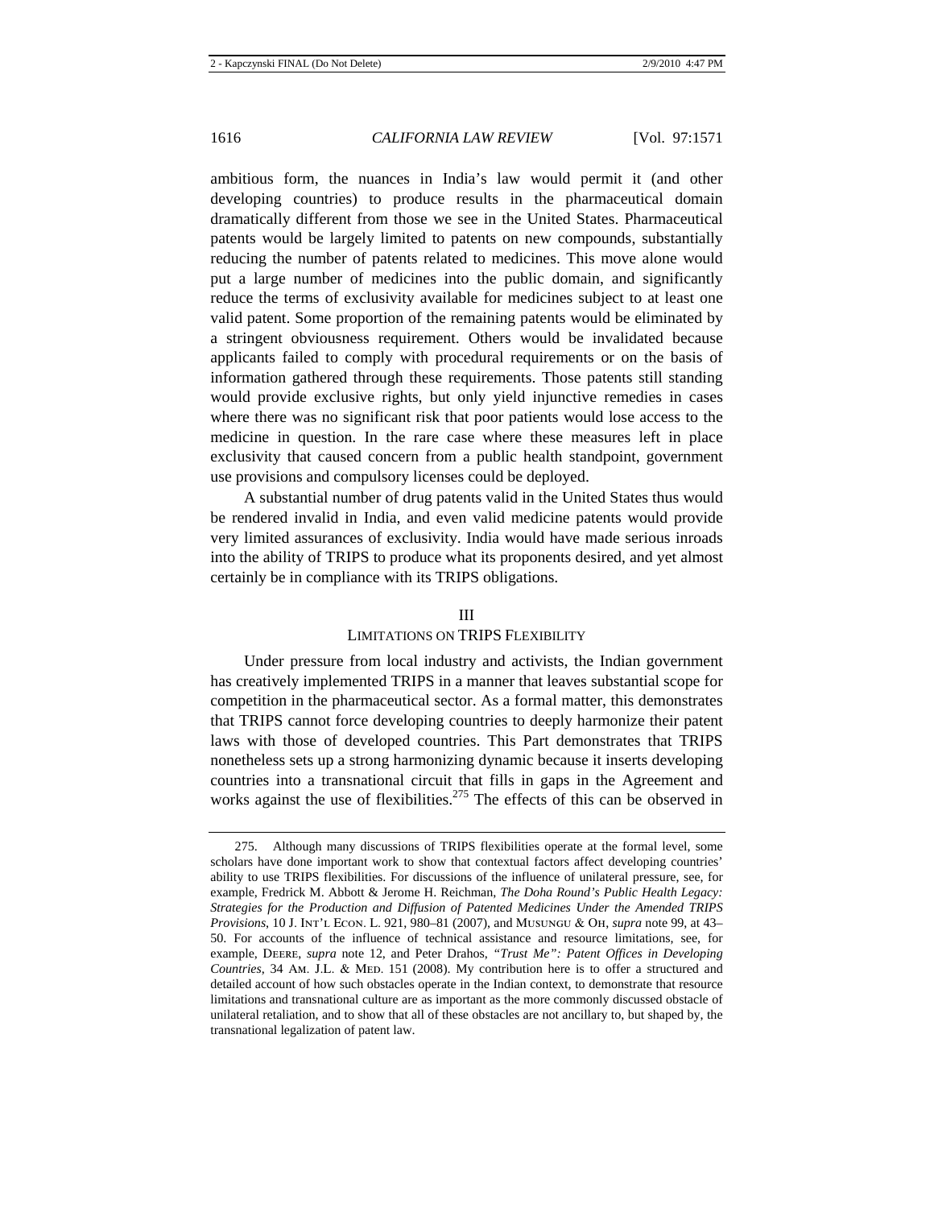ambitious form, the nuances in India's law would permit it (and other developing countries) to produce results in the pharmaceutical domain dramatically different from those we see in the United States. Pharmaceutical patents would be largely limited to patents on new compounds, substantially reducing the number of patents related to medicines. This move alone would put a large number of medicines into the public domain, and significantly reduce the terms of exclusivity available for medicines subject to at least one valid patent. Some proportion of the remaining patents would be eliminated by a stringent obviousness requirement. Others would be invalidated because applicants failed to comply with procedural requirements or on the basis of information gathered through these requirements. Those patents still standing would provide exclusive rights, but only yield injunctive remedies in cases where there was no significant risk that poor patients would lose access to the medicine in question. In the rare case where these measures left in place exclusivity that caused concern from a public health standpoint, government use provisions and compulsory licenses could be deployed.

A substantial number of drug patents valid in the United States thus would be rendered invalid in India, and even valid medicine patents would provide very limited assurances of exclusivity. India would have made serious inroads into the ability of TRIPS to produce what its proponents desired, and yet almost certainly be in compliance with its TRIPS obligations.

## III
## LIMITATIONS ON TRIPS FLEXIBILITY

Under pressure from local industry and activists, the Indian government has creatively implemented TRIPS in a manner that leaves substantial scope for competition in the pharmaceutical sector. As a formal matter, this demonstrates that TRIPS cannot force developing countries to deeply harmonize their patent laws with those of developed countries. This Part demonstrates that TRIPS nonetheless sets up a strong harmonizing dynamic because it inserts developing countries into a transnational circuit that fills in gaps in the Agreement and works against the use of flexibilities.[275] The effects of this can be observed in

---

275. Although many discussions of TRIPS flexibilities operate at the formal level, some scholars have done important work to show that contextual factors affect developing countries' ability to use TRIPS flexibilities. For discussions of the influence of unilateral pressure, see, for example, Fredrick M. Abbott & Jerome H. Reichman, *The Doha Round's Public Health Legacy: Strategies for the Production and Diffusion of Patented Medicines Under the Amended TRIPS Provisions*, 10 J. INT'L ECON. L. 921, 980–81 (2007), and MUSUNGU & OH, *supra* note 99, at 43–50. For accounts of the influence of technical assistance and resource limitations, see, for example, DEERE, *supra* note 12, and Peter Drahos, *"Trust Me": Patent Offices in Developing Countries*, 34 AM. J.L. & MED. 151 (2008). My contribution here is to offer a structured and detailed account of how such obstacles operate in the Indian context, to demonstrate that resource limitations and transnational culture are as important as the more commonly discussed obstacle of unilateral retaliation, and to show that all of these obstacles are not ancillary to, but shaped by, the transnational legalization of patent law.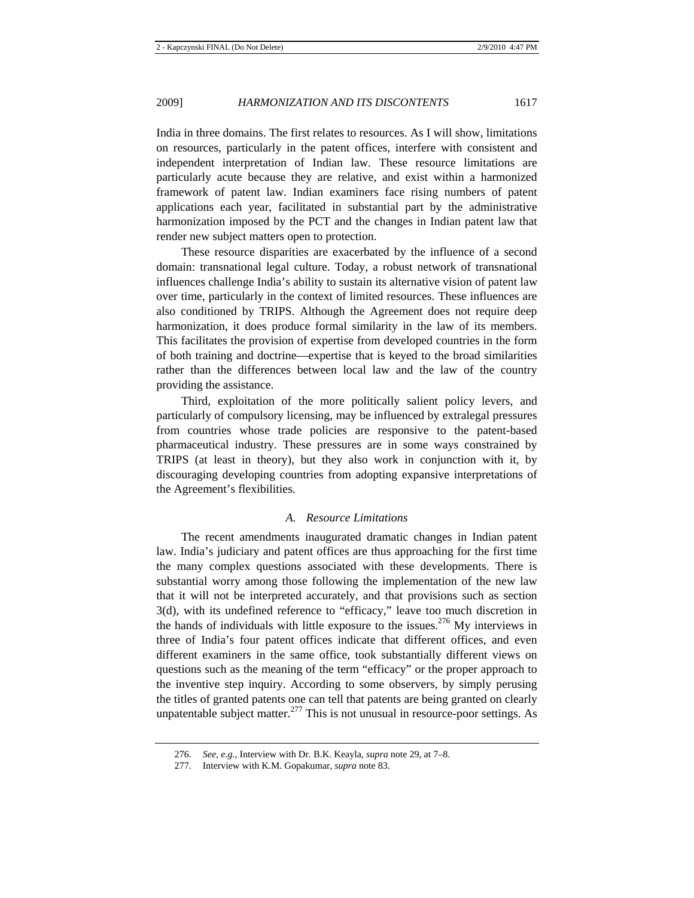India in three domains. The first relates to resources. As I will show, limitations on resources, particularly in the patent offices, interfere with consistent and independent interpretation of Indian law. These resource limitations are particularly acute because they are relative, and exist within a harmonized framework of patent law. Indian examiners face rising numbers of patent applications each year, facilitated in substantial part by the administrative harmonization imposed by the PCT and the changes in Indian patent law that render new subject matters open to protection.

These resource disparities are exacerbated by the influence of a second domain: transnational legal culture. Today, a robust network of transnational influences challenge India's ability to sustain its alternative vision of patent law over time, particularly in the context of limited resources. These influences are also conditioned by TRIPS. Although the Agreement does not require deep harmonization, it does produce formal similarity in the law of its members. This facilitates the provision of expertise from developed countries in the form of both training and doctrine—expertise that is keyed to the broad similarities rather than the differences between local law and the law of the country providing the assistance.

Third, exploitation of the more politically salient policy levers, and particularly of compulsory licensing, may be influenced by extralegal pressures from countries whose trade policies are responsive to the patent-based pharmaceutical industry. These pressures are in some ways constrained by TRIPS (at least in theory), but they also work in conjunction with it, by discouraging developing countries from adopting expansive interpretations of the Agreement's flexibilities.

### *A. Resource Limitations*

The recent amendments inaugurated dramatic changes in Indian patent law. India's judiciary and patent offices are thus approaching for the first time the many complex questions associated with these developments. There is substantial worry among those following the implementation of the new law that it will not be interpreted accurately, and that provisions such as section 3(d), with its undefined reference to "efficacy," leave too much discretion in the hands of individuals with little exposure to the issues.[276] My interviews in three of India's four patent offices indicate that different offices, and even different examiners in the same office, took substantially different views on questions such as the meaning of the term "efficacy" or the proper approach to the inventive step inquiry. According to some observers, by simply perusing the titles of granted patents one can tell that patents are being granted on clearly unpatentable subject matter.[277] This is not unusual in resource-poor settings. As

---

276. *See, e.g.*, Interview with Dr. B.K. Keayla, *supra* note 29, at 7–8.

277. Interview with K.M. Gopakumar, *supra* note 83.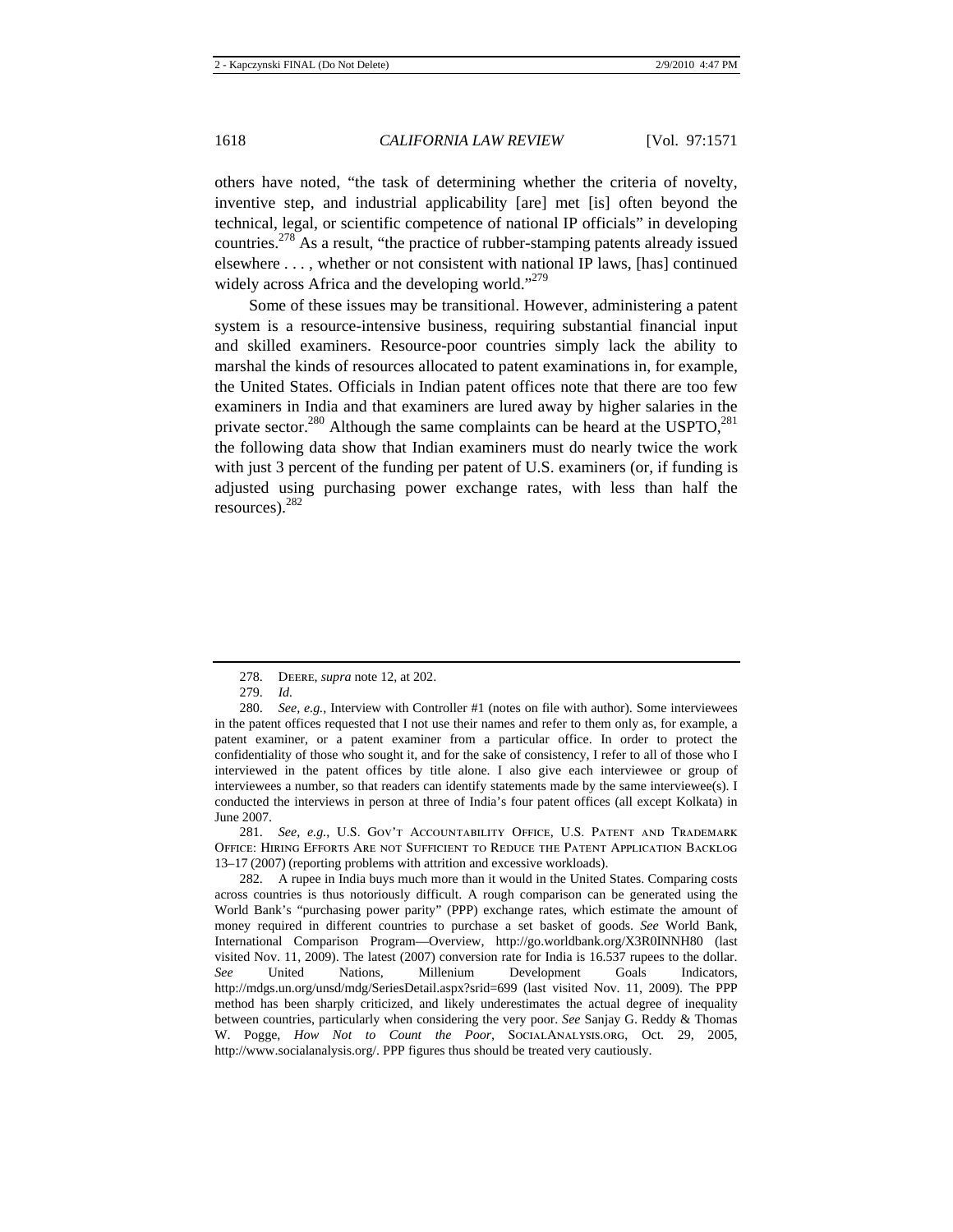others have noted, "the task of determining whether the criteria of novelty, inventive step, and industrial applicability [are] met [is] often beyond the technical, legal, or scientific competence of national IP officials" in developing countries.[278] As a result, "the practice of rubber-stamping patents already issued elsewhere . . . , whether or not consistent with national IP laws, [has] continued widely across Africa and the developing world."[279]

Some of these issues may be transitional. However, administering a patent system is a resource-intensive business, requiring substantial financial input and skilled examiners. Resource-poor countries simply lack the ability to marshal the kinds of resources allocated to patent examinations in, for example, the United States. Officials in Indian patent offices note that there are too few examiners in India and that examiners are lured away by higher salaries in the private sector.[280] Although the same complaints can be heard at the USPTO,[281] the following data show that Indian examiners must do nearly twice the work with just 3 percent of the funding per patent of U.S. examiners (or, if funding is adjusted using purchasing power exchange rates, with less than half the resources).[282]

---

278. Deere, *supra* note 12, at 202.

279. *Id.*

280. *See, e.g.*, Interview with Controller #1 (notes on file with author). Some interviewees in the patent offices requested that I not use their names and refer to them only as, for example, a patent examiner, or a patent examiner from a particular office. In order to protect the confidentiality of those who sought it, and for the sake of consistency, I refer to all of those who I interviewed in the patent offices by title alone. I also give each interviewee or group of interviewees a number, so that readers can identify statements made by the same interviewee(s). I conducted the interviews in person at three of India's four patent offices (all except Kolkata) in June 2007.

281. *See, e.g.*, U.S. Gov't Accountability Office, U.S. Patent and Trademark Office: Hiring Efforts Are not Sufficient to Reduce the Patent Application Backlog 13–17 (2007) (reporting problems with attrition and excessive workloads).

282. A rupee in India buys much more than it would in the United States. Comparing costs across countries is thus notoriously difficult. A rough comparison can be generated using the World Bank's "purchasing power parity" (PPP) exchange rates, which estimate the amount of money required in different countries to purchase a set basket of goods. *See* World Bank, International Comparison Program—Overview, http://go.worldbank.org/X3R0INNH80 (last visited Nov. 11, 2009). The latest (2007) conversion rate for India is 16.537 rupees to the dollar. *See* United Nations, Millenium Development Goals Indicators, http://mdgs.un.org/unsd/mdg/SeriesDetail.aspx?srid=699 (last visited Nov. 11, 2009). The PPP method has been sharply criticized, and likely underestimates the actual degree of inequality between countries, particularly when considering the very poor. *See* Sanjay G. Reddy & Thomas W. Pogge, *How Not to Count the Poor*, SocialAnalysis.org, Oct. 29, 2005, http://www.socialanalysis.org/. PPP figures thus should be treated very cautiously.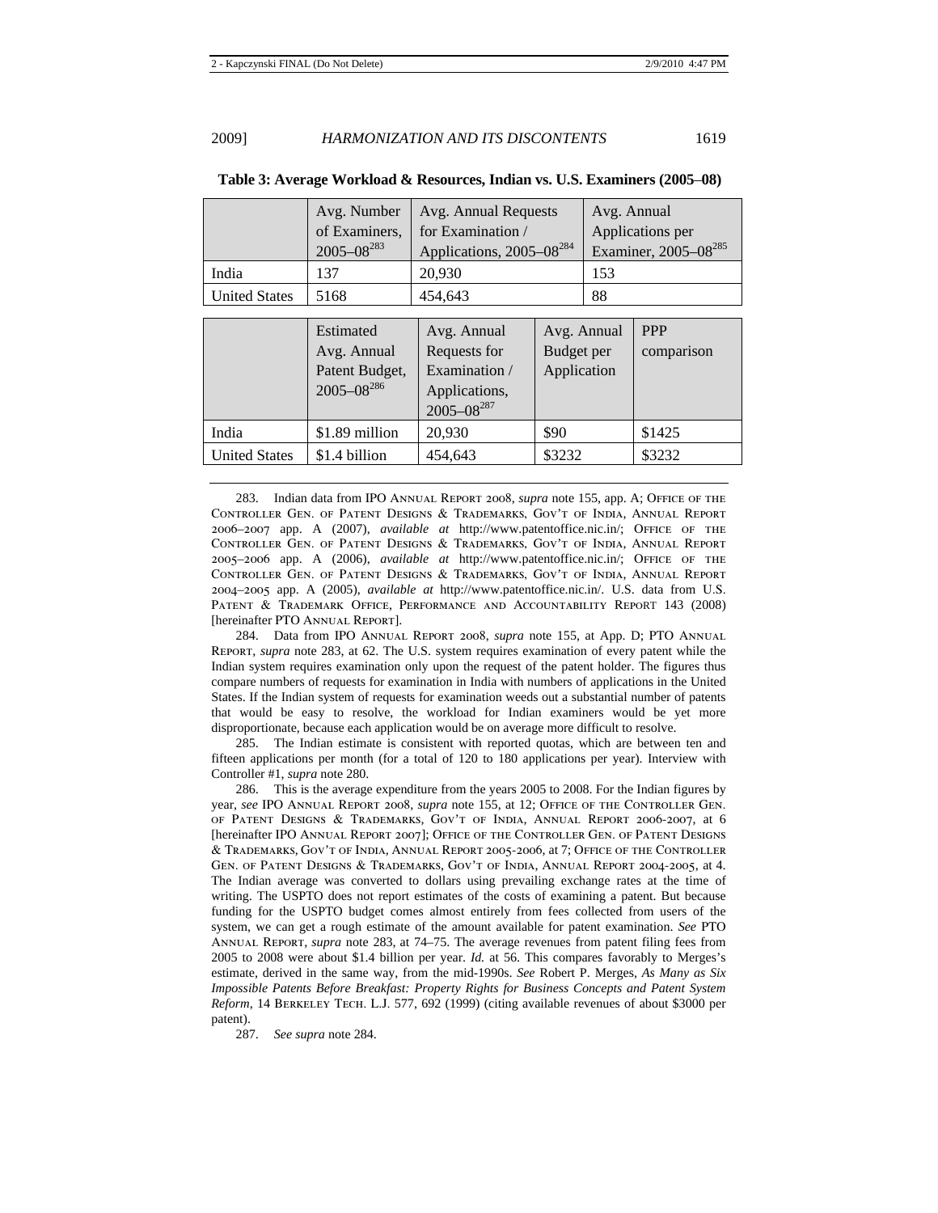**Table 3: Average Workload & Resources, Indian vs. U.S. Examiners (2005–08)**

| | Avg. Number of Examiners, 2005–08[283] | Avg. Annual Requests for Examination / Applications, 2005–08[284] | Avg. Annual Applications per Examiner, 2005–08[285] |
|---|---|---|---|
| India | 137 | 20,930 | 153 |
| United States | 5168 | 454,643 | 88 |

| | Estimated Avg. Annual Patent Budget, 2005–08[286] | Avg. Annual Requests for Examination / Applications, 2005–08[287] | Avg. Annual Budget per Application | PPP comparison |
|---|---|---|---|---|
| India | $1.89 million | 20,930 | $90 | $1425 |
| United States | $1.4 billion | 454,643 | $3232 | $3232 |

283. Indian data from IPO ANNUAL REPORT 2008, *supra* note 155, app. A; OFFICE OF THE CONTROLLER GEN. OF PATENT DESIGNS & TRADEMARKS, GOV'T OF INDIA, ANNUAL REPORT 2006–2007 app. A (2007), *available at* http://www.patentoffice.nic.in/; OFFICE OF THE CONTROLLER GEN. OF PATENT DESIGNS & TRADEMARKS, GOV'T OF INDIA, ANNUAL REPORT 2005–2006 app. A (2006), *available at* http://www.patentoffice.nic.in/; OFFICE OF THE CONTROLLER GEN. OF PATENT DESIGNS & TRADEMARKS, GOV'T OF INDIA, ANNUAL REPORT 2004–2005 app. A (2005), *available at* http://www.patentoffice.nic.in/. U.S. data from U.S. PATENT & TRADEMARK OFFICE, PERFORMANCE AND ACCOUNTABILITY REPORT 143 (2008) [hereinafter PTO ANNUAL REPORT].

284. Data from IPO ANNUAL REPORT 2008, *supra* note 155, at App. D; PTO ANNUAL REPORT, *supra* note 283, at 62. The U.S. system requires examination of every patent while the Indian system requires examination only upon the request of the patent holder. The figures thus compare numbers of requests for examination in India with numbers of applications in the United States. If the Indian system of requests for examination weeds out a substantial number of patents that would be easy to resolve, the workload for Indian examiners would be yet more disproportionate, because each application would be on average more difficult to resolve.

285. The Indian estimate is consistent with reported quotas, which are between ten and fifteen applications per month (for a total of 120 to 180 applications per year). Interview with Controller #1, *supra* note 280.

286. This is the average expenditure from the years 2005 to 2008. For the Indian figures by year, *see* IPO ANNUAL REPORT 2008, *supra* note 155, at 12; OFFICE OF THE CONTROLLER GEN. OF PATENT DESIGNS & TRADEMARKS, GOV'T OF INDIA, ANNUAL REPORT 2006-2007, at 6 [hereinafter IPO ANNUAL REPORT 2007]; OFFICE OF THE CONTROLLER GEN. OF PATENT DESIGNS & TRADEMARKS, GOV'T OF INDIA, ANNUAL REPORT 2005-2006, at 7; OFFICE OF THE CONTROLLER GEN. OF PATENT DESIGNS & TRADEMARKS, GOV'T OF INDIA, ANNUAL REPORT 2004-2005, at 4. The Indian average was converted to dollars using prevailing exchange rates at the time of writing. The USPTO does not report estimates of the costs of examining a patent. But because funding for the USPTO budget comes almost entirely from fees collected from users of the system, we can get a rough estimate of the amount available for patent examination. *See* PTO ANNUAL REPORT, *supra* note 283, at 74–75. The average revenues from patent filing fees from 2005 to 2008 were about $1.4 billion per year. *Id.* at 56. This compares favorably to Merges's estimate, derived in the same way, from the mid-1990s. *See* Robert P. Merges, *As Many as Six Impossible Patents Before Breakfast: Property Rights for Business Concepts and Patent System Reform*, 14 BERKELEY TECH. L.J. 577, 692 (1999) (citing available revenues of about $3000 per patent).

287. *See supra* note 284.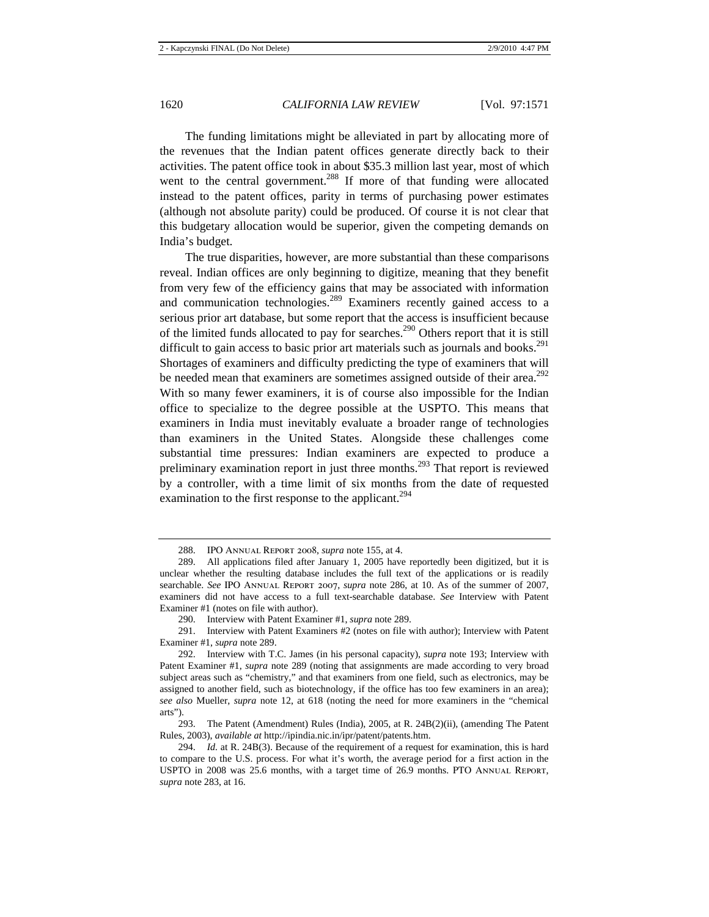The funding limitations might be alleviated in part by allocating more of the revenues that the Indian patent offices generate directly back to their activities. The patent office took in about $35.3 million last year, most of which went to the central government.[288] If more of that funding were allocated instead to the patent offices, parity in terms of purchasing power estimates (although not absolute parity) could be produced. Of course it is not clear that this budgetary allocation would be superior, given the competing demands on India's budget.

The true disparities, however, are more substantial than these comparisons reveal. Indian offices are only beginning to digitize, meaning that they benefit from very few of the efficiency gains that may be associated with information and communication technologies.[289] Examiners recently gained access to a serious prior art database, but some report that the access is insufficient because of the limited funds allocated to pay for searches.[290] Others report that it is still difficult to gain access to basic prior art materials such as journals and books.[291] Shortages of examiners and difficulty predicting the type of examiners that will be needed mean that examiners are sometimes assigned outside of their area.[292] With so many fewer examiners, it is of course also impossible for the Indian office to specialize to the degree possible at the USPTO. This means that examiners in India must inevitably evaluate a broader range of technologies than examiners in the United States. Alongside these challenges come substantial time pressures: Indian examiners are expected to produce a preliminary examination report in just three months.[293] That report is reviewed by a controller, with a time limit of six months from the date of requested examination to the first response to the applicant.[294]

---

288. IPO Annual Report 2008, *supra* note 155, at 4.

289. All applications filed after January 1, 2005 have reportedly been digitized, but it is unclear whether the resulting database includes the full text of the applications or is readily searchable. *See* IPO Annual Report 2007, *supra* note 286, at 10. As of the summer of 2007, examiners did not have access to a full text-searchable database. *See* Interview with Patent Examiner #1 (notes on file with author).

290. Interview with Patent Examiner #1, *supra* note 289.

291. Interview with Patent Examiners #2 (notes on file with author); Interview with Patent Examiner #1, *supra* note 289.

292. Interview with T.C. James (in his personal capacity), *supra* note 193; Interview with Patent Examiner #1, *supra* note 289 (noting that assignments are made according to very broad subject areas such as "chemistry," and that examiners from one field, such as electronics, may be assigned to another field, such as biotechnology, if the office has too few examiners in an area); *see also* Mueller, *supra* note 12, at 618 (noting the need for more examiners in the "chemical arts").

293. The Patent (Amendment) Rules (India), 2005, at R. 24B(2)(ii), (amending The Patent Rules, 2003), *available at* http://ipindia.nic.in/ipr/patent/patents.htm.

294. *Id.* at R. 24B(3). Because of the requirement of a request for examination, this is hard to compare to the U.S. process. For what it's worth, the average period for a first action in the USPTO in 2008 was 25.6 months, with a target time of 26.9 months. PTO Annual Report, *supra* note 283, at 16.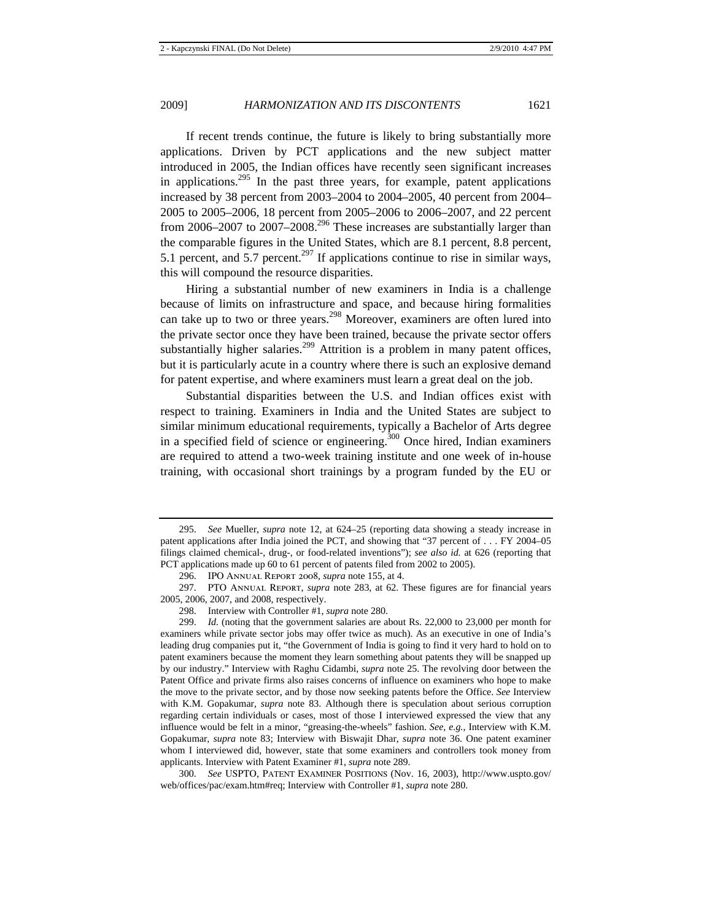If recent trends continue, the future is likely to bring substantially more applications. Driven by PCT applications and the new subject matter introduced in 2005, the Indian offices have recently seen significant increases in applications.[295] In the past three years, for example, patent applications increased by 38 percent from 2003–2004 to 2004–2005, 40 percent from 2004–2005 to 2005–2006, 18 percent from 2005–2006 to 2006–2007, and 22 percent from 2006–2007 to 2007–2008.[296] These increases are substantially larger than the comparable figures in the United States, which are 8.1 percent, 8.8 percent, 5.1 percent, and 5.7 percent.[297] If applications continue to rise in similar ways, this will compound the resource disparities.

Hiring a substantial number of new examiners in India is a challenge because of limits on infrastructure and space, and because hiring formalities can take up to two or three years.[298] Moreover, examiners are often lured into the private sector once they have been trained, because the private sector offers substantially higher salaries.[299] Attrition is a problem in many patent offices, but it is particularly acute in a country where there is such an explosive demand for patent expertise, and where examiners must learn a great deal on the job.

Substantial disparities between the U.S. and Indian offices exist with respect to training. Examiners in India and the United States are subject to similar minimum educational requirements, typically a Bachelor of Arts degree in a specified field of science or engineering.[300] Once hired, Indian examiners are required to attend a two-week training institute and one week of in-house training, with occasional short trainings by a program funded by the EU or

---

295. *See* Mueller, *supra* note 12, at 624–25 (reporting data showing a steady increase in patent applications after India joined the PCT, and showing that "37 percent of . . . FY 2004–05 filings claimed chemical-, drug-, or food-related inventions"); *see also id.* at 626 (reporting that PCT applications made up 60 to 61 percent of patents filed from 2002 to 2005).

296. IPO ANNUAL REPORT 2008, *supra* note 155, at 4.

297. PTO ANNUAL REPORT, *supra* note 283, at 62. These figures are for financial years 2005, 2006, 2007, and 2008, respectively.

298. Interview with Controller #1, *supra* note 280.

299. *Id.* (noting that the government salaries are about Rs. 22,000 to 23,000 per month for examiners while private sector jobs may offer twice as much). As an executive in one of India's leading drug companies put it, "the Government of India is going to find it very hard to hold on to patent examiners because the moment they learn something about patents they will be snapped up by our industry." Interview with Raghu Cidambi, *supra* note 25. The revolving door between the Patent Office and private firms also raises concerns of influence on examiners who hope to make the move to the private sector, and by those now seeking patents before the Office. *See* Interview with K.M. Gopakumar, *supra* note 83. Although there is speculation about serious corruption regarding certain individuals or cases, most of those I interviewed expressed the view that any influence would be felt in a minor, "greasing-the-wheels" fashion. *See, e.g.*, Interview with K.M. Gopakumar, *supra* note 83; Interview with Biswajit Dhar, *supra* note 36. One patent examiner whom I interviewed did, however, state that some examiners and controllers took money from applicants. Interview with Patent Examiner #1, *supra* note 289.

300. *See* USPTO, PATENT EXAMINER POSITIONS (Nov. 16, 2003), http://www.uspto.gov/web/offices/pac/exam.htm#req; Interview with Controller #1, *supra* note 280.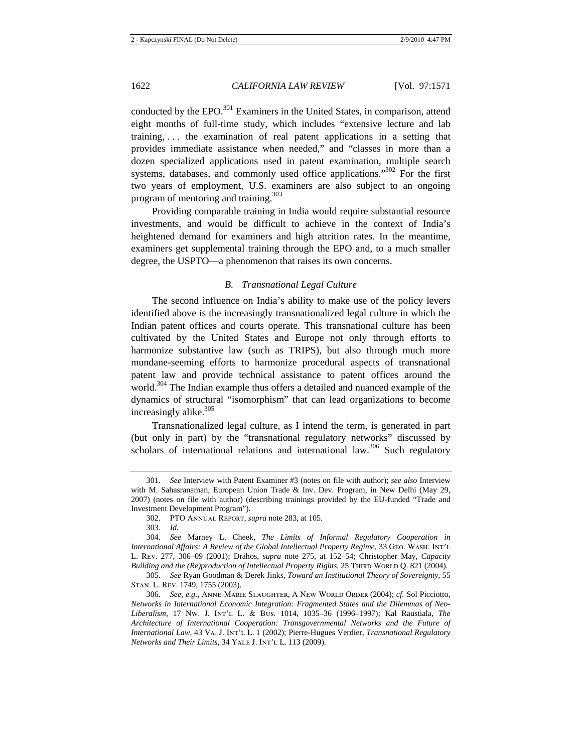conducted by the EPO.[301] Examiners in the United States, in comparison, attend eight months of full-time study, which includes "extensive lecture and lab training, . . . the examination of real patent applications in a setting that provides immediate assistance when needed," and "classes in more than a dozen specialized applications used in patent examination, multiple search systems, databases, and commonly used office applications."[302] For the first two years of employment, U.S. examiners are also subject to an ongoing program of mentoring and training.[303]

Providing comparable training in India would require substantial resource investments, and would be difficult to achieve in the context of India's heightened demand for examiners and high attrition rates. In the meantime, examiners get supplemental training through the EPO and, to a much smaller degree, the USPTO—a phenomenon that raises its own concerns.

### *B. Transnational Legal Culture*

The second influence on India's ability to make use of the policy levers identified above is the increasingly transnationalized legal culture in which the Indian patent offices and courts operate. This transnational culture has been cultivated by the United States and Europe not only through efforts to harmonize substantive law (such as TRIPS), but also through much more mundane-seeming efforts to harmonize procedural aspects of transnational patent law and provide technical assistance to patent offices around the world.[304] The Indian example thus offers a detailed and nuanced example of the dynamics of structural "isomorphism" that can lead organizations to become increasingly alike.[305]

Transnationalized legal culture, as I intend the term, is generated in part (but only in part) by the "transnational regulatory networks" discussed by scholars of international relations and international law.[306] Such regulatory

---

301. *See* Interview with Patent Examiner #3 (notes on file with author); *see also* Interview with M. Sahasranaman, European Union Trade & Inv. Dev. Program, in New Delhi (May 29, 2007) (notes on file with author) (describing trainings provided by the EU-funded "Trade and Investment Development Program").

302. PTO ANNUAL REPORT, *supra* note 283, at 105.

303. *Id.*

304. *See* Marney L. Cheek, *The Limits of Informal Regulatory Cooperation in International Affairs: A Review of the Global Intellectual Property Regime*, 33 GEO. WASH. INT'L L. REV. 277, 306–09 (2001); Drahos, *supra* note 275, at 152–54; Christopher May, *Capacity Building and the (Re)production of Intellectual Property Rights*, 25 THIRD WORLD Q. 821 (2004).

305. *See* Ryan Goodman & Derek Jinks, *Toward an Institutional Theory of Sovereignty*, 55 STAN. L. REV. 1749, 1755 (2003).

306. *See, e.g.*, ANNE-MARIE SLAUGHTER, A NEW WORLD ORDER (2004); *cf.* Sol Picciotto, *Networks in International Economic Integration: Fragmented States and the Dilemmas of Neo-Liberalism*, 17 NW. J. INT'L L. & BUS. 1014, 1035–36 (1996–1997); Kal Raustiala, *The Architecture of International Cooperation: Transgovernmental Networks and the Future of International Law*, 43 VA. J. INT'L L. 1 (2002); Pierre-Hugues Verdier, *Transnational Regulatory Networks and Their Limits*, 34 YALE J. INT'L L. 113 (2009).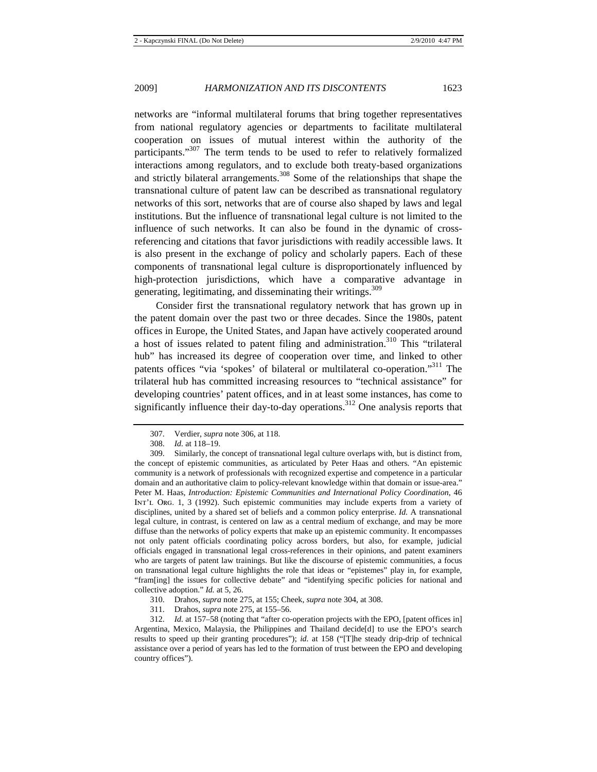networks are "informal multilateral forums that bring together representatives from national regulatory agencies or departments to facilitate multilateral cooperation on issues of mutual interest within the authority of the participants."[307] The term tends to be used to refer to relatively formalized interactions among regulators, and to exclude both treaty-based organizations and strictly bilateral arrangements.[308] Some of the relationships that shape the transnational culture of patent law can be described as transnational regulatory networks of this sort, networks that are of course also shaped by laws and legal institutions. But the influence of transnational legal culture is not limited to the influence of such networks. It can also be found in the dynamic of cross-referencing and citations that favor jurisdictions with readily accessible laws. It is also present in the exchange of policy and scholarly papers. Each of these components of transnational legal culture is disproportionately influenced by high-protection jurisdictions, which have a comparative advantage in generating, legitimating, and disseminating their writings.[309]

Consider first the transnational regulatory network that has grown up in the patent domain over the past two or three decades. Since the 1980s, patent offices in Europe, the United States, and Japan have actively cooperated around a host of issues related to patent filing and administration.[310] This "trilateral hub" has increased its degree of cooperation over time, and linked to other patents offices "via 'spokes' of bilateral or multilateral co-operation."[311] The trilateral hub has committed increasing resources to "technical assistance" for developing countries' patent offices, and in at least some instances, has come to significantly influence their day-to-day operations.[312] One analysis reports that

---

307. Verdier, *supra* note 306, at 118.

308. *Id.* at 118–19.

309. Similarly, the concept of transnational legal culture overlaps with, but is distinct from, the concept of epistemic communities, as articulated by Peter Haas and others. "An epistemic community is a network of professionals with recognized expertise and competence in a particular domain and an authoritative claim to policy-relevant knowledge within that domain or issue-area." Peter M. Haas, *Introduction: Epistemic Communities and International Policy Coordination*, 46 INT'L ORG. 1, 3 (1992). Such epistemic communities may include experts from a variety of disciplines, united by a shared set of beliefs and a common policy enterprise. *Id.* A transnational legal culture, in contrast, is centered on law as a central medium of exchange, and may be more diffuse than the networks of policy experts that make up an epistemic community. It encompasses not only patent officials coordinating policy across borders, but also, for example, judicial officials engaged in transnational legal cross-references in their opinions, and patent examiners who are targets of patent law trainings. But like the discourse of epistemic communities, a focus on transnational legal culture highlights the role that ideas or "epistemes" play in, for example, "fram[ing] the issues for collective debate" and "identifying specific policies for national and collective adoption." *Id.* at 5, 26.

310. Drahos, *supra* note 275, at 155; Cheek, *supra* note 304, at 308.

311. Drahos, *supra* note 275, at 155–56.

312. *Id.* at 157–58 (noting that "after co-operation projects with the EPO, [patent offices in] Argentina, Mexico, Malaysia, the Philippines and Thailand decide[d] to use the EPO's search results to speed up their granting procedures"); *id.* at 158 ("[T]he steady drip-drip of technical assistance over a period of years has led to the formation of trust between the EPO and developing country offices").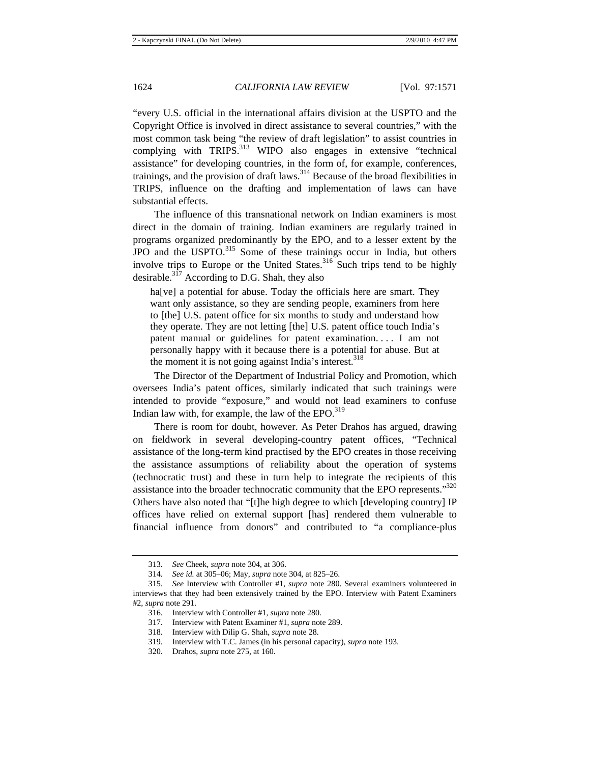"every U.S. official in the international affairs division at the USPTO and the Copyright Office is involved in direct assistance to several countries," with the most common task being "the review of draft legislation" to assist countries in complying with TRIPS.[313] WIPO also engages in extensive "technical assistance" for developing countries, in the form of, for example, conferences, trainings, and the provision of draft laws.[314] Because of the broad flexibilities in TRIPS, influence on the drafting and implementation of laws can have substantial effects.

The influence of this transnational network on Indian examiners is most direct in the domain of training. Indian examiners are regularly trained in programs organized predominantly by the EPO, and to a lesser extent by the JPO and the USPTO.[315] Some of these trainings occur in India, but others involve trips to Europe or the United States.[316] Such trips tend to be highly desirable.[317] According to D.G. Shah, they also

> ha[ve] a potential for abuse. Today the officials here are smart. They want only assistance, so they are sending people, examiners from here to [the] U.S. patent office for six months to study and understand how they operate. They are not letting [the] U.S. patent office touch India's patent manual or guidelines for patent examination. . . . I am not personally happy with it because there is a potential for abuse. But at the moment it is not going against India's interest.[318]

The Director of the Department of Industrial Policy and Promotion, which oversees India's patent offices, similarly indicated that such trainings were intended to provide "exposure," and would not lead examiners to confuse Indian law with, for example, the law of the EPO.[319]

There is room for doubt, however. As Peter Drahos has argued, drawing on fieldwork in several developing-country patent offices, "Technical assistance of the long-term kind practised by the EPO creates in those receiving the assistance assumptions of reliability about the operation of systems (technocratic trust) and these in turn help to integrate the recipients of this assistance into the broader technocratic community that the EPO represents."[320] Others have also noted that "[t]he high degree to which [developing country] IP offices have relied on external support [has] rendered them vulnerable to financial influence from donors" and contributed to "a compliance-plus

---

313. *See* Cheek, *supra* note 304, at 306.

314. *See id.* at 305–06; May, *supra* note 304, at 825–26.

315. *See* Interview with Controller #1, *supra* note 280. Several examiners volunteered in interviews that they had been extensively trained by the EPO. Interview with Patent Examiners #2, *supra* note 291.

316. Interview with Controller #1, *supra* note 280.

317. Interview with Patent Examiner #1, *supra* note 289.

318. Interview with Dilip G. Shah, *supra* note 28.

319. Interview with T.C. James (in his personal capacity), *supra* note 193.

320. Drahos, *supra* note 275, at 160.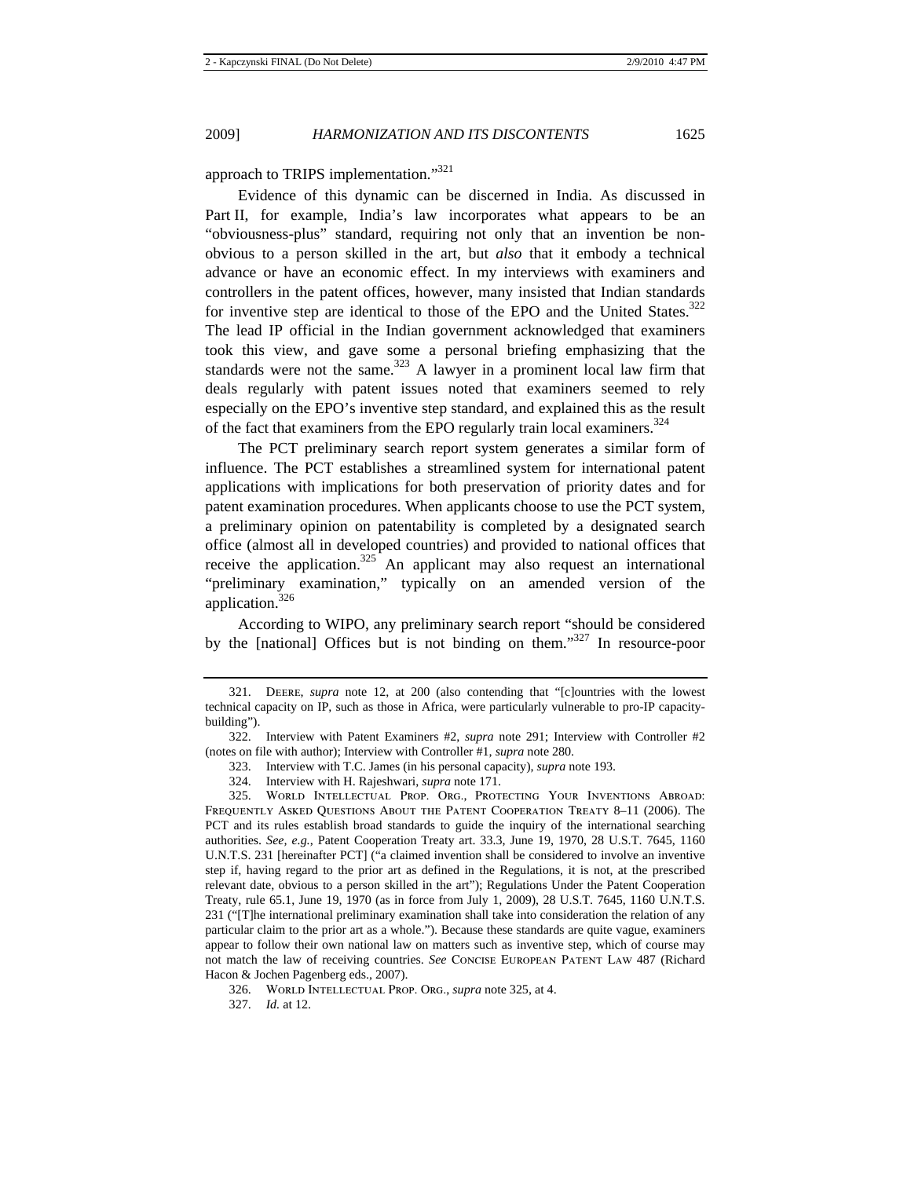approach to TRIPS implementation."[321]

Evidence of this dynamic can be discerned in India. As discussed in Part II, for example, India's law incorporates what appears to be an "obviousness-plus" standard, requiring not only that an invention be non-obvious to a person skilled in the art, but *also* that it embody a technical advance or have an economic effect. In my interviews with examiners and controllers in the patent offices, however, many insisted that Indian standards for inventive step are identical to those of the EPO and the United States.[322] The lead IP official in the Indian government acknowledged that examiners took this view, and gave some a personal briefing emphasizing that the standards were not the same.[323] A lawyer in a prominent local law firm that deals regularly with patent issues noted that examiners seemed to rely especially on the EPO's inventive step standard, and explained this as the result of the fact that examiners from the EPO regularly train local examiners.[324]

The PCT preliminary search report system generates a similar form of influence. The PCT establishes a streamlined system for international patent applications with implications for both preservation of priority dates and for patent examination procedures. When applicants choose to use the PCT system, a preliminary opinion on patentability is completed by a designated search office (almost all in developed countries) and provided to national offices that receive the application.[325] An applicant may also request an international "preliminary examination," typically on an amended version of the application.[326]

According to WIPO, any preliminary search report "should be considered by the [national] Offices but is not binding on them."[327] In resource-poor

---

321. Deere, *supra* note 12, at 200 (also contending that "[c]ountries with the lowest technical capacity on IP, such as those in Africa, were particularly vulnerable to pro-IP capacity-building").

322. Interview with Patent Examiners #2, *supra* note 291; Interview with Controller #2 (notes on file with author); Interview with Controller #1, *supra* note 280.

323. Interview with T.C. James (in his personal capacity), *supra* note 193.

324. Interview with H. Rajeshwari, *supra* note 171.

325. World Intellectual Prop. Org., Protecting Your Inventions Abroad: Frequently Asked Questions About the Patent Cooperation Treaty 8–11 (2006). The PCT and its rules establish broad standards to guide the inquiry of the international searching authorities. *See, e.g.*, Patent Cooperation Treaty art. 33.3, June 19, 1970, 28 U.S.T. 7645, 1160 U.N.T.S. 231 [hereinafter PCT] ("a claimed invention shall be considered to involve an inventive step if, having regard to the prior art as defined in the Regulations, it is not, at the prescribed relevant date, obvious to a person skilled in the art"); Regulations Under the Patent Cooperation Treaty, rule 65.1, June 19, 1970 (as in force from July 1, 2009), 28 U.S.T. 7645, 1160 U.N.T.S. 231 ("[T]he international preliminary examination shall take into consideration the relation of any particular claim to the prior art as a whole."). Because these standards are quite vague, examiners appear to follow their own national law on matters such as inventive step, which of course may not match the law of receiving countries. *See* Concise European Patent Law 487 (Richard Hacon & Jochen Pagenberg eds., 2007).

326. World Intellectual Prop. Org., *supra* note 325, at 4.

327. *Id.* at 12.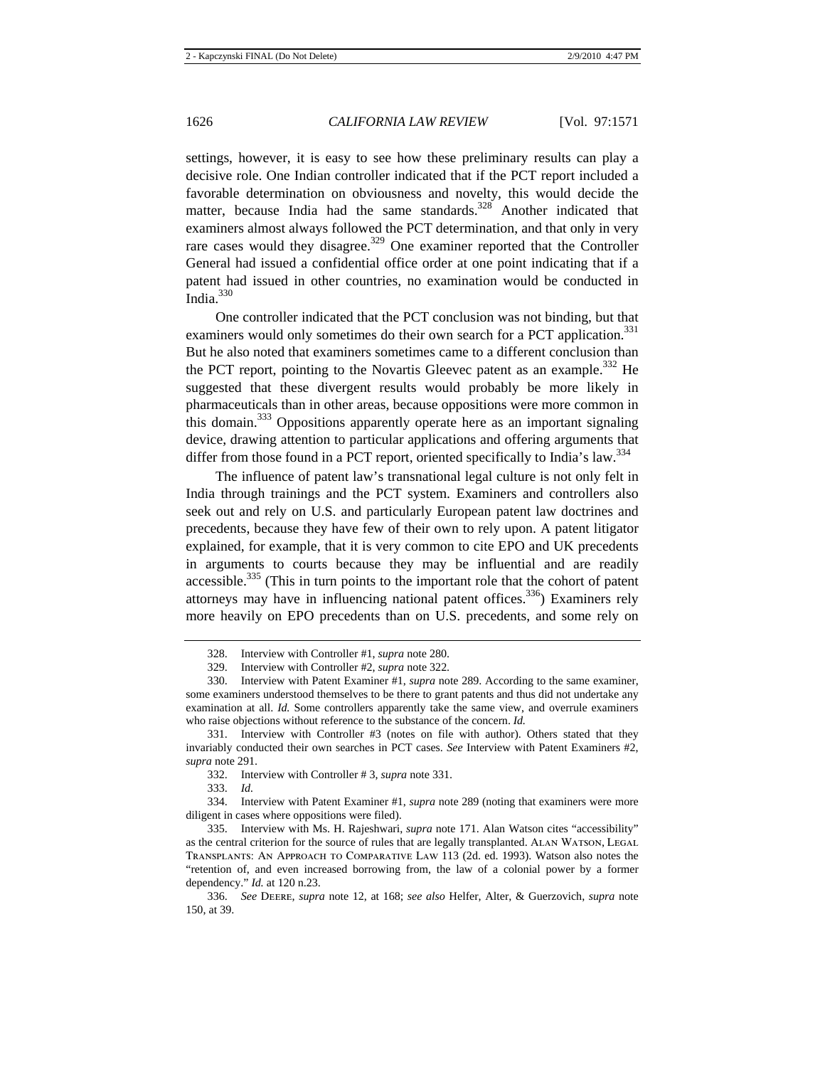settings, however, it is easy to see how these preliminary results can play a decisive role. One Indian controller indicated that if the PCT report included a favorable determination on obviousness and novelty, this would decide the matter, because India had the same standards.[328] Another indicated that examiners almost always followed the PCT determination, and that only in very rare cases would they disagree.[329] One examiner reported that the Controller General had issued a confidential office order at one point indicating that if a patent had issued in other countries, no examination would be conducted in India.[330]

One controller indicated that the PCT conclusion was not binding, but that examiners would only sometimes do their own search for a PCT application.[331] But he also noted that examiners sometimes came to a different conclusion than the PCT report, pointing to the Novartis Gleevec patent as an example.[332] He suggested that these divergent results would probably be more likely in pharmaceuticals than in other areas, because oppositions were more common in this domain.[333] Oppositions apparently operate here as an important signaling device, drawing attention to particular applications and offering arguments that differ from those found in a PCT report, oriented specifically to India's law.[334]

The influence of patent law's transnational legal culture is not only felt in India through trainings and the PCT system. Examiners and controllers also seek out and rely on U.S. and particularly European patent law doctrines and precedents, because they have few of their own to rely upon. A patent litigator explained, for example, that it is very common to cite EPO and UK precedents in arguments to courts because they may be influential and are readily accessible.[335] (This in turn points to the important role that the cohort of patent attorneys may have in influencing national patent offices.[336]) Examiners rely more heavily on EPO precedents than on U.S. precedents, and some rely on

---

328. Interview with Controller #1, *supra* note 280.

329. Interview with Controller #2, *supra* note 322.

330. Interview with Patent Examiner #1, *supra* note 289. According to the same examiner, some examiners understood themselves to be there to grant patents and thus did not undertake any examination at all. *Id.* Some controllers apparently take the same view, and overrule examiners who raise objections without reference to the substance of the concern. *Id.*

331. Interview with Controller #3 (notes on file with author). Others stated that they invariably conducted their own searches in PCT cases. *See* Interview with Patent Examiners #2, *supra* note 291.

332. Interview with Controller # 3, *supra* note 331.

333. *Id.*

334. Interview with Patent Examiner #1, *supra* note 289 (noting that examiners were more diligent in cases where oppositions were filed).

335. Interview with Ms. H. Rajeshwari, *supra* note 171. Alan Watson cites "accessibility" as the central criterion for the source of rules that are legally transplanted. ALAN WATSON, LEGAL TRANSPLANTS: AN APPROACH TO COMPARATIVE LAW 113 (2d. ed. 1993). Watson also notes the "retention of, and even increased borrowing from, the law of a colonial power by a former dependency." *Id.* at 120 n.23.

336. *See* DEERE, *supra* note 12, at 168; *see also* Helfer, Alter, & Guerzovich, *supra* note 150, at 39.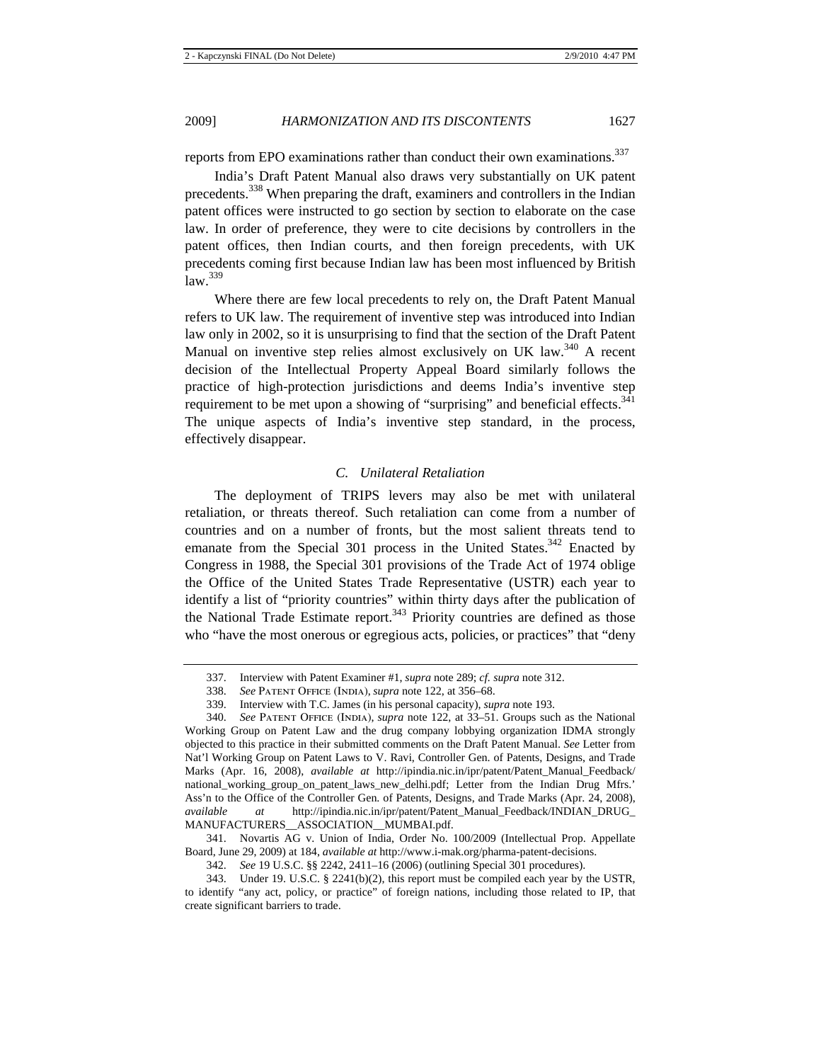reports from EPO examinations rather than conduct their own examinations.[337]

India's Draft Patent Manual also draws very substantially on UK patent precedents.[338] When preparing the draft, examiners and controllers in the Indian patent offices were instructed to go section by section to elaborate on the case law. In order of preference, they were to cite decisions by controllers in the patent offices, then Indian courts, and then foreign precedents, with UK precedents coming first because Indian law has been most influenced by British law.[339]

Where there are few local precedents to rely on, the Draft Patent Manual refers to UK law. The requirement of inventive step was introduced into Indian law only in 2002, so it is unsurprising to find that the section of the Draft Patent Manual on inventive step relies almost exclusively on UK law.[340] A recent decision of the Intellectual Property Appeal Board similarly follows the practice of high-protection jurisdictions and deems India's inventive step requirement to be met upon a showing of "surprising" and beneficial effects.[341] The unique aspects of India's inventive step standard, in the process, effectively disappear.

### *C. Unilateral Retaliation*

The deployment of TRIPS levers may also be met with unilateral retaliation, or threats thereof. Such retaliation can come from a number of countries and on a number of fronts, but the most salient threats tend to emanate from the Special 301 process in the United States.[342] Enacted by Congress in 1988, the Special 301 provisions of the Trade Act of 1974 oblige the Office of the United States Trade Representative (USTR) each year to identify a list of "priority countries" within thirty days after the publication of the National Trade Estimate report.[343] Priority countries are defined as those who "have the most onerous or egregious acts, policies, or practices" that "deny

---

337. Interview with Patent Examiner #1, *supra* note 289; *cf. supra* note 312.

338. *See* Patent Office (India), *supra* note 122, at 356–68.

339. Interview with T.C. James (in his personal capacity), *supra* note 193.

340. *See* Patent Office (India), *supra* note 122, at 33–51. Groups such as the National Working Group on Patent Law and the drug company lobbying organization IDMA strongly objected to this practice in their submitted comments on the Draft Patent Manual. *See* Letter from Nat'l Working Group on Patent Laws to V. Ravi, Controller Gen. of Patents, Designs, and Trade Marks (Apr. 16, 2008), *available at* http://ipindia.nic.in/ipr/patent/Patent_Manual_Feedback/national_working_group_on_patent_laws_new_delhi.pdf; Letter from the Indian Drug Mfrs.' Ass'n to the Office of the Controller Gen. of Patents, Designs, and Trade Marks (Apr. 24, 2008), *available at* http://ipindia.nic.in/ipr/patent/Patent_Manual_Feedback/INDIAN_DRUG_MANUFACTURERS__ASSOCIATION__MUMBAI.pdf.

341. Novartis AG v. Union of India, Order No. 100/2009 (Intellectual Prop. Appellate Board, June 29, 2009) at 184, *available at* http://www.i-mak.org/pharma-patent-decisions.

342. *See* 19 U.S.C. §§ 2242, 2411–16 (2006) (outlining Special 301 procedures).

343. Under 19. U.S.C. § 2241(b)(2), this report must be compiled each year by the USTR, to identify "any act, policy, or practice" of foreign nations, including those related to IP, that create significant barriers to trade.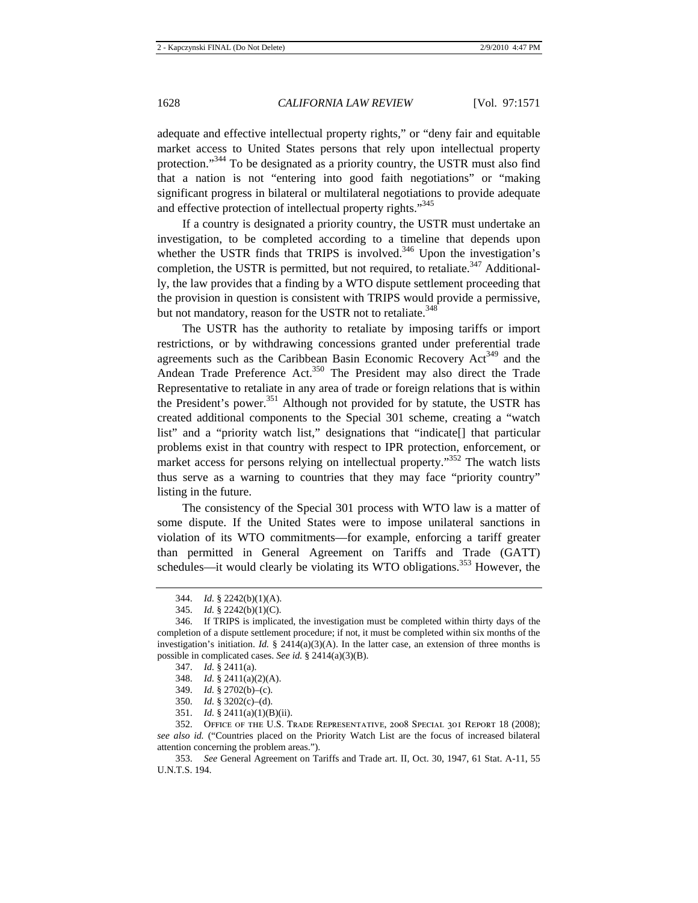adequate and effective intellectual property rights," or "deny fair and equitable market access to United States persons that rely upon intellectual property protection."[344] To be designated as a priority country, the USTR must also find that a nation is not "entering into good faith negotiations" or "making significant progress in bilateral or multilateral negotiations to provide adequate and effective protection of intellectual property rights."[345]

If a country is designated a priority country, the USTR must undertake an investigation, to be completed according to a timeline that depends upon whether the USTR finds that TRIPS is involved.[346] Upon the investigation's completion, the USTR is permitted, but not required, to retaliate.[347] Additionally, the law provides that a finding by a WTO dispute settlement proceeding that the provision in question is consistent with TRIPS would provide a permissive, but not mandatory, reason for the USTR not to retaliate.[348]

The USTR has the authority to retaliate by imposing tariffs or import restrictions, or by withdrawing concessions granted under preferential trade agreements such as the Caribbean Basin Economic Recovery Act[349] and the Andean Trade Preference Act.[350] The President may also direct the Trade Representative to retaliate in any area of trade or foreign relations that is within the President's power.[351] Although not provided for by statute, the USTR has created additional components to the Special 301 scheme, creating a "watch list" and a "priority watch list," designations that "indicate[] that particular problems exist in that country with respect to IPR protection, enforcement, or market access for persons relying on intellectual property."[352] The watch lists thus serve as a warning to countries that they may face "priority country" listing in the future.

The consistency of the Special 301 process with WTO law is a matter of some dispute. If the United States were to impose unilateral sanctions in violation of its WTO commitments—for example, enforcing a tariff greater than permitted in General Agreement on Tariffs and Trade (GATT) schedules—it would clearly be violating its WTO obligations.[353] However, the

---

344. *Id.* § 2242(b)(1)(A).

345. *Id.* § 2242(b)(1)(C).

346. If TRIPS is implicated, the investigation must be completed within thirty days of the completion of a dispute settlement procedure; if not, it must be completed within six months of the investigation's initiation. *Id.* § 2414(a)(3)(A). In the latter case, an extension of three months is possible in complicated cases. *See id.* § 2414(a)(3)(B).

347. *Id.* § 2411(a).

348. *Id.* § 2411(a)(2)(A).

349. *Id.* § 2702(b)–(c).

350. *Id.* § 3202(c)–(d).

351. *Id.* § 2411(a)(1)(B)(ii).

352. Office of the U.S. Trade Representative, 2008 Special 301 Report 18 (2008); *see also id.* ("Countries placed on the Priority Watch List are the focus of increased bilateral attention concerning the problem areas.").

353. *See* General Agreement on Tariffs and Trade art. II, Oct. 30, 1947, 61 Stat. A-11, 55 U.N.T.S. 194.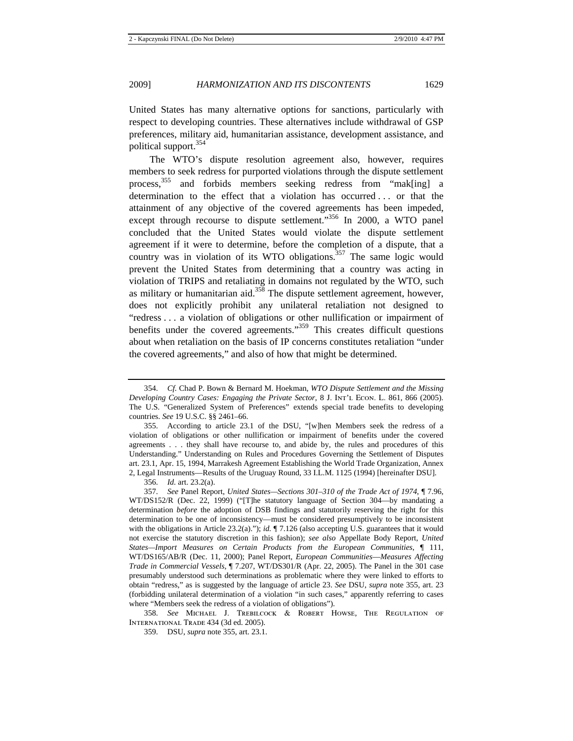United States has many alternative options for sanctions, particularly with respect to developing countries. These alternatives include withdrawal of GSP preferences, military aid, humanitarian assistance, development assistance, and political support.[354]

The WTO's dispute resolution agreement also, however, requires members to seek redress for purported violations through the dispute settlement process,[355] and forbids members seeking redress from "mak[ing] a determination to the effect that a violation has occurred . . . or that the attainment of any objective of the covered agreements has been impeded, except through recourse to dispute settlement."[356] In 2000, a WTO panel concluded that the United States would violate the dispute settlement agreement if it were to determine, before the completion of a dispute, that a country was in violation of its WTO obligations.[357] The same logic would prevent the United States from determining that a country was acting in violation of TRIPS and retaliating in domains not regulated by the WTO, such as military or humanitarian aid.[358] The dispute settlement agreement, however, does not explicitly prohibit any unilateral retaliation not designed to "redress . . . a violation of obligations or other nullification or impairment of benefits under the covered agreements."[359] This creates difficult questions about when retaliation on the basis of IP concerns constitutes retaliation "under the covered agreements," and also of how that might be determined.

---

354. *Cf.* Chad P. Bown & Bernard M. Hoekman, *WTO Dispute Settlement and the Missing Developing Country Cases: Engaging the Private Sector*, 8 J. Int'l Econ. L. 861, 866 (2005). The U.S. "Generalized System of Preferences" extends special trade benefits to developing countries. *See* 19 U.S.C. §§ 2461–66.

355. According to article 23.1 of the DSU, "[w]hen Members seek the redress of a violation of obligations or other nullification or impairment of benefits under the covered agreements . . . they shall have recourse to, and abide by, the rules and procedures of this Understanding." Understanding on Rules and Procedures Governing the Settlement of Disputes art. 23.1, Apr. 15, 1994, Marrakesh Agreement Establishing the World Trade Organization, Annex 2, Legal Instruments—Results of the Uruguay Round, 33 I.L.M. 1125 (1994) [hereinafter DSU].

356. *Id.* art. 23.2(a).

357. *See* Panel Report, *United States—Sections 301–310 of the Trade Act of 1974*, ¶ 7.96, WT/DS152/R (Dec. 22, 1999) ("[T]he statutory language of Section 304—by mandating a determination *before* the adoption of DSB findings and statutorily reserving the right for this determination to be one of inconsistency—must be considered presumptively to be inconsistent with the obligations in Article 23.2(a)."); *id.* ¶ 7.126 (also accepting U.S. guarantees that it would not exercise the statutory discretion in this fashion); *see also* Appellate Body Report, *United States—Import Measures on Certain Products from the European Communities*, ¶ 111, WT/DS165/AB/R (Dec. 11, 2000); Panel Report, *European Communities—Measures Affecting Trade in Commercial Vessels*, ¶ 7.207, WT/DS301/R (Apr. 22, 2005). The Panel in the 301 case presumably understood such determinations as problematic where they were linked to efforts to obtain "redress," as is suggested by the language of article 23. *See* DSU, *supra* note 355, art. 23 (forbidding unilateral determination of a violation "in such cases," apparently referring to cases where "Members seek the redress of a violation of obligations").

358. *See* Michael J. Trebilcock & Robert Howse, The Regulation of International Trade 434 (3d ed. 2005).

359. DSU, *supra* note 355, art. 23.1.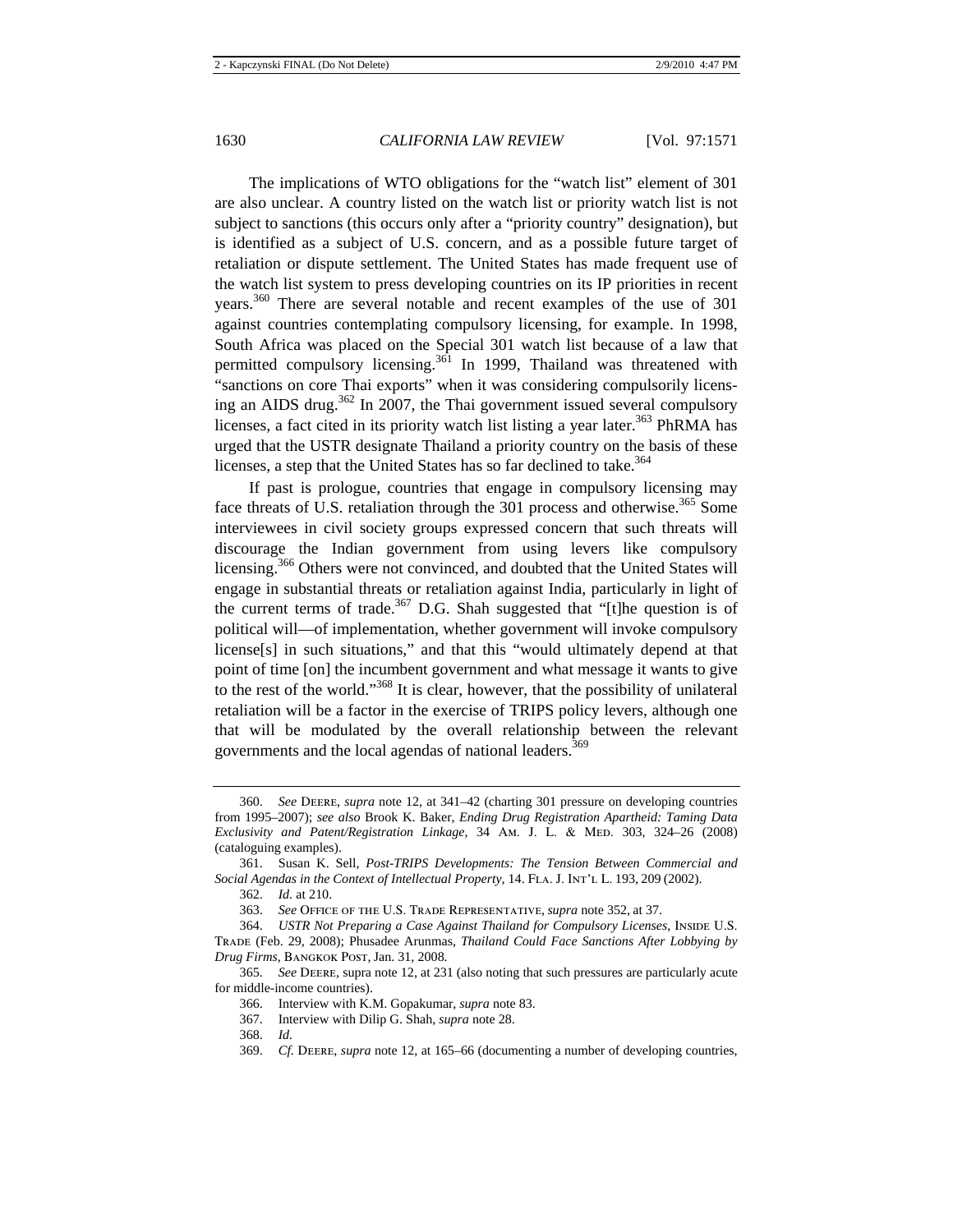The implications of WTO obligations for the "watch list" element of 301 are also unclear. A country listed on the watch list or priority watch list is not subject to sanctions (this occurs only after a "priority country" designation), but is identified as a subject of U.S. concern, and as a possible future target of retaliation or dispute settlement. The United States has made frequent use of the watch list system to press developing countries on its IP priorities in recent years.[360] There are several notable and recent examples of the use of 301 against countries contemplating compulsory licensing, for example. In 1998, South Africa was placed on the Special 301 watch list because of a law that permitted compulsory licensing.[361] In 1999, Thailand was threatened with "sanctions on core Thai exports" when it was considering compulsorily licensing an AIDS drug.[362] In 2007, the Thai government issued several compulsory licenses, a fact cited in its priority watch list listing a year later.[363] PhRMA has urged that the USTR designate Thailand a priority country on the basis of these licenses, a step that the United States has so far declined to take.[364]

If past is prologue, countries that engage in compulsory licensing may face threats of U.S. retaliation through the 301 process and otherwise.[365] Some interviewees in civil society groups expressed concern that such threats will discourage the Indian government from using levers like compulsory licensing.[366] Others were not convinced, and doubted that the United States will engage in substantial threats or retaliation against India, particularly in light of the current terms of trade.[367] D.G. Shah suggested that "[t]he question is of political will—of implementation, whether government will invoke compulsory license[s] in such situations," and that this "would ultimately depend at that point of time [on] the incumbent government and what message it wants to give to the rest of the world."[368] It is clear, however, that the possibility of unilateral retaliation will be a factor in the exercise of TRIPS policy levers, although one that will be modulated by the overall relationship between the relevant governments and the local agendas of national leaders.[369]

---

360. *See* DEERE, *supra* note 12, at 341–42 (charting 301 pressure on developing countries from 1995–2007); *see also* Brook K. Baker, *Ending Drug Registration Apartheid: Taming Data Exclusivity and Patent/Registration Linkage*, 34 AM. J. L. & MED. 303, 324–26 (2008) (cataloguing examples).

361. Susan K. Sell, *Post-TRIPS Developments: The Tension Between Commercial and Social Agendas in the Context of Intellectual Property*, 14. FLA. J. INT'L L. 193, 209 (2002).

362. *Id.* at 210.

363. *See* OFFICE OF THE U.S. TRADE REPRESENTATIVE, *supra* note 352, at 37.

364. *USTR Not Preparing a Case Against Thailand for Compulsory Licenses*, INSIDE U.S. TRADE (Feb. 29, 2008); Phusadee Arunmas, *Thailand Could Face Sanctions After Lobbying by Drug Firms*, BANGKOK POST, Jan. 31, 2008.

365. *See* DEERE, supra note 12, at 231 (also noting that such pressures are particularly acute for middle-income countries).

366. Interview with K.M. Gopakumar, *supra* note 83.

367. Interview with Dilip G. Shah, *supra* note 28.

368. *Id.*

369. *Cf.* DEERE, *supra* note 12, at 165–66 (documenting a number of developing countries,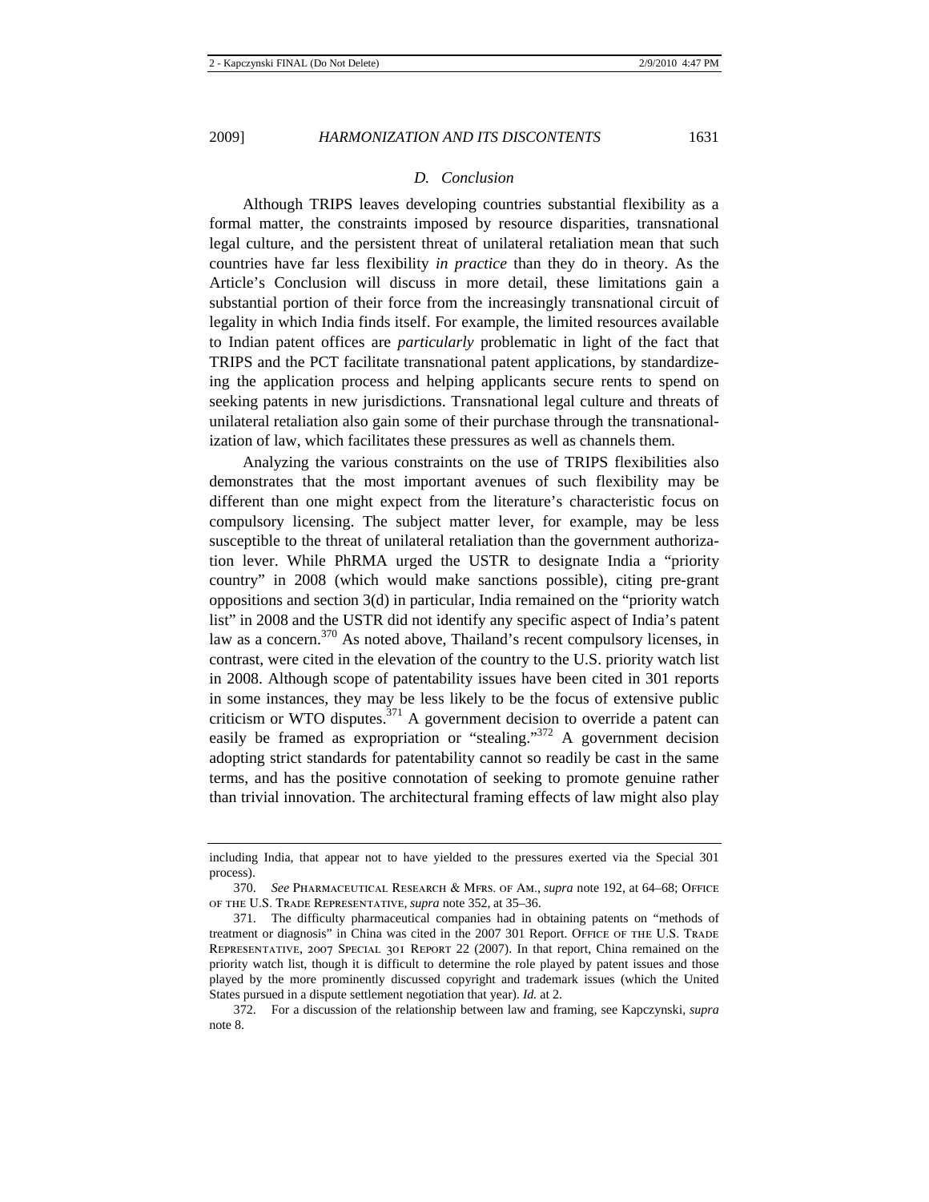### *D. Conclusion*

Although TRIPS leaves developing countries substantial flexibility as a formal matter, the constraints imposed by resource disparities, transnational legal culture, and the persistent threat of unilateral retaliation mean that such countries have far less flexibility *in practice* than they do in theory. As the Article's Conclusion will discuss in more detail, these limitations gain a substantial portion of their force from the increasingly transnational circuit of legality in which India finds itself. For example, the limited resources available to Indian patent offices are *particularly* problematic in light of the fact that TRIPS and the PCT facilitate transnational patent applications, by standardizeing the application process and helping applicants secure rents to spend on seeking patents in new jurisdictions. Transnational legal culture and threats of unilateral retaliation also gain some of their purchase through the transnationalization of law, which facilitates these pressures as well as channels them.

Analyzing the various constraints on the use of TRIPS flexibilities also demonstrates that the most important avenues of such flexibility may be different than one might expect from the literature's characteristic focus on compulsory licensing. The subject matter lever, for example, may be less susceptible to the threat of unilateral retaliation than the government authorization lever. While PhRMA urged the USTR to designate India a "priority country" in 2008 (which would make sanctions possible), citing pre-grant oppositions and section 3(d) in particular, India remained on the "priority watch list" in 2008 and the USTR did not identify any specific aspect of India's patent law as a concern.[370] As noted above, Thailand's recent compulsory licenses, in contrast, were cited in the elevation of the country to the U.S. priority watch list in 2008. Although scope of patentability issues have been cited in 301 reports in some instances, they may be less likely to be the focus of extensive public criticism or WTO disputes.[371] A government decision to override a patent can easily be framed as expropriation or "stealing."[372] A government decision adopting strict standards for patentability cannot so readily be cast in the same terms, and has the positive connotation of seeking to promote genuine rather than trivial innovation. The architectural framing effects of law might also play

---

including India, that appear not to have yielded to the pressures exerted via the Special 301 process).

370. *See* Pharmaceutical Research & Mfrs. of Am., *supra* note 192, at 64–68; Office of the U.S. Trade Representative, *supra* note 352, at 35–36.

371. The difficulty pharmaceutical companies had in obtaining patents on "methods of treatment or diagnosis" in China was cited in the 2007 301 Report. Office of the U.S. Trade Representative, 2007 Special 301 Report 22 (2007). In that report, China remained on the priority watch list, though it is difficult to determine the role played by patent issues and those played by the more prominently discussed copyright and trademark issues (which the United States pursued in a dispute settlement negotiation that year). *Id.* at 2.

372. For a discussion of the relationship between law and framing, see Kapczynski, *supra* note 8.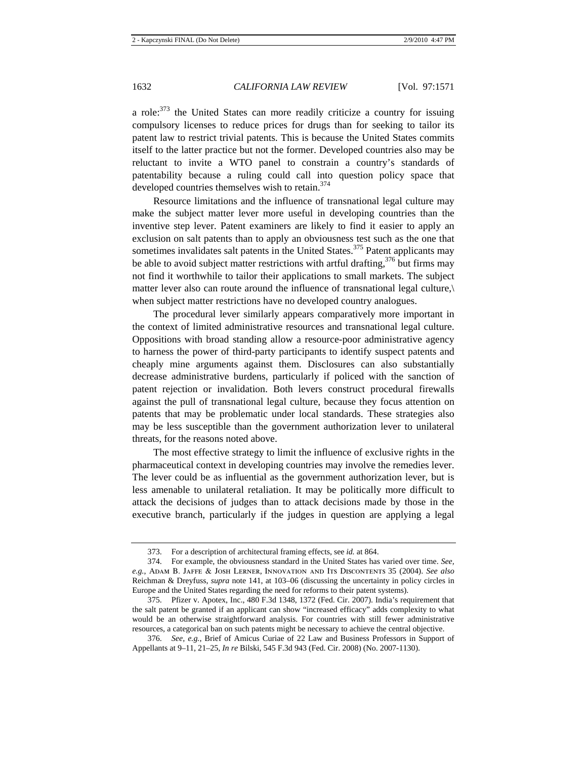a role:[373] the United States can more readily criticize a country for issuing compulsory licenses to reduce prices for drugs than for seeking to tailor its patent law to restrict trivial patents. This is because the United States commits itself to the latter practice but not the former. Developed countries also may be reluctant to invite a WTO panel to constrain a country's standards of patentability because a ruling could call into question policy space that developed countries themselves wish to retain.[374]

Resource limitations and the influence of transnational legal culture may make the subject matter lever more useful in developing countries than the inventive step lever. Patent examiners are likely to find it easier to apply an exclusion on salt patents than to apply an obviousness test such as the one that sometimes invalidates salt patents in the United States.[375] Patent applicants may be able to avoid subject matter restrictions with artful drafting,[376] but firms may not find it worthwhile to tailor their applications to small markets. The subject matter lever also can route around the influence of transnational legal culture,\ when subject matter restrictions have no developed country analogues.

The procedural lever similarly appears comparatively more important in the context of limited administrative resources and transnational legal culture. Oppositions with broad standing allow a resource-poor administrative agency to harness the power of third-party participants to identify suspect patents and cheaply mine arguments against them. Disclosures can also substantially decrease administrative burdens, particularly if policed with the sanction of patent rejection or invalidation. Both levers construct procedural firewalls against the pull of transnational legal culture, because they focus attention on patents that may be problematic under local standards. These strategies also may be less susceptible than the government authorization lever to unilateral threats, for the reasons noted above.

The most effective strategy to limit the influence of exclusive rights in the pharmaceutical context in developing countries may involve the remedies lever. The lever could be as influential as the government authorization lever, but is less amenable to unilateral retaliation. It may be politically more difficult to attack the decisions of judges than to attack decisions made by those in the executive branch, particularly if the judges in question are applying a legal

---

373. For a description of architectural framing effects, see *id.* at 864.

374. For example, the obviousness standard in the United States has varied over time. *See, e.g.*, Adam B. Jaffe & Josh Lerner, Innovation and Its Discontents 35 (2004). *See also* Reichman & Dreyfuss, *supra* note 141, at 103–06 (discussing the uncertainty in policy circles in Europe and the United States regarding the need for reforms to their patent systems).

375. Pfizer v. Apotex, Inc., 480 F.3d 1348, 1372 (Fed. Cir. 2007). India's requirement that the salt patent be granted if an applicant can show "increased efficacy" adds complexity to what would be an otherwise straightforward analysis. For countries with still fewer administrative resources, a categorical ban on such patents might be necessary to achieve the central objective.

376. *See, e.g.*, Brief of Amicus Curiae of 22 Law and Business Professors in Support of Appellants at 9–11, 21–25, *In re* Bilski, 545 F.3d 943 (Fed. Cir. 2008) (No. 2007-1130).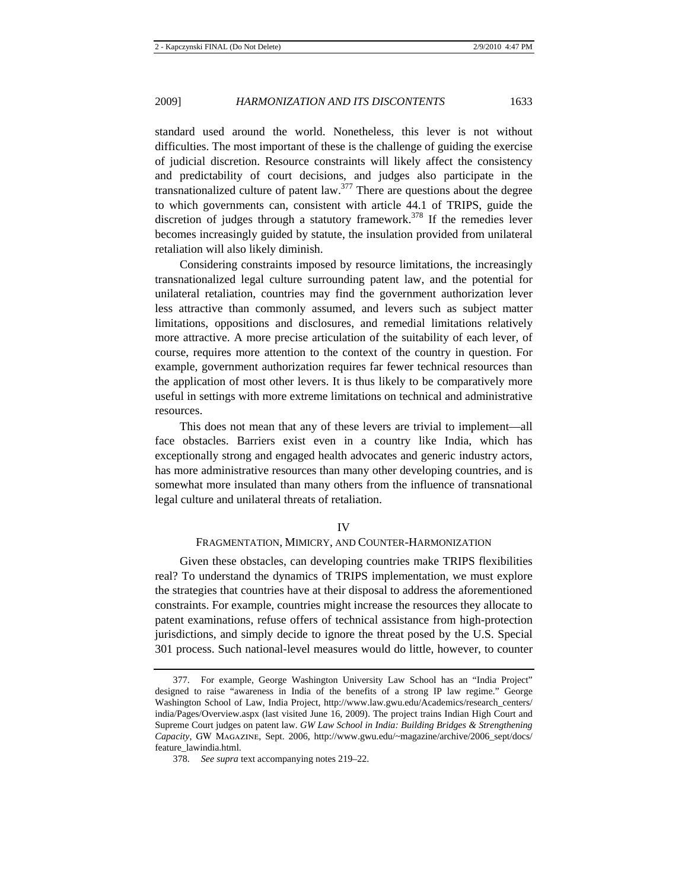standard used around the world. Nonetheless, this lever is not without difficulties. The most important of these is the challenge of guiding the exercise of judicial discretion. Resource constraints will likely affect the consistency and predictability of court decisions, and judges also participate in the transnationalized culture of patent law.[377] There are questions about the degree to which governments can, consistent with article 44.1 of TRIPS, guide the discretion of judges through a statutory framework.[378] If the remedies lever becomes increasingly guided by statute, the insulation provided from unilateral retaliation will also likely diminish.

Considering constraints imposed by resource limitations, the increasingly transnationalized legal culture surrounding patent law, and the potential for unilateral retaliation, countries may find the government authorization lever less attractive than commonly assumed, and levers such as subject matter limitations, oppositions and disclosures, and remedial limitations relatively more attractive. A more precise articulation of the suitability of each lever, of course, requires more attention to the context of the country in question. For example, government authorization requires far fewer technical resources than the application of most other levers. It is thus likely to be comparatively more useful in settings with more extreme limitations on technical and administrative resources.

This does not mean that any of these levers are trivial to implement—all face obstacles. Barriers exist even in a country like India, which has exceptionally strong and engaged health advocates and generic industry actors, has more administrative resources than many other developing countries, and is somewhat more insulated than many others from the influence of transnational legal culture and unilateral threats of retaliation.

## IV
## FRAGMENTATION, MIMICRY, AND COUNTER-HARMONIZATION

Given these obstacles, can developing countries make TRIPS flexibilities real? To understand the dynamics of TRIPS implementation, we must explore the strategies that countries have at their disposal to address the aforementioned constraints. For example, countries might increase the resources they allocate to patent examinations, refuse offers of technical assistance from high-protection jurisdictions, and simply decide to ignore the threat posed by the U.S. Special 301 process. Such national-level measures would do little, however, to counter

377. For example, George Washington University Law School has an "India Project" designed to raise "awareness in India of the benefits of a strong IP law regime." George Washington School of Law, India Project, http://www.law.gwu.edu/Academics/research_centers/india/Pages/Overview.aspx (last visited June 16, 2009). The project trains Indian High Court and Supreme Court judges on patent law. *GW Law School in India: Building Bridges & Strengthening Capacity*, GW MAGAZINE, Sept. 2006, http://www.gwu.edu/~magazine/archive/2006_sept/docs/feature_lawindia.html.

378. *See supra* text accompanying notes 219–22.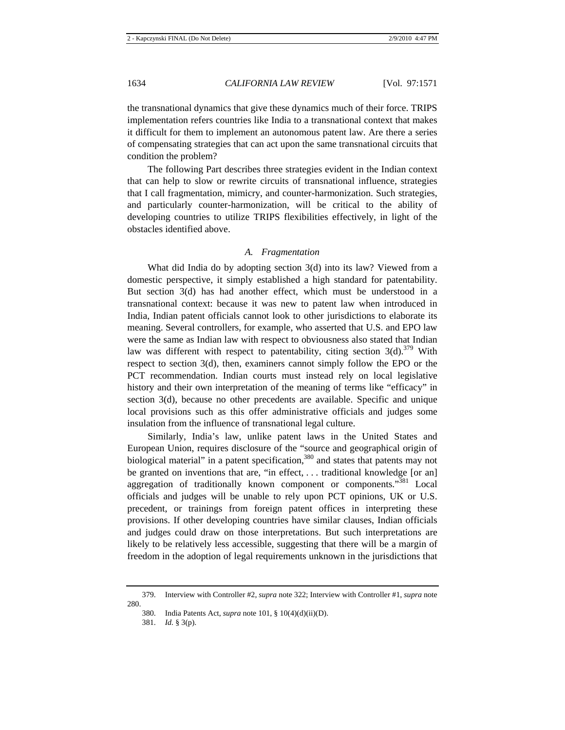the transnational dynamics that give these dynamics much of their force. TRIPS implementation refers countries like India to a transnational context that makes it difficult for them to implement an autonomous patent law. Are there a series of compensating strategies that can act upon the same transnational circuits that condition the problem?

The following Part describes three strategies evident in the Indian context that can help to slow or rewrite circuits of transnational influence, strategies that I call fragmentation, mimicry, and counter-harmonization. Such strategies, and particularly counter-harmonization, will be critical to the ability of developing countries to utilize TRIPS flexibilities effectively, in light of the obstacles identified above.

### *A. Fragmentation*

What did India do by adopting section 3(d) into its law? Viewed from a domestic perspective, it simply established a high standard for patentability. But section 3(d) has had another effect, which must be understood in a transnational context: because it was new to patent law when introduced in India, Indian patent officials cannot look to other jurisdictions to elaborate its meaning. Several controllers, for example, who asserted that U.S. and EPO law were the same as Indian law with respect to obviousness also stated that Indian law was different with respect to patentability, citing section 3(d).[379] With respect to section 3(d), then, examiners cannot simply follow the EPO or the PCT recommendation. Indian courts must instead rely on local legislative history and their own interpretation of the meaning of terms like "efficacy" in section 3(d), because no other precedents are available. Specific and unique local provisions such as this offer administrative officials and judges some insulation from the influence of transnational legal culture.

Similarly, India's law, unlike patent laws in the United States and European Union, requires disclosure of the "source and geographical origin of biological material" in a patent specification,[380] and states that patents may not be granted on inventions that are, "in effect, . . . traditional knowledge [or an] aggregation of traditionally known component or components."[381] Local officials and judges will be unable to rely upon PCT opinions, UK or U.S. precedent, or trainings from foreign patent offices in interpreting these provisions. If other developing countries have similar clauses, Indian officials and judges could draw on those interpretations. But such interpretations are likely to be relatively less accessible, suggesting that there will be a margin of freedom in the adoption of legal requirements unknown in the jurisdictions that

379. Interview with Controller #2, *supra* note 322; Interview with Controller #1, *supra* note 280.

380. India Patents Act, *supra* note 101, § 10(4)(d)(ii)(D).

381. *Id.* § 3(p).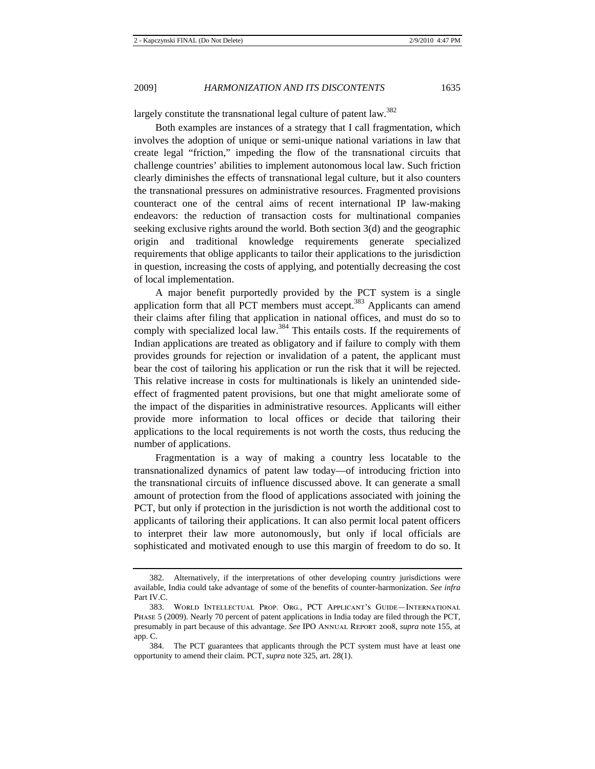largely constitute the transnational legal culture of patent law.[382]

Both examples are instances of a strategy that I call fragmentation, which involves the adoption of unique or semi-unique national variations in law that create legal "friction," impeding the flow of the transnational circuits that challenge countries' abilities to implement autonomous local law. Such friction clearly diminishes the effects of transnational legal culture, but it also counters the transnational pressures on administrative resources. Fragmented provisions counteract one of the central aims of recent international IP law-making endeavors: the reduction of transaction costs for multinational companies seeking exclusive rights around the world. Both section 3(d) and the geographic origin and traditional knowledge requirements generate specialized requirements that oblige applicants to tailor their applications to the jurisdiction in question, increasing the costs of applying, and potentially decreasing the cost of local implementation.

A major benefit purportedly provided by the PCT system is a single application form that all PCT members must accept.[383] Applicants can amend their claims after filing that application in national offices, and must do so to comply with specialized local law.[384] This entails costs. If the requirements of Indian applications are treated as obligatory and if failure to comply with them provides grounds for rejection or invalidation of a patent, the applicant must bear the cost of tailoring his application or run the risk that it will be rejected. This relative increase in costs for multinationals is likely an unintended side-effect of fragmented patent provisions, but one that might ameliorate some of the impact of the disparities in administrative resources. Applicants will either provide more information to local offices or decide that tailoring their applications to the local requirements is not worth the costs, thus reducing the number of applications.

Fragmentation is a way of making a country less locatable to the transnationalized dynamics of patent law today—of introducing friction into the transnational circuits of influence discussed above. It can generate a small amount of protection from the flood of applications associated with joining the PCT, but only if protection in the jurisdiction is not worth the additional cost to applicants of tailoring their applications. It can also permit local patent officers to interpret their law more autonomously, but only if local officials are sophisticated and motivated enough to use this margin of freedom to do so. It

---

382. Alternatively, if the interpretations of other developing country jurisdictions were available, India could take advantage of some of the benefits of counter-harmonization. *See infra* Part IV.C.

383. World Intellectual Prop. Org., PCT Applicant's Guide—International Phase 5 (2009). Nearly 70 percent of patent applications in India today are filed through the PCT, presumably in part because of this advantage. *See* IPO Annual Report 2008, *supra* note 155, at app. C.

384. The PCT guarantees that applicants through the PCT system must have at least one opportunity to amend their claim. PCT, *supra* note 325, art. 28(1).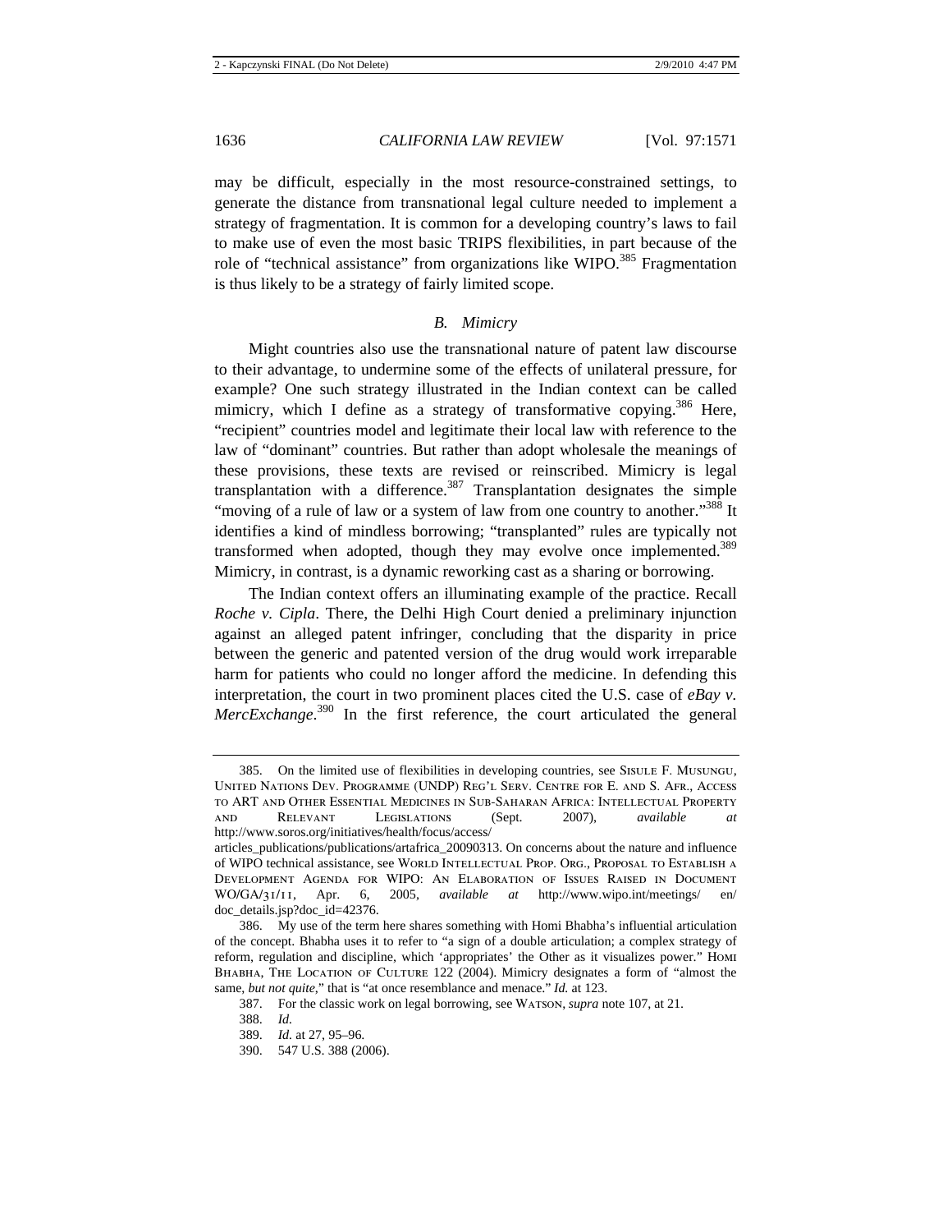may be difficult, especially in the most resource-constrained settings, to generate the distance from transnational legal culture needed to implement a strategy of fragmentation. It is common for a developing country's laws to fail to make use of even the most basic TRIPS flexibilities, in part because of the role of "technical assistance" from organizations like WIPO.[385] Fragmentation is thus likely to be a strategy of fairly limited scope.

### *B. Mimicry*

Might countries also use the transnational nature of patent law discourse to their advantage, to undermine some of the effects of unilateral pressure, for example? One such strategy illustrated in the Indian context can be called mimicry, which I define as a strategy of transformative copying.[386] Here, "recipient" countries model and legitimate their local law with reference to the law of "dominant" countries. But rather than adopt wholesale the meanings of these provisions, these texts are revised or reinscribed. Mimicry is legal transplantation with a difference.[387] Transplantation designates the simple "moving of a rule of law or a system of law from one country to another."[388] It identifies a kind of mindless borrowing; "transplanted" rules are typically not transformed when adopted, though they may evolve once implemented.[389] Mimicry, in contrast, is a dynamic reworking cast as a sharing or borrowing.

The Indian context offers an illuminating example of the practice. Recall *Roche v. Cipla*. There, the Delhi High Court denied a preliminary injunction against an alleged patent infringer, concluding that the disparity in price between the generic and patented version of the drug would work irreparable harm for patients who could no longer afford the medicine. In defending this interpretation, the court in two prominent places cited the U.S. case of *eBay v. MercExchange*.[390] In the first reference, the court articulated the general

---

385. On the limited use of flexibilities in developing countries, see Sisule F. Musungu, United Nations Dev. Programme (UNDP) Reg'l Serv. Centre for E. and S. Afr., Access to ART and Other Essential Medicines in Sub-Saharan Africa: Intellectual Property and Relevant Legislations (Sept. 2007), *available at* http://www.soros.org/initiatives/health/focus/access/articles_publications/publications/artafrica_20090313. On concerns about the nature and influence of WIPO technical assistance, see World Intellectual Prop. Org., Proposal to Establish a Development Agenda for WIPO: An Elaboration of Issues Raised in Document WO/GA/31/11, Apr. 6, 2005, *available at* http://www.wipo.int/meetings/ en/ doc_details.jsp?doc_id=42376.

386. My use of the term here shares something with Homi Bhabha's influential articulation of the concept. Bhabha uses it to refer to "a sign of a double articulation; a complex strategy of reform, regulation and discipline, which 'appropriates' the Other as it visualizes power." Homi Bhabha, The Location of Culture 122 (2004). Mimicry designates a form of "almost the same, *but not quite*," that is "at once resemblance and menace." *Id.* at 123.

387. For the classic work on legal borrowing, see Watson, *supra* note 107, at 21.

388. *Id.*

389. *Id.* at 27, 95–96.

390. 547 U.S. 388 (2006).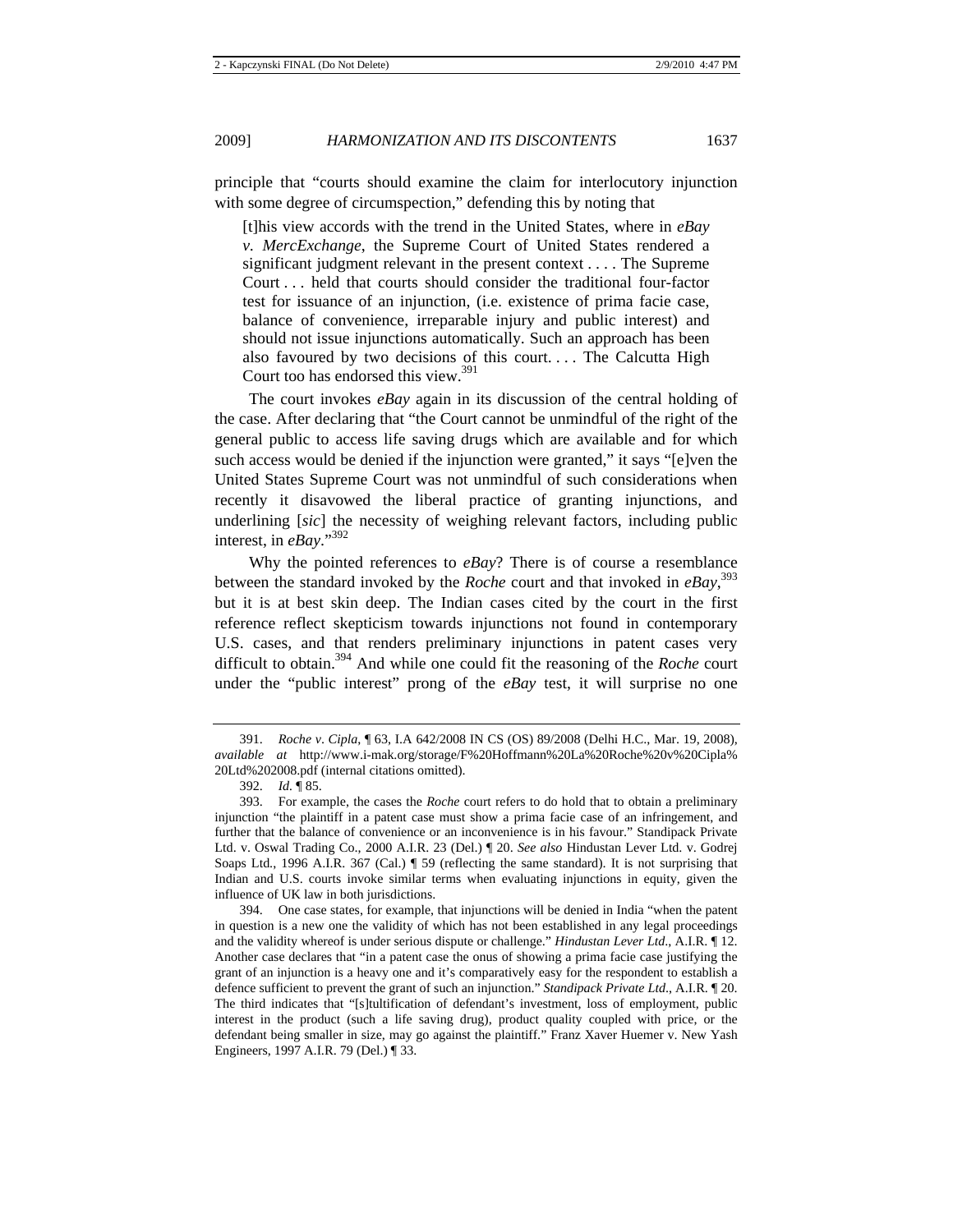principle that "courts should examine the claim for interlocutory injunction with some degree of circumspection," defending this by noting that

> [t]his view accords with the trend in the United States, where in *eBay v. MercExchange*, the Supreme Court of United States rendered a significant judgment relevant in the present context . . . . The Supreme Court . . . held that courts should consider the traditional four-factor test for issuance of an injunction, (i.e. existence of prima facie case, balance of convenience, irreparable injury and public interest) and should not issue injunctions automatically. Such an approach has been also favoured by two decisions of this court. . . . The Calcutta High Court too has endorsed this view.[391]

The court invokes *eBay* again in its discussion of the central holding of the case. After declaring that "the Court cannot be unmindful of the right of the general public to access life saving drugs which are available and for which such access would be denied if the injunction were granted," it says "[e]ven the United States Supreme Court was not unmindful of such considerations when recently it disavowed the liberal practice of granting injunctions, and underlining [*sic*] the necessity of weighing relevant factors, including public interest, in *eBay*."[392]

Why the pointed references to *eBay*? There is of course a resemblance between the standard invoked by the *Roche* court and that invoked in *eBay*,[393] but it is at best skin deep. The Indian cases cited by the court in the first reference reflect skepticism towards injunctions not found in contemporary U.S. cases, and that renders preliminary injunctions in patent cases very difficult to obtain.[394] And while one could fit the reasoning of the *Roche* court under the "public interest" prong of the *eBay* test, it will surprise no one

---

391. *Roche v. Cipla*, ¶ 63, I.A 642/2008 IN CS (OS) 89/2008 (Delhi H.C., Mar. 19, 2008), *available at* http://www.i-mak.org/storage/F%20Hoffmann%20La%20Roche%20v%20Cipla%20Ltd%202008.pdf (internal citations omitted).

392. *Id.* ¶ 85.

393. For example, the cases the *Roche* court refers to do hold that to obtain a preliminary injunction "the plaintiff in a patent case must show a prima facie case of an infringement, and further that the balance of convenience or an inconvenience is in his favour." Standipack Private Ltd. v. Oswal Trading Co., 2000 A.I.R. 23 (Del.) ¶ 20. *See also* Hindustan Lever Ltd. v. Godrej Soaps Ltd., 1996 A.I.R. 367 (Cal.) ¶ 59 (reflecting the same standard). It is not surprising that Indian and U.S. courts invoke similar terms when evaluating injunctions in equity, given the influence of UK law in both jurisdictions.

394. One case states, for example, that injunctions will be denied in India "when the patent in question is a new one the validity of which has not been established in any legal proceedings and the validity whereof is under serious dispute or challenge." *Hindustan Lever Ltd.*, A.I.R. ¶ 12. Another case declares that "in a patent case the onus of showing a prima facie case justifying the grant of an injunction is a heavy one and it's comparatively easy for the respondent to establish a defence sufficient to prevent the grant of such an injunction." *Standipack Private Ltd.*, A.I.R. ¶ 20. The third indicates that "[s]tultification of defendant's investment, loss of employment, public interest in the product (such a life saving drug), product quality coupled with price, or the defendant being smaller in size, may go against the plaintiff." Franz Xaver Huemer v. New Yash Engineers, 1997 A.I.R. 79 (Del.) ¶ 33.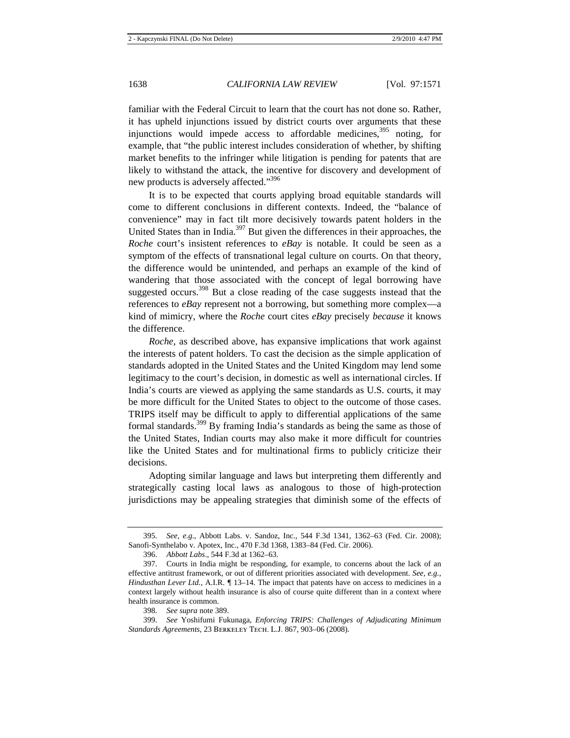familiar with the Federal Circuit to learn that the court has not done so. Rather, it has upheld injunctions issued by district courts over arguments that these injunctions would impede access to affordable medicines,[395] noting, for example, that "the public interest includes consideration of whether, by shifting market benefits to the infringer while litigation is pending for patents that are likely to withstand the attack, the incentive for discovery and development of new products is adversely affected."[396]

It is to be expected that courts applying broad equitable standards will come to different conclusions in different contexts. Indeed, the "balance of convenience" may in fact tilt more decisively towards patent holders in the United States than in India.[397] But given the differences in their approaches, the *Roche* court's insistent references to *eBay* is notable. It could be seen as a symptom of the effects of transnational legal culture on courts. On that theory, the difference would be unintended, and perhaps an example of the kind of wandering that those associated with the concept of legal borrowing have suggested occurs.[398] But a close reading of the case suggests instead that the references to *eBay* represent not a borrowing, but something more complex—a kind of mimicry, where the *Roche* court cites *eBay* precisely *because* it knows the difference.

*Roche*, as described above, has expansive implications that work against the interests of patent holders. To cast the decision as the simple application of standards adopted in the United States and the United Kingdom may lend some legitimacy to the court's decision, in domestic as well as international circles. If India's courts are viewed as applying the same standards as U.S. courts, it may be more difficult for the United States to object to the outcome of those cases. TRIPS itself may be difficult to apply to differential applications of the same formal standards.[399] By framing India's standards as being the same as those of the United States, Indian courts may also make it more difficult for countries like the United States and for multinational firms to publicly criticize their decisions.

Adopting similar language and laws but interpreting them differently and strategically casting local laws as analogous to those of high-protection jurisdictions may be appealing strategies that diminish some of the effects of

---

395. *See, e.g.*, Abbott Labs. v. Sandoz, Inc., 544 F.3d 1341, 1362–63 (Fed. Cir. 2008); Sanofi-Synthelabo v. Apotex, Inc., 470 F.3d 1368, 1383–84 (Fed. Cir. 2006).

396. *Abbott Labs*., 544 F.3d at 1362–63.

397. Courts in India might be responding, for example, to concerns about the lack of an effective antitrust framework, or out of different priorities associated with development. *See, e.g.*, *Hindusthan Lever Ltd.*, A.I.R. ¶ 13–14. The impact that patents have on access to medicines in a context largely without health insurance is also of course quite different than in a context where health insurance is common.

398. *See supra* note 389.

399. *See* Yoshifumi Fukunaga, *Enforcing TRIPS: Challenges of Adjudicating Minimum Standards Agreements*, 23 BERKELEY TECH. L.J. 867, 903–06 (2008).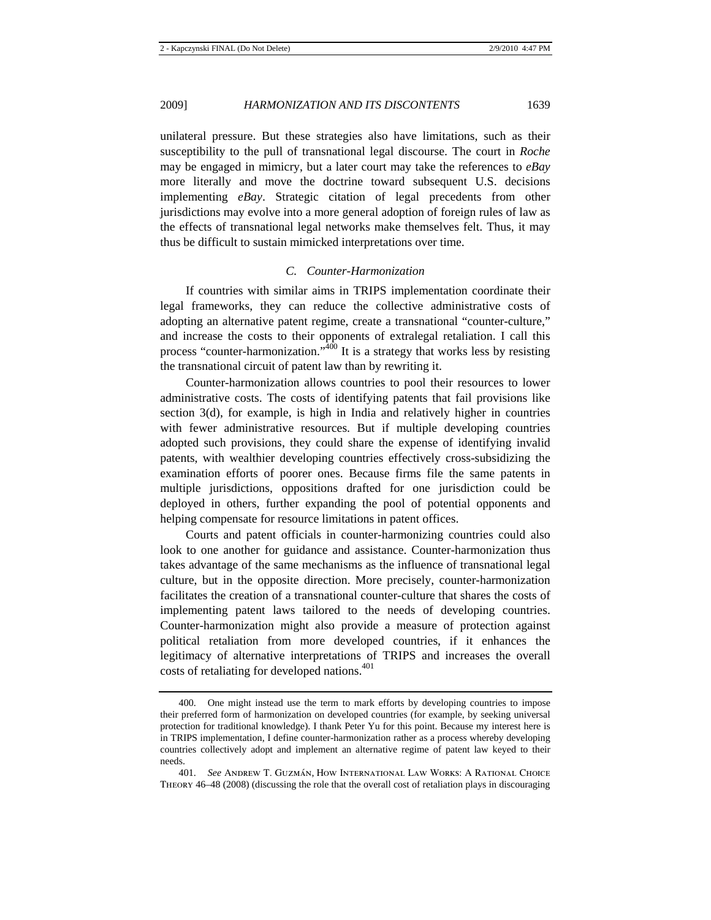unilateral pressure. But these strategies also have limitations, such as their susceptibility to the pull of transnational legal discourse. The court in *Roche* may be engaged in mimicry, but a later court may take the references to *eBay* more literally and move the doctrine toward subsequent U.S. decisions implementing *eBay*. Strategic citation of legal precedents from other jurisdictions may evolve into a more general adoption of foreign rules of law as the effects of transnational legal networks make themselves felt. Thus, it may thus be difficult to sustain mimicked interpretations over time.

### *C. Counter-Harmonization*

If countries with similar aims in TRIPS implementation coordinate their legal frameworks, they can reduce the collective administrative costs of adopting an alternative patent regime, create a transnational "counter-culture," and increase the costs to their opponents of extralegal retaliation. I call this process "counter-harmonization."[400] It is a strategy that works less by resisting the transnational circuit of patent law than by rewriting it.

Counter-harmonization allows countries to pool their resources to lower administrative costs. The costs of identifying patents that fail provisions like section 3(d), for example, is high in India and relatively higher in countries with fewer administrative resources. But if multiple developing countries adopted such provisions, they could share the expense of identifying invalid patents, with wealthier developing countries effectively cross-subsidizing the examination efforts of poorer ones. Because firms file the same patents in multiple jurisdictions, oppositions drafted for one jurisdiction could be deployed in others, further expanding the pool of potential opponents and helping compensate for resource limitations in patent offices.

Courts and patent officials in counter-harmonizing countries could also look to one another for guidance and assistance. Counter-harmonization thus takes advantage of the same mechanisms as the influence of transnational legal culture, but in the opposite direction. More precisely, counter-harmonization facilitates the creation of a transnational counter-culture that shares the costs of implementing patent laws tailored to the needs of developing countries. Counter-harmonization might also provide a measure of protection against political retaliation from more developed countries, if it enhances the legitimacy of alternative interpretations of TRIPS and increases the overall costs of retaliating for developed nations.[401]

---

400. One might instead use the term to mark efforts by developing countries to impose their preferred form of harmonization on developed countries (for example, by seeking universal protection for traditional knowledge). I thank Peter Yu for this point. Because my interest here is in TRIPS implementation, I define counter-harmonization rather as a process whereby developing countries collectively adopt and implement an alternative regime of patent law keyed to their needs.

401. *See* Andrew T. Guzmán, How International Law Works: A Rational Choice Theory 46–48 (2008) (discussing the role that the overall cost of retaliation plays in discouraging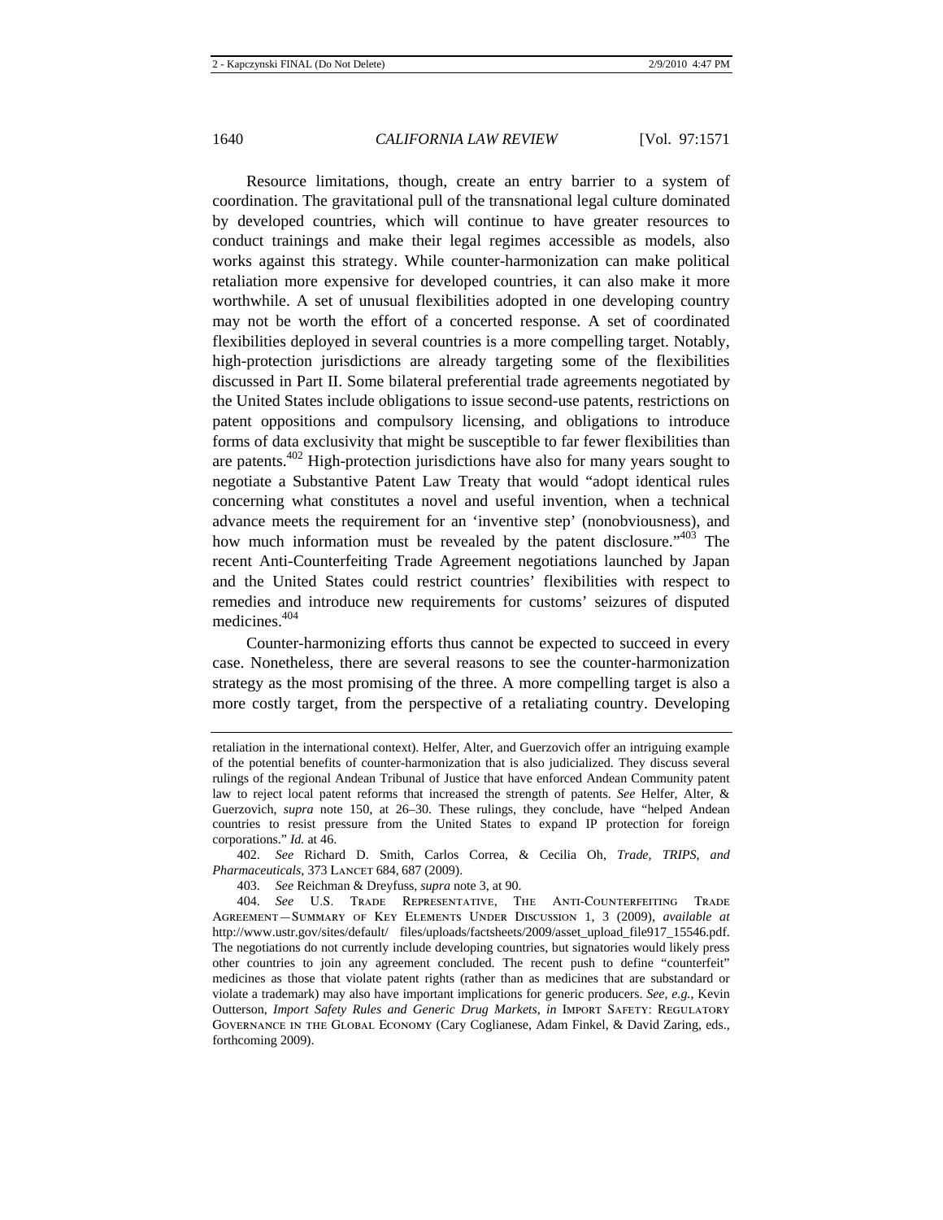Resource limitations, though, create an entry barrier to a system of coordination. The gravitational pull of the transnational legal culture dominated by developed countries, which will continue to have greater resources to conduct trainings and make their legal regimes accessible as models, also works against this strategy. While counter-harmonization can make political retaliation more expensive for developed countries, it can also make it more worthwhile. A set of unusual flexibilities adopted in one developing country may not be worth the effort of a concerted response. A set of coordinated flexibilities deployed in several countries is a more compelling target. Notably, high-protection jurisdictions are already targeting some of the flexibilities discussed in Part II. Some bilateral preferential trade agreements negotiated by the United States include obligations to issue second-use patents, restrictions on patent oppositions and compulsory licensing, and obligations to introduce forms of data exclusivity that might be susceptible to far fewer flexibilities than are patents.[402] High-protection jurisdictions have also for many years sought to negotiate a Substantive Patent Law Treaty that would "adopt identical rules concerning what constitutes a novel and useful invention, when a technical advance meets the requirement for an 'inventive step' (nonobviousness), and how much information must be revealed by the patent disclosure."[403] The recent Anti-Counterfeiting Trade Agreement negotiations launched by Japan and the United States could restrict countries' flexibilities with respect to remedies and introduce new requirements for customs' seizures of disputed medicines.[404]

Counter-harmonizing efforts thus cannot be expected to succeed in every case. Nonetheless, there are several reasons to see the counter-harmonization strategy as the most promising of the three. A more compelling target is also a more costly target, from the perspective of a retaliating country. Developing

---

retaliation in the international context). Helfer, Alter, and Guerzovich offer an intriguing example of the potential benefits of counter-harmonization that is also judicialized. They discuss several rulings of the regional Andean Tribunal of Justice that have enforced Andean Community patent law to reject local patent reforms that increased the strength of patents. *See* Helfer, Alter, & Guerzovich, *supra* note 150, at 26–30. These rulings, they conclude, have "helped Andean countries to resist pressure from the United States to expand IP protection for foreign corporations." *Id.* at 46.

402. *See* Richard D. Smith, Carlos Correa, & Cecilia Oh, *Trade, TRIPS, and Pharmaceuticals*, 373 LANCET 684, 687 (2009).

403. *See* Reichman & Dreyfuss, *supra* note 3, at 90.

404. *See* U.S. TRADE REPRESENTATIVE, THE ANTI-COUNTERFEITING TRADE AGREEMENT—SUMMARY OF KEY ELEMENTS UNDER DISCUSSION 1, 3 (2009), *available at* http://www.ustr.gov/sites/default/ files/uploads/factsheets/2009/asset_upload_file917_15546.pdf. The negotiations do not currently include developing countries, but signatories would likely press other countries to join any agreement concluded. The recent push to define "counterfeit" medicines as those that violate patent rights (rather than as medicines that are substandard or violate a trademark) may also have important implications for generic producers. *See, e.g.*, Kevin Outterson, *Import Safety Rules and Generic Drug Markets*, *in* IMPORT SAFETY: REGULATORY GOVERNANCE IN THE GLOBAL ECONOMY (Cary Coglianese, Adam Finkel, & David Zaring, eds., forthcoming 2009).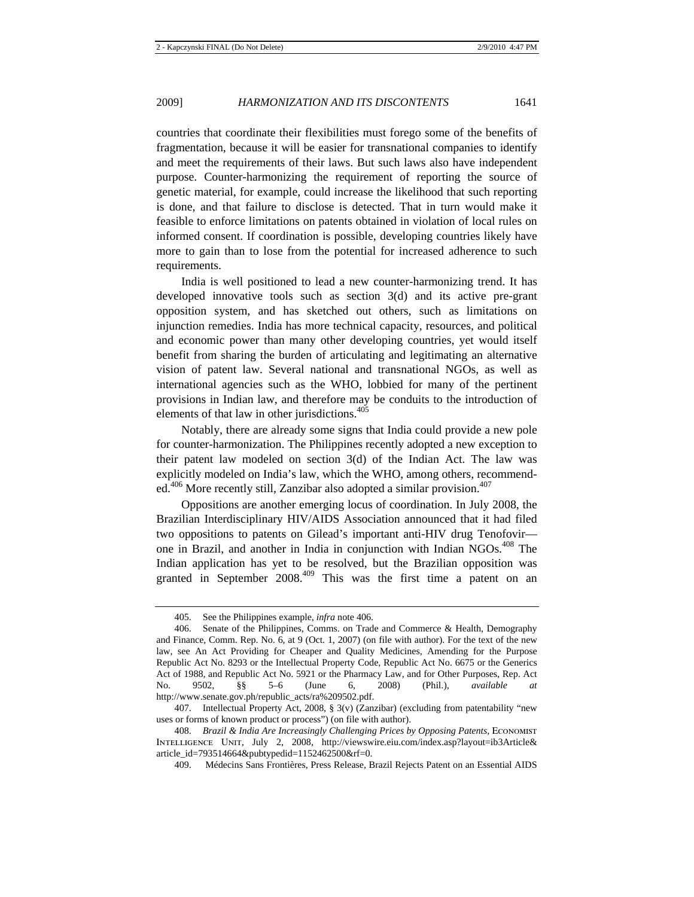countries that coordinate their flexibilities must forego some of the benefits of fragmentation, because it will be easier for transnational companies to identify and meet the requirements of their laws. But such laws also have independent purpose. Counter-harmonizing the requirement of reporting the source of genetic material, for example, could increase the likelihood that such reporting is done, and that failure to disclose is detected. That in turn would make it feasible to enforce limitations on patents obtained in violation of local rules on informed consent. If coordination is possible, developing countries likely have more to gain than to lose from the potential for increased adherence to such requirements.

India is well positioned to lead a new counter-harmonizing trend. It has developed innovative tools such as section 3(d) and its active pre-grant opposition system, and has sketched out others, such as limitations on injunction remedies. India has more technical capacity, resources, and political and economic power than many other developing countries, yet would itself benefit from sharing the burden of articulating and legitimating an alternative vision of patent law. Several national and transnational NGOs, as well as international agencies such as the WHO, lobbied for many of the pertinent provisions in Indian law, and therefore may be conduits to the introduction of elements of that law in other jurisdictions.[405]

Notably, there are already some signs that India could provide a new pole for counter-harmonization. The Philippines recently adopted a new exception to their patent law modeled on section 3(d) of the Indian Act. The law was explicitly modeled on India's law, which the WHO, among others, recommended.[406] More recently still, Zanzibar also adopted a similar provision.[407]

Oppositions are another emerging locus of coordination. In July 2008, the Brazilian Interdisciplinary HIV/AIDS Association announced that it had filed two oppositions to patents on Gilead's important anti-HIV drug Tenofovir—one in Brazil, and another in India in conjunction with Indian NGOs.[408] The Indian application has yet to be resolved, but the Brazilian opposition was granted in September 2008.[409] This was the first time a patent on an

---

405. See the Philippines example, *infra* note 406.

406. Senate of the Philippines, Comms. on Trade and Commerce & Health, Demography and Finance, Comm. Rep. No. 6, at 9 (Oct. 1, 2007) (on file with author). For the text of the new law, see An Act Providing for Cheaper and Quality Medicines, Amending for the Purpose Republic Act No. 8293 or the Intellectual Property Code, Republic Act No. 6675 or the Generics Act of 1988, and Republic Act No. 5921 or the Pharmacy Law, and for Other Purposes, Rep. Act No. 9502, §§ 5–6 (June 6, 2008) (Phil.), *available at* http://www.senate.gov.ph/republic_acts/ra%209502.pdf.

407. Intellectual Property Act, 2008, § 3(v) (Zanzibar) (excluding from patentability "new uses or forms of known product or process") (on file with author).

408. *Brazil & India Are Increasingly Challenging Prices by Opposing Patents*, Economist Intelligence Unit, July 2, 2008, http://viewswire.eiu.com/index.asp?layout=ib3Article&article_id=793514664&pubtypedid=1152462500&rf=0.

409. Médecins Sans Frontières, Press Release, Brazil Rejects Patent on an Essential AIDS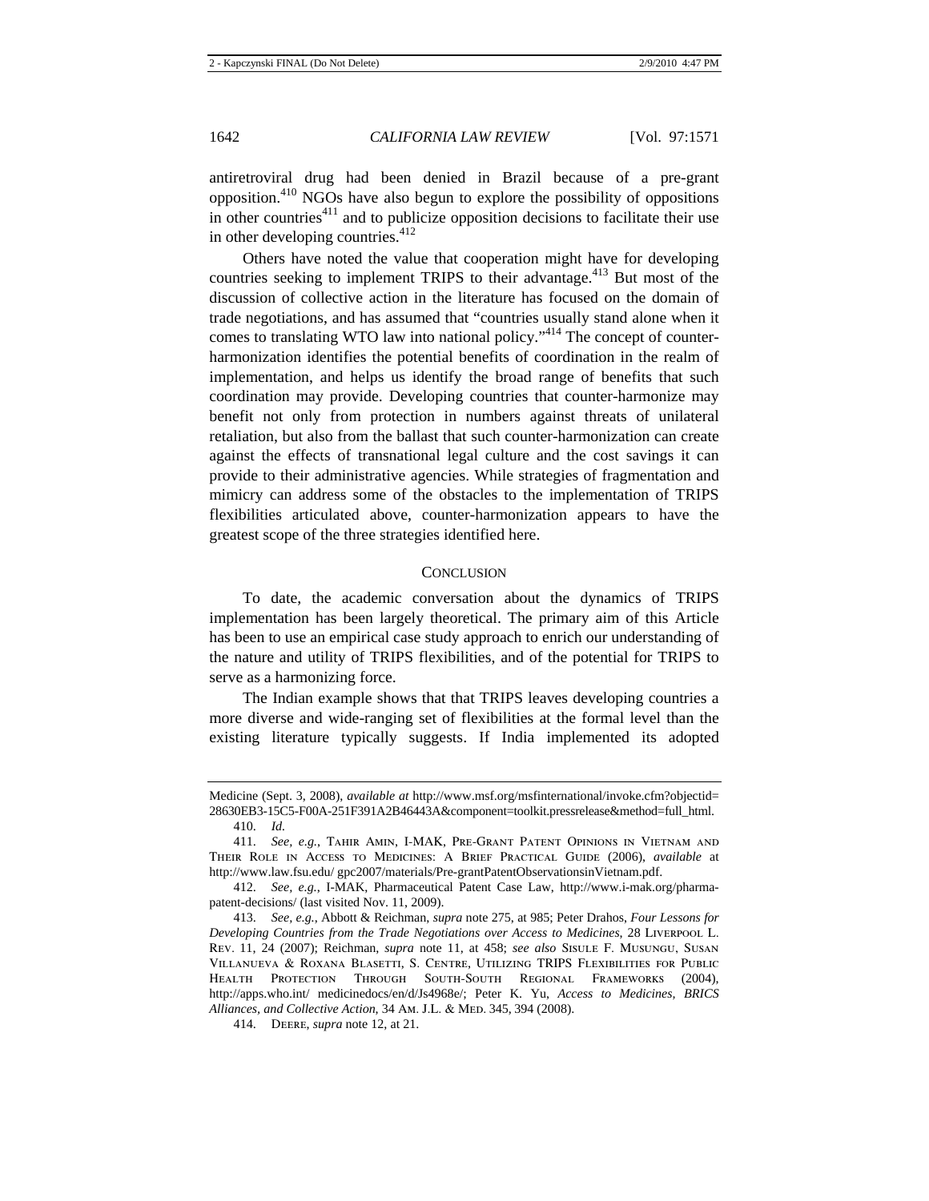antiretroviral drug had been denied in Brazil because of a pre-grant opposition.[410] NGOs have also begun to explore the possibility of oppositions in other countries[411] and to publicize opposition decisions to facilitate their use in other developing countries.[412]

Others have noted the value that cooperation might have for developing countries seeking to implement TRIPS to their advantage.[413] But most of the discussion of collective action in the literature has focused on the domain of trade negotiations, and has assumed that "countries usually stand alone when it comes to translating WTO law into national policy."[414] The concept of counter-harmonization identifies the potential benefits of coordination in the realm of implementation, and helps us identify the broad range of benefits that such coordination may provide. Developing countries that counter-harmonize may benefit not only from protection in numbers against threats of unilateral retaliation, but also from the ballast that such counter-harmonization can create against the effects of transnational legal culture and the cost savings it can provide to their administrative agencies. While strategies of fragmentation and mimicry can address some of the obstacles to the implementation of TRIPS flexibilities articulated above, counter-harmonization appears to have the greatest scope of the three strategies identified here.

## CONCLUSION

To date, the academic conversation about the dynamics of TRIPS implementation has been largely theoretical. The primary aim of this Article has been to use an empirical case study approach to enrich our understanding of the nature and utility of TRIPS flexibilities, and of the potential for TRIPS to serve as a harmonizing force.

The Indian example shows that that TRIPS leaves developing countries a more diverse and wide-ranging set of flexibilities at the formal level than the existing literature typically suggests. If India implemented its adopted

---

Medicine (Sept. 3, 2008), *available at* http://www.msf.org/msfinternational/invoke.cfm?objectid=28630EB3-15C5-F00A-251F391A2B46443A&component=toolkit.pressrelease&method=full_html.

410. *Id.*

411. *See, e.g.*, Tahir Amin, I-MAK, Pre-Grant Patent Opinions in Vietnam and Their Role in Access to Medicines: A Brief Practical Guide (2006), *available at* http://www.law.fsu.edu/ gpc2007/materials/Pre-grantPatentObservationsinVietnam.pdf.

412. *See, e.g.*, I-MAK, Pharmaceutical Patent Case Law, http://www.i-mak.org/pharma-patent-decisions/ (last visited Nov. 11, 2009).

413. *See, e.g.*, Abbott & Reichman, *supra* note 275, at 985; Peter Drahos, *Four Lessons for Developing Countries from the Trade Negotiations over Access to Medicines*, 28 Liverpool L. Rev. 11, 24 (2007); Reichman, *supra* note 11, at 458; *see also* Sisule F. Musungu, Susan Villanueva & Roxana Blasetti, S. Centre, Utilizing TRIPS Flexibilities for Public Health Protection Through South-South Regional Frameworks (2004), http://apps.who.int/ medicinedocs/en/d/Js4968e/; Peter K. Yu, *Access to Medicines, BRICS Alliances, and Collective Action*, 34 Am. J.L. & Med. 345, 394 (2008).

414. Deere, *supra* note 12, at 21.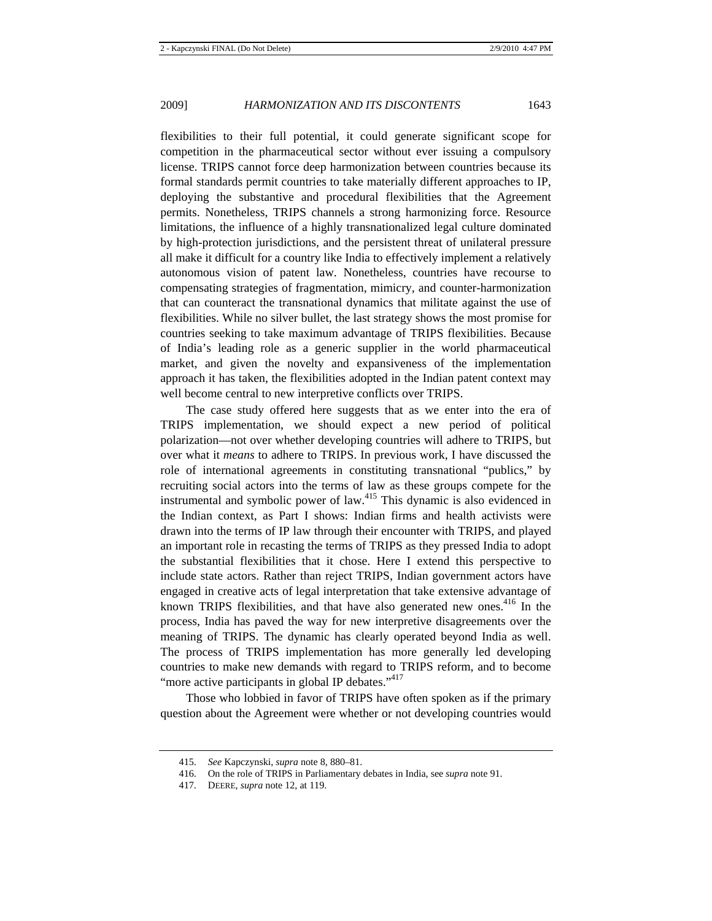flexibilities to their full potential, it could generate significant scope for competition in the pharmaceutical sector without ever issuing a compulsory license. TRIPS cannot force deep harmonization between countries because its formal standards permit countries to take materially different approaches to IP, deploying the substantive and procedural flexibilities that the Agreement permits. Nonetheless, TRIPS channels a strong harmonizing force. Resource limitations, the influence of a highly transnationalized legal culture dominated by high-protection jurisdictions, and the persistent threat of unilateral pressure all make it difficult for a country like India to effectively implement a relatively autonomous vision of patent law. Nonetheless, countries have recourse to compensating strategies of fragmentation, mimicry, and counter-harmonization that can counteract the transnational dynamics that militate against the use of flexibilities. While no silver bullet, the last strategy shows the most promise for countries seeking to take maximum advantage of TRIPS flexibilities. Because of India's leading role as a generic supplier in the world pharmaceutical market, and given the novelty and expansiveness of the implementation approach it has taken, the flexibilities adopted in the Indian patent context may well become central to new interpretive conflicts over TRIPS.

The case study offered here suggests that as we enter into the era of TRIPS implementation, we should expect a new period of political polarization—not over whether developing countries will adhere to TRIPS, but over what it *means* to adhere to TRIPS. In previous work, I have discussed the role of international agreements in constituting transnational "publics," by recruiting social actors into the terms of law as these groups compete for the instrumental and symbolic power of law.[415] This dynamic is also evidenced in the Indian context, as Part I shows: Indian firms and health activists were drawn into the terms of IP law through their encounter with TRIPS, and played an important role in recasting the terms of TRIPS as they pressed India to adopt the substantial flexibilities that it chose. Here I extend this perspective to include state actors. Rather than reject TRIPS, Indian government actors have engaged in creative acts of legal interpretation that take extensive advantage of known TRIPS flexibilities, and that have also generated new ones.[416] In the process, India has paved the way for new interpretive disagreements over the meaning of TRIPS. The dynamic has clearly operated beyond India as well. The process of TRIPS implementation has more generally led developing countries to make new demands with regard to TRIPS reform, and to become "more active participants in global IP debates."[417]

Those who lobbied in favor of TRIPS have often spoken as if the primary question about the Agreement were whether or not developing countries would

---

415. *See* Kapczynski, *supra* note 8, 880–81.

416. On the role of TRIPS in Parliamentary debates in India, see *supra* note 91.

417. DEERE, *supra* note 12, at 119.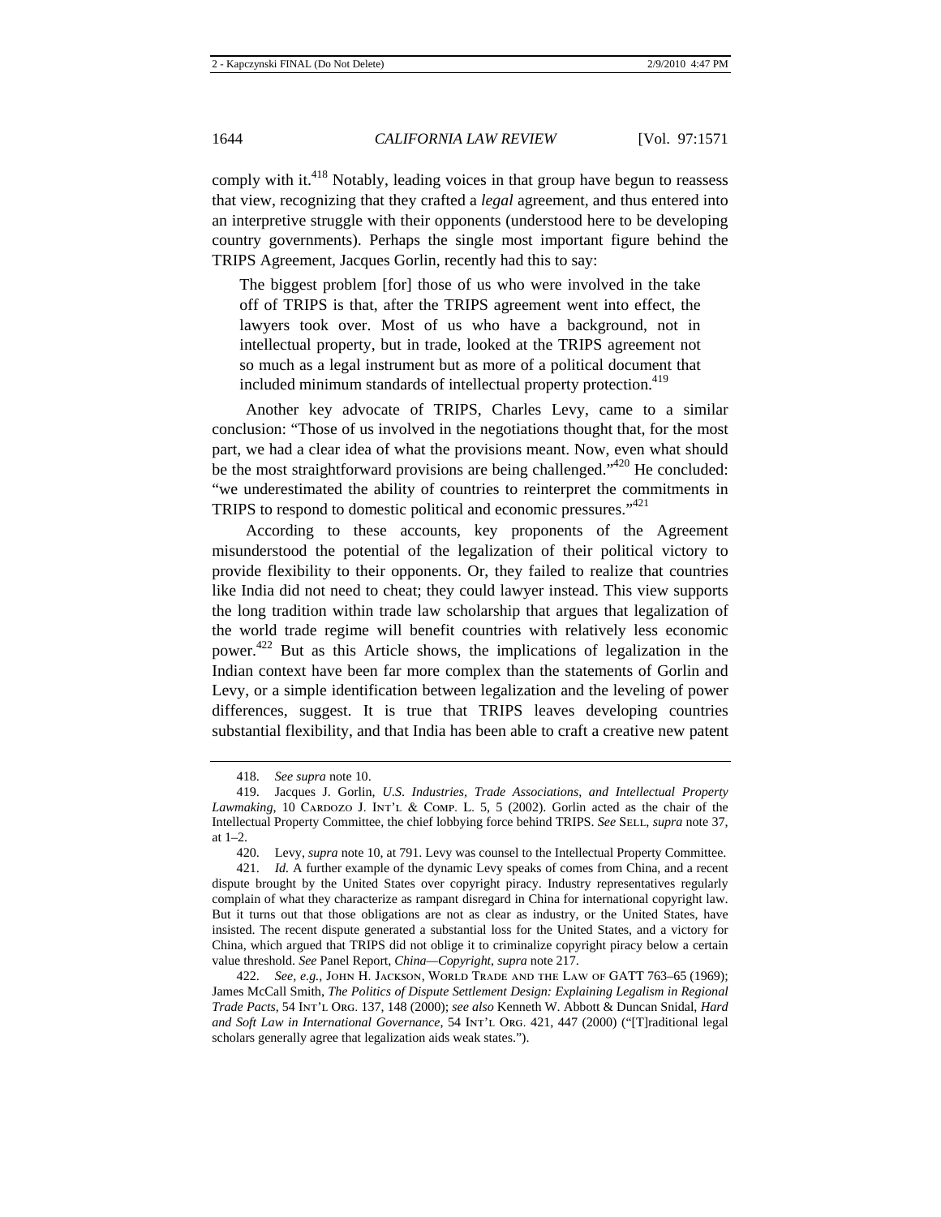comply with it.[418] Notably, leading voices in that group have begun to reassess that view, recognizing that they crafted a *legal* agreement, and thus entered into an interpretive struggle with their opponents (understood here to be developing country governments). Perhaps the single most important figure behind the TRIPS Agreement, Jacques Gorlin, recently had this to say:

> The biggest problem [for] those of us who were involved in the take off of TRIPS is that, after the TRIPS agreement went into effect, the lawyers took over. Most of us who have a background, not in intellectual property, but in trade, looked at the TRIPS agreement not so much as a legal instrument but as more of a political document that included minimum standards of intellectual property protection.[419]

Another key advocate of TRIPS, Charles Levy, came to a similar conclusion: "Those of us involved in the negotiations thought that, for the most part, we had a clear idea of what the provisions meant. Now, even what should be the most straightforward provisions are being challenged."[420] He concluded: "we underestimated the ability of countries to reinterpret the commitments in TRIPS to respond to domestic political and economic pressures."[421]

According to these accounts, key proponents of the Agreement misunderstood the potential of the legalization of their political victory to provide flexibility to their opponents. Or, they failed to realize that countries like India did not need to cheat; they could lawyer instead. This view supports the long tradition within trade law scholarship that argues that legalization of the world trade regime will benefit countries with relatively less economic power.[422] But as this Article shows, the implications of legalization in the Indian context have been far more complex than the statements of Gorlin and Levy, or a simple identification between legalization and the leveling of power differences, suggest. It is true that TRIPS leaves developing countries substantial flexibility, and that India has been able to craft a creative new patent

---

418. *See supra* note 10.

419. Jacques J. Gorlin, *U.S. Industries, Trade Associations, and Intellectual Property Lawmaking*, 10 CARDOZO J. INT'L & COMP. L. 5, 5 (2002). Gorlin acted as the chair of the Intellectual Property Committee, the chief lobbying force behind TRIPS. *See* SELL, *supra* note 37, at 1–2.

420. Levy, *supra* note 10, at 791. Levy was counsel to the Intellectual Property Committee.

421. *Id.* A further example of the dynamic Levy speaks of comes from China, and a recent dispute brought by the United States over copyright piracy. Industry representatives regularly complain of what they characterize as rampant disregard in China for international copyright law. But it turns out that those obligations are not as clear as industry, or the United States, have insisted. The recent dispute generated a substantial loss for the United States, and a victory for China, which argued that TRIPS did not oblige it to criminalize copyright piracy below a certain value threshold. *See* Panel Report, *China—Copyright*, *supra* note 217.

422. *See, e.g.*, JOHN H. JACKSON, WORLD TRADE AND THE LAW OF GATT 763–65 (1969); James McCall Smith, *The Politics of Dispute Settlement Design: Explaining Legalism in Regional Trade Pacts*, 54 INT'L ORG. 137, 148 (2000); *see also* Kenneth W. Abbott & Duncan Snidal, *Hard and Soft Law in International Governance*, 54 INT'L ORG. 421, 447 (2000) ("[T]raditional legal scholars generally agree that legalization aids weak states.").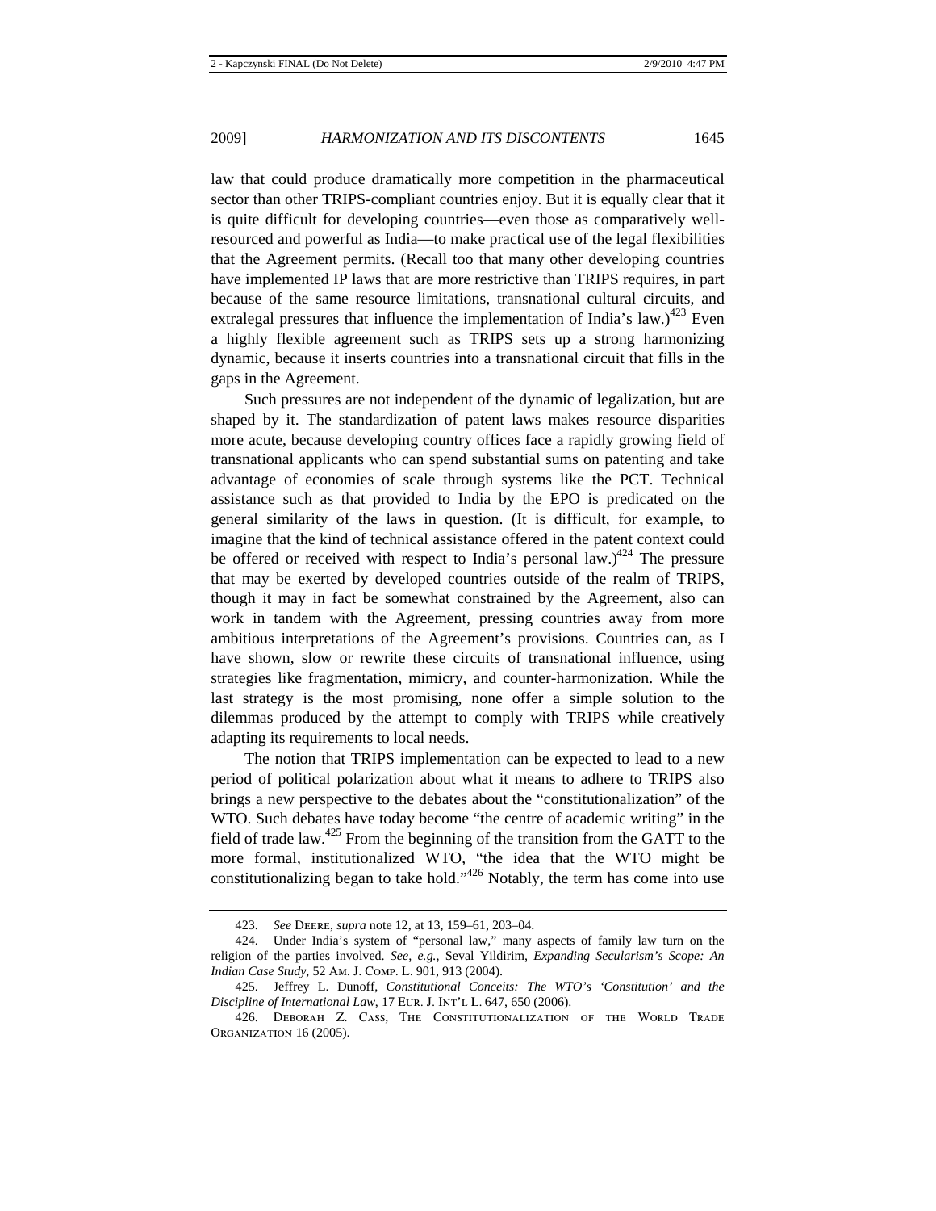law that could produce dramatically more competition in the pharmaceutical sector than other TRIPS-compliant countries enjoy. But it is equally clear that it is quite difficult for developing countries—even those as comparatively well-resourced and powerful as India—to make practical use of the legal flexibilities that the Agreement permits. (Recall too that many other developing countries have implemented IP laws that are more restrictive than TRIPS requires, in part because of the same resource limitations, transnational cultural circuits, and extralegal pressures that influence the implementation of India's law.)[423] Even a highly flexible agreement such as TRIPS sets up a strong harmonizing dynamic, because it inserts countries into a transnational circuit that fills in the gaps in the Agreement.

Such pressures are not independent of the dynamic of legalization, but are shaped by it. The standardization of patent laws makes resource disparities more acute, because developing country offices face a rapidly growing field of transnational applicants who can spend substantial sums on patenting and take advantage of economies of scale through systems like the PCT. Technical assistance such as that provided to India by the EPO is predicated on the general similarity of the laws in question. (It is difficult, for example, to imagine that the kind of technical assistance offered in the patent context could be offered or received with respect to India's personal law.)[424] The pressure that may be exerted by developed countries outside of the realm of TRIPS, though it may in fact be somewhat constrained by the Agreement, also can work in tandem with the Agreement, pressing countries away from more ambitious interpretations of the Agreement's provisions. Countries can, as I have shown, slow or rewrite these circuits of transnational influence, using strategies like fragmentation, mimicry, and counter-harmonization. While the last strategy is the most promising, none offer a simple solution to the dilemmas produced by the attempt to comply with TRIPS while creatively adapting its requirements to local needs.

The notion that TRIPS implementation can be expected to lead to a new period of political polarization about what it means to adhere to TRIPS also brings a new perspective to the debates about the "constitutionalization" of the WTO. Such debates have today become "the centre of academic writing" in the field of trade law.[425] From the beginning of the transition from the GATT to the more formal, institutionalized WTO, "the idea that the WTO might be constitutionalizing began to take hold."[426] Notably, the term has come into use

---

423. *See* Deere, *supra* note 12, at 13, 159–61, 203–04.

424. Under India's system of "personal law," many aspects of family law turn on the religion of the parties involved. *See, e.g.*, Seval Yildirim, *Expanding Secularism's Scope: An Indian Case Study*, 52 Am. J. Comp. L. 901, 913 (2004).

425. Jeffrey L. Dunoff, *Constitutional Conceits: The WTO's 'Constitution' and the Discipline of International Law*, 17 Eur. J. Int'l L. 647, 650 (2006).

426. Deborah Z. Cass, The Constitutionalization of the World Trade Organization 16 (2005).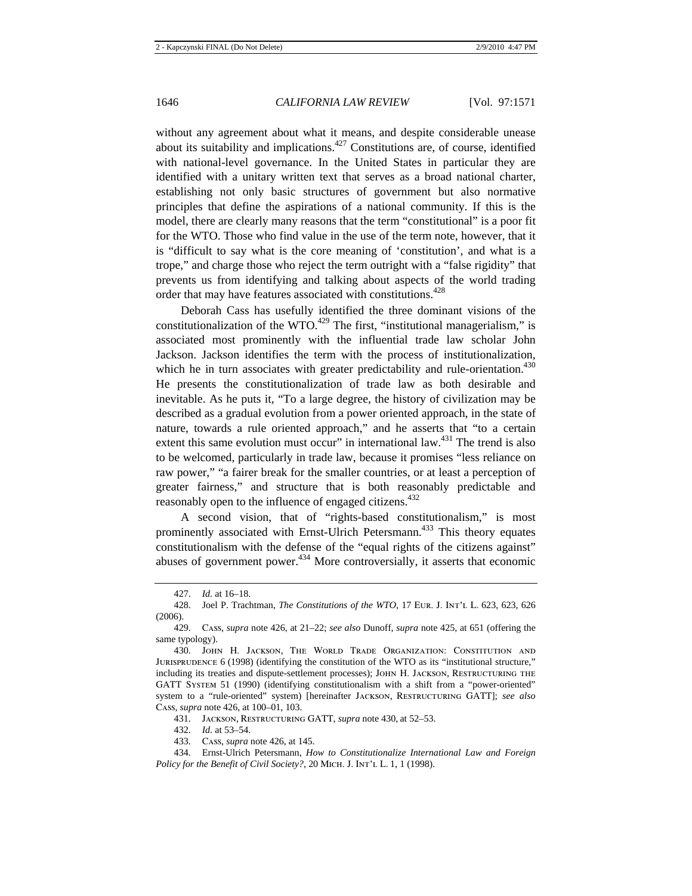without any agreement about what it means, and despite considerable unease about its suitability and implications.[427] Constitutions are, of course, identified with national-level governance. In the United States in particular they are identified with a unitary written text that serves as a broad national charter, establishing not only basic structures of government but also normative principles that define the aspirations of a national community. If this is the model, there are clearly many reasons that the term "constitutional" is a poor fit for the WTO. Those who find value in the use of the term note, however, that it is "difficult to say what is the core meaning of 'constitution', and what is a trope," and charge those who reject the term outright with a "false rigidity" that prevents us from identifying and talking about aspects of the world trading order that may have features associated with constitutions.[428]

Deborah Cass has usefully identified the three dominant visions of the constitutionalization of the WTO.[429] The first, "institutional managerialism," is associated most prominently with the influential trade law scholar John Jackson. Jackson identifies the term with the process of institutionalization, which he in turn associates with greater predictability and rule-orientation.[430] He presents the constitutionalization of trade law as both desirable and inevitable. As he puts it, "To a large degree, the history of civilization may be described as a gradual evolution from a power oriented approach, in the state of nature, towards a rule oriented approach," and he asserts that "to a certain extent this same evolution must occur" in international law.[431] The trend is also to be welcomed, particularly in trade law, because it promises "less reliance on raw power," "a fairer break for the smaller countries, or at least a perception of greater fairness," and structure that is both reasonably predictable and reasonably open to the influence of engaged citizens.[432]

A second vision, that of "rights-based constitutionalism," is most prominently associated with Ernst-Ulrich Petersmann.[433] This theory equates constitutionalism with the defense of the "equal rights of the citizens against" abuses of government power.[434] More controversially, it asserts that economic

---

427. *Id.* at 16–18.

428. Joel P. Trachtman, *The Constitutions of the WTO*, 17 EUR. J. INT'L L. 623, 623, 626 (2006).

429. CASS, *supra* note 426, at 21–22; *see also* Dunoff, *supra* note 425, at 651 (offering the same typology).

430. JOHN H. JACKSON, THE WORLD TRADE ORGANIZATION: CONSTITUTION AND JURISPRUDENCE 6 (1998) (identifying the constitution of the WTO as its "institutional structure," including its treaties and dispute-settlement processes); JOHN H. JACKSON, RESTRUCTURING THE GATT SYSTEM 51 (1990) (identifying constitutionalism with a shift from a "power-oriented" system to a "rule-oriented" system) [hereinafter JACKSON, RESTRUCTURING GATT]; *see also* CASS, *supra* note 426, at 100–01, 103.

431. JACKSON, RESTRUCTURING GATT, *supra* note 430, at 52–53.

432. *Id.* at 53–54.

433. CASS, *supra* note 426, at 145.

434. Ernst-Ulrich Petersmann, *How to Constitutionalize International Law and Foreign Policy for the Benefit of Civil Society?*, 20 MICH. J. INT'L L. 1, 1 (1998).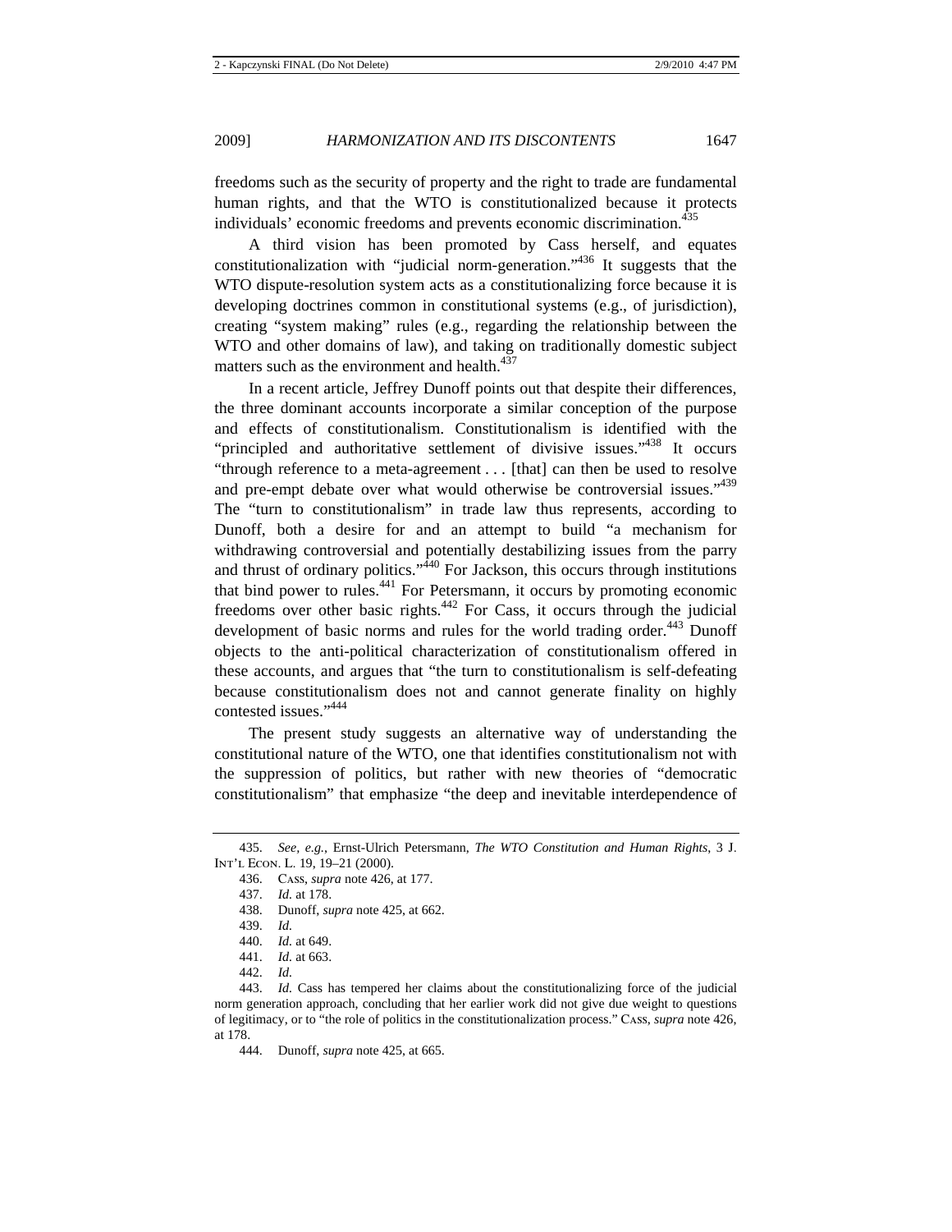freedoms such as the security of property and the right to trade are fundamental human rights, and that the WTO is constitutionalized because it protects individuals' economic freedoms and prevents economic discrimination.[435]

A third vision has been promoted by Cass herself, and equates constitutionalization with "judicial norm-generation."[436] It suggests that the WTO dispute-resolution system acts as a constitutionalizing force because it is developing doctrines common in constitutional systems (e.g., of jurisdiction), creating "system making" rules (e.g., regarding the relationship between the WTO and other domains of law), and taking on traditionally domestic subject matters such as the environment and health.[437]

In a recent article, Jeffrey Dunoff points out that despite their differences, the three dominant accounts incorporate a similar conception of the purpose and effects of constitutionalism. Constitutionalism is identified with the "principled and authoritative settlement of divisive issues."[438] It occurs "through reference to a meta-agreement . . . [that] can then be used to resolve and pre-empt debate over what would otherwise be controversial issues."[439] The "turn to constitutionalism" in trade law thus represents, according to Dunoff, both a desire for and an attempt to build "a mechanism for withdrawing controversial and potentially destabilizing issues from the parry and thrust of ordinary politics."[440] For Jackson, this occurs through institutions that bind power to rules.[441] For Petersmann, it occurs by promoting economic freedoms over other basic rights.[442] For Cass, it occurs through the judicial development of basic norms and rules for the world trading order.[443] Dunoff objects to the anti-political characterization of constitutionalism offered in these accounts, and argues that "the turn to constitutionalism is self-defeating because constitutionalism does not and cannot generate finality on highly contested issues."[444]

The present study suggests an alternative way of understanding the constitutional nature of the WTO, one that identifies constitutionalism not with the suppression of politics, but rather with new theories of "democratic constitutionalism" that emphasize "the deep and inevitable interdependence of

---

435. *See, e.g.*, Ernst-Ulrich Petersmann, *The WTO Constitution and Human Rights*, 3 J. INT'L ECON. L. 19, 19–21 (2000).

436. CASS, *supra* note 426, at 177.

437. *Id.* at 178.

438. Dunoff, *supra* note 425, at 662.

439. *Id.*

440. *Id.* at 649.

441. *Id.* at 663.

442. *Id.*

443. *Id.* Cass has tempered her claims about the constitutionalizing force of the judicial norm generation approach, concluding that her earlier work did not give due weight to questions of legitimacy, or to "the role of politics in the constitutionalization process." CASS, *supra* note 426, at 178.

444. Dunoff, *supra* note 425, at 665.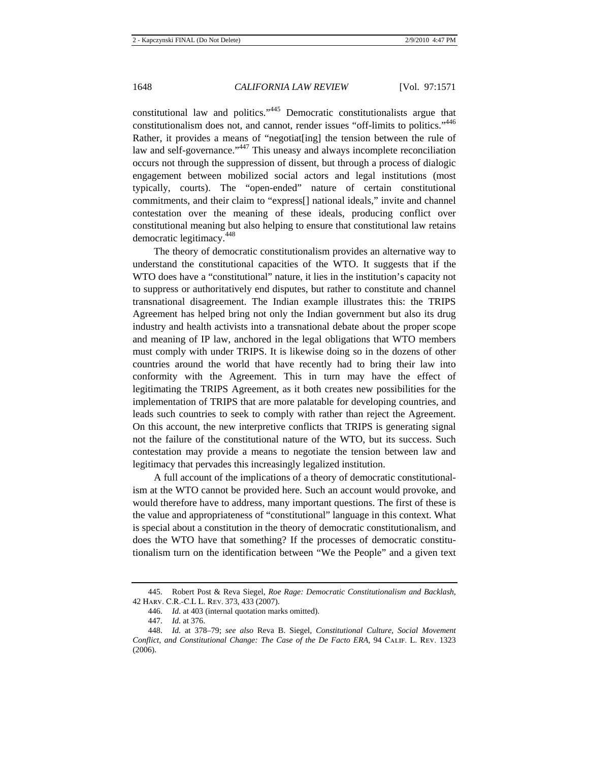constitutional law and politics."[445] Democratic constitutionalists argue that constitutionalism does not, and cannot, render issues "off-limits to politics."[446] Rather, it provides a means of "negotiat[ing] the tension between the rule of law and self-governance."[447] This uneasy and always incomplete reconciliation occurs not through the suppression of dissent, but through a process of dialogic engagement between mobilized social actors and legal institutions (most typically, courts). The "open-ended" nature of certain constitutional commitments, and their claim to "express[] national ideals," invite and channel contestation over the meaning of these ideals, producing conflict over constitutional meaning but also helping to ensure that constitutional law retains democratic legitimacy.[448]

The theory of democratic constitutionalism provides an alternative way to understand the constitutional capacities of the WTO. It suggests that if the WTO does have a "constitutional" nature, it lies in the institution's capacity not to suppress or authoritatively end disputes, but rather to constitute and channel transnational disagreement. The Indian example illustrates this: the TRIPS Agreement has helped bring not only the Indian government but also its drug industry and health activists into a transnational debate about the proper scope and meaning of IP law, anchored in the legal obligations that WTO members must comply with under TRIPS. It is likewise doing so in the dozens of other countries around the world that have recently had to bring their law into conformity with the Agreement. This in turn may have the effect of legitimating the TRIPS Agreement, as it both creates new possibilities for the implementation of TRIPS that are more palatable for developing countries, and leads such countries to seek to comply with rather than reject the Agreement. On this account, the new interpretive conflicts that TRIPS is generating signal not the failure of the constitutional nature of the WTO, but its success. Such contestation may provide a means to negotiate the tension between law and legitimacy that pervades this increasingly legalized institution.

A full account of the implications of a theory of democratic constitutionalism at the WTO cannot be provided here. Such an account would provoke, and would therefore have to address, many important questions. The first of these is the value and appropriateness of "constitutional" language in this context. What is special about a constitution in the theory of democratic constitutionalism, and does the WTO have that something? If the processes of democratic constitutionalism turn on the identification between "We the People" and a given text

---

445. Robert Post & Reva Siegel, *Roe Rage: Democratic Constitutionalism and Backlash*, 42 Harv. C.R.-C.L L. Rev. 373, 433 (2007).

446. *Id.* at 403 (internal quotation marks omitted).

447. *Id.* at 376.

448. *Id.* at 378–79; *see also* Reva B. Siegel, *Constitutional Culture, Social Movement Conflict, and Constitutional Change: The Case of the De Facto ERA*, 94 Calif. L. Rev. 1323 (2006).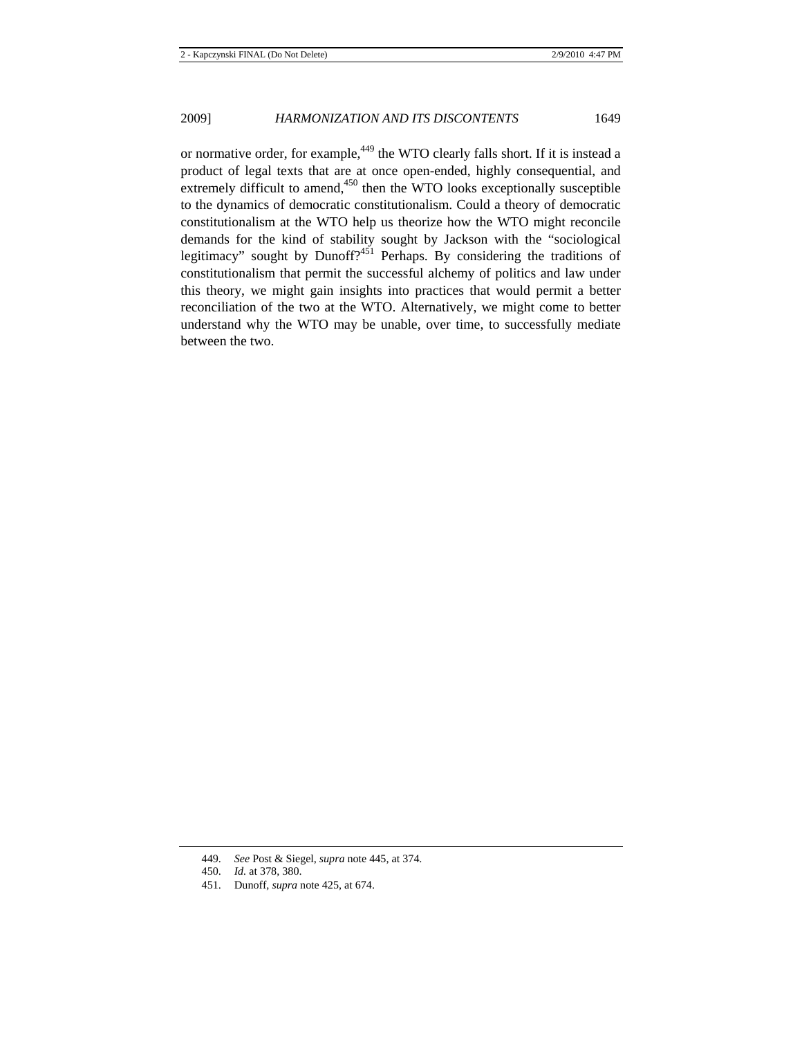or normative order, for example,[449] the WTO clearly falls short. If it is instead a product of legal texts that are at once open-ended, highly consequential, and extremely difficult to amend,[450] then the WTO looks exceptionally susceptible to the dynamics of democratic constitutionalism. Could a theory of democratic constitutionalism at the WTO help us theorize how the WTO might reconcile demands for the kind of stability sought by Jackson with the "sociological legitimacy" sought by Dunoff?[451] Perhaps. By considering the traditions of constitutionalism that permit the successful alchemy of politics and law under this theory, we might gain insights into practices that would permit a better reconciliation of the two at the WTO. Alternatively, we might come to better understand why the WTO may be unable, over time, to successfully mediate between the two.

---

449. *See* Post & Siegel, *supra* note 445, at 374.

450. *Id.* at 378, 380.

451. Dunoff, *supra* note 425, at 674.